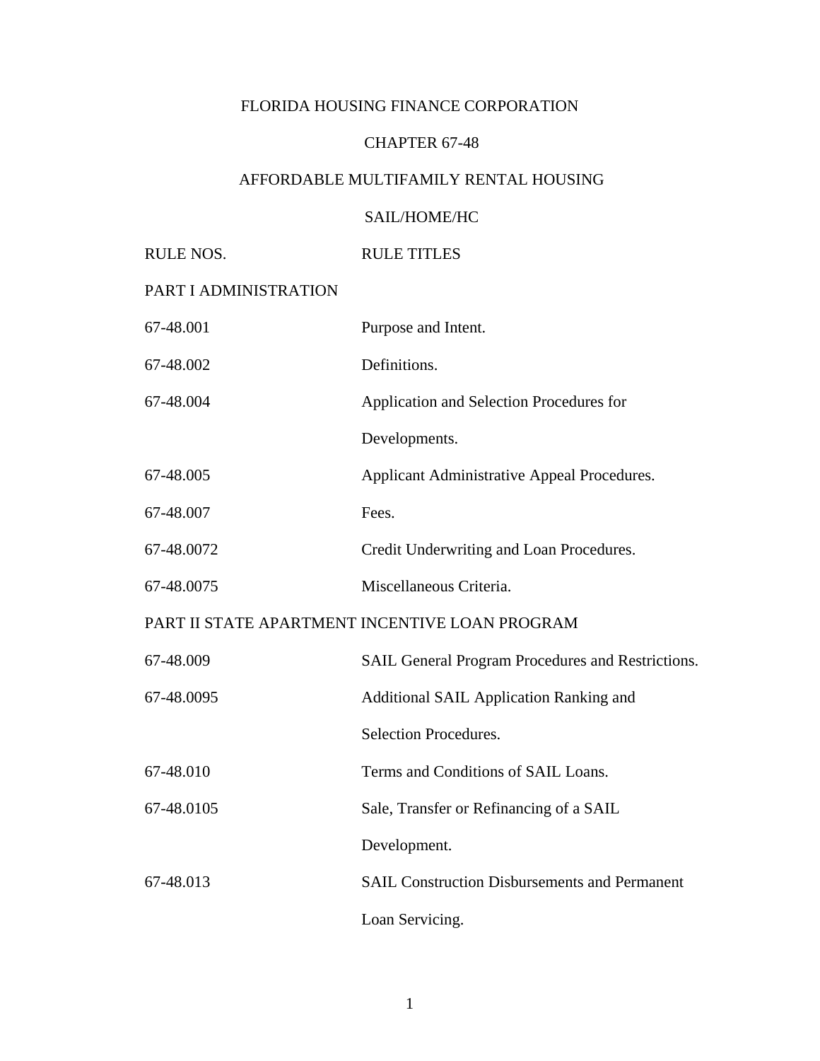# FLORIDA HOUSING FINANCE CORPORATION

## CHAPTER 67-48

## AFFORDABLE MULTIFAMILY RENTAL HOUSING

## SAIL/HOME/HC

| RULE NOS. | RULE TITLES |
|---|---|
| **PART I ADMINISTRATION** | |
| 67-48.001 | Purpose and Intent. |
| 67-48.002 | Definitions. |
| 67-48.004 | Application and Selection Procedures for Developments. |
| 67-48.005 | Applicant Administrative Appeal Procedures. |
| 67-48.007 | Fees. |
| 67-48.0072 | Credit Underwriting and Loan Procedures. |
| 67-48.0075 | Miscellaneous Criteria. |
| **PART II STATE APARTMENT INCENTIVE LOAN PROGRAM** | |
| 67-48.009 | SAIL General Program Procedures and Restrictions. |
| 67-48.0095 | Additional SAIL Application Ranking and Selection Procedures. |
| 67-48.010 | Terms and Conditions of SAIL Loans. |
| 67-48.0105 | Sale, Transfer or Refinancing of a SAIL Development. |
| 67-48.013 | SAIL Construction Disbursements and Permanent Loan Servicing. |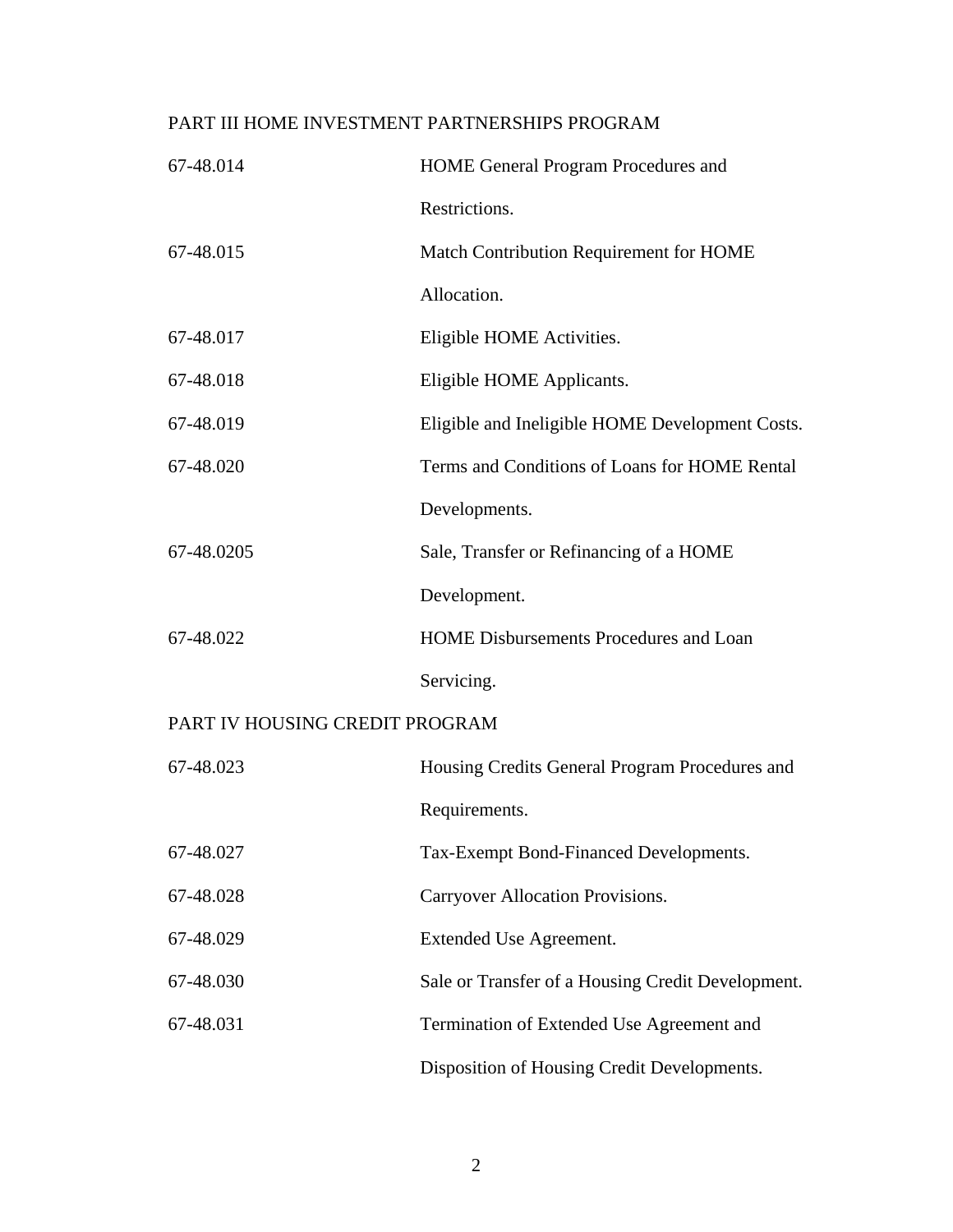PART III HOME INVESTMENT PARTNERSHIPS PROGRAM

| | |
|---|---|
| 67-48.014 | HOME General Program Procedures and Restrictions. |
| 67-48.015 | Match Contribution Requirement for HOME Allocation. |
| 67-48.017 | Eligible HOME Activities. |
| 67-48.018 | Eligible HOME Applicants. |
| 67-48.019 | Eligible and Ineligible HOME Development Costs. |
| 67-48.020 | Terms and Conditions of Loans for HOME Rental Developments. |
| 67-48.0205 | Sale, Transfer or Refinancing of a HOME Development. |
| 67-48.022 | HOME Disbursements Procedures and Loan Servicing. |

PART IV HOUSING CREDIT PROGRAM

| | |
|---|---|
| 67-48.023 | Housing Credits General Program Procedures and Requirements. |
| 67-48.027 | Tax-Exempt Bond-Financed Developments. |
| 67-48.028 | Carryover Allocation Provisions. |
| 67-48.029 | Extended Use Agreement. |
| 67-48.030 | Sale or Transfer of a Housing Credit Development. |
| 67-48.031 | Termination of Extended Use Agreement and Disposition of Housing Credit Developments. |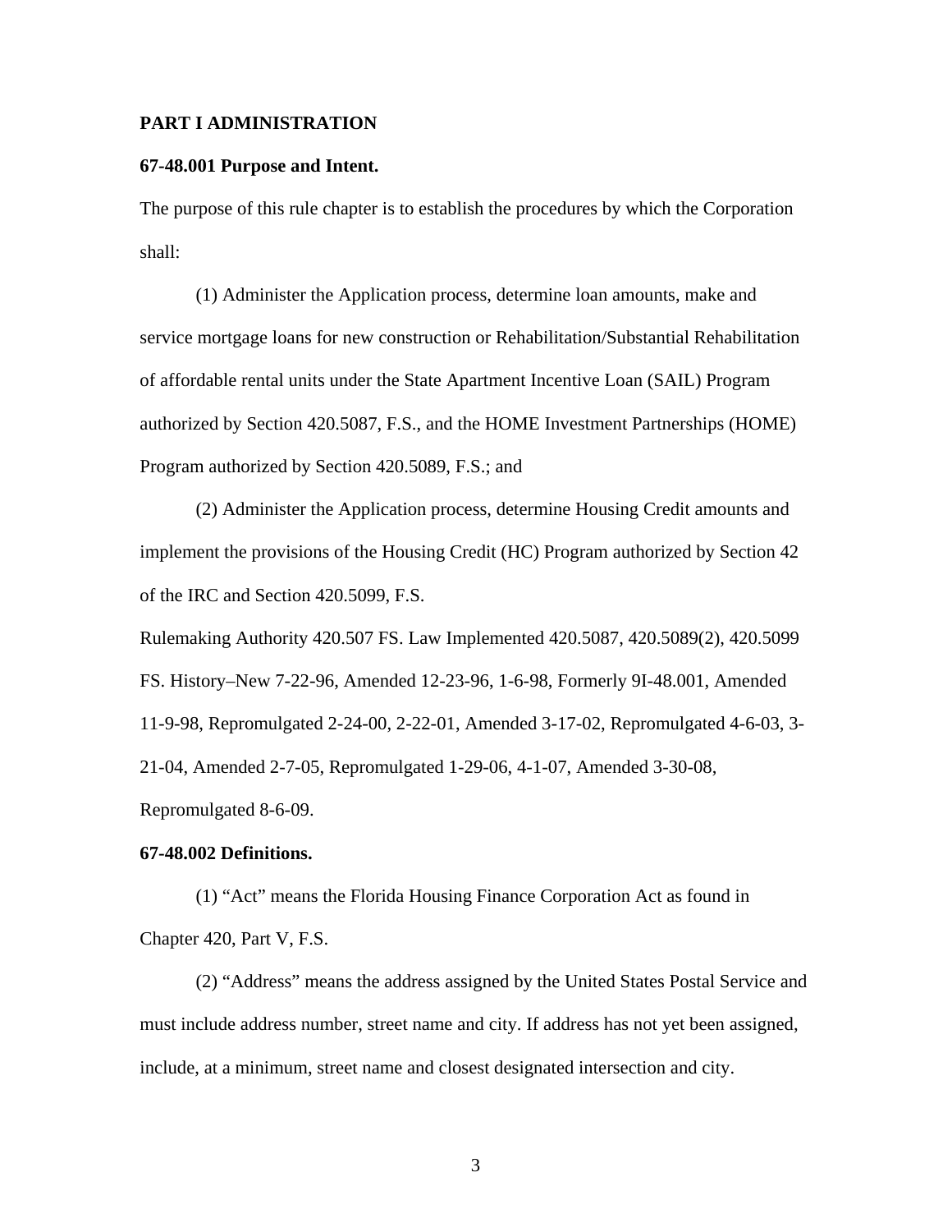**PART I ADMINISTRATION**

**67-48.001 Purpose and Intent.**

The purpose of this rule chapter is to establish the procedures by which the Corporation shall:

(1) Administer the Application process, determine loan amounts, make and service mortgage loans for new construction or Rehabilitation/Substantial Rehabilitation of affordable rental units under the State Apartment Incentive Loan (SAIL) Program authorized by Section 420.5087, F.S., and the HOME Investment Partnerships (HOME) Program authorized by Section 420.5089, F.S.; and

(2) Administer the Application process, determine Housing Credit amounts and implement the provisions of the Housing Credit (HC) Program authorized by Section 42 of the IRC and Section 420.5099, F.S.

Rulemaking Authority 420.507 FS. Law Implemented 420.5087, 420.5089(2), 420.5099 FS. History–New 7-22-96, Amended 12-23-96, 1-6-98, Formerly 9I-48.001, Amended 11-9-98, Repromulgated 2-24-00, 2-22-01, Amended 3-17-02, Repromulgated 4-6-03, 3-21-04, Amended 2-7-05, Repromulgated 1-29-06, 4-1-07, Amended 3-30-08, Repromulgated 8-6-09.

**67-48.002 Definitions.**

(1) "Act" means the Florida Housing Finance Corporation Act as found in Chapter 420, Part V, F.S.

(2) "Address" means the address assigned by the United States Postal Service and must include address number, street name and city. If address has not yet been assigned, include, at a minimum, street name and closest designated intersection and city.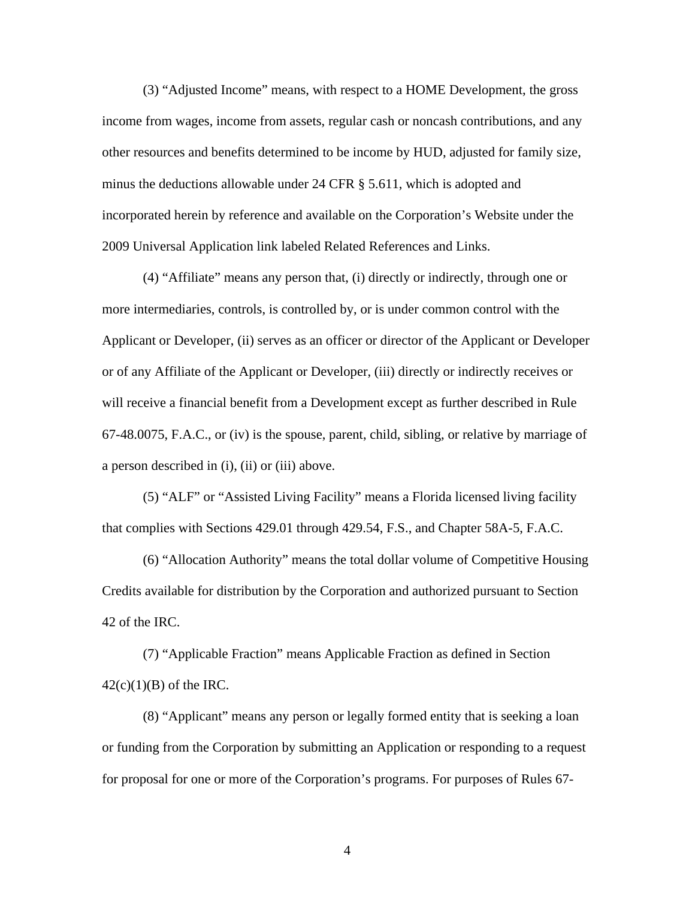(3) “Adjusted Income” means, with respect to a HOME Development, the gross income from wages, income from assets, regular cash or noncash contributions, and any other resources and benefits determined to be income by HUD, adjusted for family size, minus the deductions allowable under 24 CFR § 5.611, which is adopted and incorporated herein by reference and available on the Corporation’s Website under the 2009 Universal Application link labeled Related References and Links.

(4) “Affiliate” means any person that, (i) directly or indirectly, through one or more intermediaries, controls, is controlled by, or is under common control with the Applicant or Developer, (ii) serves as an officer or director of the Applicant or Developer or of any Affiliate of the Applicant or Developer, (iii) directly or indirectly receives or will receive a financial benefit from a Development except as further described in Rule 67-48.0075, F.A.C., or (iv) is the spouse, parent, child, sibling, or relative by marriage of a person described in (i), (ii) or (iii) above.

(5) “ALF” or “Assisted Living Facility” means a Florida licensed living facility that complies with Sections 429.01 through 429.54, F.S., and Chapter 58A-5, F.A.C.

(6) “Allocation Authority” means the total dollar volume of Competitive Housing Credits available for distribution by the Corporation and authorized pursuant to Section 42 of the IRC.

(7) “Applicable Fraction” means Applicable Fraction as defined in Section 42(c)(1)(B) of the IRC.

(8) “Applicant” means any person or legally formed entity that is seeking a loan or funding from the Corporation by submitting an Application or responding to a request for proposal for one or more of the Corporation’s programs. For purposes of Rules 67-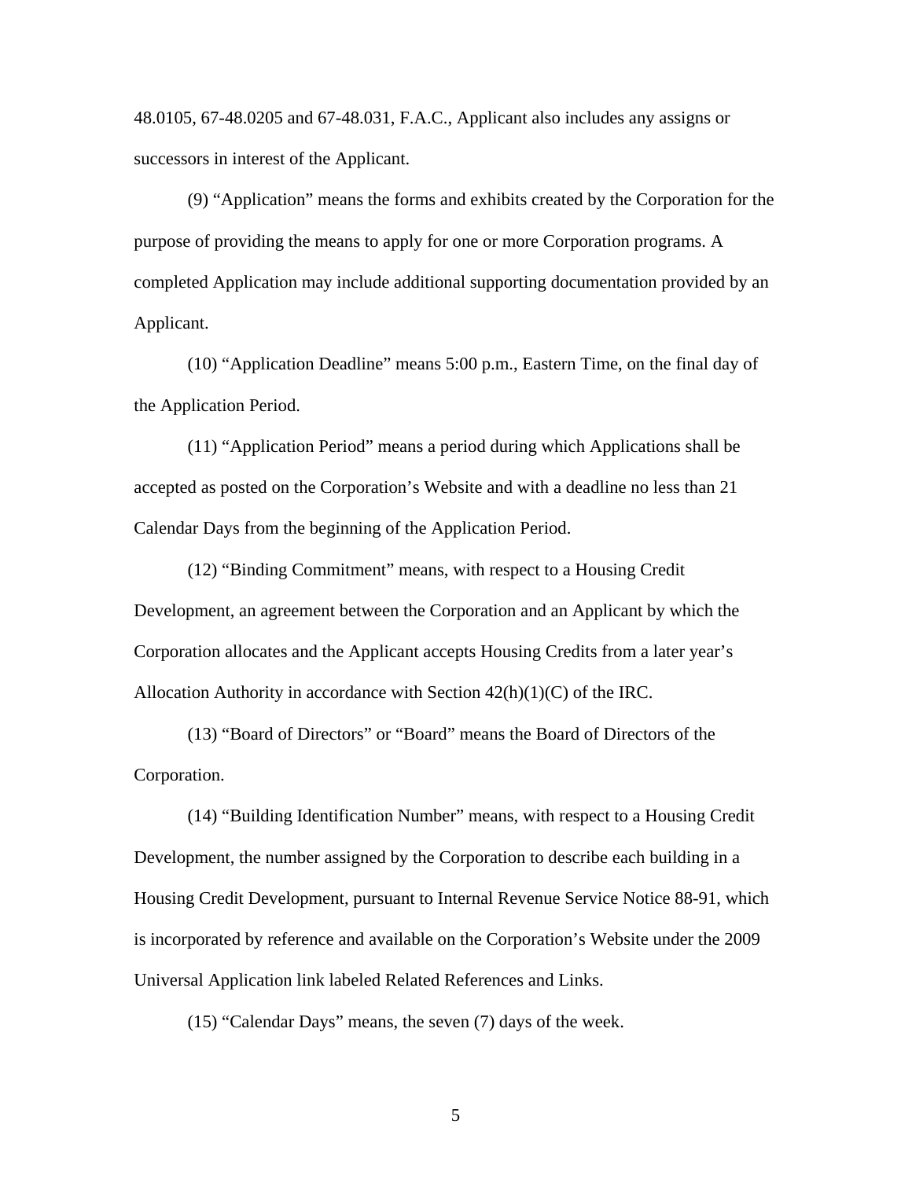48.0105, 67-48.0205 and 67-48.031, F.A.C., Applicant also includes any assigns or successors in interest of the Applicant.

(9) “Application” means the forms and exhibits created by the Corporation for the purpose of providing the means to apply for one or more Corporation programs. A completed Application may include additional supporting documentation provided by an Applicant.

(10) “Application Deadline” means 5:00 p.m., Eastern Time, on the final day of the Application Period.

(11) “Application Period” means a period during which Applications shall be accepted as posted on the Corporation’s Website and with a deadline no less than 21 Calendar Days from the beginning of the Application Period.

(12) “Binding Commitment” means, with respect to a Housing Credit Development, an agreement between the Corporation and an Applicant by which the Corporation allocates and the Applicant accepts Housing Credits from a later year’s Allocation Authority in accordance with Section 42(h)(1)(C) of the IRC.

(13) “Board of Directors” or “Board” means the Board of Directors of the Corporation.

(14) “Building Identification Number” means, with respect to a Housing Credit Development, the number assigned by the Corporation to describe each building in a Housing Credit Development, pursuant to Internal Revenue Service Notice 88-91, which is incorporated by reference and available on the Corporation’s Website under the 2009 Universal Application link labeled Related References and Links.

(15) “Calendar Days” means, the seven (7) days of the week.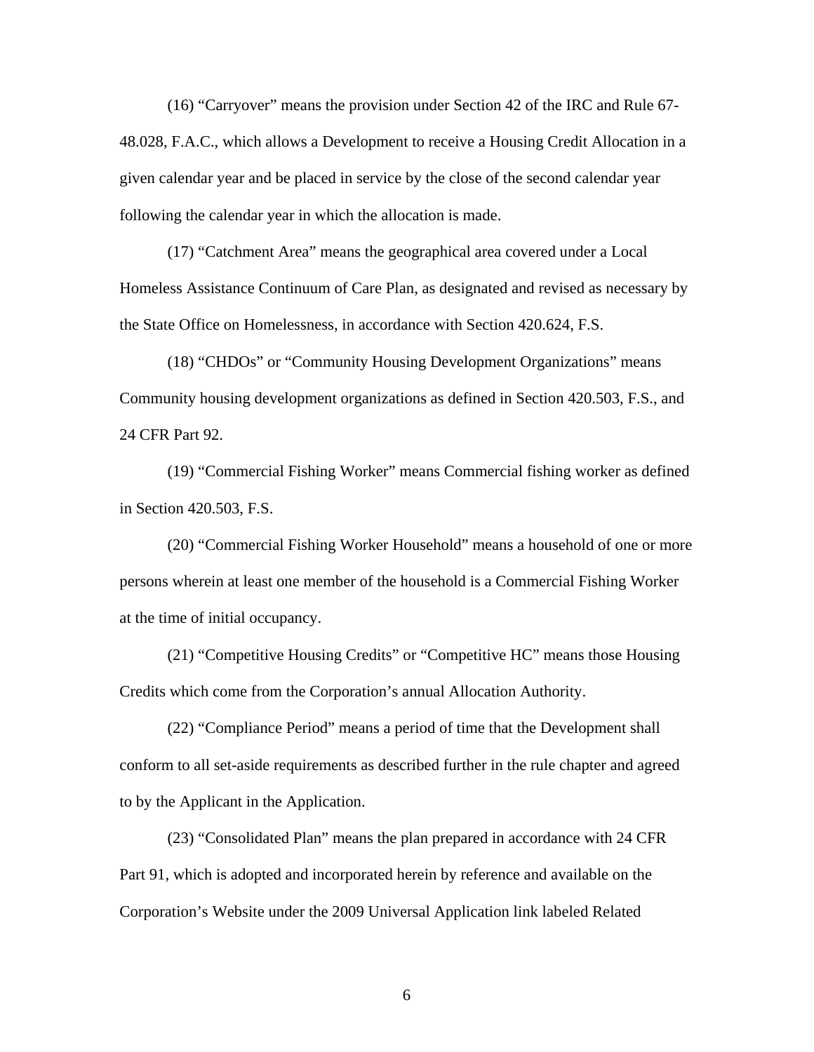(16) “Carryover” means the provision under Section 42 of the IRC and Rule 67-48.028, F.A.C., which allows a Development to receive a Housing Credit Allocation in a given calendar year and be placed in service by the close of the second calendar year following the calendar year in which the allocation is made.

(17) “Catchment Area” means the geographical area covered under a Local Homeless Assistance Continuum of Care Plan, as designated and revised as necessary by the State Office on Homelessness, in accordance with Section 420.624, F.S.

(18) “CHDOs” or “Community Housing Development Organizations” means Community housing development organizations as defined in Section 420.503, F.S., and 24 CFR Part 92.

(19) “Commercial Fishing Worker” means Commercial fishing worker as defined in Section 420.503, F.S.

(20) “Commercial Fishing Worker Household” means a household of one or more persons wherein at least one member of the household is a Commercial Fishing Worker at the time of initial occupancy.

(21) “Competitive Housing Credits” or “Competitive HC” means those Housing Credits which come from the Corporation’s annual Allocation Authority.

(22) “Compliance Period” means a period of time that the Development shall conform to all set-aside requirements as described further in the rule chapter and agreed to by the Applicant in the Application.

(23) “Consolidated Plan” means the plan prepared in accordance with 24 CFR Part 91, which is adopted and incorporated herein by reference and available on the Corporation’s Website under the 2009 Universal Application link labeled Related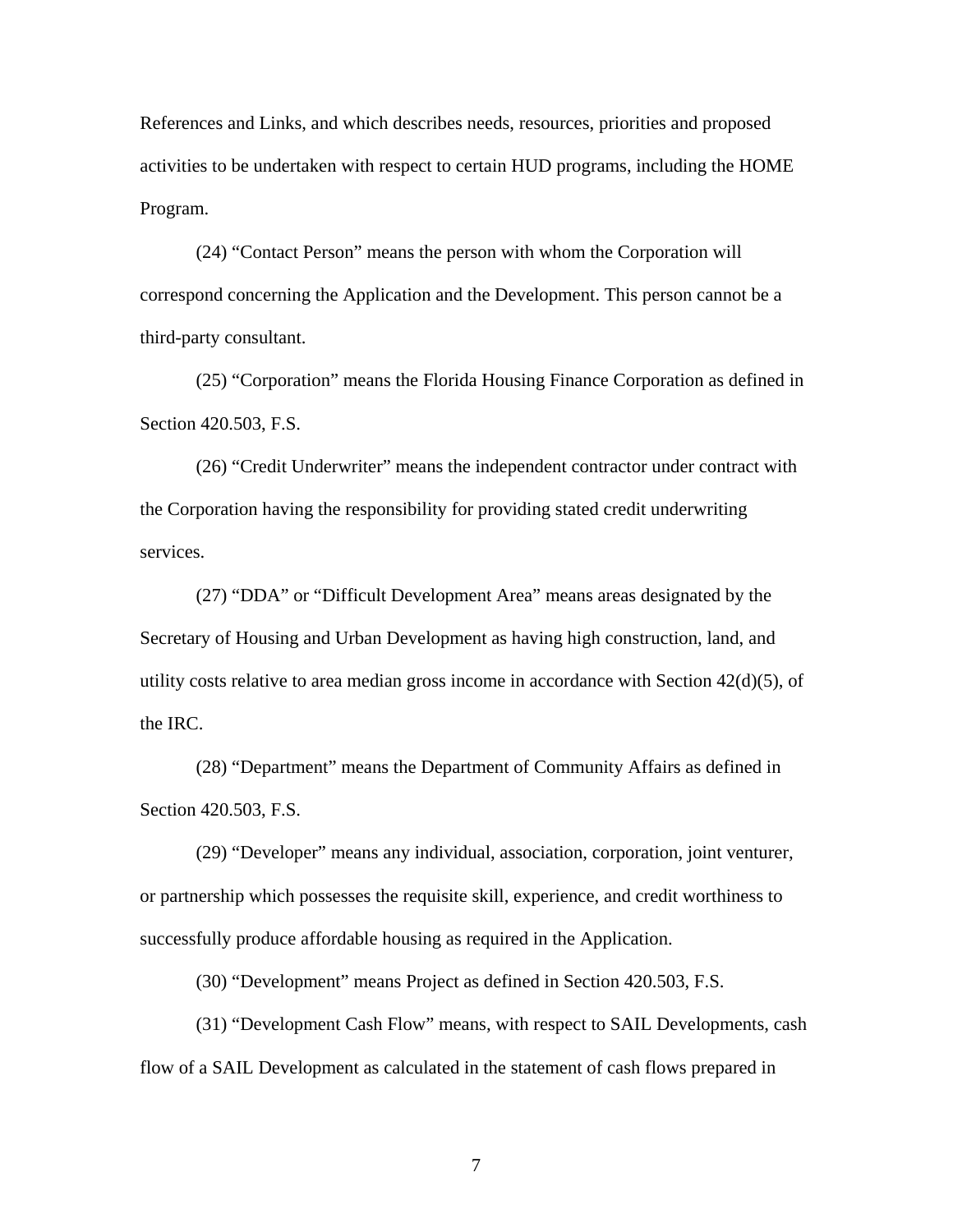References and Links, and which describes needs, resources, priorities and proposed activities to be undertaken with respect to certain HUD programs, including the HOME Program.

(24) "Contact Person" means the person with whom the Corporation will correspond concerning the Application and the Development. This person cannot be a third-party consultant.

(25) "Corporation" means the Florida Housing Finance Corporation as defined in Section 420.503, F.S.

(26) "Credit Underwriter" means the independent contractor under contract with the Corporation having the responsibility for providing stated credit underwriting services.

(27) "DDA" or "Difficult Development Area" means areas designated by the Secretary of Housing and Urban Development as having high construction, land, and utility costs relative to area median gross income in accordance with Section 42(d)(5), of the IRC.

(28) "Department" means the Department of Community Affairs as defined in Section 420.503, F.S.

(29) "Developer" means any individual, association, corporation, joint venturer, or partnership which possesses the requisite skill, experience, and credit worthiness to successfully produce affordable housing as required in the Application.

(30) "Development" means Project as defined in Section 420.503, F.S.

(31) "Development Cash Flow" means, with respect to SAIL Developments, cash flow of a SAIL Development as calculated in the statement of cash flows prepared in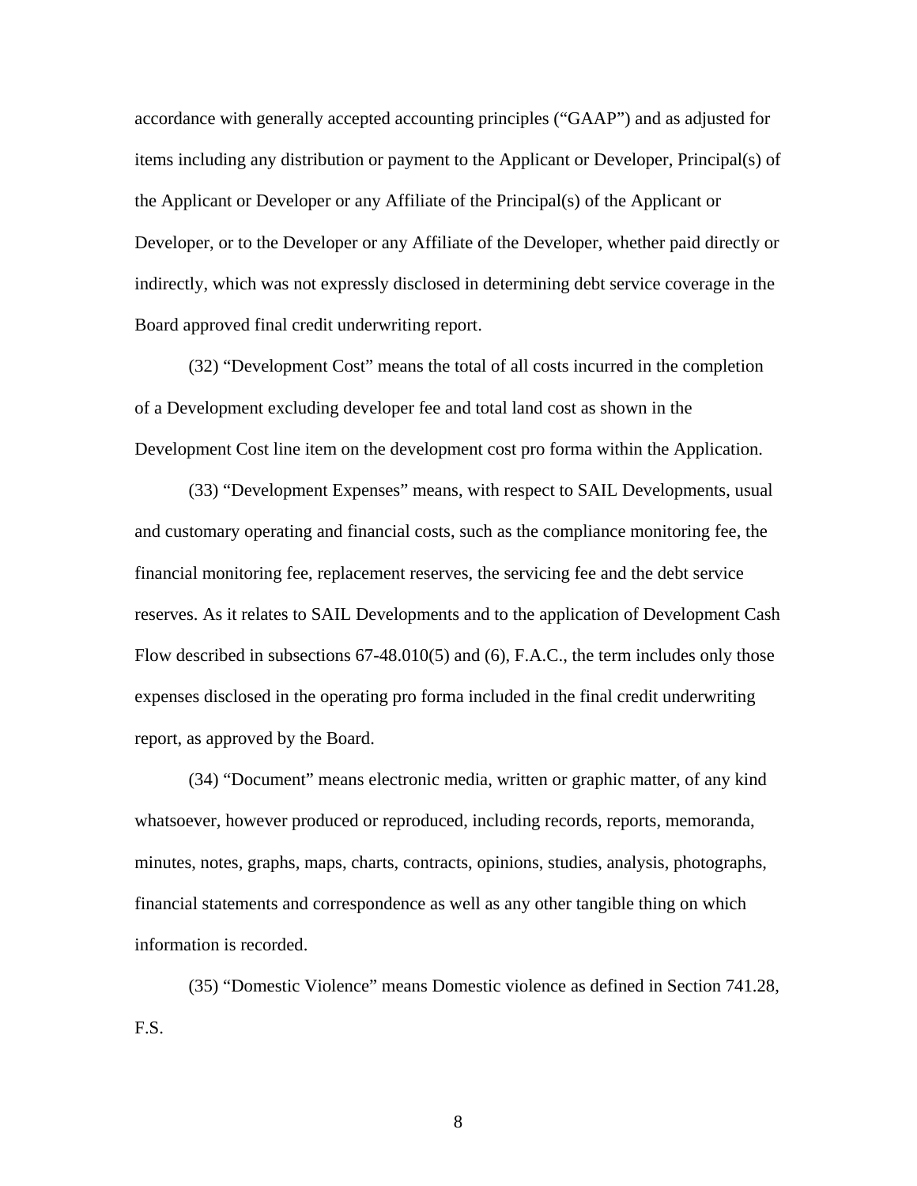accordance with generally accepted accounting principles ("GAAP") and as adjusted for items including any distribution or payment to the Applicant or Developer, Principal(s) of the Applicant or Developer or any Affiliate of the Principal(s) of the Applicant or Developer, or to the Developer or any Affiliate of the Developer, whether paid directly or indirectly, which was not expressly disclosed in determining debt service coverage in the Board approved final credit underwriting report.

(32) "Development Cost" means the total of all costs incurred in the completion of a Development excluding developer fee and total land cost as shown in the Development Cost line item on the development cost pro forma within the Application.

(33) "Development Expenses" means, with respect to SAIL Developments, usual and customary operating and financial costs, such as the compliance monitoring fee, the financial monitoring fee, replacement reserves, the servicing fee and the debt service reserves. As it relates to SAIL Developments and to the application of Development Cash Flow described in subsections 67-48.010(5) and (6), F.A.C., the term includes only those expenses disclosed in the operating pro forma included in the final credit underwriting report, as approved by the Board.

(34) "Document" means electronic media, written or graphic matter, of any kind whatsoever, however produced or reproduced, including records, reports, memoranda, minutes, notes, graphs, maps, charts, contracts, opinions, studies, analysis, photographs, financial statements and correspondence as well as any other tangible thing on which information is recorded.

(35) "Domestic Violence" means Domestic violence as defined in Section 741.28, F.S.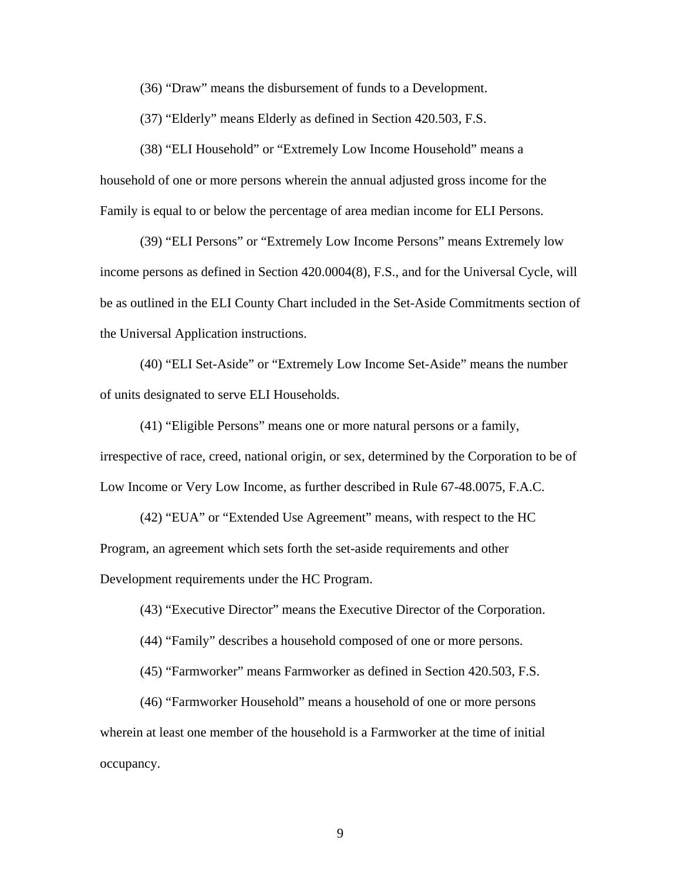(36) “Draw” means the disbursement of funds to a Development.

(37) “Elderly” means Elderly as defined in Section 420.503, F.S.

(38) “ELI Household” or “Extremely Low Income Household” means a household of one or more persons wherein the annual adjusted gross income for the Family is equal to or below the percentage of area median income for ELI Persons.

(39) “ELI Persons” or “Extremely Low Income Persons” means Extremely low income persons as defined in Section 420.0004(8), F.S., and for the Universal Cycle, will be as outlined in the ELI County Chart included in the Set-Aside Commitments section of the Universal Application instructions.

(40) “ELI Set-Aside” or “Extremely Low Income Set-Aside” means the number of units designated to serve ELI Households.

(41) “Eligible Persons” means one or more natural persons or a family, irrespective of race, creed, national origin, or sex, determined by the Corporation to be of Low Income or Very Low Income, as further described in Rule 67-48.0075, F.A.C.

(42) “EUA” or “Extended Use Agreement” means, with respect to the HC Program, an agreement which sets forth the set-aside requirements and other Development requirements under the HC Program.

(43) “Executive Director” means the Executive Director of the Corporation.

(44) “Family” describes a household composed of one or more persons.

(45) “Farmworker” means Farmworker as defined in Section 420.503, F.S.

(46) “Farmworker Household” means a household of one or more persons wherein at least one member of the household is a Farmworker at the time of initial occupancy.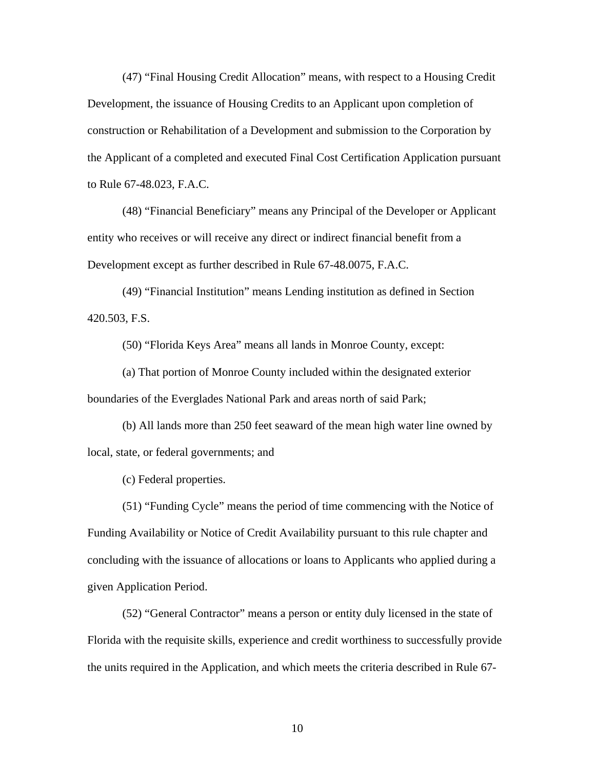(47) “Final Housing Credit Allocation” means, with respect to a Housing Credit Development, the issuance of Housing Credits to an Applicant upon completion of construction or Rehabilitation of a Development and submission to the Corporation by the Applicant of a completed and executed Final Cost Certification Application pursuant to Rule 67-48.023, F.A.C.

(48) “Financial Beneficiary” means any Principal of the Developer or Applicant entity who receives or will receive any direct or indirect financial benefit from a Development except as further described in Rule 67-48.0075, F.A.C.

(49) “Financial Institution” means Lending institution as defined in Section 420.503, F.S.

(50) “Florida Keys Area” means all lands in Monroe County, except:

(a) That portion of Monroe County included within the designated exterior boundaries of the Everglades National Park and areas north of said Park;

(b) All lands more than 250 feet seaward of the mean high water line owned by local, state, or federal governments; and

(c) Federal properties.

(51) “Funding Cycle” means the period of time commencing with the Notice of Funding Availability or Notice of Credit Availability pursuant to this rule chapter and concluding with the issuance of allocations or loans to Applicants who applied during a given Application Period.

(52) “General Contractor” means a person or entity duly licensed in the state of Florida with the requisite skills, experience and credit worthiness to successfully provide the units required in the Application, and which meets the criteria described in Rule 67-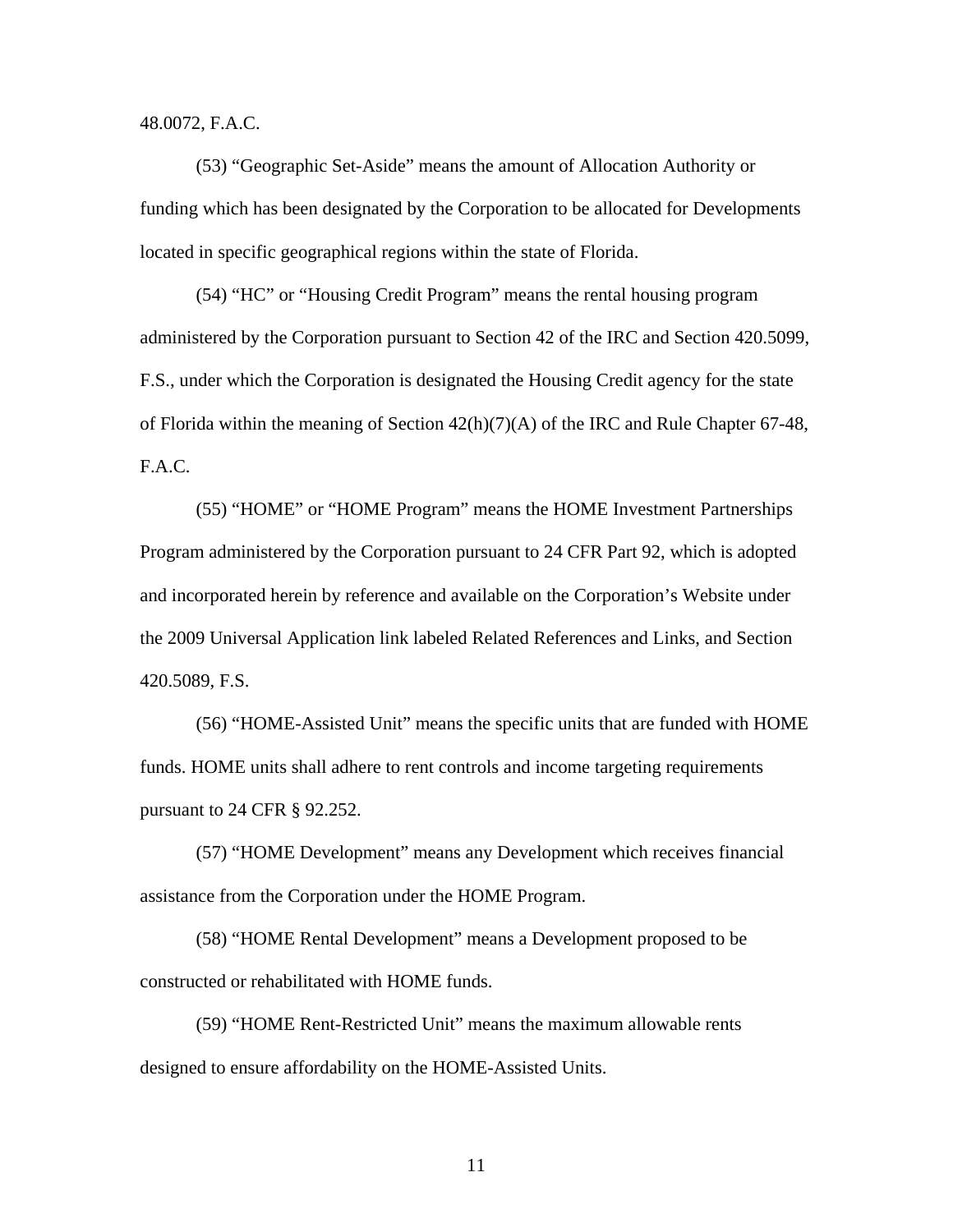48.0072, F.A.C.

(53) “Geographic Set-Aside” means the amount of Allocation Authority or funding which has been designated by the Corporation to be allocated for Developments located in specific geographical regions within the state of Florida.

(54) “HC” or “Housing Credit Program” means the rental housing program administered by the Corporation pursuant to Section 42 of the IRC and Section 420.5099, F.S., under which the Corporation is designated the Housing Credit agency for the state of Florida within the meaning of Section 42(h)(7)(A) of the IRC and Rule Chapter 67-48, F.A.C.

(55) “HOME” or “HOME Program” means the HOME Investment Partnerships Program administered by the Corporation pursuant to 24 CFR Part 92, which is adopted and incorporated herein by reference and available on the Corporation’s Website under the 2009 Universal Application link labeled Related References and Links, and Section 420.5089, F.S.

(56) “HOME-Assisted Unit” means the specific units that are funded with HOME funds. HOME units shall adhere to rent controls and income targeting requirements pursuant to 24 CFR § 92.252.

(57) “HOME Development” means any Development which receives financial assistance from the Corporation under the HOME Program.

(58) “HOME Rental Development” means a Development proposed to be constructed or rehabilitated with HOME funds.

(59) “HOME Rent-Restricted Unit” means the maximum allowable rents designed to ensure affordability on the HOME-Assisted Units.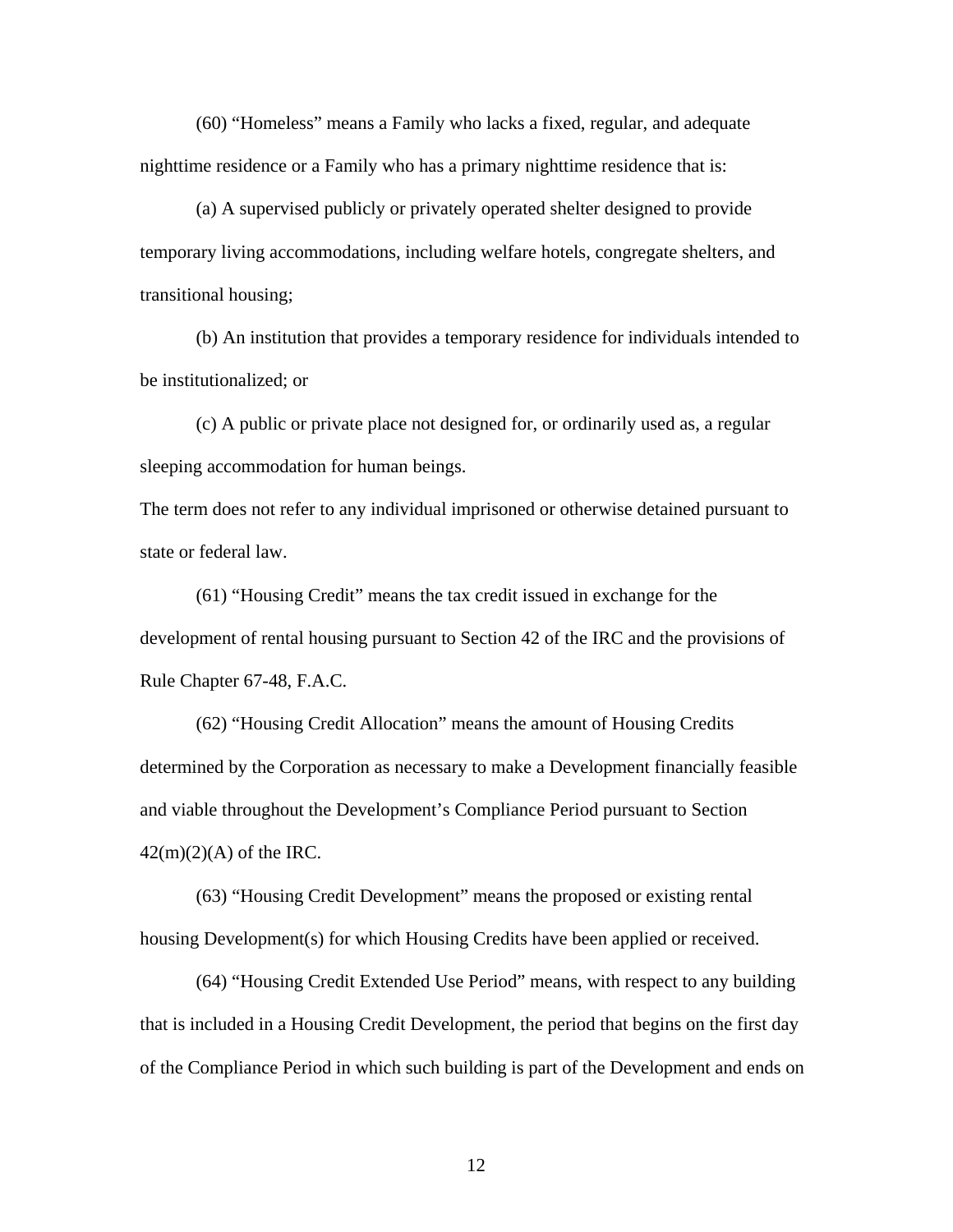(60) “Homeless” means a Family who lacks a fixed, regular, and adequate nighttime residence or a Family who has a primary nighttime residence that is:

(a) A supervised publicly or privately operated shelter designed to provide temporary living accommodations, including welfare hotels, congregate shelters, and transitional housing;

(b) An institution that provides a temporary residence for individuals intended to be institutionalized; or

(c) A public or private place not designed for, or ordinarily used as, a regular sleeping accommodation for human beings.

The term does not refer to any individual imprisoned or otherwise detained pursuant to state or federal law.

(61) “Housing Credit” means the tax credit issued in exchange for the development of rental housing pursuant to Section 42 of the IRC and the provisions of Rule Chapter 67-48, F.A.C.

(62) “Housing Credit Allocation” means the amount of Housing Credits determined by the Corporation as necessary to make a Development financially feasible and viable throughout the Development’s Compliance Period pursuant to Section 42(m)(2)(A) of the IRC.

(63) “Housing Credit Development” means the proposed or existing rental housing Development(s) for which Housing Credits have been applied or received.

(64) “Housing Credit Extended Use Period” means, with respect to any building that is included in a Housing Credit Development, the period that begins on the first day of the Compliance Period in which such building is part of the Development and ends on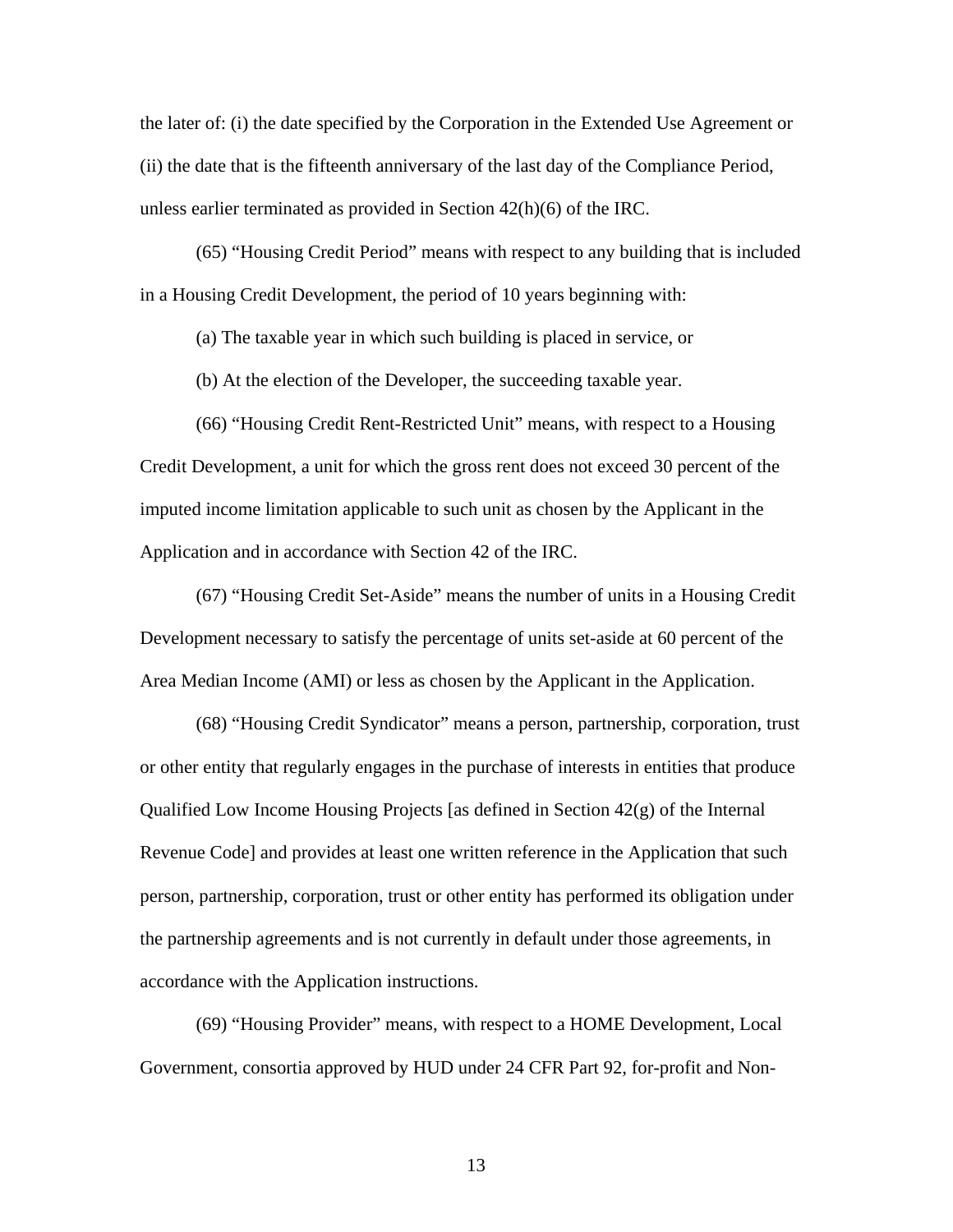the later of: (i) the date specified by the Corporation in the Extended Use Agreement or (ii) the date that is the fifteenth anniversary of the last day of the Compliance Period, unless earlier terminated as provided in Section 42(h)(6) of the IRC.

(65) "Housing Credit Period" means with respect to any building that is included in a Housing Credit Development, the period of 10 years beginning with:

(a) The taxable year in which such building is placed in service, or

(b) At the election of the Developer, the succeeding taxable year.

(66) "Housing Credit Rent-Restricted Unit" means, with respect to a Housing Credit Development, a unit for which the gross rent does not exceed 30 percent of the imputed income limitation applicable to such unit as chosen by the Applicant in the Application and in accordance with Section 42 of the IRC.

(67) "Housing Credit Set-Aside" means the number of units in a Housing Credit Development necessary to satisfy the percentage of units set-aside at 60 percent of the Area Median Income (AMI) or less as chosen by the Applicant in the Application.

(68) "Housing Credit Syndicator" means a person, partnership, corporation, trust or other entity that regularly engages in the purchase of interests in entities that produce Qualified Low Income Housing Projects [as defined in Section 42(g) of the Internal Revenue Code] and provides at least one written reference in the Application that such person, partnership, corporation, trust or other entity has performed its obligation under the partnership agreements and is not currently in default under those agreements, in accordance with the Application instructions.

(69) "Housing Provider" means, with respect to a HOME Development, Local Government, consortia approved by HUD under 24 CFR Part 92, for-profit and Non-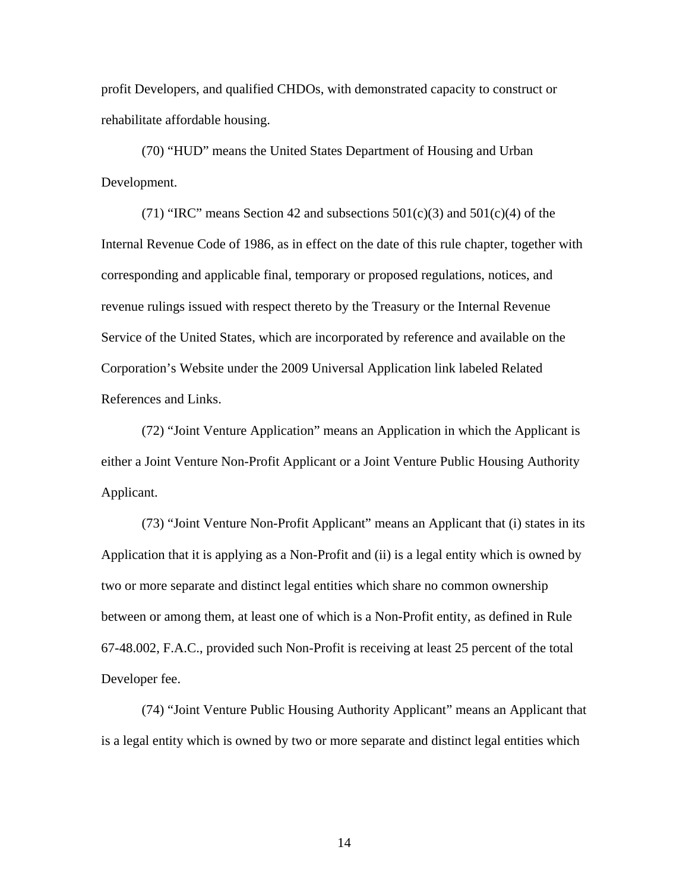profit Developers, and qualified CHDOs, with demonstrated capacity to construct or rehabilitate affordable housing.

(70) "HUD" means the United States Department of Housing and Urban Development.

(71) "IRC" means Section 42 and subsections 501(c)(3) and 501(c)(4) of the Internal Revenue Code of 1986, as in effect on the date of this rule chapter, together with corresponding and applicable final, temporary or proposed regulations, notices, and revenue rulings issued with respect thereto by the Treasury or the Internal Revenue Service of the United States, which are incorporated by reference and available on the Corporation's Website under the 2009 Universal Application link labeled Related References and Links.

(72) "Joint Venture Application" means an Application in which the Applicant is either a Joint Venture Non-Profit Applicant or a Joint Venture Public Housing Authority Applicant.

(73) "Joint Venture Non-Profit Applicant" means an Applicant that (i) states in its Application that it is applying as a Non-Profit and (ii) is a legal entity which is owned by two or more separate and distinct legal entities which share no common ownership between or among them, at least one of which is a Non-Profit entity, as defined in Rule 67-48.002, F.A.C., provided such Non-Profit is receiving at least 25 percent of the total Developer fee.

(74) "Joint Venture Public Housing Authority Applicant" means an Applicant that is a legal entity which is owned by two or more separate and distinct legal entities which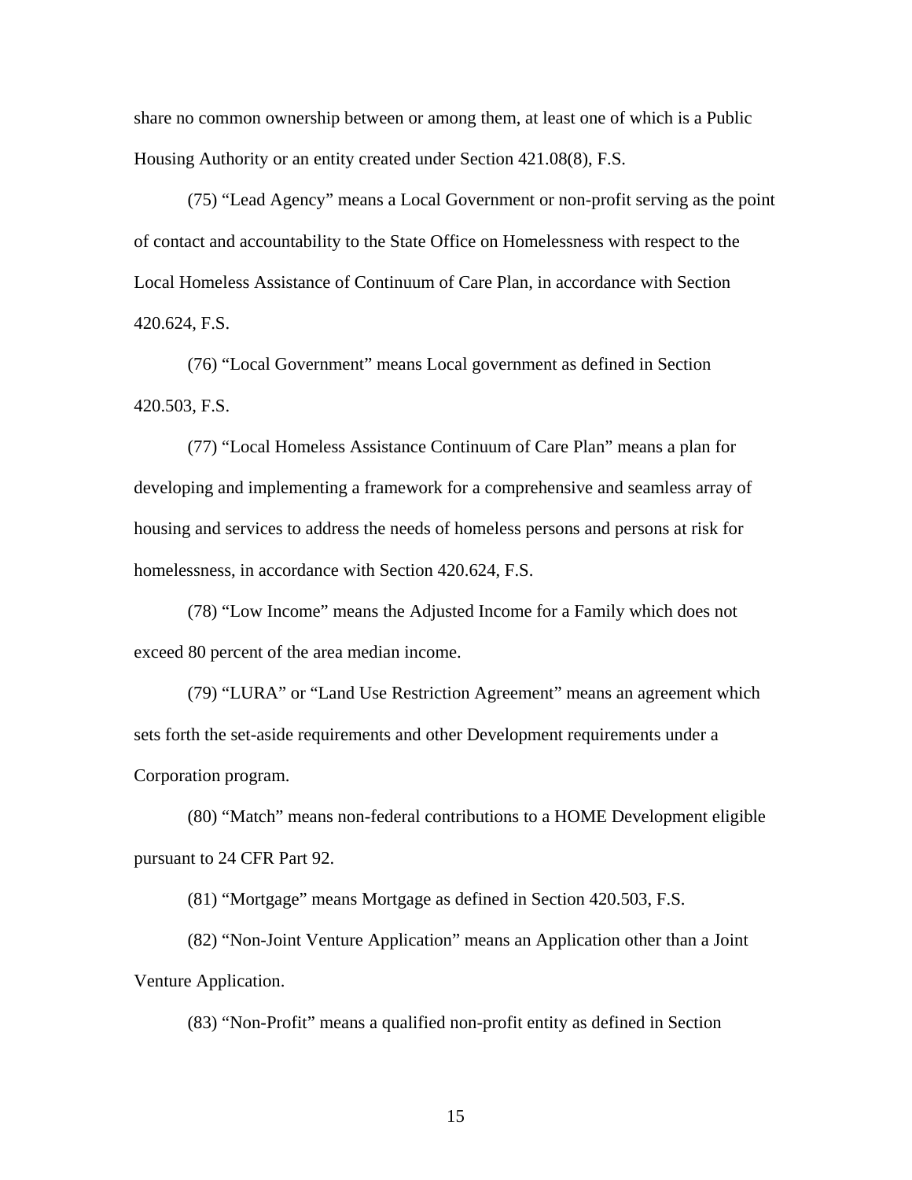share no common ownership between or among them, at least one of which is a Public Housing Authority or an entity created under Section 421.08(8), F.S.

(75) "Lead Agency" means a Local Government or non-profit serving as the point of contact and accountability to the State Office on Homelessness with respect to the Local Homeless Assistance of Continuum of Care Plan, in accordance with Section 420.624, F.S.

(76) "Local Government" means Local government as defined in Section 420.503, F.S.

(77) "Local Homeless Assistance Continuum of Care Plan" means a plan for developing and implementing a framework for a comprehensive and seamless array of housing and services to address the needs of homeless persons and persons at risk for homelessness, in accordance with Section 420.624, F.S.

(78) "Low Income" means the Adjusted Income for a Family which does not exceed 80 percent of the area median income.

(79) "LURA" or "Land Use Restriction Agreement" means an agreement which sets forth the set-aside requirements and other Development requirements under a Corporation program.

(80) "Match" means non-federal contributions to a HOME Development eligible pursuant to 24 CFR Part 92.

(81) "Mortgage" means Mortgage as defined in Section 420.503, F.S.

(82) "Non-Joint Venture Application" means an Application other than a Joint Venture Application.

(83) "Non-Profit" means a qualified non-profit entity as defined in Section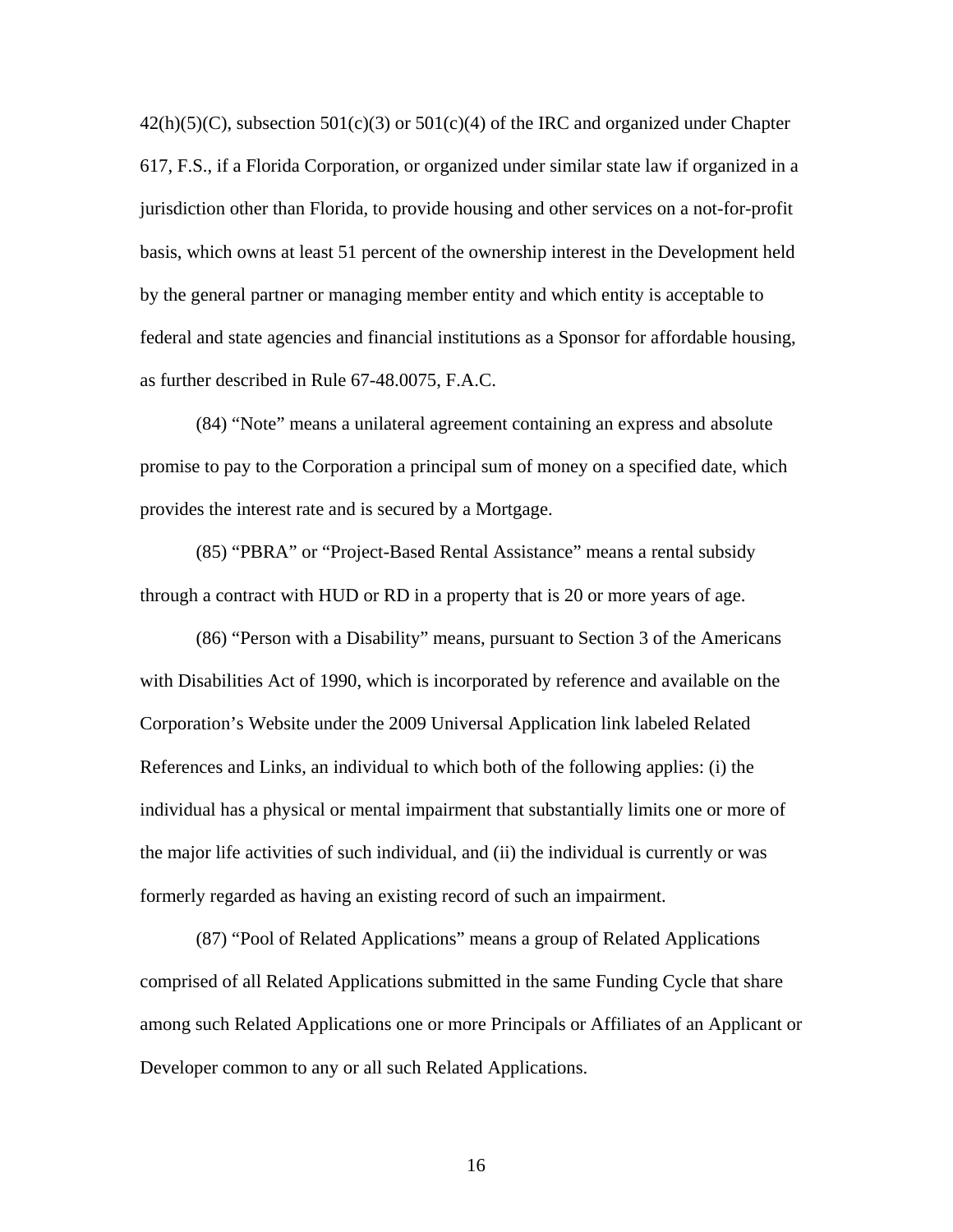42(h)(5)(C), subsection 501(c)(3) or 501(c)(4) of the IRC and organized under Chapter 617, F.S., if a Florida Corporation, or organized under similar state law if organized in a jurisdiction other than Florida, to provide housing and other services on a not-for-profit basis, which owns at least 51 percent of the ownership interest in the Development held by the general partner or managing member entity and which entity is acceptable to federal and state agencies and financial institutions as a Sponsor for affordable housing, as further described in Rule 67-48.0075, F.A.C.

(84) "Note" means a unilateral agreement containing an express and absolute promise to pay to the Corporation a principal sum of money on a specified date, which provides the interest rate and is secured by a Mortgage.

(85) "PBRA" or "Project-Based Rental Assistance" means a rental subsidy through a contract with HUD or RD in a property that is 20 or more years of age.

(86) "Person with a Disability" means, pursuant to Section 3 of the Americans with Disabilities Act of 1990, which is incorporated by reference and available on the Corporation's Website under the 2009 Universal Application link labeled Related References and Links, an individual to which both of the following applies: (i) the individual has a physical or mental impairment that substantially limits one or more of the major life activities of such individual, and (ii) the individual is currently or was formerly regarded as having an existing record of such an impairment.

(87) "Pool of Related Applications" means a group of Related Applications comprised of all Related Applications submitted in the same Funding Cycle that share among such Related Applications one or more Principals or Affiliates of an Applicant or Developer common to any or all such Related Applications.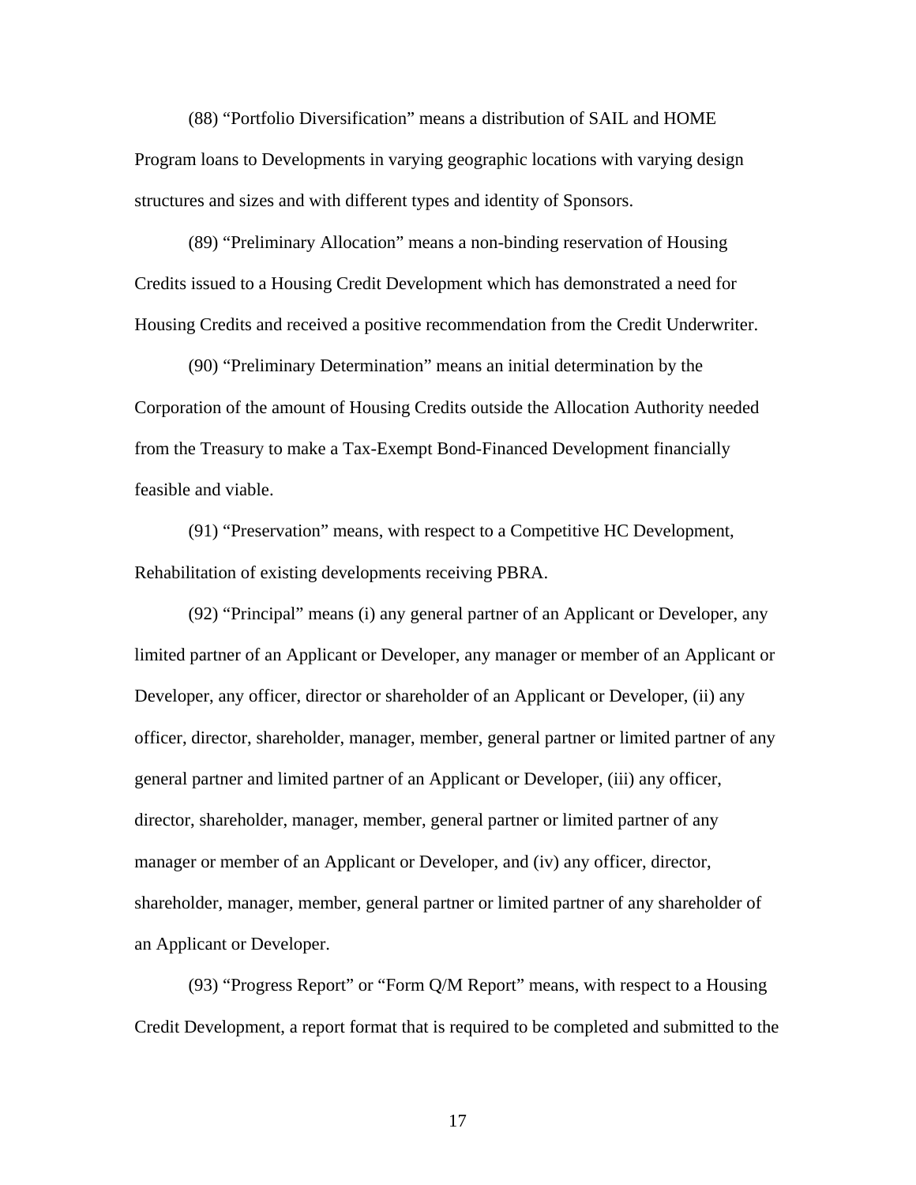(88) “Portfolio Diversification” means a distribution of SAIL and HOME Program loans to Developments in varying geographic locations with varying design structures and sizes and with different types and identity of Sponsors.

(89) “Preliminary Allocation” means a non-binding reservation of Housing Credits issued to a Housing Credit Development which has demonstrated a need for Housing Credits and received a positive recommendation from the Credit Underwriter.

(90) “Preliminary Determination” means an initial determination by the Corporation of the amount of Housing Credits outside the Allocation Authority needed from the Treasury to make a Tax-Exempt Bond-Financed Development financially feasible and viable.

(91) “Preservation” means, with respect to a Competitive HC Development, Rehabilitation of existing developments receiving PBRA.

(92) “Principal” means (i) any general partner of an Applicant or Developer, any limited partner of an Applicant or Developer, any manager or member of an Applicant or Developer, any officer, director or shareholder of an Applicant or Developer, (ii) any officer, director, shareholder, manager, member, general partner or limited partner of any general partner and limited partner of an Applicant or Developer, (iii) any officer, director, shareholder, manager, member, general partner or limited partner of any manager or member of an Applicant or Developer, and (iv) any officer, director, shareholder, manager, member, general partner or limited partner of any shareholder of an Applicant or Developer.

(93) “Progress Report” or “Form Q/M Report” means, with respect to a Housing Credit Development, a report format that is required to be completed and submitted to the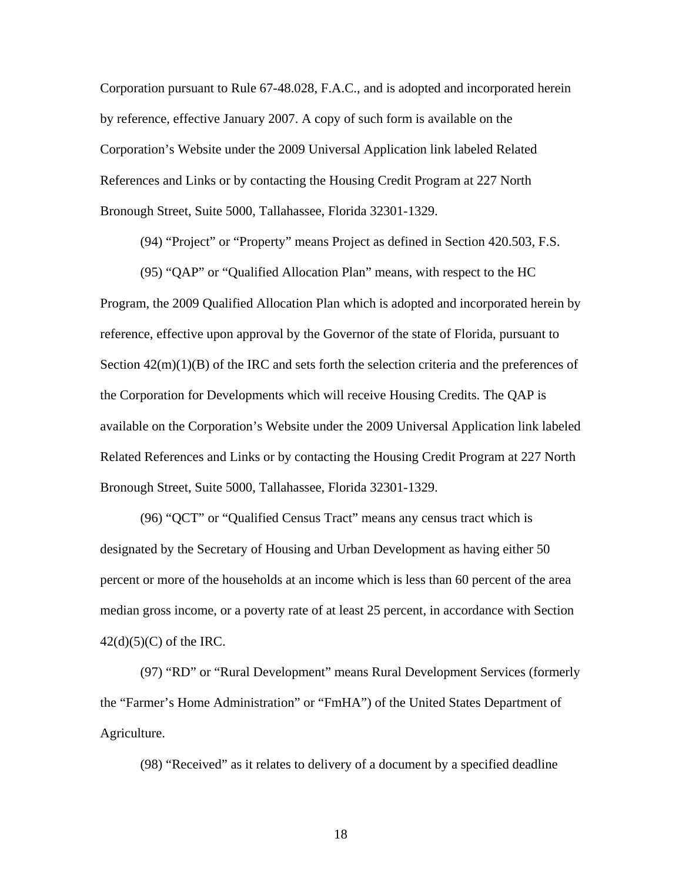Corporation pursuant to Rule 67-48.028, F.A.C., and is adopted and incorporated herein by reference, effective January 2007. A copy of such form is available on the Corporation's Website under the 2009 Universal Application link labeled Related References and Links or by contacting the Housing Credit Program at 227 North Bronough Street, Suite 5000, Tallahassee, Florida 32301-1329.

(94) "Project" or "Property" means Project as defined in Section 420.503, F.S.

(95) "QAP" or "Qualified Allocation Plan" means, with respect to the HC Program, the 2009 Qualified Allocation Plan which is adopted and incorporated herein by reference, effective upon approval by the Governor of the state of Florida, pursuant to Section 42(m)(1)(B) of the IRC and sets forth the selection criteria and the preferences of the Corporation for Developments which will receive Housing Credits. The QAP is available on the Corporation's Website under the 2009 Universal Application link labeled Related References and Links or by contacting the Housing Credit Program at 227 North Bronough Street, Suite 5000, Tallahassee, Florida 32301-1329.

(96) "QCT" or "Qualified Census Tract" means any census tract which is designated by the Secretary of Housing and Urban Development as having either 50 percent or more of the households at an income which is less than 60 percent of the area median gross income, or a poverty rate of at least 25 percent, in accordance with Section 42(d)(5)(C) of the IRC.

(97) "RD" or "Rural Development" means Rural Development Services (formerly the "Farmer's Home Administration" or "FmHA") of the United States Department of Agriculture.

(98) "Received" as it relates to delivery of a document by a specified deadline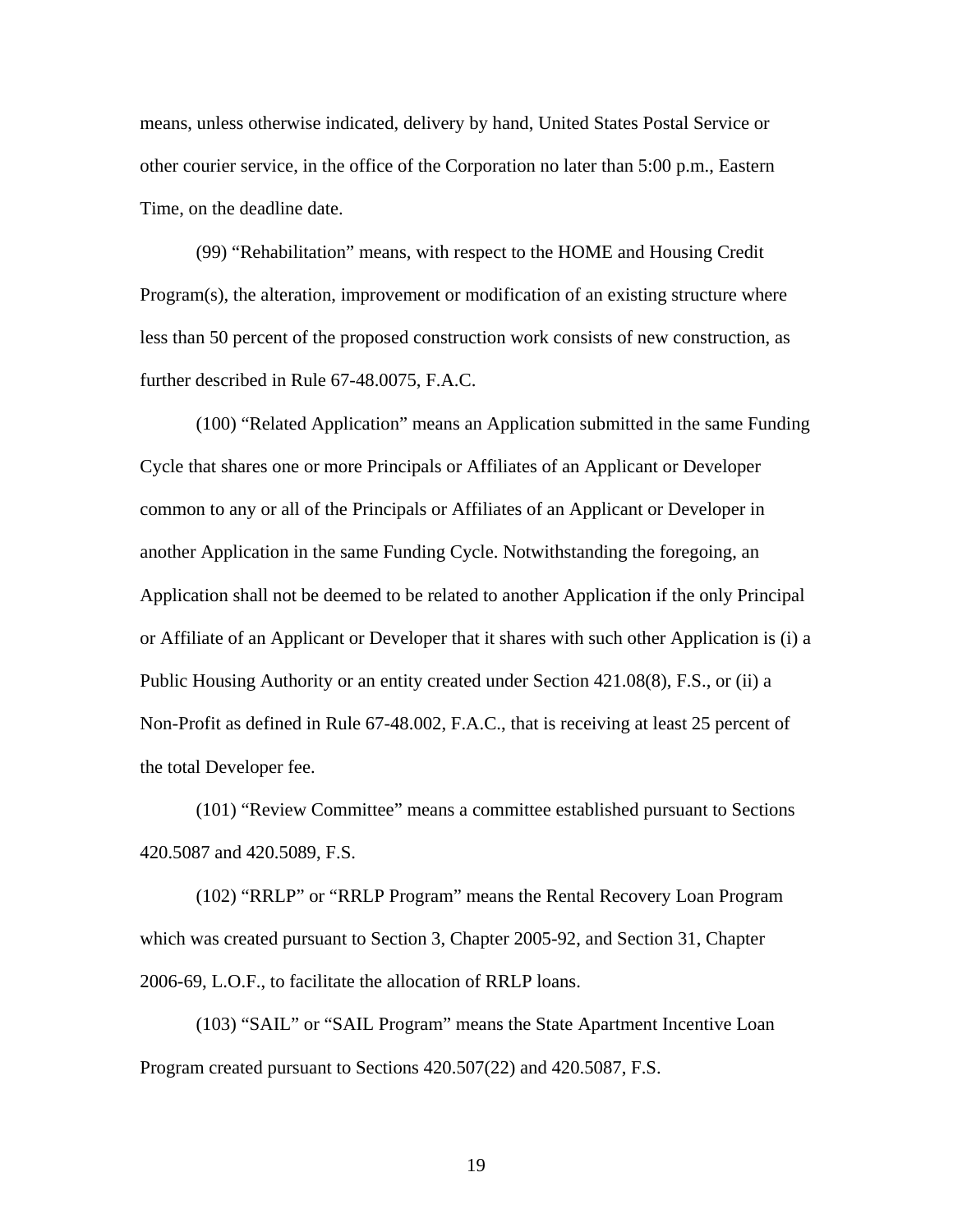means, unless otherwise indicated, delivery by hand, United States Postal Service or other courier service, in the office of the Corporation no later than 5:00 p.m., Eastern Time, on the deadline date.

(99) “Rehabilitation” means, with respect to the HOME and Housing Credit Program(s), the alteration, improvement or modification of an existing structure where less than 50 percent of the proposed construction work consists of new construction, as further described in Rule 67-48.0075, F.A.C.

(100) “Related Application” means an Application submitted in the same Funding Cycle that shares one or more Principals or Affiliates of an Applicant or Developer common to any or all of the Principals or Affiliates of an Applicant or Developer in another Application in the same Funding Cycle. Notwithstanding the foregoing, an Application shall not be deemed to be related to another Application if the only Principal or Affiliate of an Applicant or Developer that it shares with such other Application is (i) a Public Housing Authority or an entity created under Section 421.08(8), F.S., or (ii) a Non-Profit as defined in Rule 67-48.002, F.A.C., that is receiving at least 25 percent of the total Developer fee.

(101) “Review Committee” means a committee established pursuant to Sections 420.5087 and 420.5089, F.S.

(102) “RRLP” or “RRLP Program” means the Rental Recovery Loan Program which was created pursuant to Section 3, Chapter 2005-92, and Section 31, Chapter 2006-69, L.O.F., to facilitate the allocation of RRLP loans.

(103) “SAIL” or “SAIL Program” means the State Apartment Incentive Loan Program created pursuant to Sections 420.507(22) and 420.5087, F.S.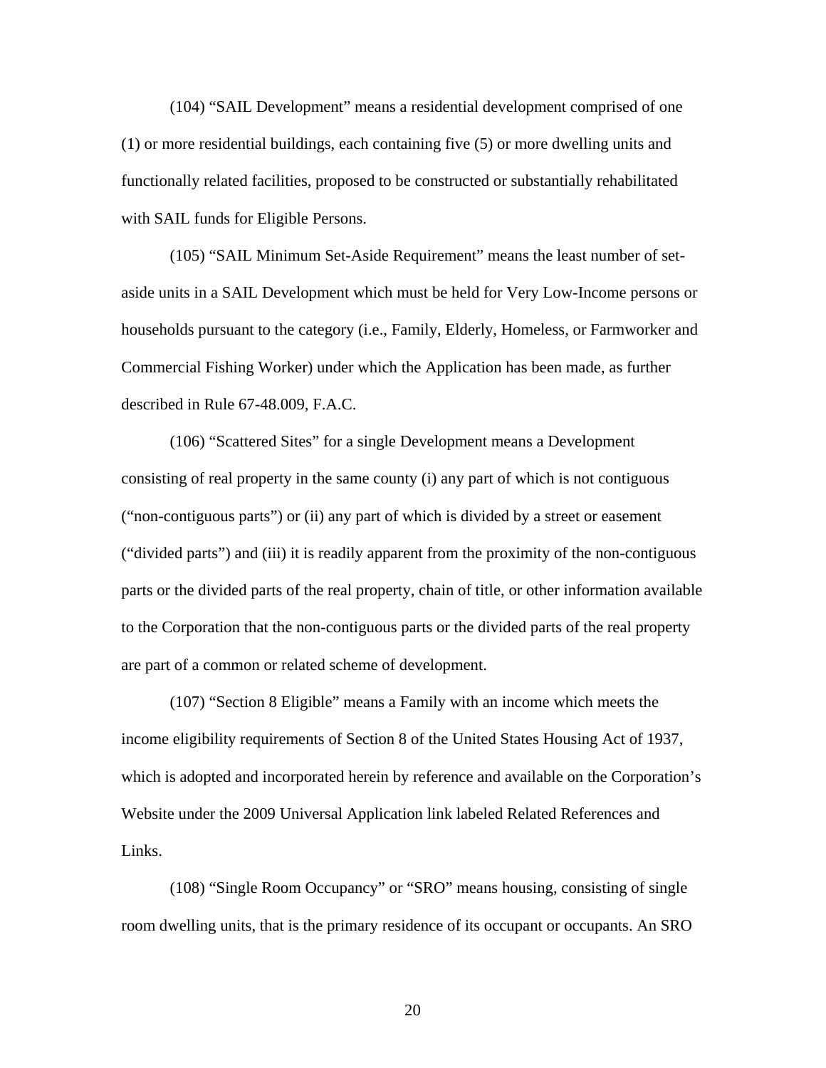(104) “SAIL Development” means a residential development comprised of one (1) or more residential buildings, each containing five (5) or more dwelling units and functionally related facilities, proposed to be constructed or substantially rehabilitated with SAIL funds for Eligible Persons.

(105) “SAIL Minimum Set-Aside Requirement” means the least number of set-aside units in a SAIL Development which must be held for Very Low-Income persons or households pursuant to the category (i.e., Family, Elderly, Homeless, or Farmworker and Commercial Fishing Worker) under which the Application has been made, as further described in Rule 67-48.009, F.A.C.

(106) “Scattered Sites” for a single Development means a Development consisting of real property in the same county (i) any part of which is not contiguous (“non-contiguous parts”) or (ii) any part of which is divided by a street or easement (“divided parts”) and (iii) it is readily apparent from the proximity of the non-contiguous parts or the divided parts of the real property, chain of title, or other information available to the Corporation that the non-contiguous parts or the divided parts of the real property are part of a common or related scheme of development.

(107) “Section 8 Eligible” means a Family with an income which meets the income eligibility requirements of Section 8 of the United States Housing Act of 1937, which is adopted and incorporated herein by reference and available on the Corporation’s Website under the 2009 Universal Application link labeled Related References and Links.

(108) “Single Room Occupancy” or “SRO” means housing, consisting of single room dwelling units, that is the primary residence of its occupant or occupants. An SRO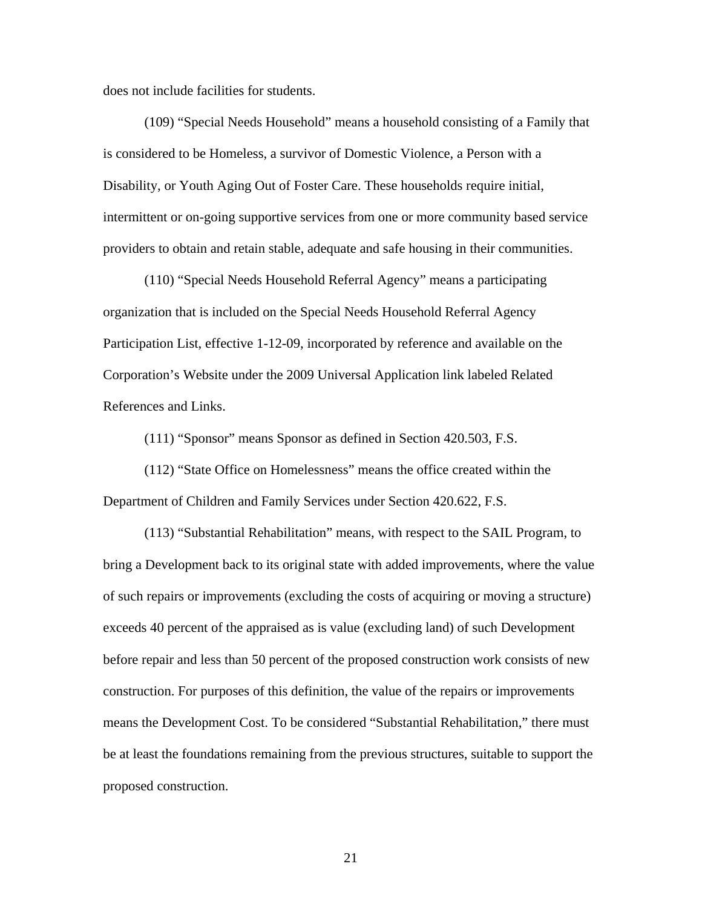does not include facilities for students.

(109) “Special Needs Household” means a household consisting of a Family that is considered to be Homeless, a survivor of Domestic Violence, a Person with a Disability, or Youth Aging Out of Foster Care. These households require initial, intermittent or on-going supportive services from one or more community based service providers to obtain and retain stable, adequate and safe housing in their communities.

(110) “Special Needs Household Referral Agency” means a participating organization that is included on the Special Needs Household Referral Agency Participation List, effective 1-12-09, incorporated by reference and available on the Corporation’s Website under the 2009 Universal Application link labeled Related References and Links.

(111) “Sponsor” means Sponsor as defined in Section 420.503, F.S.

(112) “State Office on Homelessness” means the office created within the Department of Children and Family Services under Section 420.622, F.S.

(113) “Substantial Rehabilitation” means, with respect to the SAIL Program, to bring a Development back to its original state with added improvements, where the value of such repairs or improvements (excluding the costs of acquiring or moving a structure) exceeds 40 percent of the appraised as is value (excluding land) of such Development before repair and less than 50 percent of the proposed construction work consists of new construction. For purposes of this definition, the value of the repairs or improvements means the Development Cost. To be considered “Substantial Rehabilitation,” there must be at least the foundations remaining from the previous structures, suitable to support the proposed construction.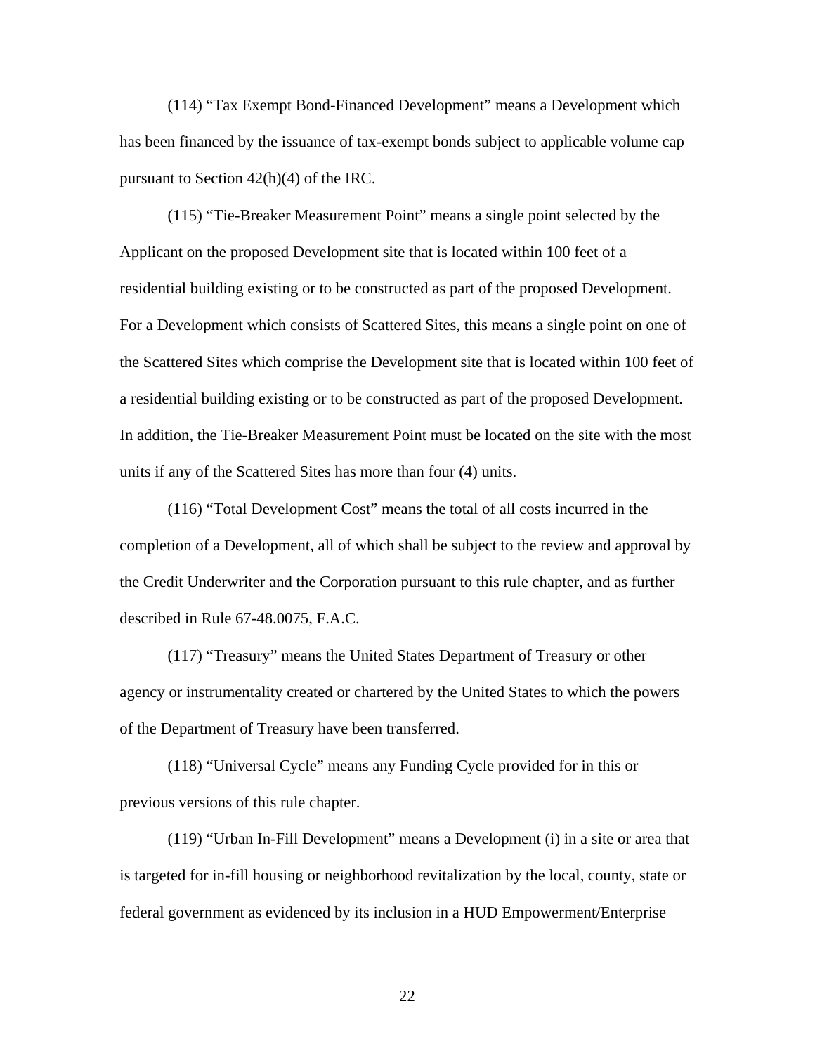(114) “Tax Exempt Bond-Financed Development” means a Development which has been financed by the issuance of tax-exempt bonds subject to applicable volume cap pursuant to Section 42(h)(4) of the IRC.

(115) “Tie-Breaker Measurement Point” means a single point selected by the Applicant on the proposed Development site that is located within 100 feet of a residential building existing or to be constructed as part of the proposed Development. For a Development which consists of Scattered Sites, this means a single point on one of the Scattered Sites which comprise the Development site that is located within 100 feet of a residential building existing or to be constructed as part of the proposed Development. In addition, the Tie-Breaker Measurement Point must be located on the site with the most units if any of the Scattered Sites has more than four (4) units.

(116) “Total Development Cost” means the total of all costs incurred in the completion of a Development, all of which shall be subject to the review and approval by the Credit Underwriter and the Corporation pursuant to this rule chapter, and as further described in Rule 67-48.0075, F.A.C.

(117) “Treasury” means the United States Department of Treasury or other agency or instrumentality created or chartered by the United States to which the powers of the Department of Treasury have been transferred.

(118) “Universal Cycle” means any Funding Cycle provided for in this or previous versions of this rule chapter.

(119) “Urban In-Fill Development” means a Development (i) in a site or area that is targeted for in-fill housing or neighborhood revitalization by the local, county, state or federal government as evidenced by its inclusion in a HUD Empowerment/Enterprise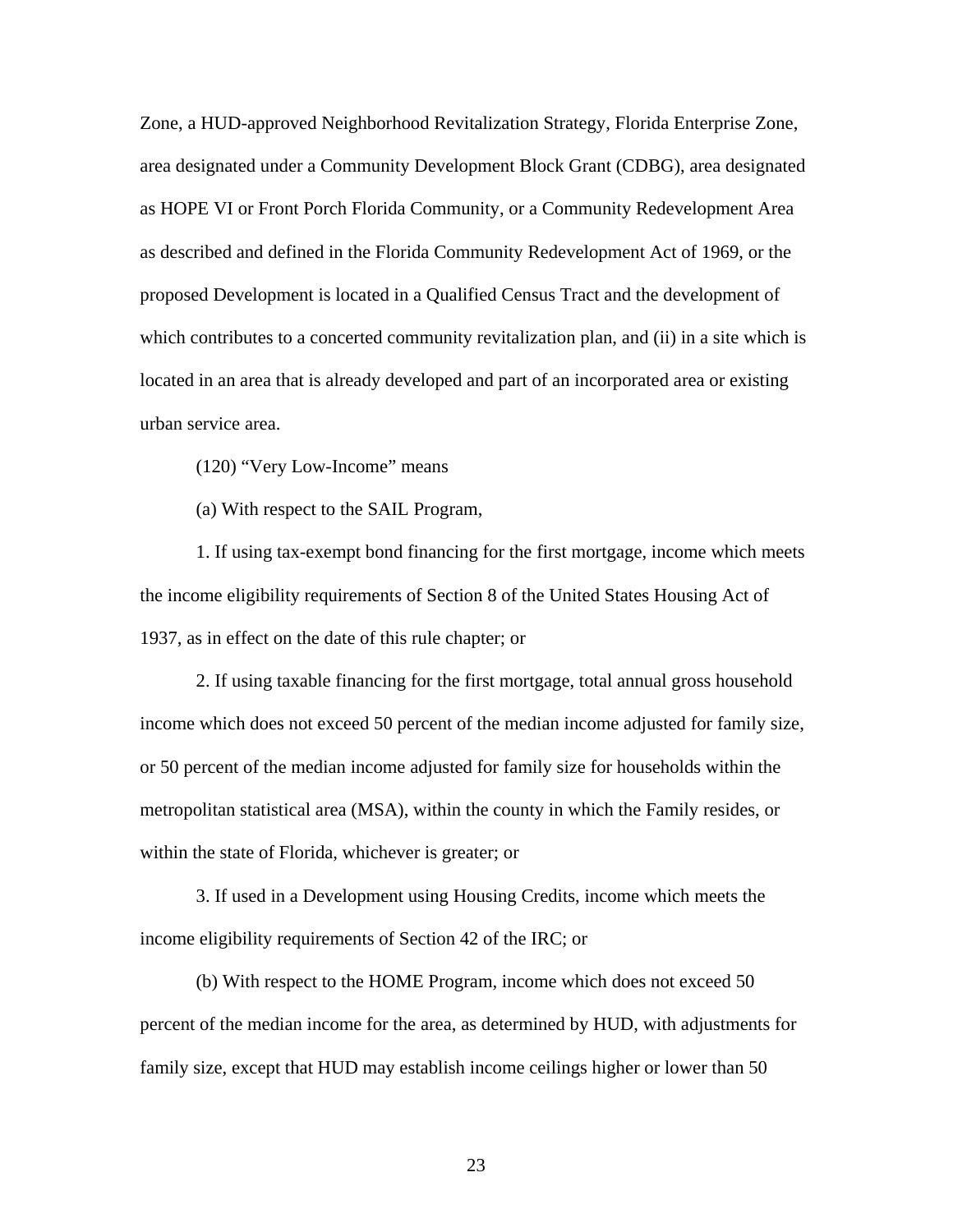Zone, a HUD-approved Neighborhood Revitalization Strategy, Florida Enterprise Zone, area designated under a Community Development Block Grant (CDBG), area designated as HOPE VI or Front Porch Florida Community, or a Community Redevelopment Area as described and defined in the Florida Community Redevelopment Act of 1969, or the proposed Development is located in a Qualified Census Tract and the development of which contributes to a concerted community revitalization plan, and (ii) in a site which is located in an area that is already developed and part of an incorporated area or existing urban service area.

(120) "Very Low-Income" means

(a) With respect to the SAIL Program,

1. If using tax-exempt bond financing for the first mortgage, income which meets the income eligibility requirements of Section 8 of the United States Housing Act of 1937, as in effect on the date of this rule chapter; or

2. If using taxable financing for the first mortgage, total annual gross household income which does not exceed 50 percent of the median income adjusted for family size, or 50 percent of the median income adjusted for family size for households within the metropolitan statistical area (MSA), within the county in which the Family resides, or within the state of Florida, whichever is greater; or

3. If used in a Development using Housing Credits, income which meets the income eligibility requirements of Section 42 of the IRC; or

(b) With respect to the HOME Program, income which does not exceed 50 percent of the median income for the area, as determined by HUD, with adjustments for family size, except that HUD may establish income ceilings higher or lower than 50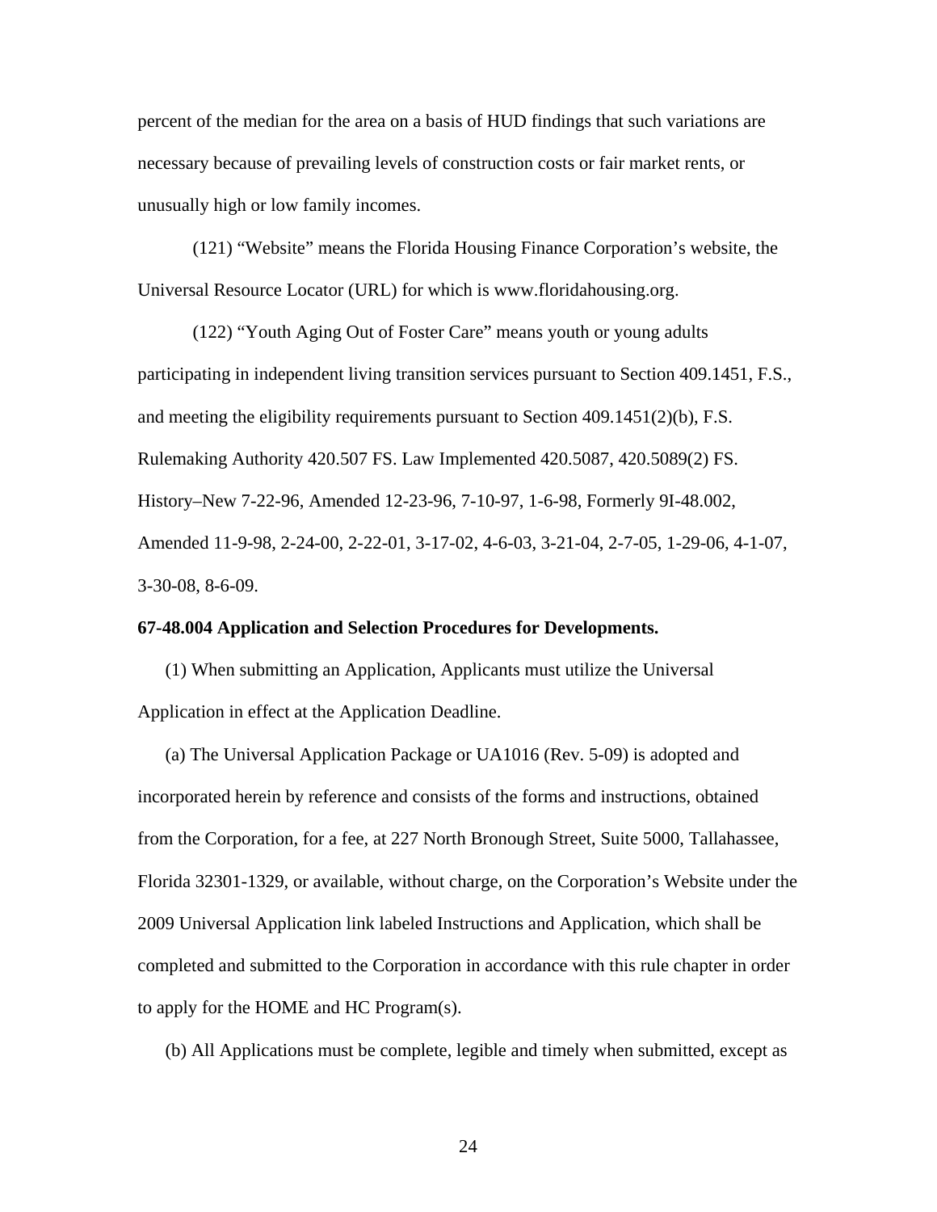percent of the median for the area on a basis of HUD findings that such variations are necessary because of prevailing levels of construction costs or fair market rents, or unusually high or low family incomes.

(121) “Website” means the Florida Housing Finance Corporation’s website, the Universal Resource Locator (URL) for which is www.floridahousing.org.

(122) “Youth Aging Out of Foster Care” means youth or young adults participating in independent living transition services pursuant to Section 409.1451, F.S., and meeting the eligibility requirements pursuant to Section 409.1451(2)(b), F.S.

Rulemaking Authority 420.507 FS. Law Implemented 420.5087, 420.5089(2) FS. History–New 7-22-96, Amended 12-23-96, 7-10-97, 1-6-98, Formerly 9I-48.002, Amended 11-9-98, 2-24-00, 2-22-01, 3-17-02, 4-6-03, 3-21-04, 2-7-05, 1-29-06, 4-1-07, 3-30-08, 8-6-09.

**67-48.004 Application and Selection Procedures for Developments.**

(1) When submitting an Application, Applicants must utilize the Universal Application in effect at the Application Deadline.

(a) The Universal Application Package or UA1016 (Rev. 5-09) is adopted and incorporated herein by reference and consists of the forms and instructions, obtained from the Corporation, for a fee, at 227 North Bronough Street, Suite 5000, Tallahassee, Florida 32301-1329, or available, without charge, on the Corporation’s Website under the 2009 Universal Application link labeled Instructions and Application, which shall be completed and submitted to the Corporation in accordance with this rule chapter in order to apply for the HOME and HC Program(s).

(b) All Applications must be complete, legible and timely when submitted, except as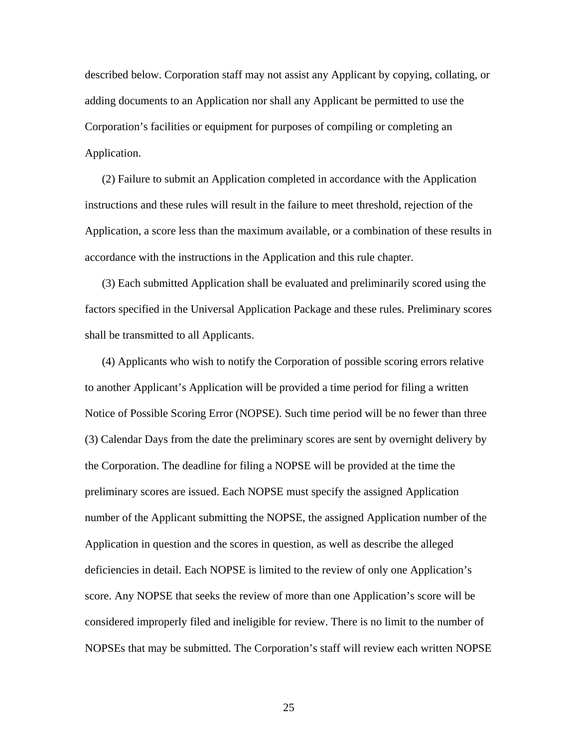described below. Corporation staff may not assist any Applicant by copying, collating, or adding documents to an Application nor shall any Applicant be permitted to use the Corporation's facilities or equipment for purposes of compiling or completing an Application.

(2) Failure to submit an Application completed in accordance with the Application instructions and these rules will result in the failure to meet threshold, rejection of the Application, a score less than the maximum available, or a combination of these results in accordance with the instructions in the Application and this rule chapter.

(3) Each submitted Application shall be evaluated and preliminarily scored using the factors specified in the Universal Application Package and these rules. Preliminary scores shall be transmitted to all Applicants.

(4) Applicants who wish to notify the Corporation of possible scoring errors relative to another Applicant's Application will be provided a time period for filing a written Notice of Possible Scoring Error (NOPSE). Such time period will be no fewer than three (3) Calendar Days from the date the preliminary scores are sent by overnight delivery by the Corporation. The deadline for filing a NOPSE will be provided at the time the preliminary scores are issued. Each NOPSE must specify the assigned Application number of the Applicant submitting the NOPSE, the assigned Application number of the Application in question and the scores in question, as well as describe the alleged deficiencies in detail. Each NOPSE is limited to the review of only one Application's score. Any NOPSE that seeks the review of more than one Application's score will be considered improperly filed and ineligible for review. There is no limit to the number of NOPSEs that may be submitted. The Corporation's staff will review each written NOPSE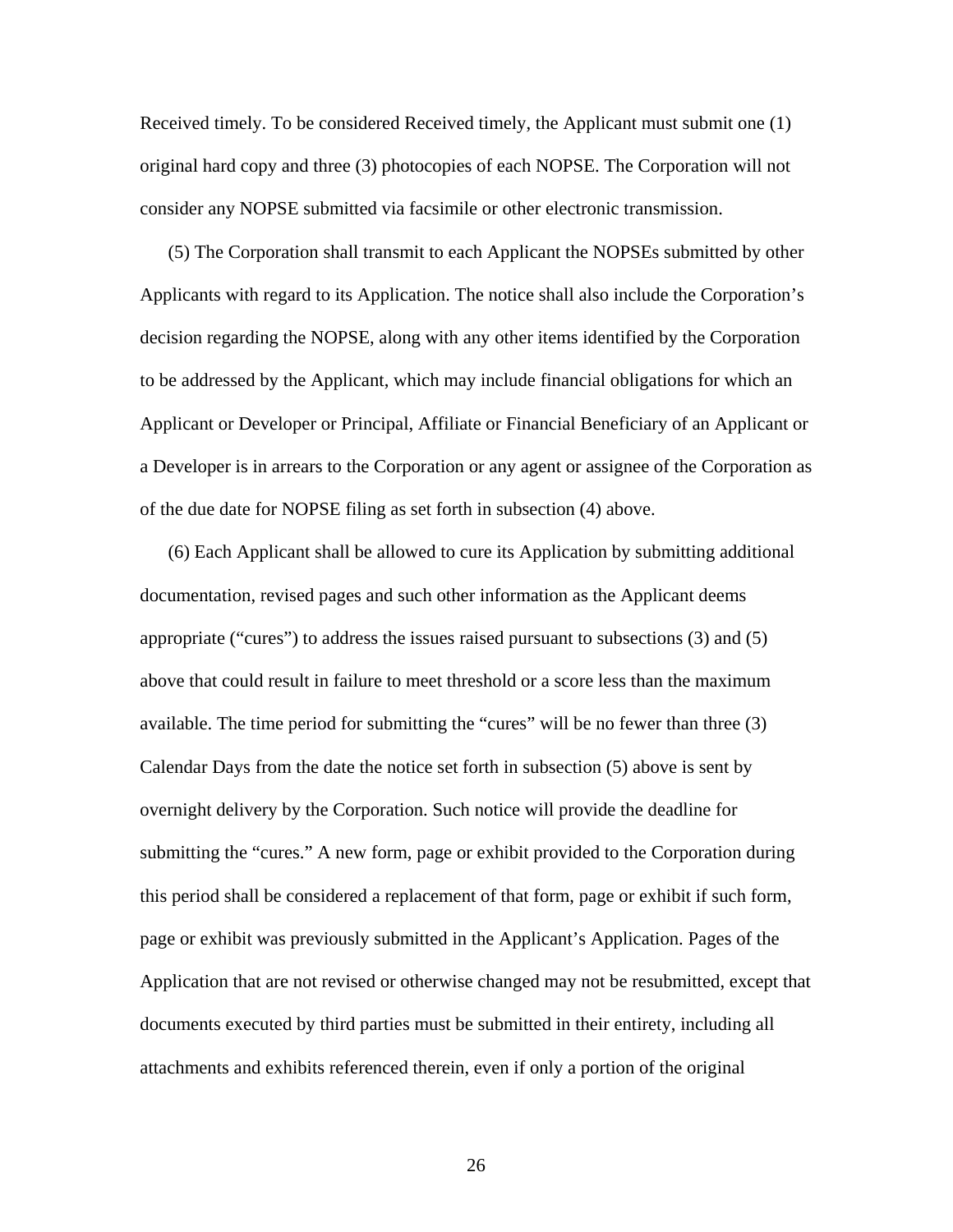Received timely. To be considered Received timely, the Applicant must submit one (1) original hard copy and three (3) photocopies of each NOPSE. The Corporation will not consider any NOPSE submitted via facsimile or other electronic transmission.

(5) The Corporation shall transmit to each Applicant the NOPSEs submitted by other Applicants with regard to its Application. The notice shall also include the Corporation's decision regarding the NOPSE, along with any other items identified by the Corporation to be addressed by the Applicant, which may include financial obligations for which an Applicant or Developer or Principal, Affiliate or Financial Beneficiary of an Applicant or a Developer is in arrears to the Corporation or any agent or assignee of the Corporation as of the due date for NOPSE filing as set forth in subsection (4) above.

(6) Each Applicant shall be allowed to cure its Application by submitting additional documentation, revised pages and such other information as the Applicant deems appropriate ("cures") to address the issues raised pursuant to subsections (3) and (5) above that could result in failure to meet threshold or a score less than the maximum available. The time period for submitting the "cures" will be no fewer than three (3) Calendar Days from the date the notice set forth in subsection (5) above is sent by overnight delivery by the Corporation. Such notice will provide the deadline for submitting the "cures." A new form, page or exhibit provided to the Corporation during this period shall be considered a replacement of that form, page or exhibit if such form, page or exhibit was previously submitted in the Applicant's Application. Pages of the Application that are not revised or otherwise changed may not be resubmitted, except that documents executed by third parties must be submitted in their entirety, including all attachments and exhibits referenced therein, even if only a portion of the original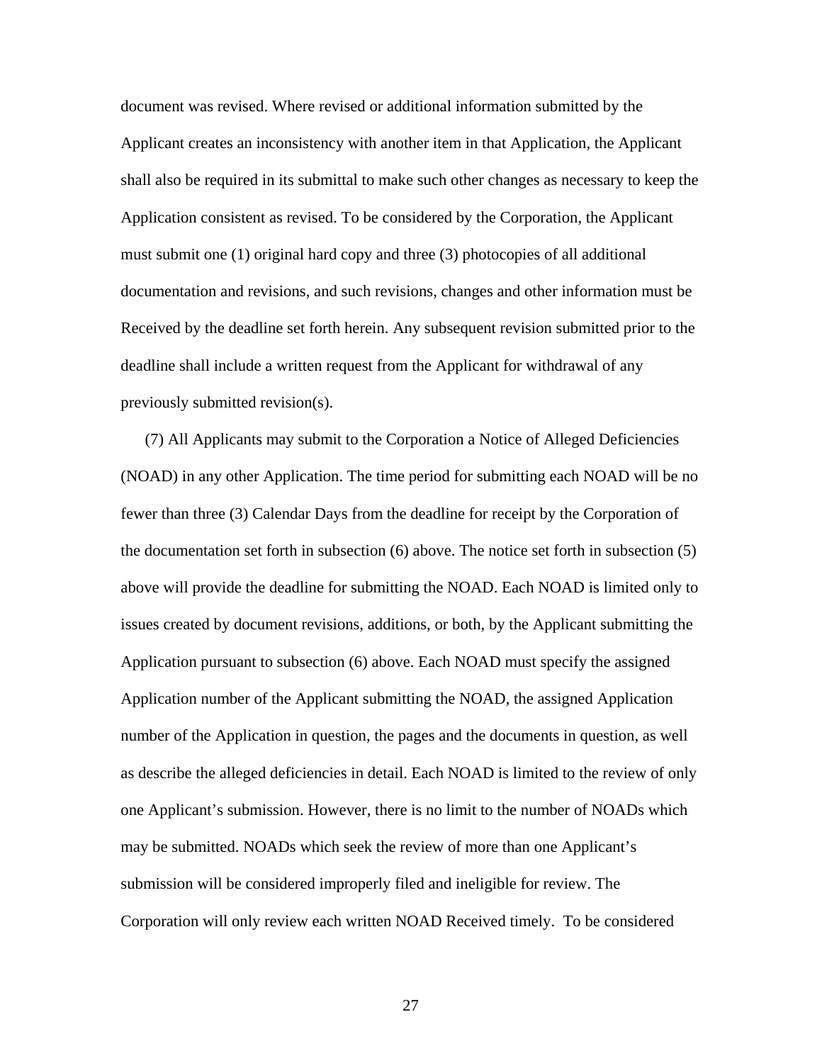document was revised. Where revised or additional information submitted by the Applicant creates an inconsistency with another item in that Application, the Applicant shall also be required in its submittal to make such other changes as necessary to keep the Application consistent as revised. To be considered by the Corporation, the Applicant must submit one (1) original hard copy and three (3) photocopies of all additional documentation and revisions, and such revisions, changes and other information must be Received by the deadline set forth herein. Any subsequent revision submitted prior to the deadline shall include a written request from the Applicant for withdrawal of any previously submitted revision(s).

(7) All Applicants may submit to the Corporation a Notice of Alleged Deficiencies (NOAD) in any other Application. The time period for submitting each NOAD will be no fewer than three (3) Calendar Days from the deadline for receipt by the Corporation of the documentation set forth in subsection (6) above. The notice set forth in subsection (5) above will provide the deadline for submitting the NOAD. Each NOAD is limited only to issues created by document revisions, additions, or both, by the Applicant submitting the Application pursuant to subsection (6) above. Each NOAD must specify the assigned Application number of the Applicant submitting the NOAD, the assigned Application number of the Application in question, the pages and the documents in question, as well as describe the alleged deficiencies in detail. Each NOAD is limited to the review of only one Applicant's submission. However, there is no limit to the number of NOADs which may be submitted. NOADs which seek the review of more than one Applicant's submission will be considered improperly filed and ineligible for review. The Corporation will only review each written NOAD Received timely. To be considered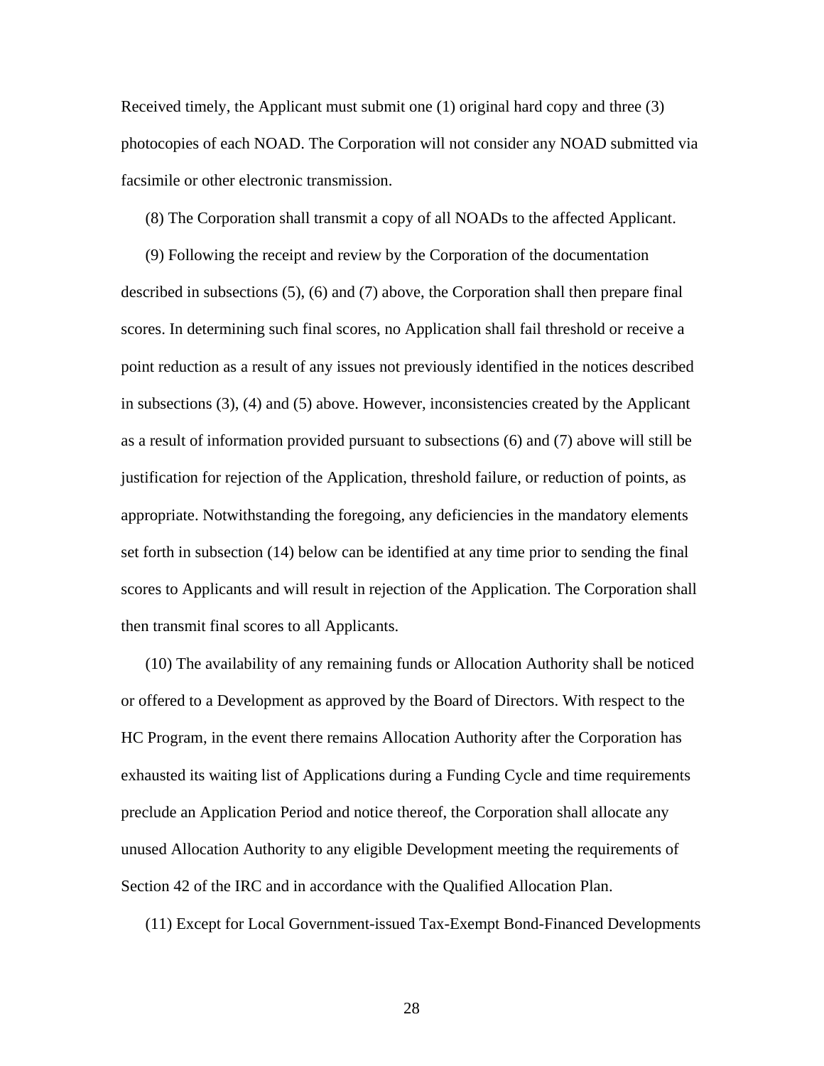Received timely, the Applicant must submit one (1) original hard copy and three (3) photocopies of each NOAD. The Corporation will not consider any NOAD submitted via facsimile or other electronic transmission.

(8) The Corporation shall transmit a copy of all NOADs to the affected Applicant.

(9) Following the receipt and review by the Corporation of the documentation described in subsections (5), (6) and (7) above, the Corporation shall then prepare final scores. In determining such final scores, no Application shall fail threshold or receive a point reduction as a result of any issues not previously identified in the notices described in subsections (3), (4) and (5) above. However, inconsistencies created by the Applicant as a result of information provided pursuant to subsections (6) and (7) above will still be justification for rejection of the Application, threshold failure, or reduction of points, as appropriate. Notwithstanding the foregoing, any deficiencies in the mandatory elements set forth in subsection (14) below can be identified at any time prior to sending the final scores to Applicants and will result in rejection of the Application. The Corporation shall then transmit final scores to all Applicants.

(10) The availability of any remaining funds or Allocation Authority shall be noticed or offered to a Development as approved by the Board of Directors. With respect to the HC Program, in the event there remains Allocation Authority after the Corporation has exhausted its waiting list of Applications during a Funding Cycle and time requirements preclude an Application Period and notice thereof, the Corporation shall allocate any unused Allocation Authority to any eligible Development meeting the requirements of Section 42 of the IRC and in accordance with the Qualified Allocation Plan.

(11) Except for Local Government-issued Tax-Exempt Bond-Financed Developments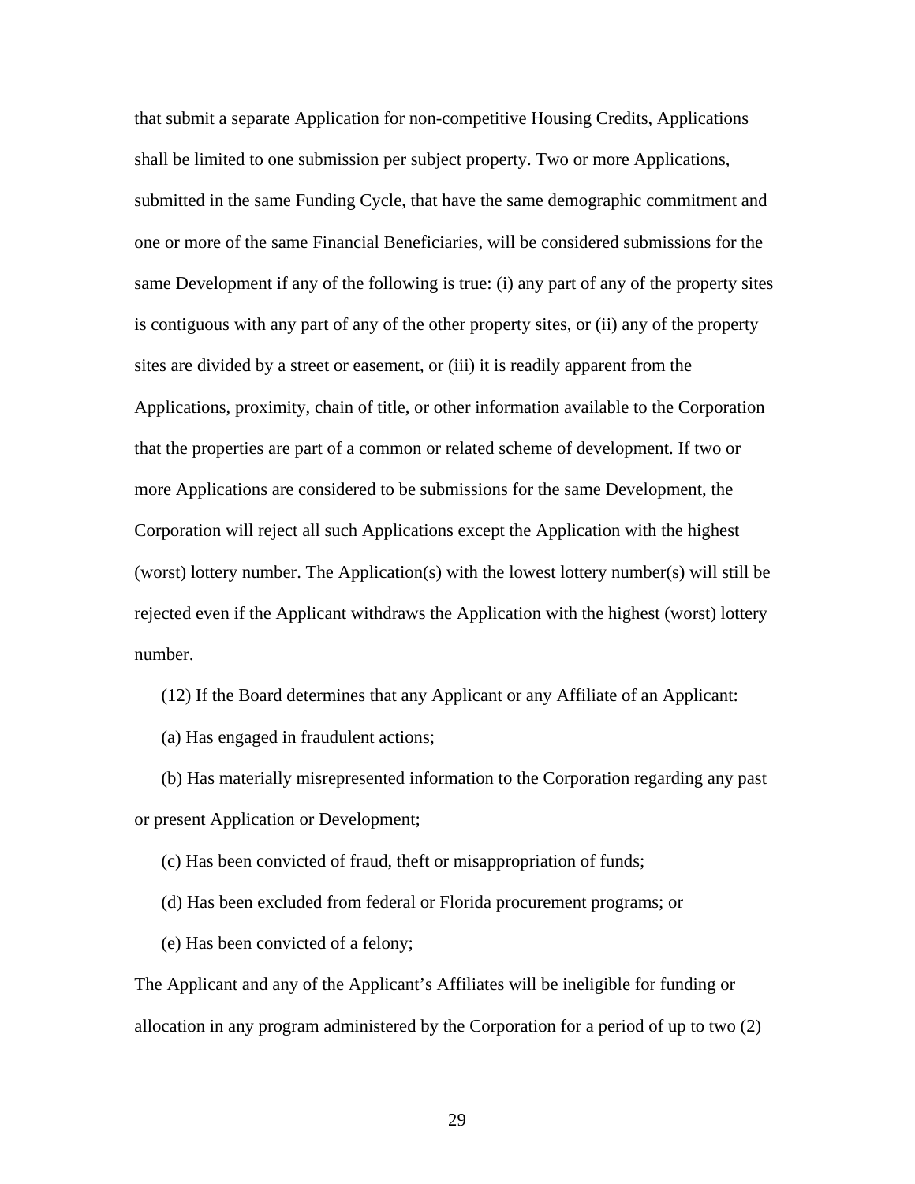that submit a separate Application for non-competitive Housing Credits, Applications shall be limited to one submission per subject property. Two or more Applications, submitted in the same Funding Cycle, that have the same demographic commitment and one or more of the same Financial Beneficiaries, will be considered submissions for the same Development if any of the following is true: (i) any part of any of the property sites is contiguous with any part of any of the other property sites, or (ii) any of the property sites are divided by a street or easement, or (iii) it is readily apparent from the Applications, proximity, chain of title, or other information available to the Corporation that the properties are part of a common or related scheme of development. If two or more Applications are considered to be submissions for the same Development, the Corporation will reject all such Applications except the Application with the highest (worst) lottery number. The Application(s) with the lowest lottery number(s) will still be rejected even if the Applicant withdraws the Application with the highest (worst) lottery number.

(12) If the Board determines that any Applicant or any Affiliate of an Applicant:

(a) Has engaged in fraudulent actions;

(b) Has materially misrepresented information to the Corporation regarding any past or present Application or Development;

(c) Has been convicted of fraud, theft or misappropriation of funds;

(d) Has been excluded from federal or Florida procurement programs; or

(e) Has been convicted of a felony;

The Applicant and any of the Applicant's Affiliates will be ineligible for funding or allocation in any program administered by the Corporation for a period of up to two (2)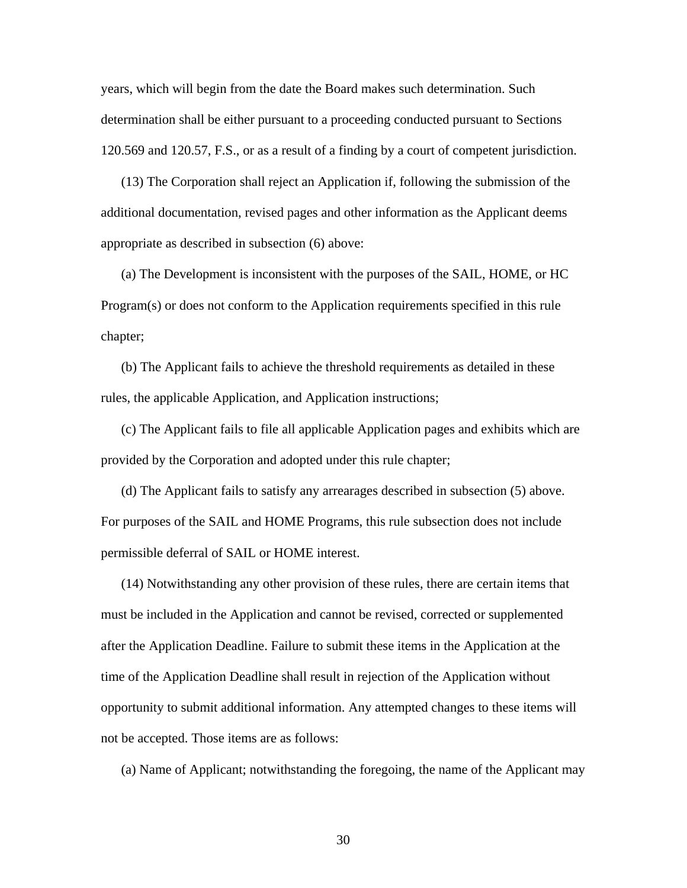years, which will begin from the date the Board makes such determination. Such determination shall be either pursuant to a proceeding conducted pursuant to Sections 120.569 and 120.57, F.S., or as a result of a finding by a court of competent jurisdiction.

(13) The Corporation shall reject an Application if, following the submission of the additional documentation, revised pages and other information as the Applicant deems appropriate as described in subsection (6) above:

(a) The Development is inconsistent with the purposes of the SAIL, HOME, or HC Program(s) or does not conform to the Application requirements specified in this rule chapter;

(b) The Applicant fails to achieve the threshold requirements as detailed in these rules, the applicable Application, and Application instructions;

(c) The Applicant fails to file all applicable Application pages and exhibits which are provided by the Corporation and adopted under this rule chapter;

(d) The Applicant fails to satisfy any arrearages described in subsection (5) above. For purposes of the SAIL and HOME Programs, this rule subsection does not include permissible deferral of SAIL or HOME interest.

(14) Notwithstanding any other provision of these rules, there are certain items that must be included in the Application and cannot be revised, corrected or supplemented after the Application Deadline. Failure to submit these items in the Application at the time of the Application Deadline shall result in rejection of the Application without opportunity to submit additional information. Any attempted changes to these items will not be accepted. Those items are as follows:

(a) Name of Applicant; notwithstanding the foregoing, the name of the Applicant may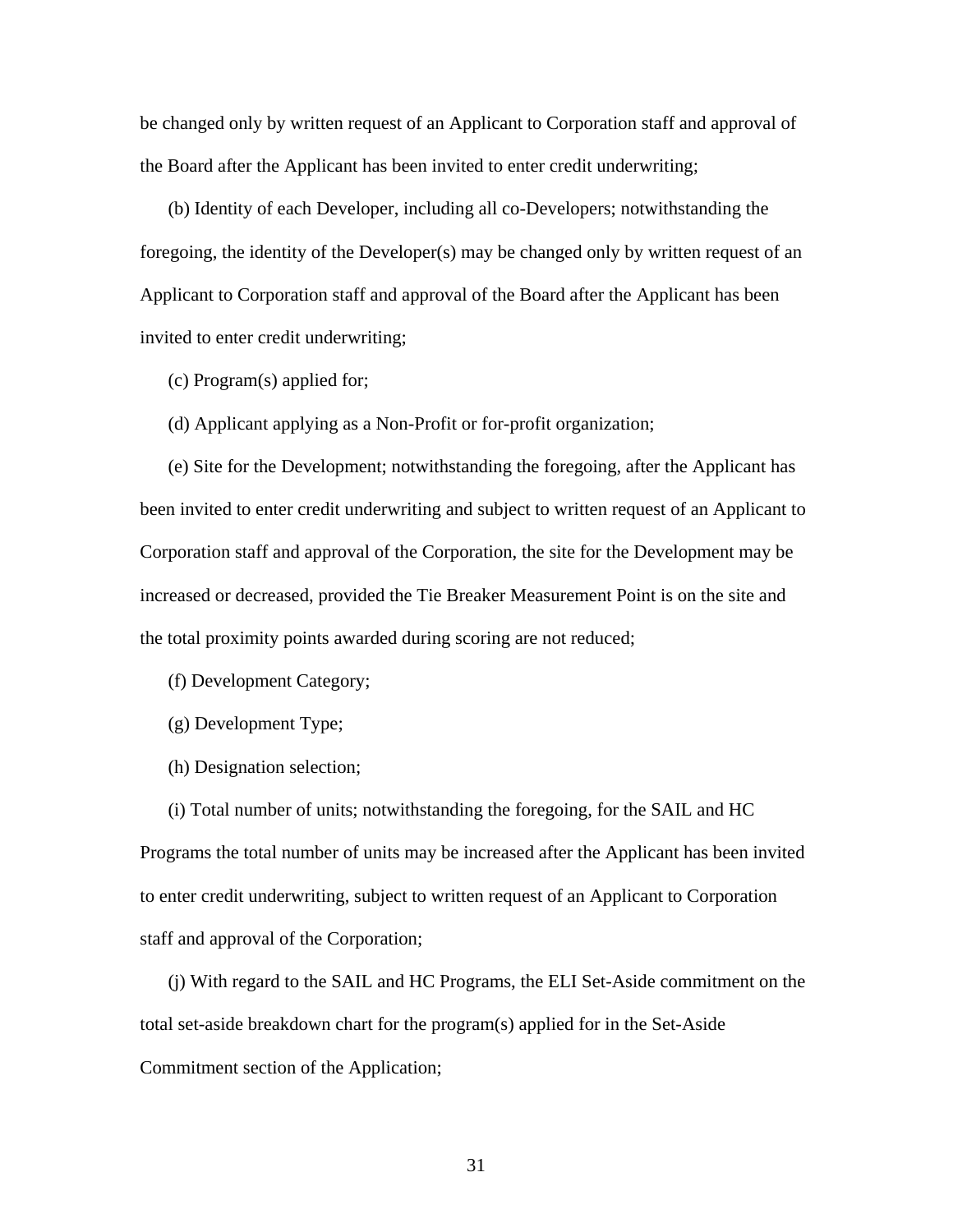be changed only by written request of an Applicant to Corporation staff and approval of the Board after the Applicant has been invited to enter credit underwriting;

(b) Identity of each Developer, including all co-Developers; notwithstanding the foregoing, the identity of the Developer(s) may be changed only by written request of an Applicant to Corporation staff and approval of the Board after the Applicant has been invited to enter credit underwriting;

(c) Program(s) applied for;

(d) Applicant applying as a Non-Profit or for-profit organization;

(e) Site for the Development; notwithstanding the foregoing, after the Applicant has been invited to enter credit underwriting and subject to written request of an Applicant to Corporation staff and approval of the Corporation, the site for the Development may be increased or decreased, provided the Tie Breaker Measurement Point is on the site and the total proximity points awarded during scoring are not reduced;

(f) Development Category;

(g) Development Type;

(h) Designation selection;

(i) Total number of units; notwithstanding the foregoing, for the SAIL and HC Programs the total number of units may be increased after the Applicant has been invited to enter credit underwriting, subject to written request of an Applicant to Corporation staff and approval of the Corporation;

(j) With regard to the SAIL and HC Programs, the ELI Set-Aside commitment on the total set-aside breakdown chart for the program(s) applied for in the Set-Aside Commitment section of the Application;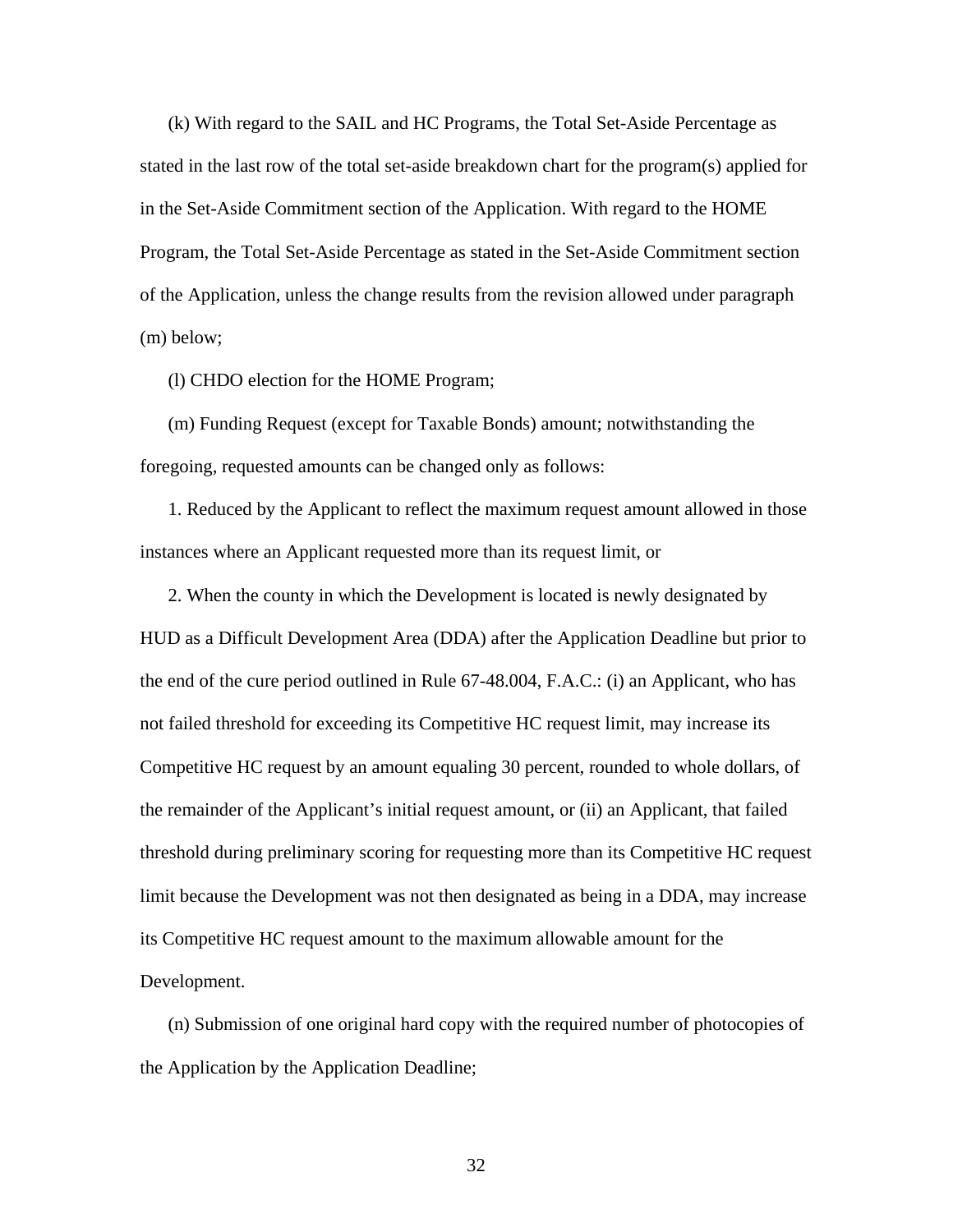(k) With regard to the SAIL and HC Programs, the Total Set-Aside Percentage as stated in the last row of the total set-aside breakdown chart for the program(s) applied for in the Set-Aside Commitment section of the Application. With regard to the HOME Program, the Total Set-Aside Percentage as stated in the Set-Aside Commitment section of the Application, unless the change results from the revision allowed under paragraph (m) below;

(l) CHDO election for the HOME Program;

(m) Funding Request (except for Taxable Bonds) amount; notwithstanding the foregoing, requested amounts can be changed only as follows:

1. Reduced by the Applicant to reflect the maximum request amount allowed in those instances where an Applicant requested more than its request limit, or

2. When the county in which the Development is located is newly designated by HUD as a Difficult Development Area (DDA) after the Application Deadline but prior to the end of the cure period outlined in Rule 67-48.004, F.A.C.: (i) an Applicant, who has not failed threshold for exceeding its Competitive HC request limit, may increase its Competitive HC request by an amount equaling 30 percent, rounded to whole dollars, of the remainder of the Applicant's initial request amount, or (ii) an Applicant, that failed threshold during preliminary scoring for requesting more than its Competitive HC request limit because the Development was not then designated as being in a DDA, may increase its Competitive HC request amount to the maximum allowable amount for the Development.

(n) Submission of one original hard copy with the required number of photocopies of the Application by the Application Deadline;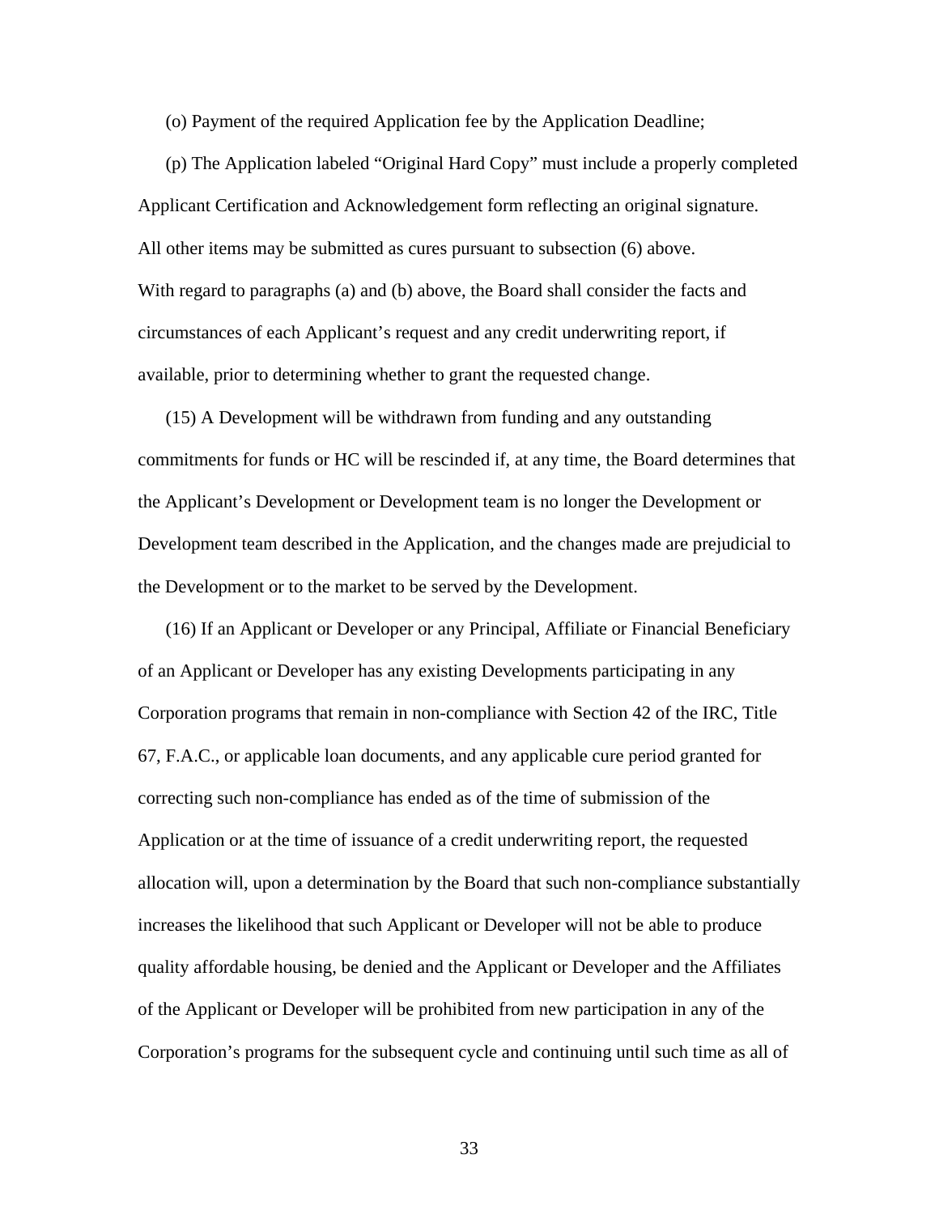(o) Payment of the required Application fee by the Application Deadline;

(p) The Application labeled "Original Hard Copy" must include a properly completed Applicant Certification and Acknowledgement form reflecting an original signature.

All other items may be submitted as cures pursuant to subsection (6) above.

With regard to paragraphs (a) and (b) above, the Board shall consider the facts and circumstances of each Applicant's request and any credit underwriting report, if available, prior to determining whether to grant the requested change.

(15) A Development will be withdrawn from funding and any outstanding commitments for funds or HC will be rescinded if, at any time, the Board determines that the Applicant's Development or Development team is no longer the Development or Development team described in the Application, and the changes made are prejudicial to the Development or to the market to be served by the Development.

(16) If an Applicant or Developer or any Principal, Affiliate or Financial Beneficiary of an Applicant or Developer has any existing Developments participating in any Corporation programs that remain in non-compliance with Section 42 of the IRC, Title 67, F.A.C., or applicable loan documents, and any applicable cure period granted for correcting such non-compliance has ended as of the time of submission of the Application or at the time of issuance of a credit underwriting report, the requested allocation will, upon a determination by the Board that such non-compliance substantially increases the likelihood that such Applicant or Developer will not be able to produce quality affordable housing, be denied and the Applicant or Developer and the Affiliates of the Applicant or Developer will be prohibited from new participation in any of the Corporation's programs for the subsequent cycle and continuing until such time as all of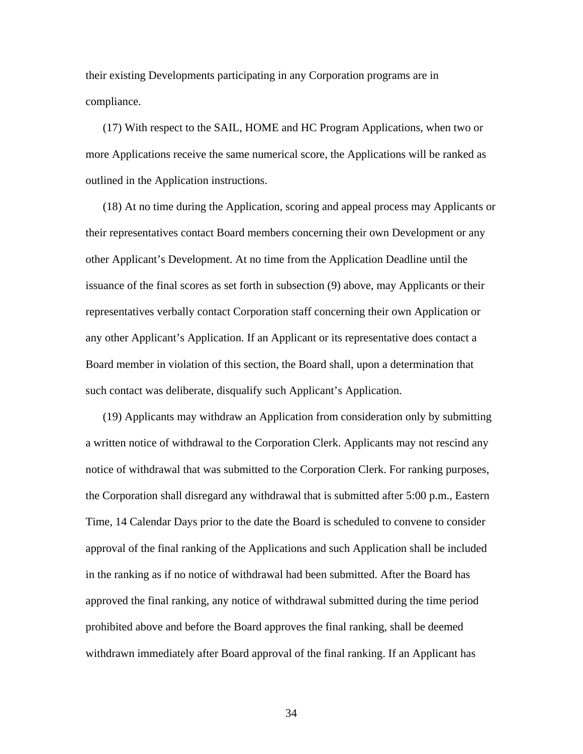their existing Developments participating in any Corporation programs are in compliance.

(17) With respect to the SAIL, HOME and HC Program Applications, when two or more Applications receive the same numerical score, the Applications will be ranked as outlined in the Application instructions.

(18) At no time during the Application, scoring and appeal process may Applicants or their representatives contact Board members concerning their own Development or any other Applicant's Development. At no time from the Application Deadline until the issuance of the final scores as set forth in subsection (9) above, may Applicants or their representatives verbally contact Corporation staff concerning their own Application or any other Applicant's Application. If an Applicant or its representative does contact a Board member in violation of this section, the Board shall, upon a determination that such contact was deliberate, disqualify such Applicant's Application.

(19) Applicants may withdraw an Application from consideration only by submitting a written notice of withdrawal to the Corporation Clerk. Applicants may not rescind any notice of withdrawal that was submitted to the Corporation Clerk. For ranking purposes, the Corporation shall disregard any withdrawal that is submitted after 5:00 p.m., Eastern Time, 14 Calendar Days prior to the date the Board is scheduled to convene to consider approval of the final ranking of the Applications and such Application shall be included in the ranking as if no notice of withdrawal had been submitted. After the Board has approved the final ranking, any notice of withdrawal submitted during the time period prohibited above and before the Board approves the final ranking, shall be deemed withdrawn immediately after Board approval of the final ranking. If an Applicant has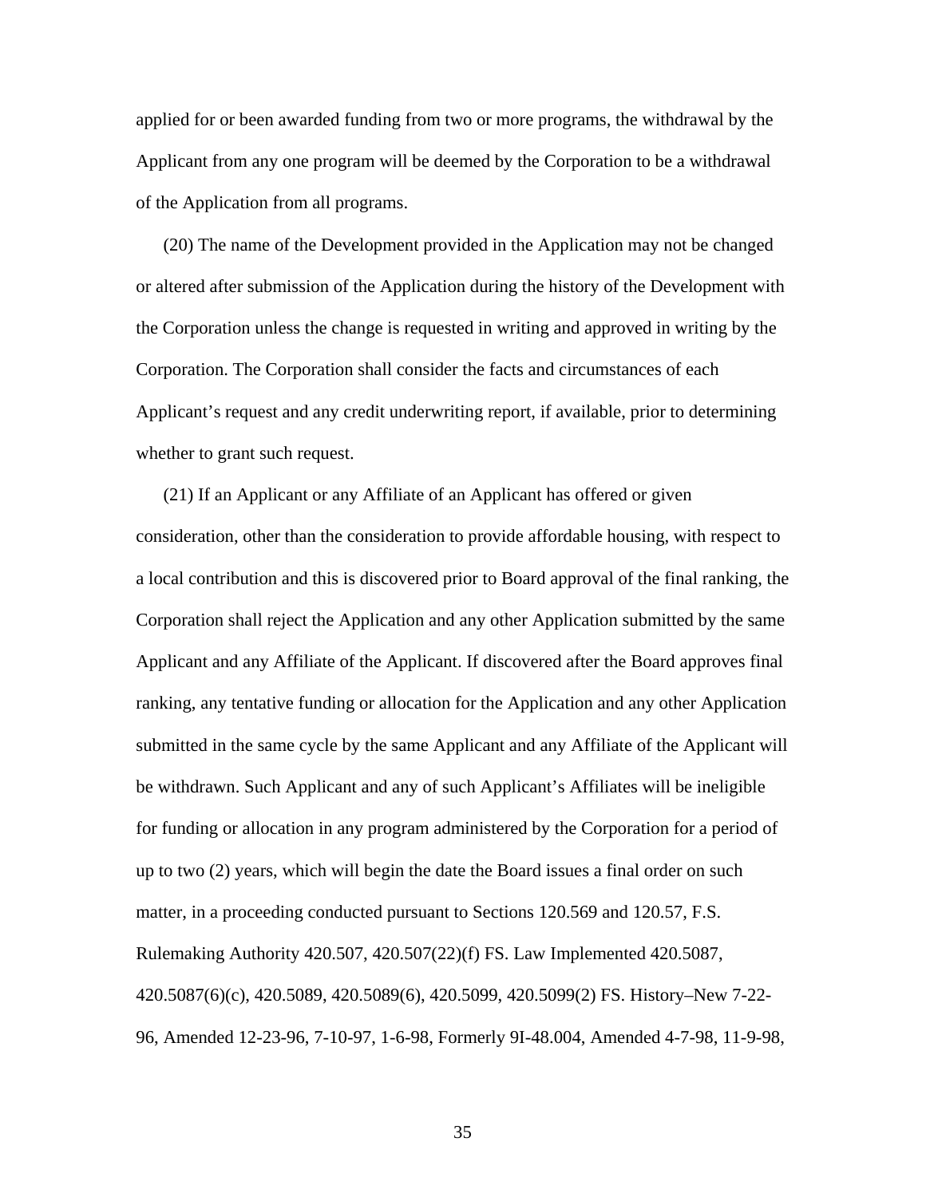applied for or been awarded funding from two or more programs, the withdrawal by the Applicant from any one program will be deemed by the Corporation to be a withdrawal of the Application from all programs.

(20) The name of the Development provided in the Application may not be changed or altered after submission of the Application during the history of the Development with the Corporation unless the change is requested in writing and approved in writing by the Corporation. The Corporation shall consider the facts and circumstances of each Applicant's request and any credit underwriting report, if available, prior to determining whether to grant such request.

(21) If an Applicant or any Affiliate of an Applicant has offered or given consideration, other than the consideration to provide affordable housing, with respect to a local contribution and this is discovered prior to Board approval of the final ranking, the Corporation shall reject the Application and any other Application submitted by the same Applicant and any Affiliate of the Applicant. If discovered after the Board approves final ranking, any tentative funding or allocation for the Application and any other Application submitted in the same cycle by the same Applicant and any Affiliate of the Applicant will be withdrawn. Such Applicant and any of such Applicant's Affiliates will be ineligible for funding or allocation in any program administered by the Corporation for a period of up to two (2) years, which will begin the date the Board issues a final order on such matter, in a proceeding conducted pursuant to Sections 120.569 and 120.57, F.S. Rulemaking Authority 420.507, 420.507(22)(f) FS. Law Implemented 420.5087, 420.5087(6)(c), 420.5089, 420.5089(6), 420.5099, 420.5099(2) FS. History–New 7-22-96, Amended 12-23-96, 7-10-97, 1-6-98, Formerly 9I-48.004, Amended 4-7-98, 11-9-98,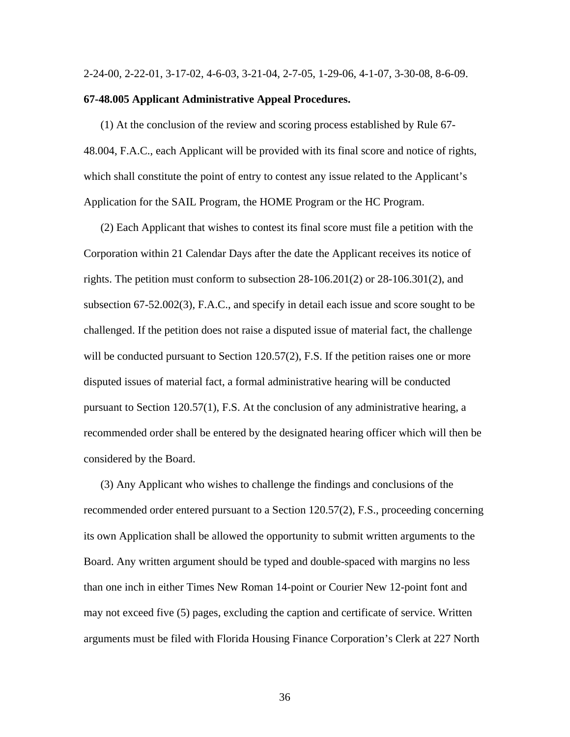2-24-00, 2-22-01, 3-17-02, 4-6-03, 3-21-04, 2-7-05, 1-29-06, 4-1-07, 3-30-08, 8-6-09.

**67-48.005 Applicant Administrative Appeal Procedures.**

(1) At the conclusion of the review and scoring process established by Rule 67-48.004, F.A.C., each Applicant will be provided with its final score and notice of rights, which shall constitute the point of entry to contest any issue related to the Applicant's Application for the SAIL Program, the HOME Program or the HC Program.

(2) Each Applicant that wishes to contest its final score must file a petition with the Corporation within 21 Calendar Days after the date the Applicant receives its notice of rights. The petition must conform to subsection 28-106.201(2) or 28-106.301(2), and subsection 67-52.002(3), F.A.C., and specify in detail each issue and score sought to be challenged. If the petition does not raise a disputed issue of material fact, the challenge will be conducted pursuant to Section 120.57(2), F.S. If the petition raises one or more disputed issues of material fact, a formal administrative hearing will be conducted pursuant to Section 120.57(1), F.S. At the conclusion of any administrative hearing, a recommended order shall be entered by the designated hearing officer which will then be considered by the Board.

(3) Any Applicant who wishes to challenge the findings and conclusions of the recommended order entered pursuant to a Section 120.57(2), F.S., proceeding concerning its own Application shall be allowed the opportunity to submit written arguments to the Board. Any written argument should be typed and double-spaced with margins no less than one inch in either Times New Roman 14-point or Courier New 12-point font and may not exceed five (5) pages, excluding the caption and certificate of service. Written arguments must be filed with Florida Housing Finance Corporation's Clerk at 227 North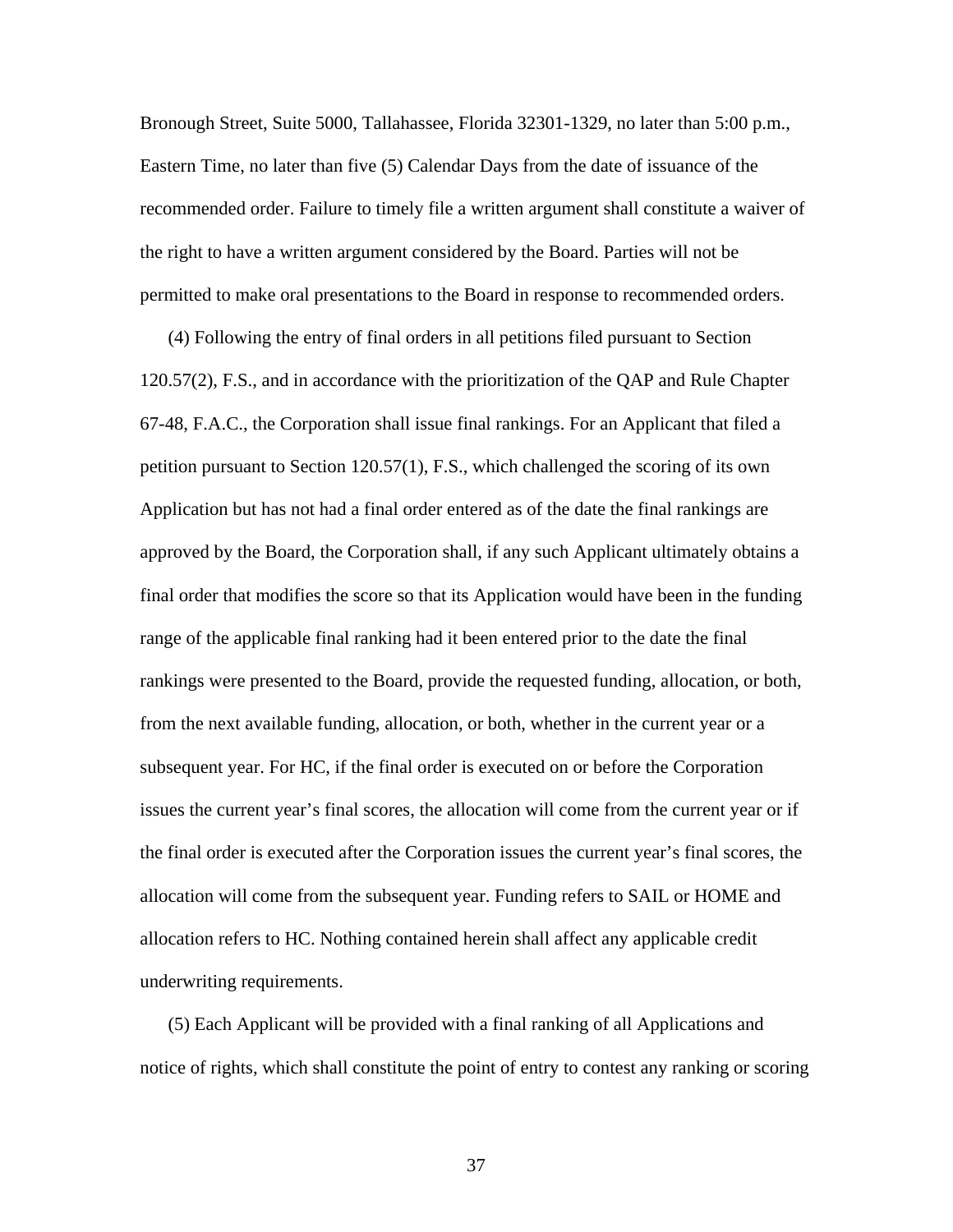Bronough Street, Suite 5000, Tallahassee, Florida 32301-1329, no later than 5:00 p.m., Eastern Time, no later than five (5) Calendar Days from the date of issuance of the recommended order. Failure to timely file a written argument shall constitute a waiver of the right to have a written argument considered by the Board. Parties will not be permitted to make oral presentations to the Board in response to recommended orders.

(4) Following the entry of final orders in all petitions filed pursuant to Section 120.57(2), F.S., and in accordance with the prioritization of the QAP and Rule Chapter 67-48, F.A.C., the Corporation shall issue final rankings. For an Applicant that filed a petition pursuant to Section 120.57(1), F.S., which challenged the scoring of its own Application but has not had a final order entered as of the date the final rankings are approved by the Board, the Corporation shall, if any such Applicant ultimately obtains a final order that modifies the score so that its Application would have been in the funding range of the applicable final ranking had it been entered prior to the date the final rankings were presented to the Board, provide the requested funding, allocation, or both, from the next available funding, allocation, or both, whether in the current year or a subsequent year. For HC, if the final order is executed on or before the Corporation issues the current year's final scores, the allocation will come from the current year or if the final order is executed after the Corporation issues the current year's final scores, the allocation will come from the subsequent year. Funding refers to SAIL or HOME and allocation refers to HC. Nothing contained herein shall affect any applicable credit underwriting requirements.

(5) Each Applicant will be provided with a final ranking of all Applications and notice of rights, which shall constitute the point of entry to contest any ranking or scoring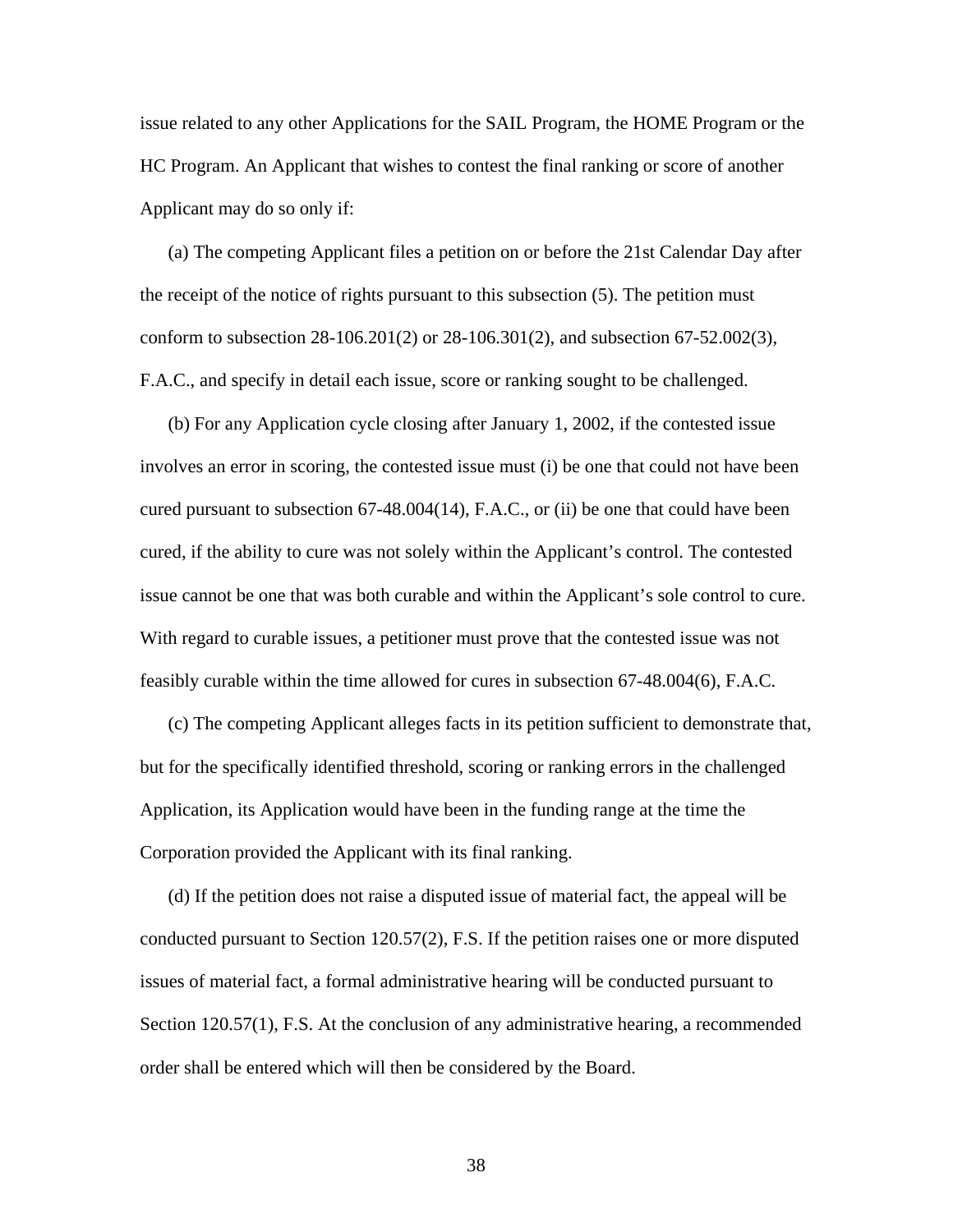issue related to any other Applications for the SAIL Program, the HOME Program or the HC Program. An Applicant that wishes to contest the final ranking or score of another Applicant may do so only if:

(a) The competing Applicant files a petition on or before the 21st Calendar Day after the receipt of the notice of rights pursuant to this subsection (5). The petition must conform to subsection 28-106.201(2) or 28-106.301(2), and subsection 67-52.002(3), F.A.C., and specify in detail each issue, score or ranking sought to be challenged.

(b) For any Application cycle closing after January 1, 2002, if the contested issue involves an error in scoring, the contested issue must (i) be one that could not have been cured pursuant to subsection 67-48.004(14), F.A.C., or (ii) be one that could have been cured, if the ability to cure was not solely within the Applicant's control. The contested issue cannot be one that was both curable and within the Applicant's sole control to cure. With regard to curable issues, a petitioner must prove that the contested issue was not feasibly curable within the time allowed for cures in subsection 67-48.004(6), F.A.C.

(c) The competing Applicant alleges facts in its petition sufficient to demonstrate that, but for the specifically identified threshold, scoring or ranking errors in the challenged Application, its Application would have been in the funding range at the time the Corporation provided the Applicant with its final ranking.

(d) If the petition does not raise a disputed issue of material fact, the appeal will be conducted pursuant to Section 120.57(2), F.S. If the petition raises one or more disputed issues of material fact, a formal administrative hearing will be conducted pursuant to Section 120.57(1), F.S. At the conclusion of any administrative hearing, a recommended order shall be entered which will then be considered by the Board.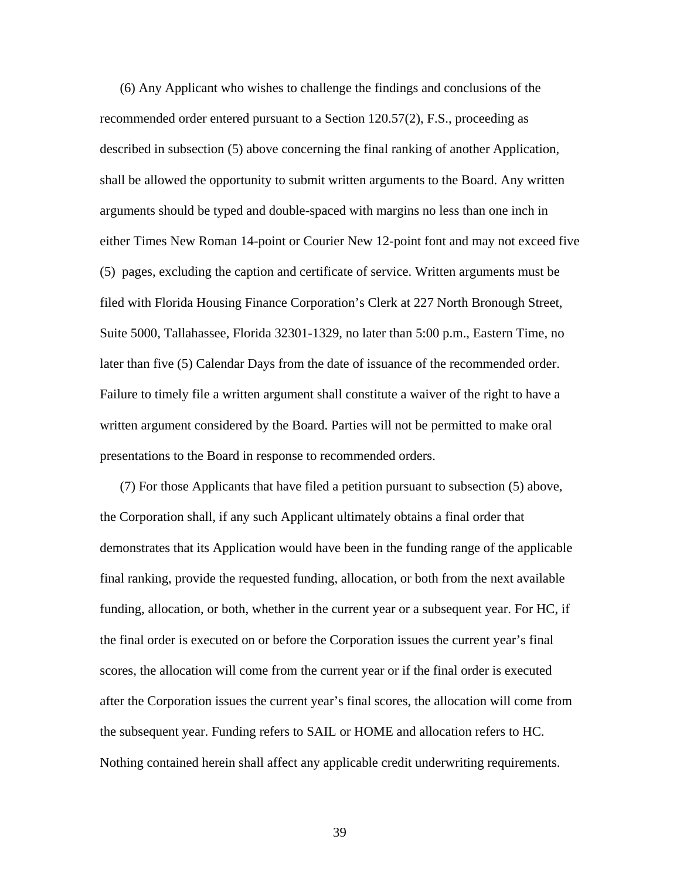(6) Any Applicant who wishes to challenge the findings and conclusions of the recommended order entered pursuant to a Section 120.57(2), F.S., proceeding as described in subsection (5) above concerning the final ranking of another Application, shall be allowed the opportunity to submit written arguments to the Board. Any written arguments should be typed and double-spaced with margins no less than one inch in either Times New Roman 14-point or Courier New 12-point font and may not exceed five (5) pages, excluding the caption and certificate of service. Written arguments must be filed with Florida Housing Finance Corporation's Clerk at 227 North Bronough Street, Suite 5000, Tallahassee, Florida 32301-1329, no later than 5:00 p.m., Eastern Time, no later than five (5) Calendar Days from the date of issuance of the recommended order. Failure to timely file a written argument shall constitute a waiver of the right to have a written argument considered by the Board. Parties will not be permitted to make oral presentations to the Board in response to recommended orders.

(7) For those Applicants that have filed a petition pursuant to subsection (5) above, the Corporation shall, if any such Applicant ultimately obtains a final order that demonstrates that its Application would have been in the funding range of the applicable final ranking, provide the requested funding, allocation, or both from the next available funding, allocation, or both, whether in the current year or a subsequent year. For HC, if the final order is executed on or before the Corporation issues the current year's final scores, the allocation will come from the current year or if the final order is executed after the Corporation issues the current year's final scores, the allocation will come from the subsequent year. Funding refers to SAIL or HOME and allocation refers to HC. Nothing contained herein shall affect any applicable credit underwriting requirements.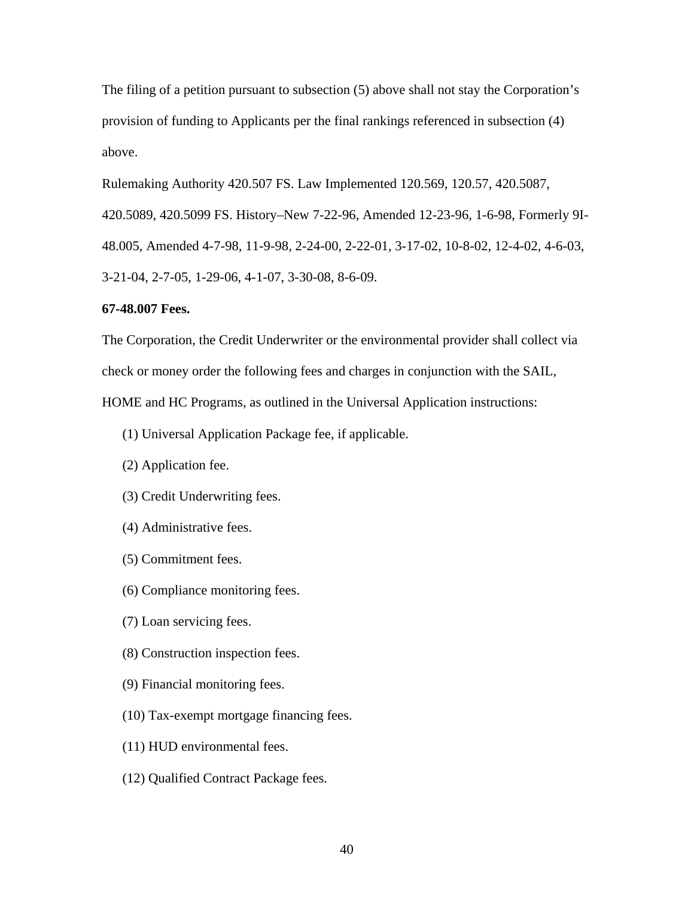The filing of a petition pursuant to subsection (5) above shall not stay the Corporation's provision of funding to Applicants per the final rankings referenced in subsection (4) above.

Rulemaking Authority 420.507 FS. Law Implemented 120.569, 120.57, 420.5087, 420.5089, 420.5099 FS. History–New 7-22-96, Amended 12-23-96, 1-6-98, Formerly 9I-48.005, Amended 4-7-98, 11-9-98, 2-24-00, 2-22-01, 3-17-02, 10-8-02, 12-4-02, 4-6-03, 3-21-04, 2-7-05, 1-29-06, 4-1-07, 3-30-08, 8-6-09.

**67-48.007 Fees.**

The Corporation, the Credit Underwriter or the environmental provider shall collect via check or money order the following fees and charges in conjunction with the SAIL, HOME and HC Programs, as outlined in the Universal Application instructions:

(1) Universal Application Package fee, if applicable.

(2) Application fee.

(3) Credit Underwriting fees.

(4) Administrative fees.

(5) Commitment fees.

(6) Compliance monitoring fees.

(7) Loan servicing fees.

(8) Construction inspection fees.

(9) Financial monitoring fees.

(10) Tax-exempt mortgage financing fees.

(11) HUD environmental fees.

(12) Qualified Contract Package fees.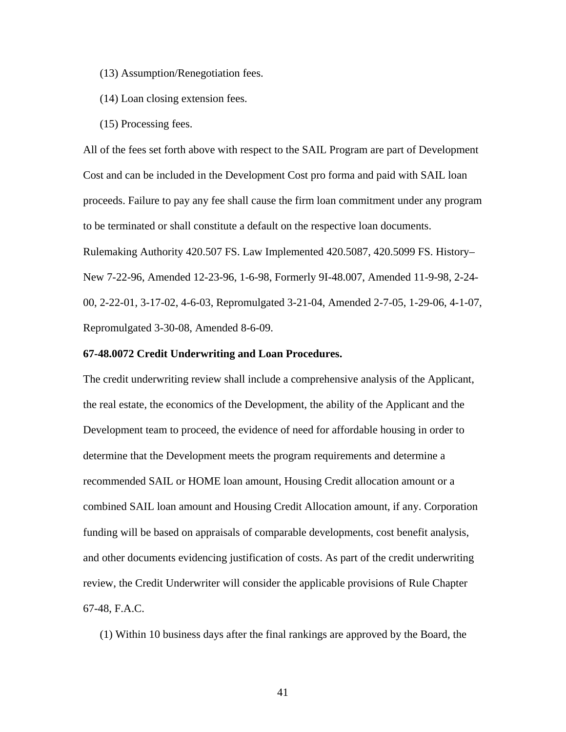(13) Assumption/Renegotiation fees.

(14) Loan closing extension fees.

(15) Processing fees.

All of the fees set forth above with respect to the SAIL Program are part of Development Cost and can be included in the Development Cost pro forma and paid with SAIL loan proceeds. Failure to pay any fee shall cause the firm loan commitment under any program to be terminated or shall constitute a default on the respective loan documents.

Rulemaking Authority 420.507 FS. Law Implemented 420.5087, 420.5099 FS. History–New 7-22-96, Amended 12-23-96, 1-6-98, Formerly 9I-48.007, Amended 11-9-98, 2-24-00, 2-22-01, 3-17-02, 4-6-03, Repromulgated 3-21-04, Amended 2-7-05, 1-29-06, 4-1-07, Repromulgated 3-30-08, Amended 8-6-09.

**67-48.0072 Credit Underwriting and Loan Procedures.**

The credit underwriting review shall include a comprehensive analysis of the Applicant, the real estate, the economics of the Development, the ability of the Applicant and the Development team to proceed, the evidence of need for affordable housing in order to determine that the Development meets the program requirements and determine a recommended SAIL or HOME loan amount, Housing Credit allocation amount or a combined SAIL loan amount and Housing Credit Allocation amount, if any. Corporation funding will be based on appraisals of comparable developments, cost benefit analysis, and other documents evidencing justification of costs. As part of the credit underwriting review, the Credit Underwriter will consider the applicable provisions of Rule Chapter 67-48, F.A.C.

(1) Within 10 business days after the final rankings are approved by the Board, the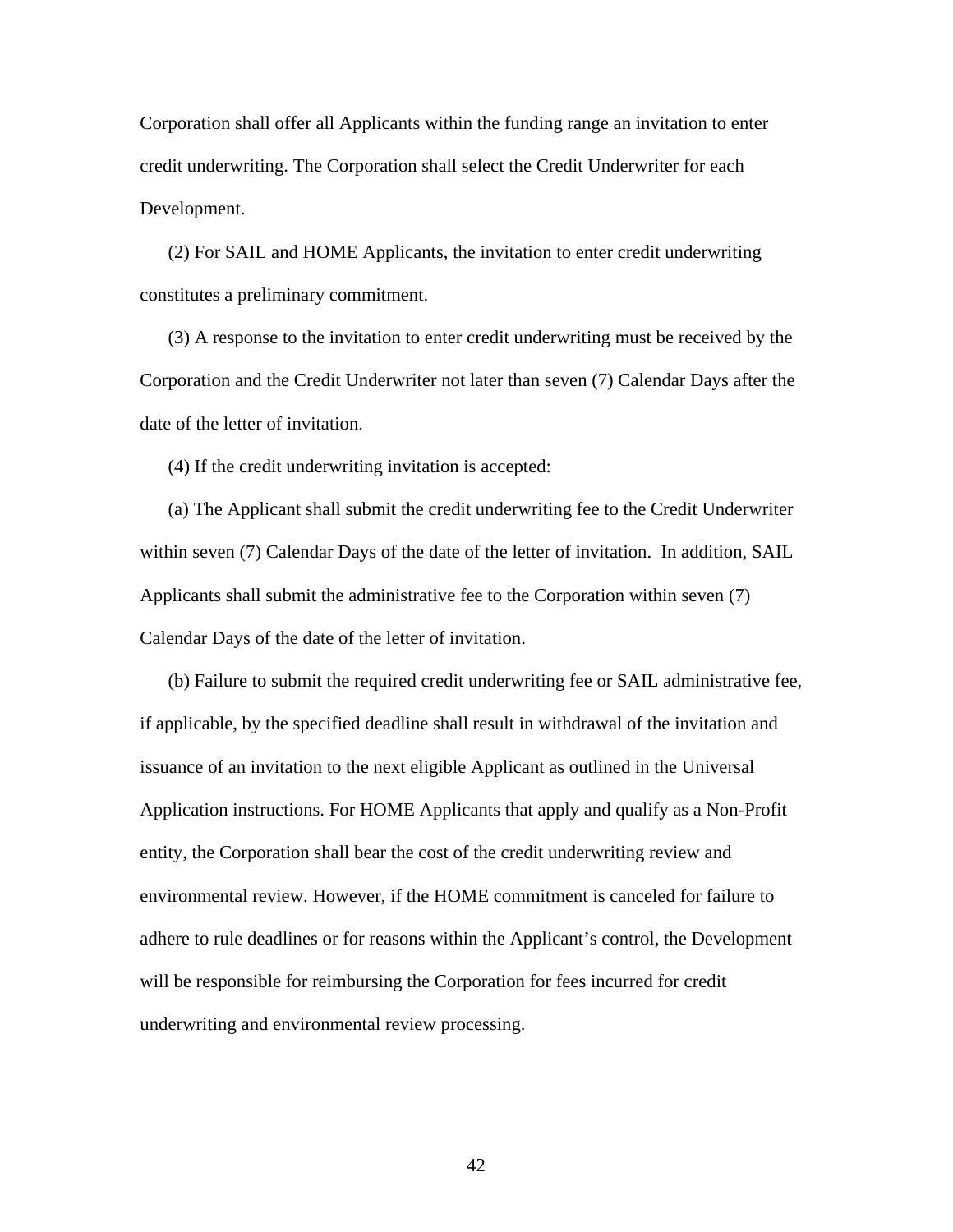Corporation shall offer all Applicants within the funding range an invitation to enter credit underwriting. The Corporation shall select the Credit Underwriter for each Development.

(2) For SAIL and HOME Applicants, the invitation to enter credit underwriting constitutes a preliminary commitment.

(3) A response to the invitation to enter credit underwriting must be received by the Corporation and the Credit Underwriter not later than seven (7) Calendar Days after the date of the letter of invitation.

(4) If the credit underwriting invitation is accepted:

(a) The Applicant shall submit the credit underwriting fee to the Credit Underwriter within seven (7) Calendar Days of the date of the letter of invitation. In addition, SAIL Applicants shall submit the administrative fee to the Corporation within seven (7) Calendar Days of the date of the letter of invitation.

(b) Failure to submit the required credit underwriting fee or SAIL administrative fee, if applicable, by the specified deadline shall result in withdrawal of the invitation and issuance of an invitation to the next eligible Applicant as outlined in the Universal Application instructions. For HOME Applicants that apply and qualify as a Non-Profit entity, the Corporation shall bear the cost of the credit underwriting review and environmental review. However, if the HOME commitment is canceled for failure to adhere to rule deadlines or for reasons within the Applicant's control, the Development will be responsible for reimbursing the Corporation for fees incurred for credit underwriting and environmental review processing.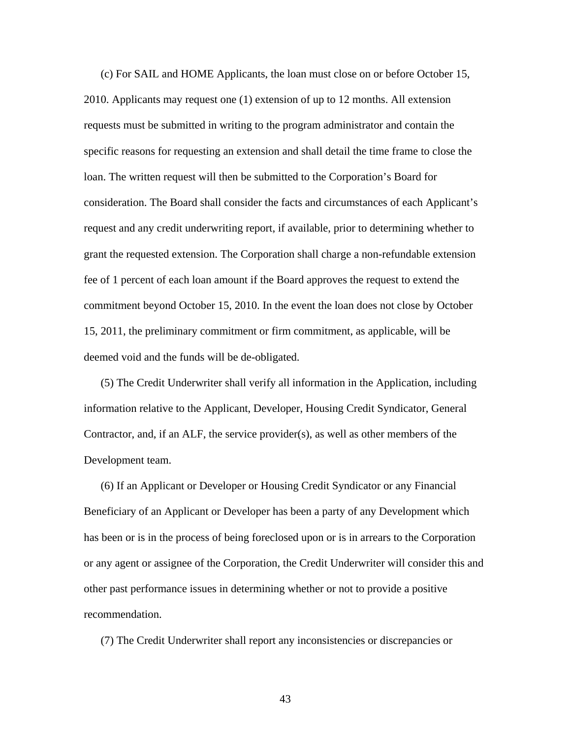(c) For SAIL and HOME Applicants, the loan must close on or before October 15, 2010. Applicants may request one (1) extension of up to 12 months. All extension requests must be submitted in writing to the program administrator and contain the specific reasons for requesting an extension and shall detail the time frame to close the loan. The written request will then be submitted to the Corporation's Board for consideration. The Board shall consider the facts and circumstances of each Applicant's request and any credit underwriting report, if available, prior to determining whether to grant the requested extension. The Corporation shall charge a non-refundable extension fee of 1 percent of each loan amount if the Board approves the request to extend the commitment beyond October 15, 2010. In the event the loan does not close by October 15, 2011, the preliminary commitment or firm commitment, as applicable, will be deemed void and the funds will be de-obligated.

(5) The Credit Underwriter shall verify all information in the Application, including information relative to the Applicant, Developer, Housing Credit Syndicator, General Contractor, and, if an ALF, the service provider(s), as well as other members of the Development team.

(6) If an Applicant or Developer or Housing Credit Syndicator or any Financial Beneficiary of an Applicant or Developer has been a party of any Development which has been or is in the process of being foreclosed upon or is in arrears to the Corporation or any agent or assignee of the Corporation, the Credit Underwriter will consider this and other past performance issues in determining whether or not to provide a positive recommendation.

(7) The Credit Underwriter shall report any inconsistencies or discrepancies or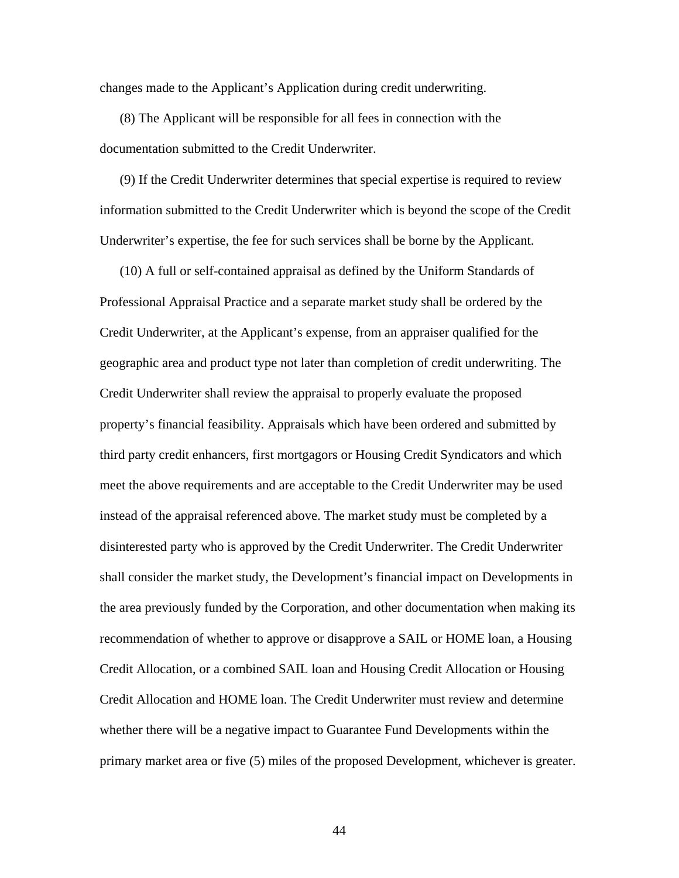changes made to the Applicant's Application during credit underwriting.

(8) The Applicant will be responsible for all fees in connection with the documentation submitted to the Credit Underwriter.

(9) If the Credit Underwriter determines that special expertise is required to review information submitted to the Credit Underwriter which is beyond the scope of the Credit Underwriter's expertise, the fee for such services shall be borne by the Applicant.

(10) A full or self-contained appraisal as defined by the Uniform Standards of Professional Appraisal Practice and a separate market study shall be ordered by the Credit Underwriter, at the Applicant's expense, from an appraiser qualified for the geographic area and product type not later than completion of credit underwriting. The Credit Underwriter shall review the appraisal to properly evaluate the proposed property's financial feasibility. Appraisals which have been ordered and submitted by third party credit enhancers, first mortgagors or Housing Credit Syndicators and which meet the above requirements and are acceptable to the Credit Underwriter may be used instead of the appraisal referenced above. The market study must be completed by a disinterested party who is approved by the Credit Underwriter. The Credit Underwriter shall consider the market study, the Development's financial impact on Developments in the area previously funded by the Corporation, and other documentation when making its recommendation of whether to approve or disapprove a SAIL or HOME loan, a Housing Credit Allocation, or a combined SAIL loan and Housing Credit Allocation or Housing Credit Allocation and HOME loan. The Credit Underwriter must review and determine whether there will be a negative impact to Guarantee Fund Developments within the primary market area or five (5) miles of the proposed Development, whichever is greater.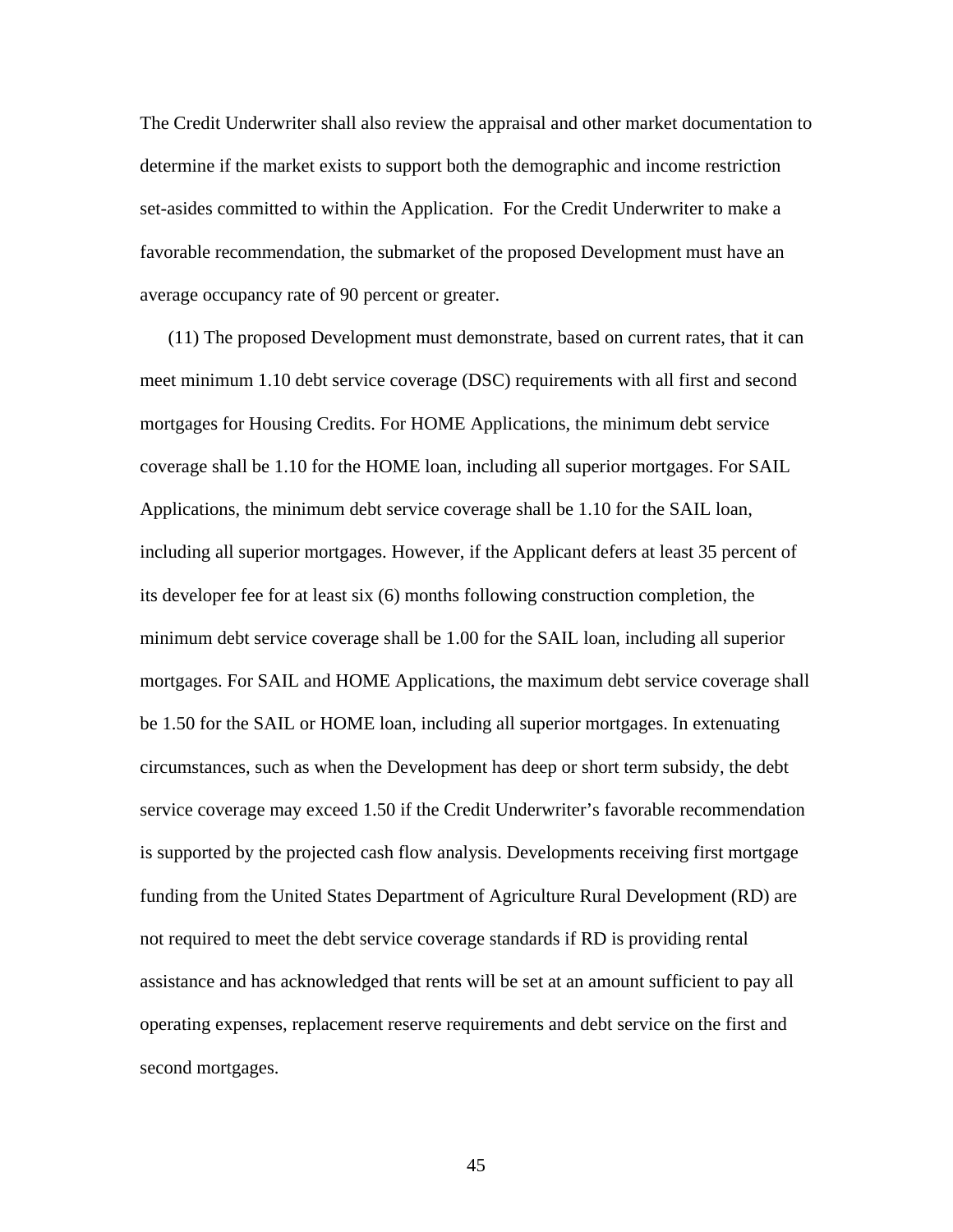The Credit Underwriter shall also review the appraisal and other market documentation to determine if the market exists to support both the demographic and income restriction set-asides committed to within the Application. For the Credit Underwriter to make a favorable recommendation, the submarket of the proposed Development must have an average occupancy rate of 90 percent or greater.

(11) The proposed Development must demonstrate, based on current rates, that it can meet minimum 1.10 debt service coverage (DSC) requirements with all first and second mortgages for Housing Credits. For HOME Applications, the minimum debt service coverage shall be 1.10 for the HOME loan, including all superior mortgages. For SAIL Applications, the minimum debt service coverage shall be 1.10 for the SAIL loan, including all superior mortgages. However, if the Applicant defers at least 35 percent of its developer fee for at least six (6) months following construction completion, the minimum debt service coverage shall be 1.00 for the SAIL loan, including all superior mortgages. For SAIL and HOME Applications, the maximum debt service coverage shall be 1.50 for the SAIL or HOME loan, including all superior mortgages. In extenuating circumstances, such as when the Development has deep or short term subsidy, the debt service coverage may exceed 1.50 if the Credit Underwriter's favorable recommendation is supported by the projected cash flow analysis. Developments receiving first mortgage funding from the United States Department of Agriculture Rural Development (RD) are not required to meet the debt service coverage standards if RD is providing rental assistance and has acknowledged that rents will be set at an amount sufficient to pay all operating expenses, replacement reserve requirements and debt service on the first and second mortgages.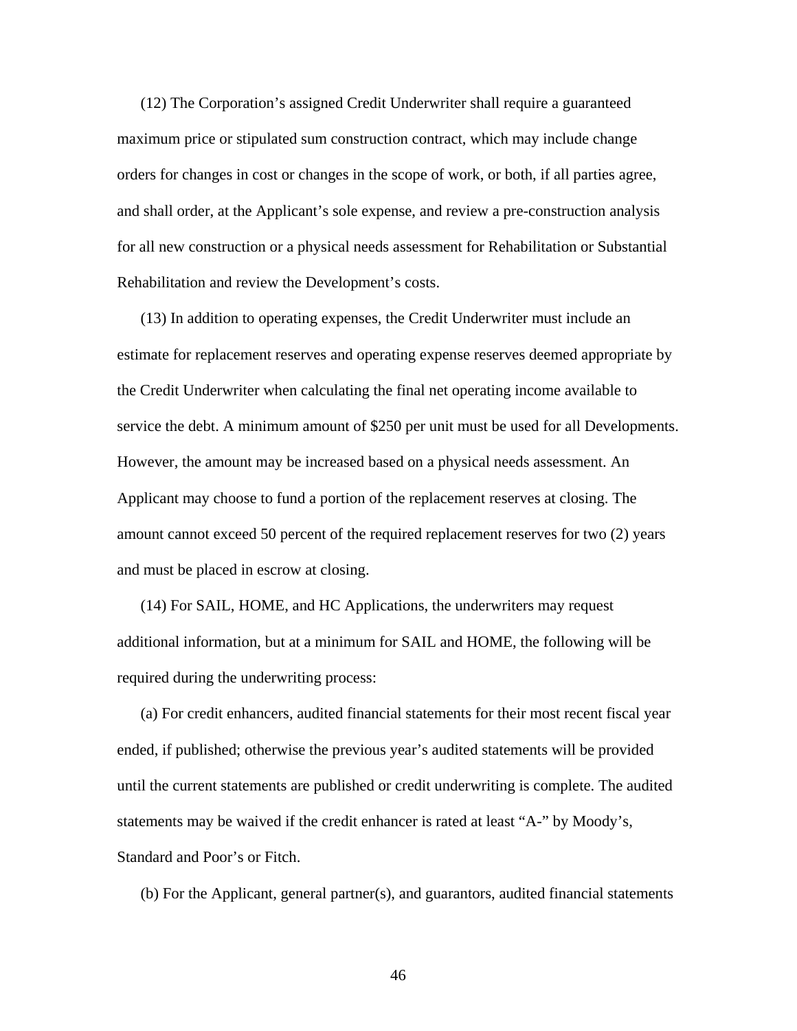(12) The Corporation's assigned Credit Underwriter shall require a guaranteed maximum price or stipulated sum construction contract, which may include change orders for changes in cost or changes in the scope of work, or both, if all parties agree, and shall order, at the Applicant's sole expense, and review a pre-construction analysis for all new construction or a physical needs assessment for Rehabilitation or Substantial Rehabilitation and review the Development's costs.

(13) In addition to operating expenses, the Credit Underwriter must include an estimate for replacement reserves and operating expense reserves deemed appropriate by the Credit Underwriter when calculating the final net operating income available to service the debt. A minimum amount of $250 per unit must be used for all Developments. However, the amount may be increased based on a physical needs assessment. An Applicant may choose to fund a portion of the replacement reserves at closing. The amount cannot exceed 50 percent of the required replacement reserves for two (2) years and must be placed in escrow at closing.

(14) For SAIL, HOME, and HC Applications, the underwriters may request additional information, but at a minimum for SAIL and HOME, the following will be required during the underwriting process:

(a) For credit enhancers, audited financial statements for their most recent fiscal year ended, if published; otherwise the previous year's audited statements will be provided until the current statements are published or credit underwriting is complete. The audited statements may be waived if the credit enhancer is rated at least "A-" by Moody's, Standard and Poor's or Fitch.

(b) For the Applicant, general partner(s), and guarantors, audited financial statements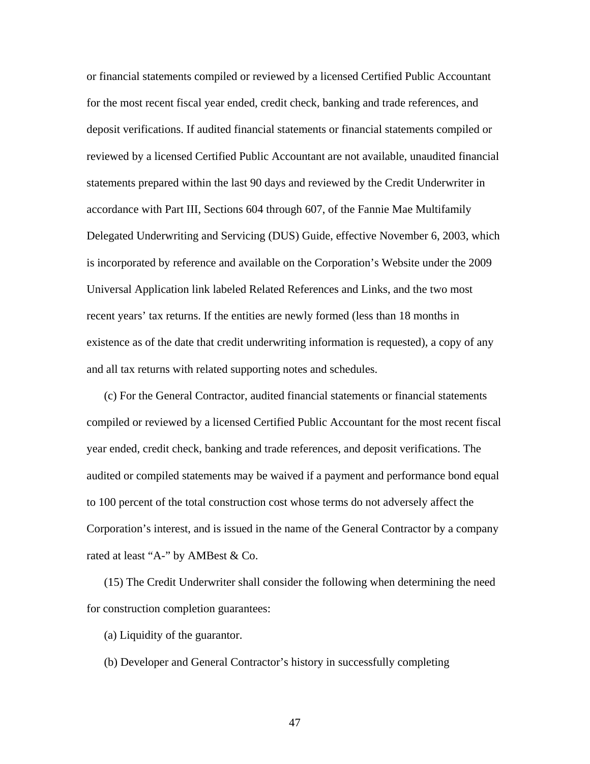or financial statements compiled or reviewed by a licensed Certified Public Accountant for the most recent fiscal year ended, credit check, banking and trade references, and deposit verifications. If audited financial statements or financial statements compiled or reviewed by a licensed Certified Public Accountant are not available, unaudited financial statements prepared within the last 90 days and reviewed by the Credit Underwriter in accordance with Part III, Sections 604 through 607, of the Fannie Mae Multifamily Delegated Underwriting and Servicing (DUS) Guide, effective November 6, 2003, which is incorporated by reference and available on the Corporation's Website under the 2009 Universal Application link labeled Related References and Links, and the two most recent years' tax returns. If the entities are newly formed (less than 18 months in existence as of the date that credit underwriting information is requested), a copy of any and all tax returns with related supporting notes and schedules.

(c) For the General Contractor, audited financial statements or financial statements compiled or reviewed by a licensed Certified Public Accountant for the most recent fiscal year ended, credit check, banking and trade references, and deposit verifications. The audited or compiled statements may be waived if a payment and performance bond equal to 100 percent of the total construction cost whose terms do not adversely affect the Corporation's interest, and is issued in the name of the General Contractor by a company rated at least "A-" by AMBest & Co.

(15) The Credit Underwriter shall consider the following when determining the need for construction completion guarantees:

(a) Liquidity of the guarantor.

(b) Developer and General Contractor's history in successfully completing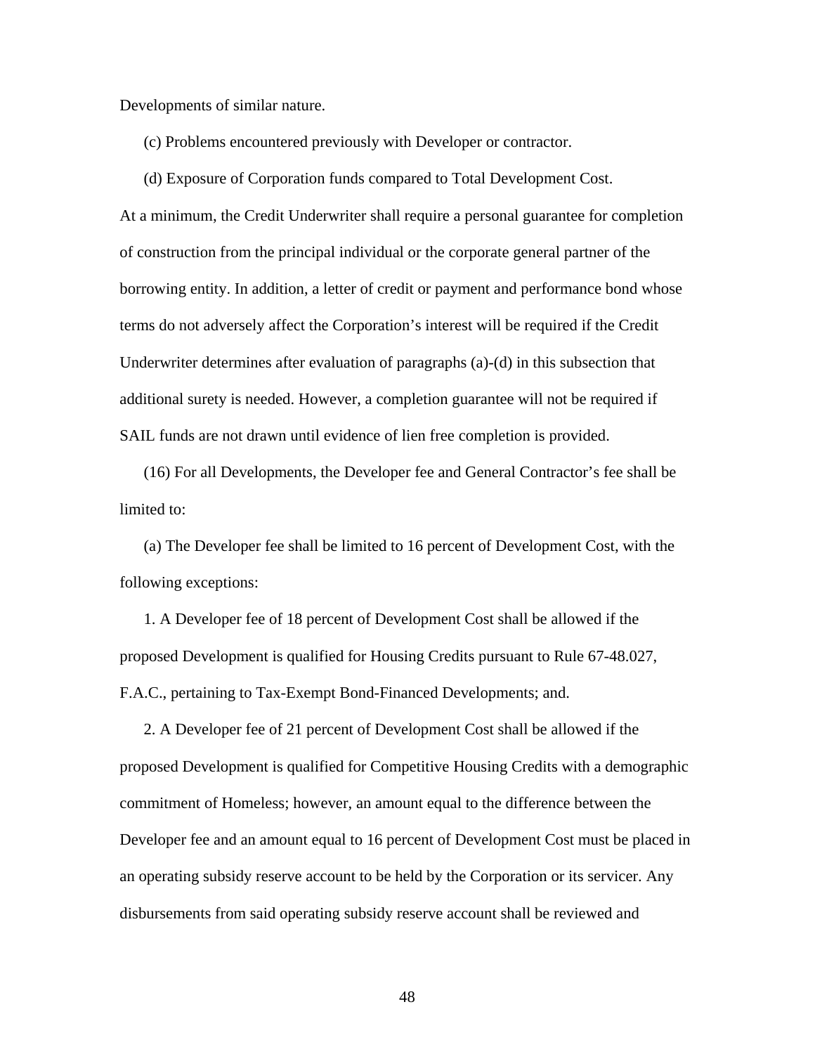Developments of similar nature.

(c) Problems encountered previously with Developer or contractor.

(d) Exposure of Corporation funds compared to Total Development Cost.

At a minimum, the Credit Underwriter shall require a personal guarantee for completion of construction from the principal individual or the corporate general partner of the borrowing entity. In addition, a letter of credit or payment and performance bond whose terms do not adversely affect the Corporation's interest will be required if the Credit Underwriter determines after evaluation of paragraphs (a)-(d) in this subsection that additional surety is needed. However, a completion guarantee will not be required if SAIL funds are not drawn until evidence of lien free completion is provided.

(16) For all Developments, the Developer fee and General Contractor's fee shall be limited to:

(a) The Developer fee shall be limited to 16 percent of Development Cost, with the following exceptions:

1. A Developer fee of 18 percent of Development Cost shall be allowed if the proposed Development is qualified for Housing Credits pursuant to Rule 67-48.027, F.A.C., pertaining to Tax-Exempt Bond-Financed Developments; and.

2. A Developer fee of 21 percent of Development Cost shall be allowed if the proposed Development is qualified for Competitive Housing Credits with a demographic commitment of Homeless; however, an amount equal to the difference between the Developer fee and an amount equal to 16 percent of Development Cost must be placed in an operating subsidy reserve account to be held by the Corporation or its servicer. Any disbursements from said operating subsidy reserve account shall be reviewed and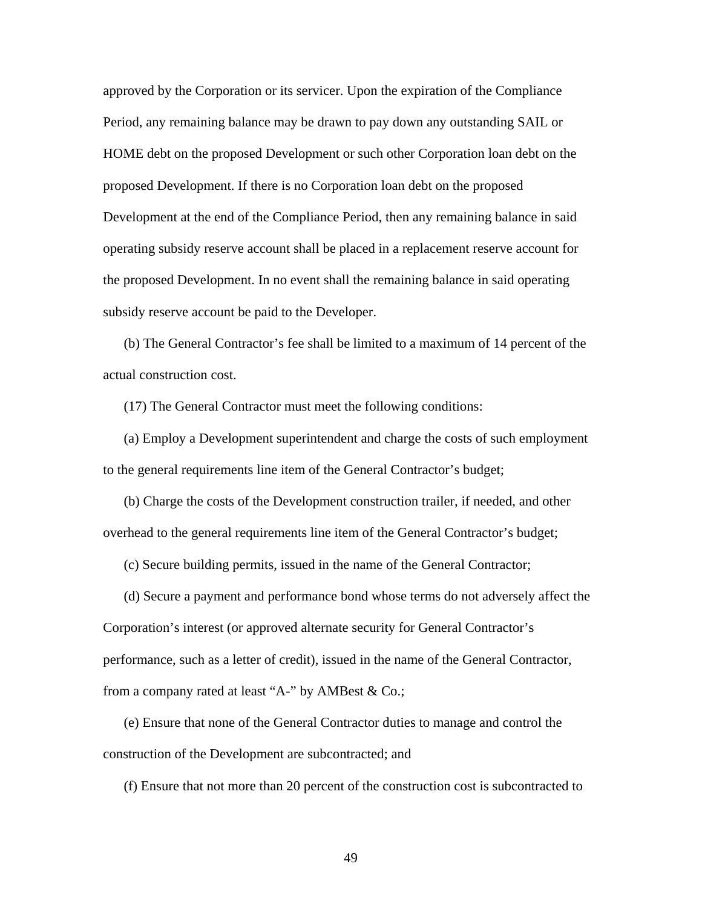approved by the Corporation or its servicer. Upon the expiration of the Compliance Period, any remaining balance may be drawn to pay down any outstanding SAIL or HOME debt on the proposed Development or such other Corporation loan debt on the proposed Development. If there is no Corporation loan debt on the proposed Development at the end of the Compliance Period, then any remaining balance in said operating subsidy reserve account shall be placed in a replacement reserve account for the proposed Development. In no event shall the remaining balance in said operating subsidy reserve account be paid to the Developer.

(b) The General Contractor's fee shall be limited to a maximum of 14 percent of the actual construction cost.

(17) The General Contractor must meet the following conditions:

(a) Employ a Development superintendent and charge the costs of such employment to the general requirements line item of the General Contractor's budget;

(b) Charge the costs of the Development construction trailer, if needed, and other overhead to the general requirements line item of the General Contractor's budget;

(c) Secure building permits, issued in the name of the General Contractor;

(d) Secure a payment and performance bond whose terms do not adversely affect the Corporation's interest (or approved alternate security for General Contractor's performance, such as a letter of credit), issued in the name of the General Contractor, from a company rated at least "A-" by AMBest & Co.;

(e) Ensure that none of the General Contractor duties to manage and control the construction of the Development are subcontracted; and

(f) Ensure that not more than 20 percent of the construction cost is subcontracted to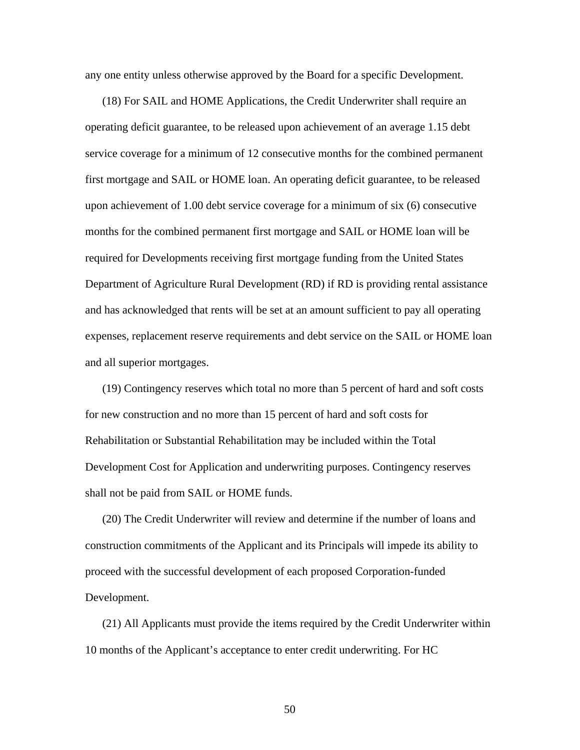any one entity unless otherwise approved by the Board for a specific Development.

(18) For SAIL and HOME Applications, the Credit Underwriter shall require an operating deficit guarantee, to be released upon achievement of an average 1.15 debt service coverage for a minimum of 12 consecutive months for the combined permanent first mortgage and SAIL or HOME loan. An operating deficit guarantee, to be released upon achievement of 1.00 debt service coverage for a minimum of six (6) consecutive months for the combined permanent first mortgage and SAIL or HOME loan will be required for Developments receiving first mortgage funding from the United States Department of Agriculture Rural Development (RD) if RD is providing rental assistance and has acknowledged that rents will be set at an amount sufficient to pay all operating expenses, replacement reserve requirements and debt service on the SAIL or HOME loan and all superior mortgages.

(19) Contingency reserves which total no more than 5 percent of hard and soft costs for new construction and no more than 15 percent of hard and soft costs for Rehabilitation or Substantial Rehabilitation may be included within the Total Development Cost for Application and underwriting purposes. Contingency reserves shall not be paid from SAIL or HOME funds.

(20) The Credit Underwriter will review and determine if the number of loans and construction commitments of the Applicant and its Principals will impede its ability to proceed with the successful development of each proposed Corporation-funded Development.

(21) All Applicants must provide the items required by the Credit Underwriter within 10 months of the Applicant's acceptance to enter credit underwriting. For HC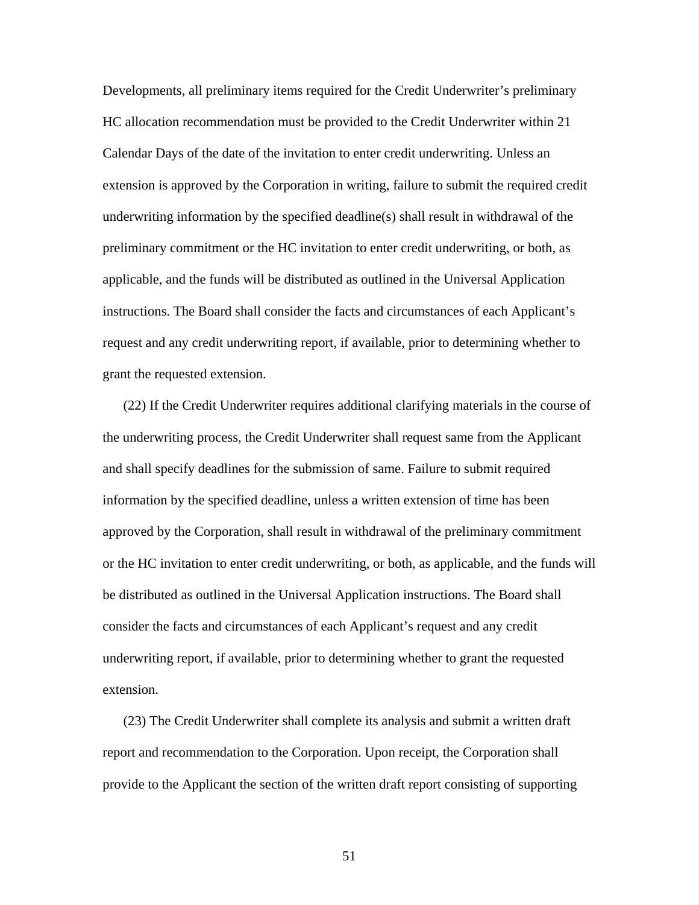Developments, all preliminary items required for the Credit Underwriter's preliminary HC allocation recommendation must be provided to the Credit Underwriter within 21 Calendar Days of the date of the invitation to enter credit underwriting. Unless an extension is approved by the Corporation in writing, failure to submit the required credit underwriting information by the specified deadline(s) shall result in withdrawal of the preliminary commitment or the HC invitation to enter credit underwriting, or both, as applicable, and the funds will be distributed as outlined in the Universal Application instructions. The Board shall consider the facts and circumstances of each Applicant's request and any credit underwriting report, if available, prior to determining whether to grant the requested extension.

(22) If the Credit Underwriter requires additional clarifying materials in the course of the underwriting process, the Credit Underwriter shall request same from the Applicant and shall specify deadlines for the submission of same. Failure to submit required information by the specified deadline, unless a written extension of time has been approved by the Corporation, shall result in withdrawal of the preliminary commitment or the HC invitation to enter credit underwriting, or both, as applicable, and the funds will be distributed as outlined in the Universal Application instructions. The Board shall consider the facts and circumstances of each Applicant's request and any credit underwriting report, if available, prior to determining whether to grant the requested extension.

(23) The Credit Underwriter shall complete its analysis and submit a written draft report and recommendation to the Corporation. Upon receipt, the Corporation shall provide to the Applicant the section of the written draft report consisting of supporting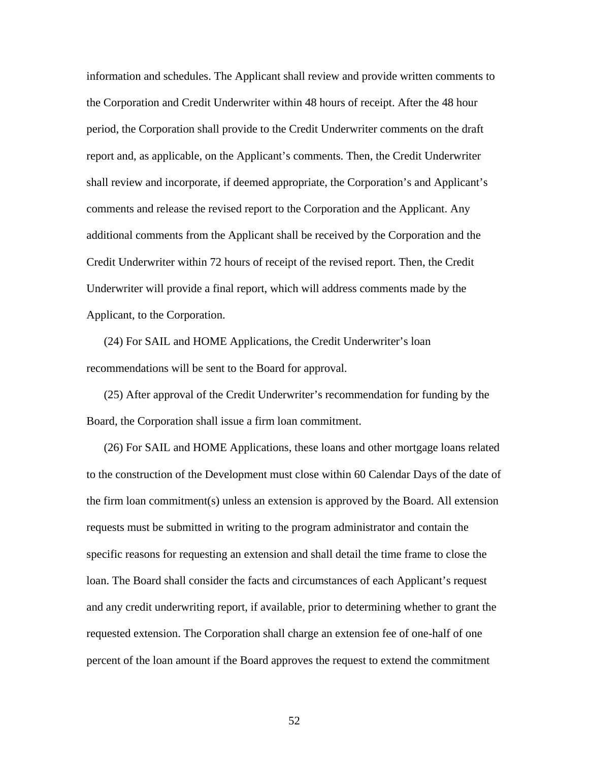information and schedules. The Applicant shall review and provide written comments to the Corporation and Credit Underwriter within 48 hours of receipt. After the 48 hour period, the Corporation shall provide to the Credit Underwriter comments on the draft report and, as applicable, on the Applicant's comments. Then, the Credit Underwriter shall review and incorporate, if deemed appropriate, the Corporation's and Applicant's comments and release the revised report to the Corporation and the Applicant. Any additional comments from the Applicant shall be received by the Corporation and the Credit Underwriter within 72 hours of receipt of the revised report. Then, the Credit Underwriter will provide a final report, which will address comments made by the Applicant, to the Corporation.

(24) For SAIL and HOME Applications, the Credit Underwriter's loan recommendations will be sent to the Board for approval.

(25) After approval of the Credit Underwriter's recommendation for funding by the Board, the Corporation shall issue a firm loan commitment.

(26) For SAIL and HOME Applications, these loans and other mortgage loans related to the construction of the Development must close within 60 Calendar Days of the date of the firm loan commitment(s) unless an extension is approved by the Board. All extension requests must be submitted in writing to the program administrator and contain the specific reasons for requesting an extension and shall detail the time frame to close the loan. The Board shall consider the facts and circumstances of each Applicant's request and any credit underwriting report, if available, prior to determining whether to grant the requested extension. The Corporation shall charge an extension fee of one-half of one percent of the loan amount if the Board approves the request to extend the commitment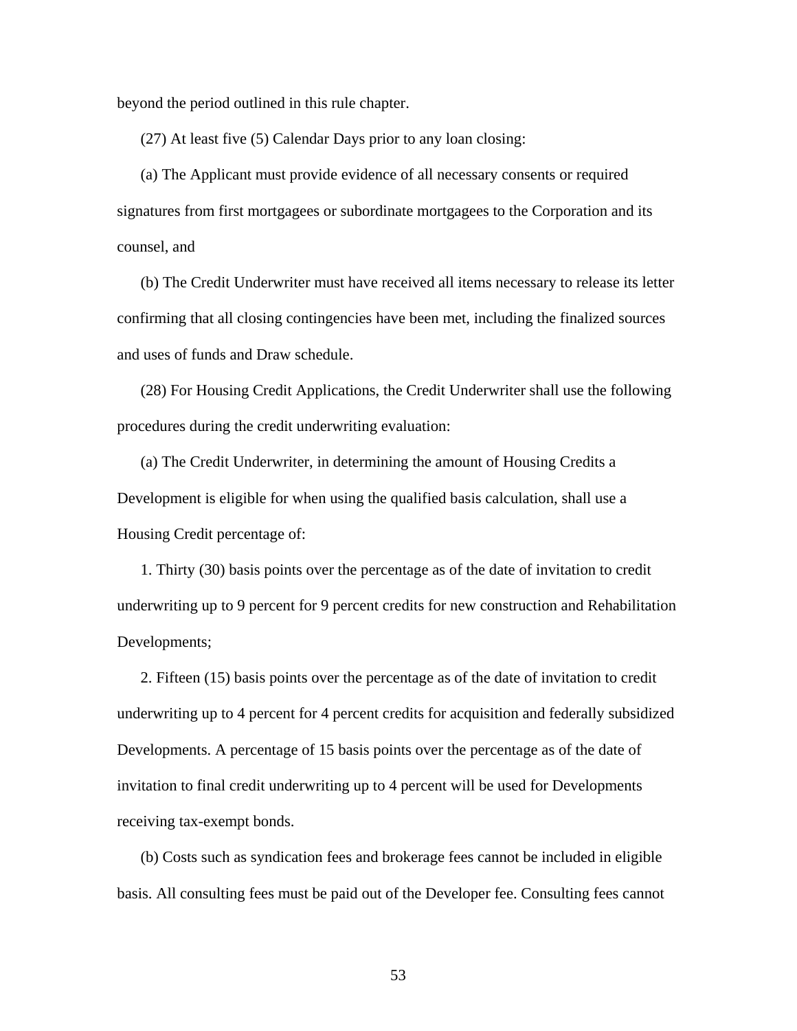beyond the period outlined in this rule chapter.

(27) At least five (5) Calendar Days prior to any loan closing:

(a) The Applicant must provide evidence of all necessary consents or required signatures from first mortgagees or subordinate mortgagees to the Corporation and its counsel, and

(b) The Credit Underwriter must have received all items necessary to release its letter confirming that all closing contingencies have been met, including the finalized sources and uses of funds and Draw schedule.

(28) For Housing Credit Applications, the Credit Underwriter shall use the following procedures during the credit underwriting evaluation:

(a) The Credit Underwriter, in determining the amount of Housing Credits a Development is eligible for when using the qualified basis calculation, shall use a Housing Credit percentage of:

1. Thirty (30) basis points over the percentage as of the date of invitation to credit underwriting up to 9 percent for 9 percent credits for new construction and Rehabilitation Developments;

2. Fifteen (15) basis points over the percentage as of the date of invitation to credit underwriting up to 4 percent for 4 percent credits for acquisition and federally subsidized Developments. A percentage of 15 basis points over the percentage as of the date of invitation to final credit underwriting up to 4 percent will be used for Developments receiving tax-exempt bonds.

(b) Costs such as syndication fees and brokerage fees cannot be included in eligible basis. All consulting fees must be paid out of the Developer fee. Consulting fees cannot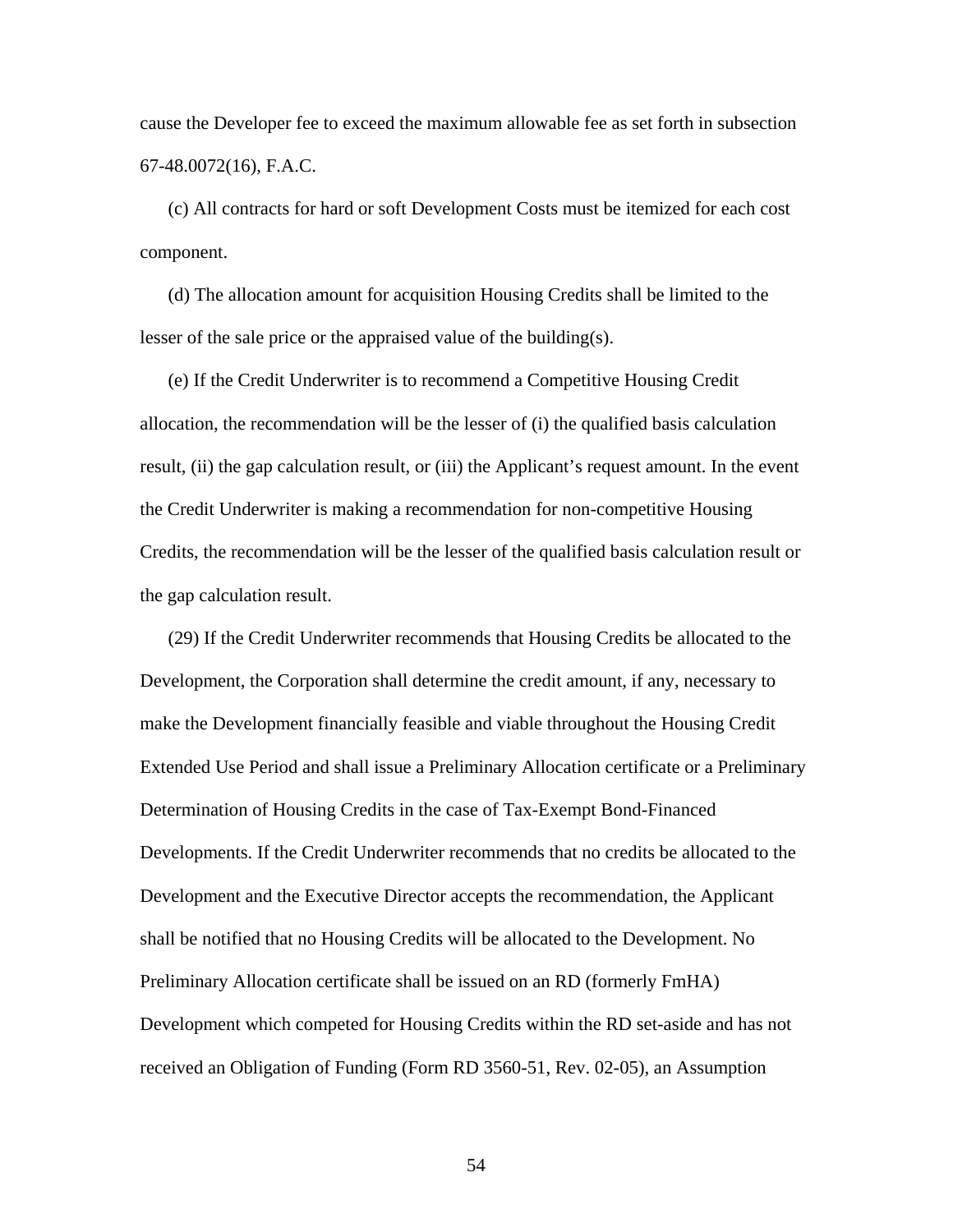cause the Developer fee to exceed the maximum allowable fee as set forth in subsection 67-48.0072(16), F.A.C.

(c) All contracts for hard or soft Development Costs must be itemized for each cost component.

(d) The allocation amount for acquisition Housing Credits shall be limited to the lesser of the sale price or the appraised value of the building(s).

(e) If the Credit Underwriter is to recommend a Competitive Housing Credit allocation, the recommendation will be the lesser of (i) the qualified basis calculation result, (ii) the gap calculation result, or (iii) the Applicant's request amount. In the event the Credit Underwriter is making a recommendation for non-competitive Housing Credits, the recommendation will be the lesser of the qualified basis calculation result or the gap calculation result.

(29) If the Credit Underwriter recommends that Housing Credits be allocated to the Development, the Corporation shall determine the credit amount, if any, necessary to make the Development financially feasible and viable throughout the Housing Credit Extended Use Period and shall issue a Preliminary Allocation certificate or a Preliminary Determination of Housing Credits in the case of Tax-Exempt Bond-Financed Developments. If the Credit Underwriter recommends that no credits be allocated to the Development and the Executive Director accepts the recommendation, the Applicant shall be notified that no Housing Credits will be allocated to the Development. No Preliminary Allocation certificate shall be issued on an RD (formerly FmHA) Development which competed for Housing Credits within the RD set-aside and has not received an Obligation of Funding (Form RD 3560-51, Rev. 02-05), an Assumption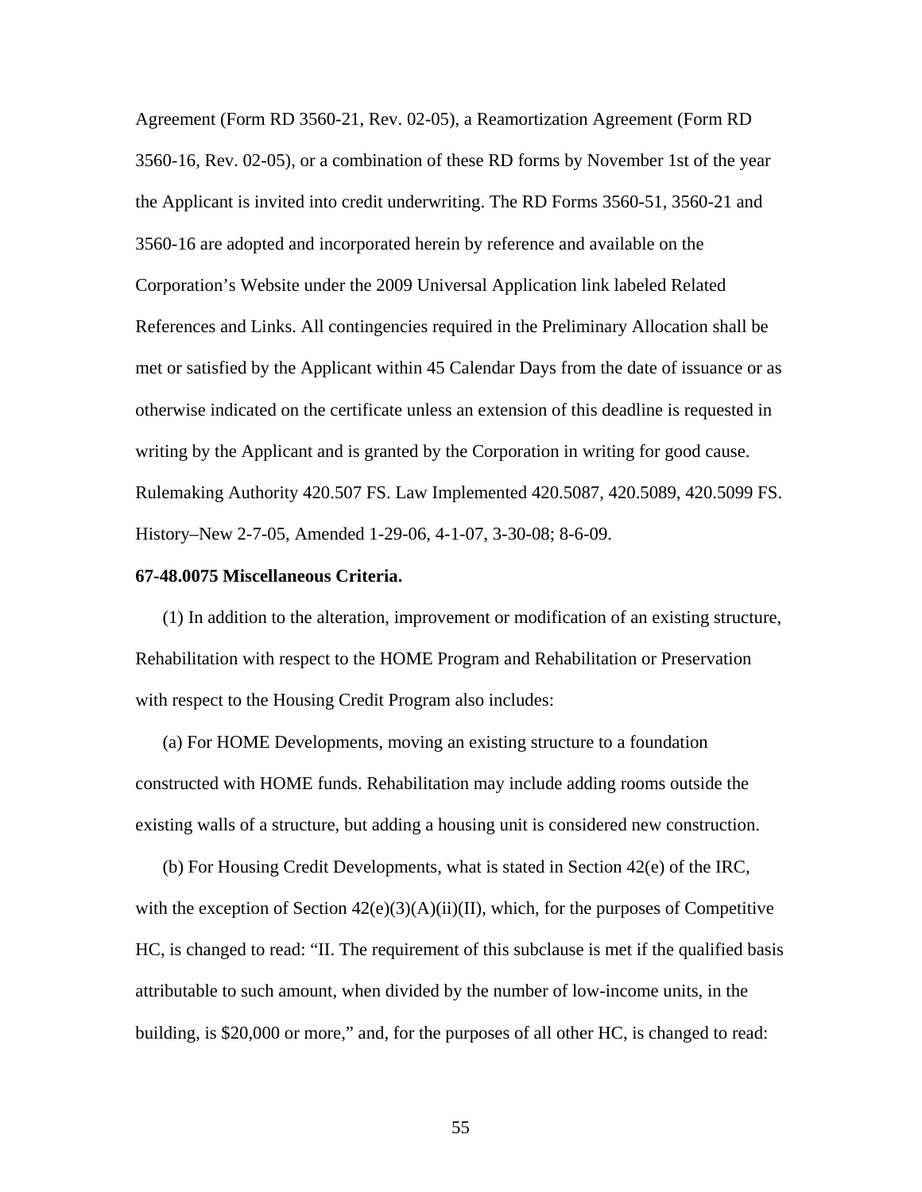Agreement (Form RD 3560-21, Rev. 02-05), a Reamortization Agreement (Form RD 3560-16, Rev. 02-05), or a combination of these RD forms by November 1st of the year the Applicant is invited into credit underwriting. The RD Forms 3560-51, 3560-21 and 3560-16 are adopted and incorporated herein by reference and available on the Corporation's Website under the 2009 Universal Application link labeled Related References and Links. All contingencies required in the Preliminary Allocation shall be met or satisfied by the Applicant within 45 Calendar Days from the date of issuance or as otherwise indicated on the certificate unless an extension of this deadline is requested in writing by the Applicant and is granted by the Corporation in writing for good cause. Rulemaking Authority 420.507 FS. Law Implemented 420.5087, 420.5089, 420.5099 FS. History–New 2-7-05, Amended 1-29-06, 4-1-07, 3-30-08; 8-6-09.

**67-48.0075 Miscellaneous Criteria.**

(1) In addition to the alteration, improvement or modification of an existing structure, Rehabilitation with respect to the HOME Program and Rehabilitation or Preservation with respect to the Housing Credit Program also includes:

(a) For HOME Developments, moving an existing structure to a foundation constructed with HOME funds. Rehabilitation may include adding rooms outside the existing walls of a structure, but adding a housing unit is considered new construction.

(b) For Housing Credit Developments, what is stated in Section 42(e) of the IRC, with the exception of Section 42(e)(3)(A)(ii)(II), which, for the purposes of Competitive HC, is changed to read: "II. The requirement of this subclause is met if the qualified basis attributable to such amount, when divided by the number of low-income units, in the building, is $20,000 or more," and, for the purposes of all other HC, is changed to read: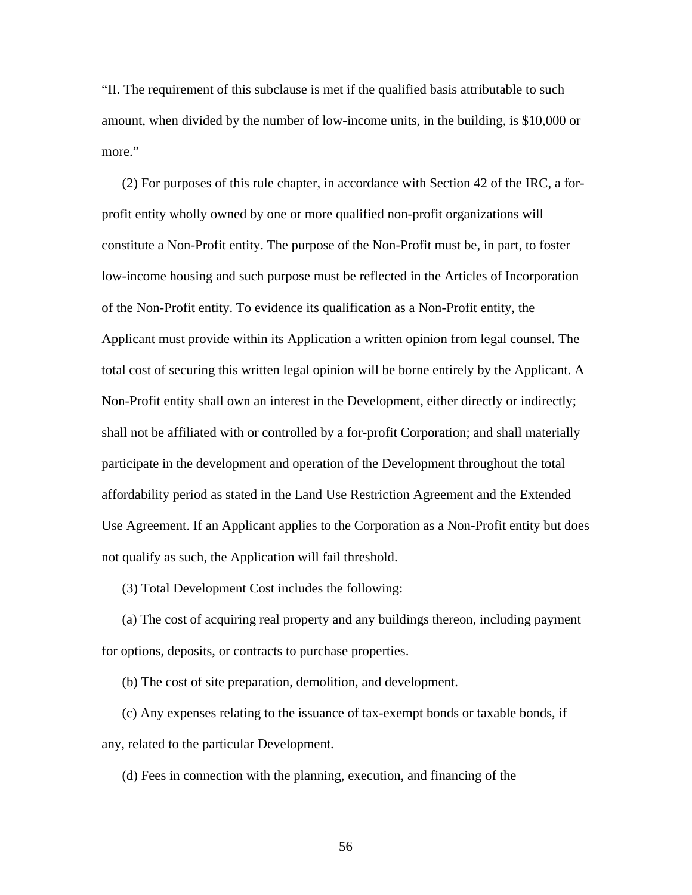"II. The requirement of this subclause is met if the qualified basis attributable to such amount, when divided by the number of low-income units, in the building, is $10,000 or more."

(2) For purposes of this rule chapter, in accordance with Section 42 of the IRC, a for-profit entity wholly owned by one or more qualified non-profit organizations will constitute a Non-Profit entity. The purpose of the Non-Profit must be, in part, to foster low-income housing and such purpose must be reflected in the Articles of Incorporation of the Non-Profit entity. To evidence its qualification as a Non-Profit entity, the Applicant must provide within its Application a written opinion from legal counsel. The total cost of securing this written legal opinion will be borne entirely by the Applicant. A Non-Profit entity shall own an interest in the Development, either directly or indirectly; shall not be affiliated with or controlled by a for-profit Corporation; and shall materially participate in the development and operation of the Development throughout the total affordability period as stated in the Land Use Restriction Agreement and the Extended Use Agreement. If an Applicant applies to the Corporation as a Non-Profit entity but does not qualify as such, the Application will fail threshold.

(3) Total Development Cost includes the following:

(a) The cost of acquiring real property and any buildings thereon, including payment for options, deposits, or contracts to purchase properties.

(b) The cost of site preparation, demolition, and development.

(c) Any expenses relating to the issuance of tax-exempt bonds or taxable bonds, if any, related to the particular Development.

(d) Fees in connection with the planning, execution, and financing of the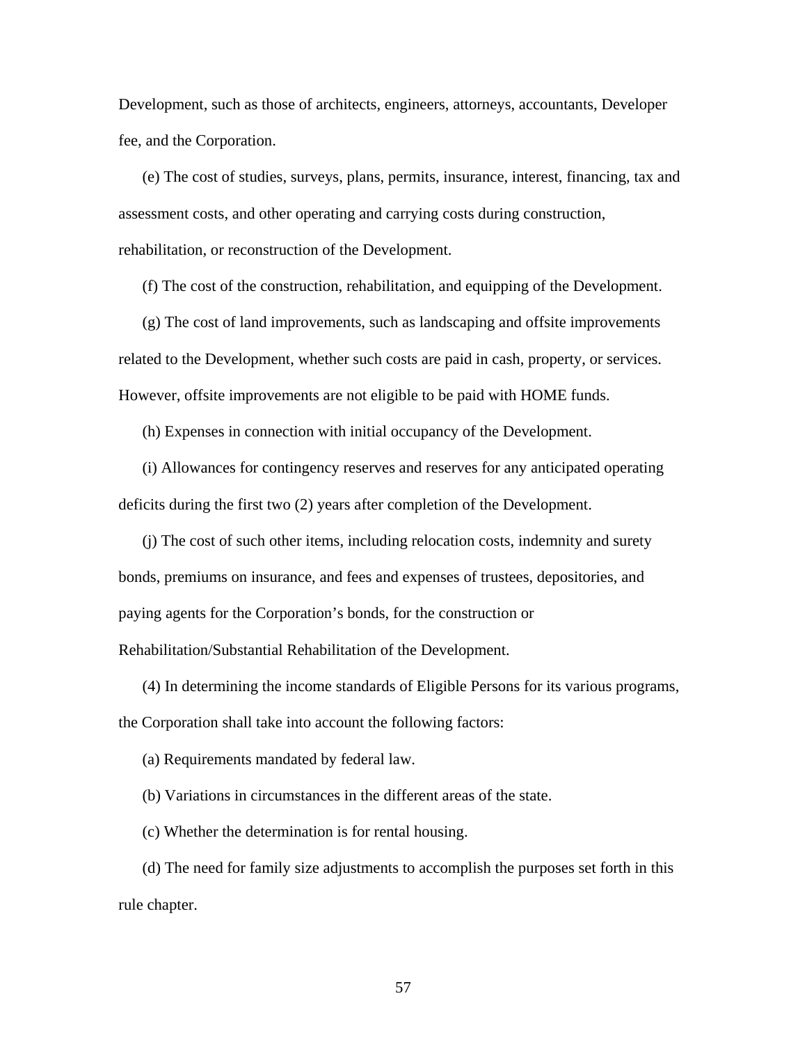Development, such as those of architects, engineers, attorneys, accountants, Developer fee, and the Corporation.

(e) The cost of studies, surveys, plans, permits, insurance, interest, financing, tax and assessment costs, and other operating and carrying costs during construction, rehabilitation, or reconstruction of the Development.

(f) The cost of the construction, rehabilitation, and equipping of the Development.

(g) The cost of land improvements, such as landscaping and offsite improvements related to the Development, whether such costs are paid in cash, property, or services. However, offsite improvements are not eligible to be paid with HOME funds.

(h) Expenses in connection with initial occupancy of the Development.

(i) Allowances for contingency reserves and reserves for any anticipated operating deficits during the first two (2) years after completion of the Development.

(j) The cost of such other items, including relocation costs, indemnity and surety bonds, premiums on insurance, and fees and expenses of trustees, depositories, and paying agents for the Corporation's bonds, for the construction or Rehabilitation/Substantial Rehabilitation of the Development.

(4) In determining the income standards of Eligible Persons for its various programs, the Corporation shall take into account the following factors:

(a) Requirements mandated by federal law.

(b) Variations in circumstances in the different areas of the state.

(c) Whether the determination is for rental housing.

(d) The need for family size adjustments to accomplish the purposes set forth in this rule chapter.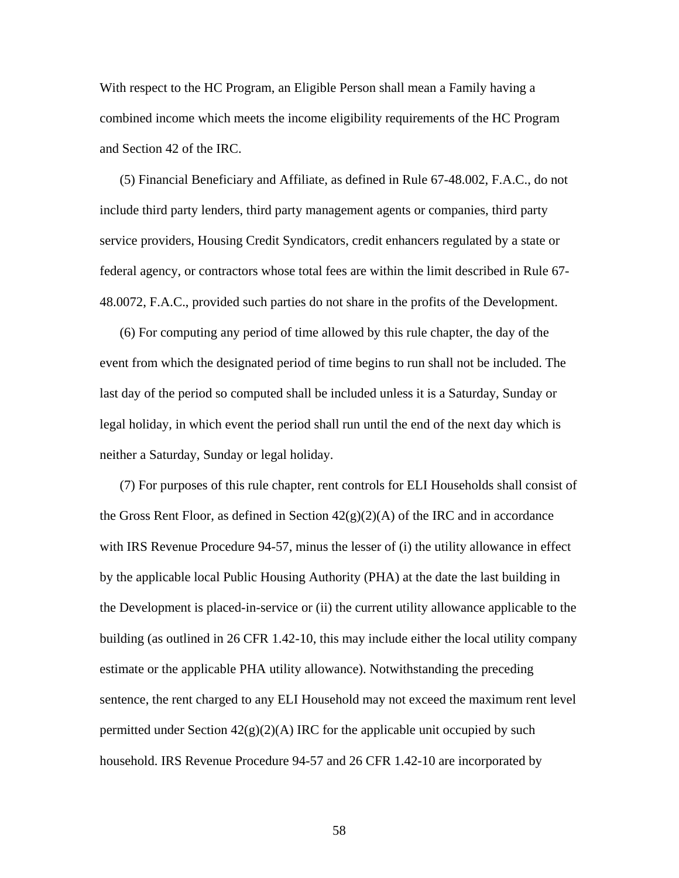With respect to the HC Program, an Eligible Person shall mean a Family having a combined income which meets the income eligibility requirements of the HC Program and Section 42 of the IRC.

(5) Financial Beneficiary and Affiliate, as defined in Rule 67-48.002, F.A.C., do not include third party lenders, third party management agents or companies, third party service providers, Housing Credit Syndicators, credit enhancers regulated by a state or federal agency, or contractors whose total fees are within the limit described in Rule 67-48.0072, F.A.C., provided such parties do not share in the profits of the Development.

(6) For computing any period of time allowed by this rule chapter, the day of the event from which the designated period of time begins to run shall not be included. The last day of the period so computed shall be included unless it is a Saturday, Sunday or legal holiday, in which event the period shall run until the end of the next day which is neither a Saturday, Sunday or legal holiday.

(7) For purposes of this rule chapter, rent controls for ELI Households shall consist of the Gross Rent Floor, as defined in Section 42(g)(2)(A) of the IRC and in accordance with IRS Revenue Procedure 94-57, minus the lesser of (i) the utility allowance in effect by the applicable local Public Housing Authority (PHA) at the date the last building in the Development is placed-in-service or (ii) the current utility allowance applicable to the building (as outlined in 26 CFR 1.42-10, this may include either the local utility company estimate or the applicable PHA utility allowance). Notwithstanding the preceding sentence, the rent charged to any ELI Household may not exceed the maximum rent level permitted under Section 42(g)(2)(A) IRC for the applicable unit occupied by such household. IRS Revenue Procedure 94-57 and 26 CFR 1.42-10 are incorporated by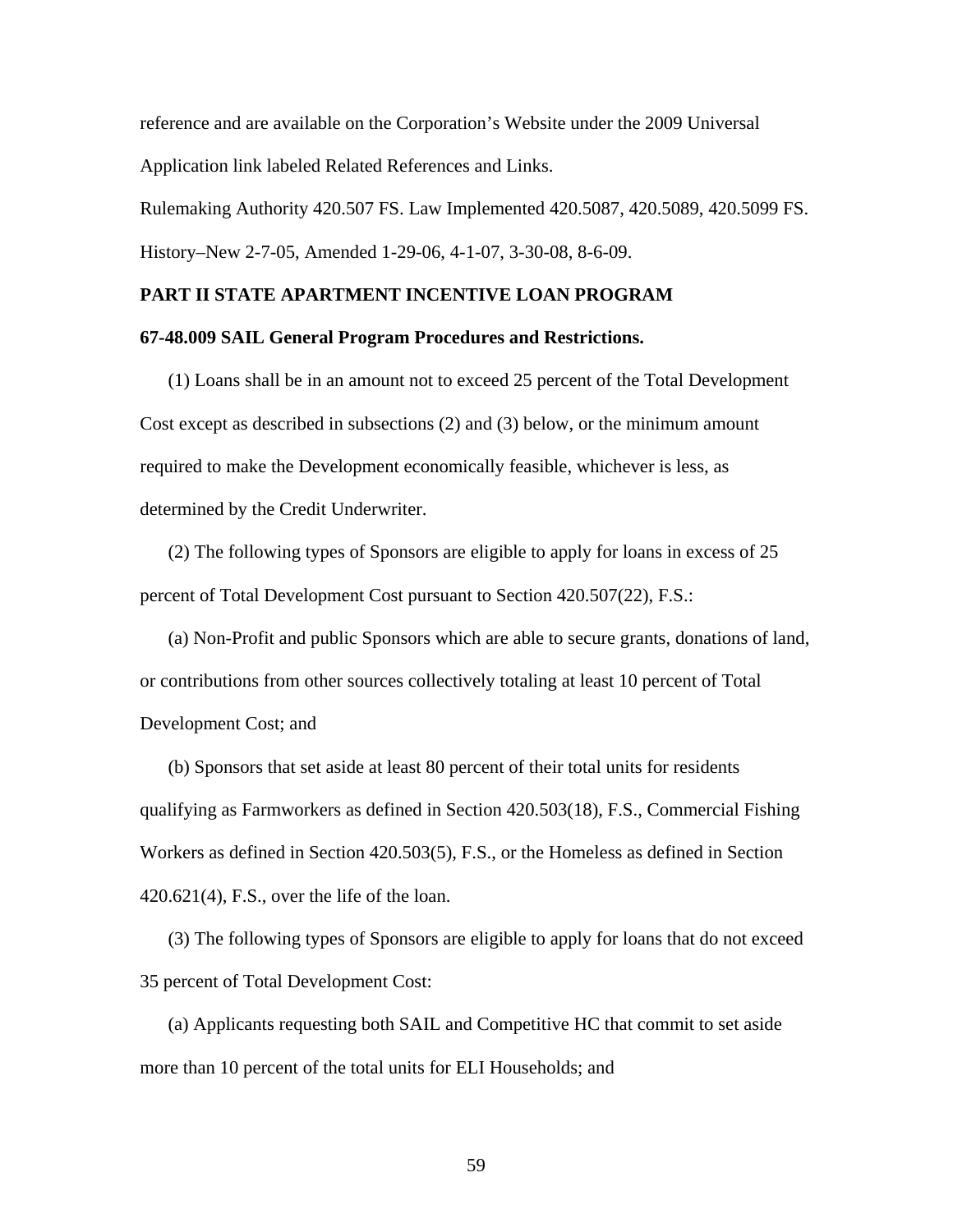reference and are available on the Corporation's Website under the 2009 Universal Application link labeled Related References and Links.

Rulemaking Authority 420.507 FS. Law Implemented 420.5087, 420.5089, 420.5099 FS. History–New 2-7-05, Amended 1-29-06, 4-1-07, 3-30-08, 8-6-09.

## PART II STATE APARTMENT INCENTIVE LOAN PROGRAM

### 67-48.009 SAIL General Program Procedures and Restrictions.

(1) Loans shall be in an amount not to exceed 25 percent of the Total Development Cost except as described in subsections (2) and (3) below, or the minimum amount required to make the Development economically feasible, whichever is less, as determined by the Credit Underwriter.

(2) The following types of Sponsors are eligible to apply for loans in excess of 25 percent of Total Development Cost pursuant to Section 420.507(22), F.S.:

(a) Non-Profit and public Sponsors which are able to secure grants, donations of land, or contributions from other sources collectively totaling at least 10 percent of Total Development Cost; and

(b) Sponsors that set aside at least 80 percent of their total units for residents qualifying as Farmworkers as defined in Section 420.503(18), F.S., Commercial Fishing Workers as defined in Section 420.503(5), F.S., or the Homeless as defined in Section 420.621(4), F.S., over the life of the loan.

(3) The following types of Sponsors are eligible to apply for loans that do not exceed 35 percent of Total Development Cost:

(a) Applicants requesting both SAIL and Competitive HC that commit to set aside more than 10 percent of the total units for ELI Households; and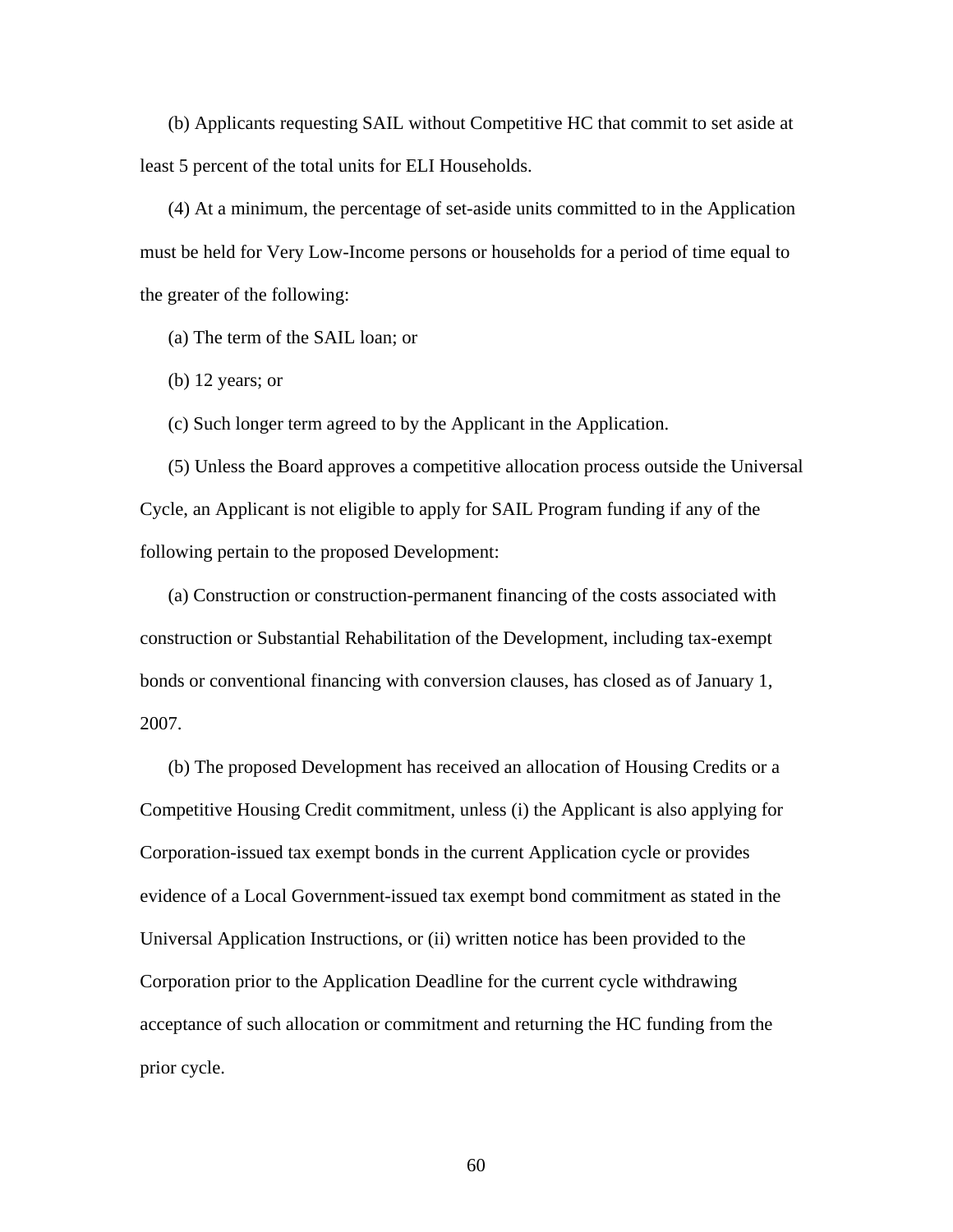(b) Applicants requesting SAIL without Competitive HC that commit to set aside at least 5 percent of the total units for ELI Households.

(4) At a minimum, the percentage of set-aside units committed to in the Application must be held for Very Low-Income persons or households for a period of time equal to the greater of the following:

(a) The term of the SAIL loan; or

(b) 12 years; or

(c) Such longer term agreed to by the Applicant in the Application.

(5) Unless the Board approves a competitive allocation process outside the Universal Cycle, an Applicant is not eligible to apply for SAIL Program funding if any of the following pertain to the proposed Development:

(a) Construction or construction-permanent financing of the costs associated with construction or Substantial Rehabilitation of the Development, including tax-exempt bonds or conventional financing with conversion clauses, has closed as of January 1, 2007.

(b) The proposed Development has received an allocation of Housing Credits or a Competitive Housing Credit commitment, unless (i) the Applicant is also applying for Corporation-issued tax exempt bonds in the current Application cycle or provides evidence of a Local Government-issued tax exempt bond commitment as stated in the Universal Application Instructions, or (ii) written notice has been provided to the Corporation prior to the Application Deadline for the current cycle withdrawing acceptance of such allocation or commitment and returning the HC funding from the prior cycle.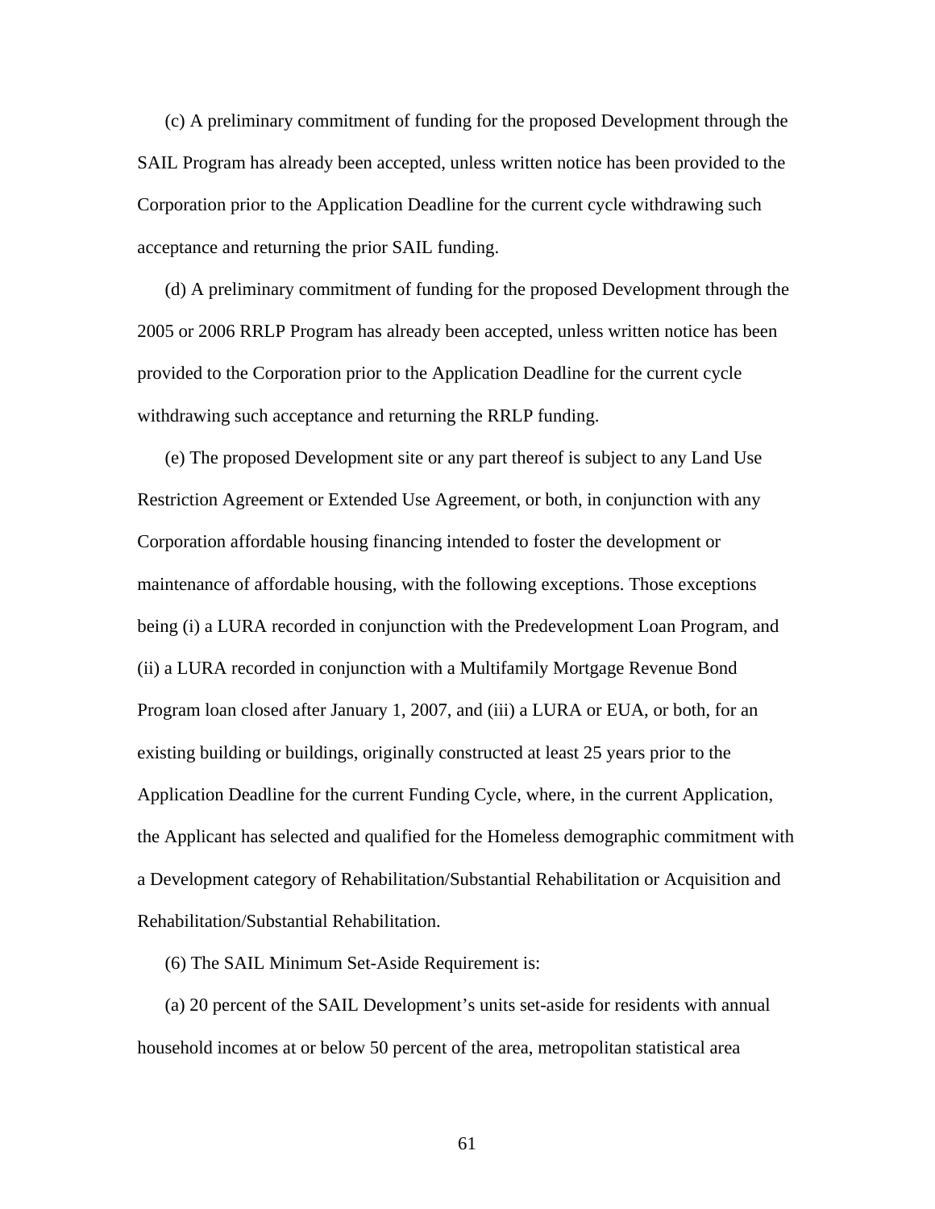(c) A preliminary commitment of funding for the proposed Development through the SAIL Program has already been accepted, unless written notice has been provided to the Corporation prior to the Application Deadline for the current cycle withdrawing such acceptance and returning the prior SAIL funding.

(d) A preliminary commitment of funding for the proposed Development through the 2005 or 2006 RRLP Program has already been accepted, unless written notice has been provided to the Corporation prior to the Application Deadline for the current cycle withdrawing such acceptance and returning the RRLP funding.

(e) The proposed Development site or any part thereof is subject to any Land Use Restriction Agreement or Extended Use Agreement, or both, in conjunction with any Corporation affordable housing financing intended to foster the development or maintenance of affordable housing, with the following exceptions. Those exceptions being (i) a LURA recorded in conjunction with the Predevelopment Loan Program, and (ii) a LURA recorded in conjunction with a Multifamily Mortgage Revenue Bond Program loan closed after January 1, 2007, and (iii) a LURA or EUA, or both, for an existing building or buildings, originally constructed at least 25 years prior to the Application Deadline for the current Funding Cycle, where, in the current Application, the Applicant has selected and qualified for the Homeless demographic commitment with a Development category of Rehabilitation/Substantial Rehabilitation or Acquisition and Rehabilitation/Substantial Rehabilitation.

(6) The SAIL Minimum Set-Aside Requirement is:

(a) 20 percent of the SAIL Development's units set-aside for residents with annual household incomes at or below 50 percent of the area, metropolitan statistical area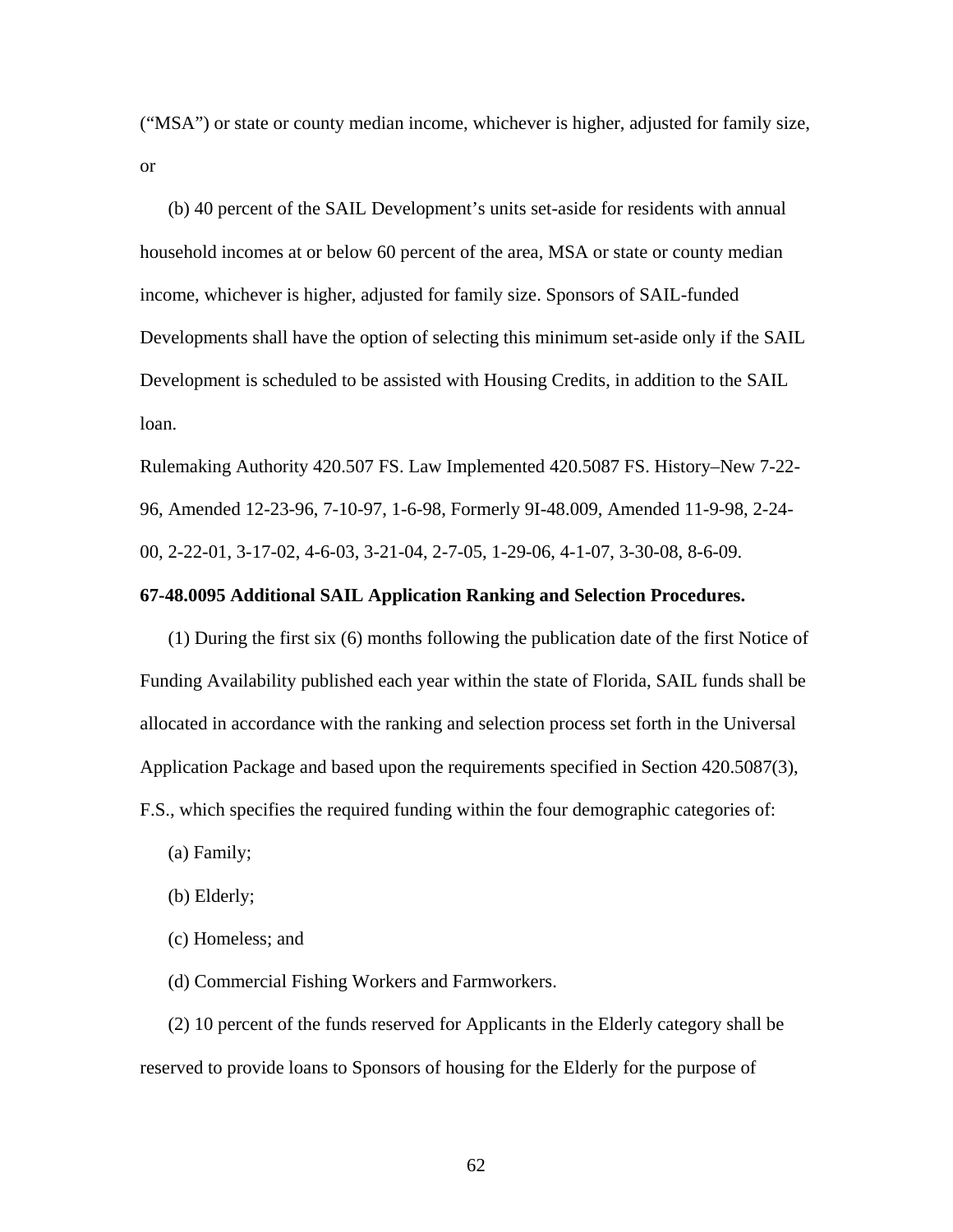(“MSA”) or state or county median income, whichever is higher, adjusted for family size, or

(b) 40 percent of the SAIL Development’s units set-aside for residents with annual household incomes at or below 60 percent of the area, MSA or state or county median income, whichever is higher, adjusted for family size. Sponsors of SAIL-funded Developments shall have the option of selecting this minimum set-aside only if the SAIL Development is scheduled to be assisted with Housing Credits, in addition to the SAIL loan.

Rulemaking Authority 420.507 FS. Law Implemented 420.5087 FS. History–New 7-22-96, Amended 12-23-96, 7-10-97, 1-6-98, Formerly 9I-48.009, Amended 11-9-98, 2-24-00, 2-22-01, 3-17-02, 4-6-03, 3-21-04, 2-7-05, 1-29-06, 4-1-07, 3-30-08, 8-6-09.

**67-48.0095 Additional SAIL Application Ranking and Selection Procedures.**

(1) During the first six (6) months following the publication date of the first Notice of Funding Availability published each year within the state of Florida, SAIL funds shall be allocated in accordance with the ranking and selection process set forth in the Universal Application Package and based upon the requirements specified in Section 420.5087(3), F.S., which specifies the required funding within the four demographic categories of:

(a) Family;

(b) Elderly;

(c) Homeless; and

(d) Commercial Fishing Workers and Farmworkers.

(2) 10 percent of the funds reserved for Applicants in the Elderly category shall be reserved to provide loans to Sponsors of housing for the Elderly for the purpose of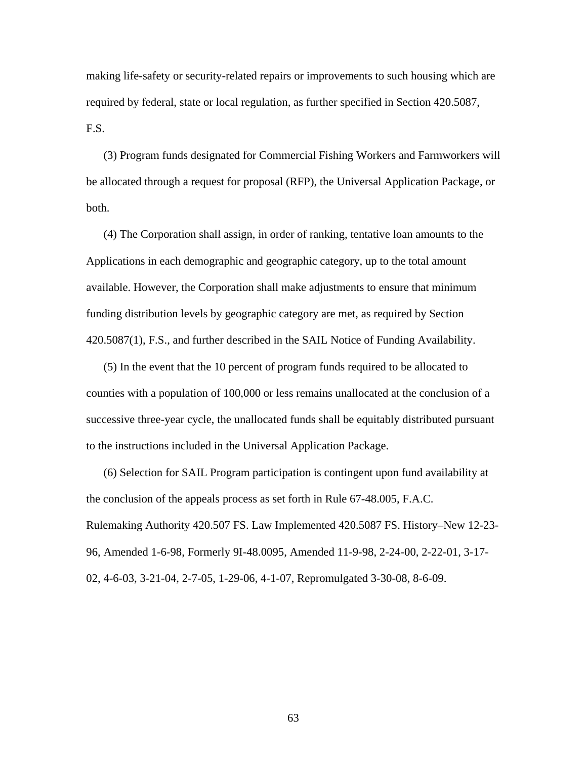making life-safety or security-related repairs or improvements to such housing which are required by federal, state or local regulation, as further specified in Section 420.5087, F.S.

(3) Program funds designated for Commercial Fishing Workers and Farmworkers will be allocated through a request for proposal (RFP), the Universal Application Package, or both.

(4) The Corporation shall assign, in order of ranking, tentative loan amounts to the Applications in each demographic and geographic category, up to the total amount available. However, the Corporation shall make adjustments to ensure that minimum funding distribution levels by geographic category are met, as required by Section 420.5087(1), F.S., and further described in the SAIL Notice of Funding Availability.

(5) In the event that the 10 percent of program funds required to be allocated to counties with a population of 100,000 or less remains unallocated at the conclusion of a successive three-year cycle, the unallocated funds shall be equitably distributed pursuant to the instructions included in the Universal Application Package.

(6) Selection for SAIL Program participation is contingent upon fund availability at the conclusion of the appeals process as set forth in Rule 67-48.005, F.A.C.

Rulemaking Authority 420.507 FS. Law Implemented 420.5087 FS. History–New 12-23-96, Amended 1-6-98, Formerly 9I-48.0095, Amended 11-9-98, 2-24-00, 2-22-01, 3-17-02, 4-6-03, 3-21-04, 2-7-05, 1-29-06, 4-1-07, Repromulgated 3-30-08, 8-6-09.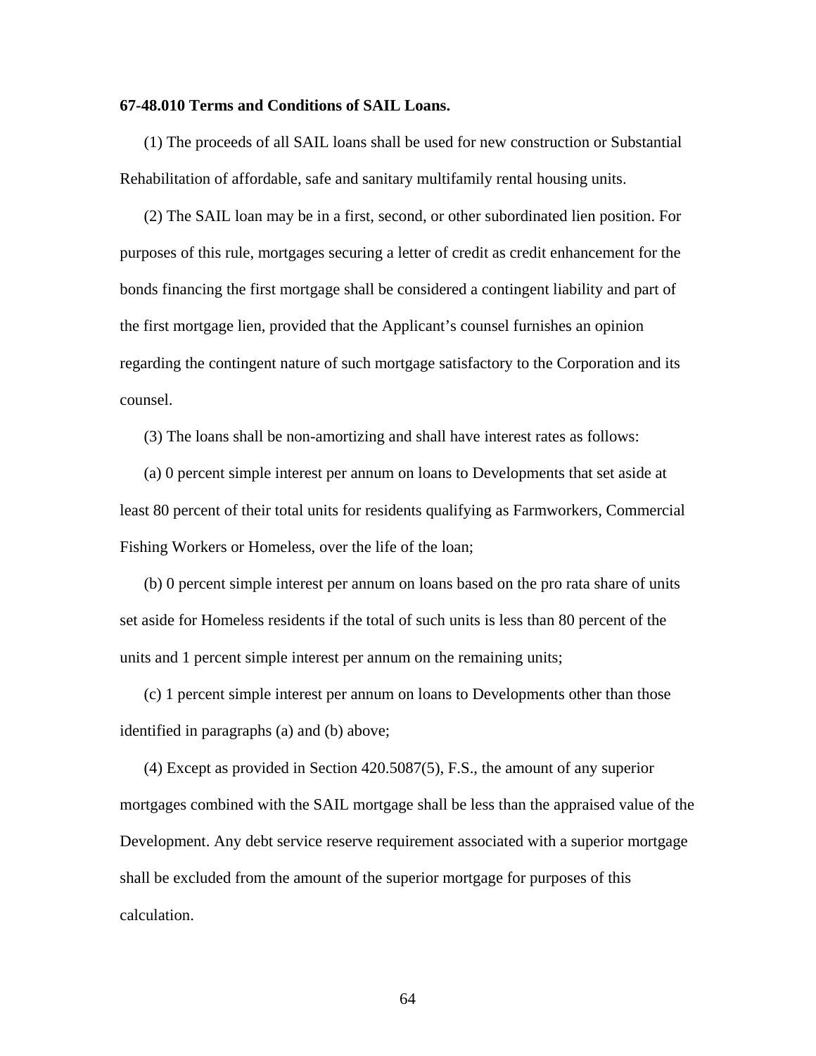**67-48.010 Terms and Conditions of SAIL Loans.**

(1) The proceeds of all SAIL loans shall be used for new construction or Substantial Rehabilitation of affordable, safe and sanitary multifamily rental housing units.

(2) The SAIL loan may be in a first, second, or other subordinated lien position. For purposes of this rule, mortgages securing a letter of credit as credit enhancement for the bonds financing the first mortgage shall be considered a contingent liability and part of the first mortgage lien, provided that the Applicant's counsel furnishes an opinion regarding the contingent nature of such mortgage satisfactory to the Corporation and its counsel.

(3) The loans shall be non-amortizing and shall have interest rates as follows:

(a) 0 percent simple interest per annum on loans to Developments that set aside at least 80 percent of their total units for residents qualifying as Farmworkers, Commercial Fishing Workers or Homeless, over the life of the loan;

(b) 0 percent simple interest per annum on loans based on the pro rata share of units set aside for Homeless residents if the total of such units is less than 80 percent of the units and 1 percent simple interest per annum on the remaining units;

(c) 1 percent simple interest per annum on loans to Developments other than those identified in paragraphs (a) and (b) above;

(4) Except as provided in Section 420.5087(5), F.S., the amount of any superior mortgages combined with the SAIL mortgage shall be less than the appraised value of the Development. Any debt service reserve requirement associated with a superior mortgage shall be excluded from the amount of the superior mortgage for purposes of this calculation.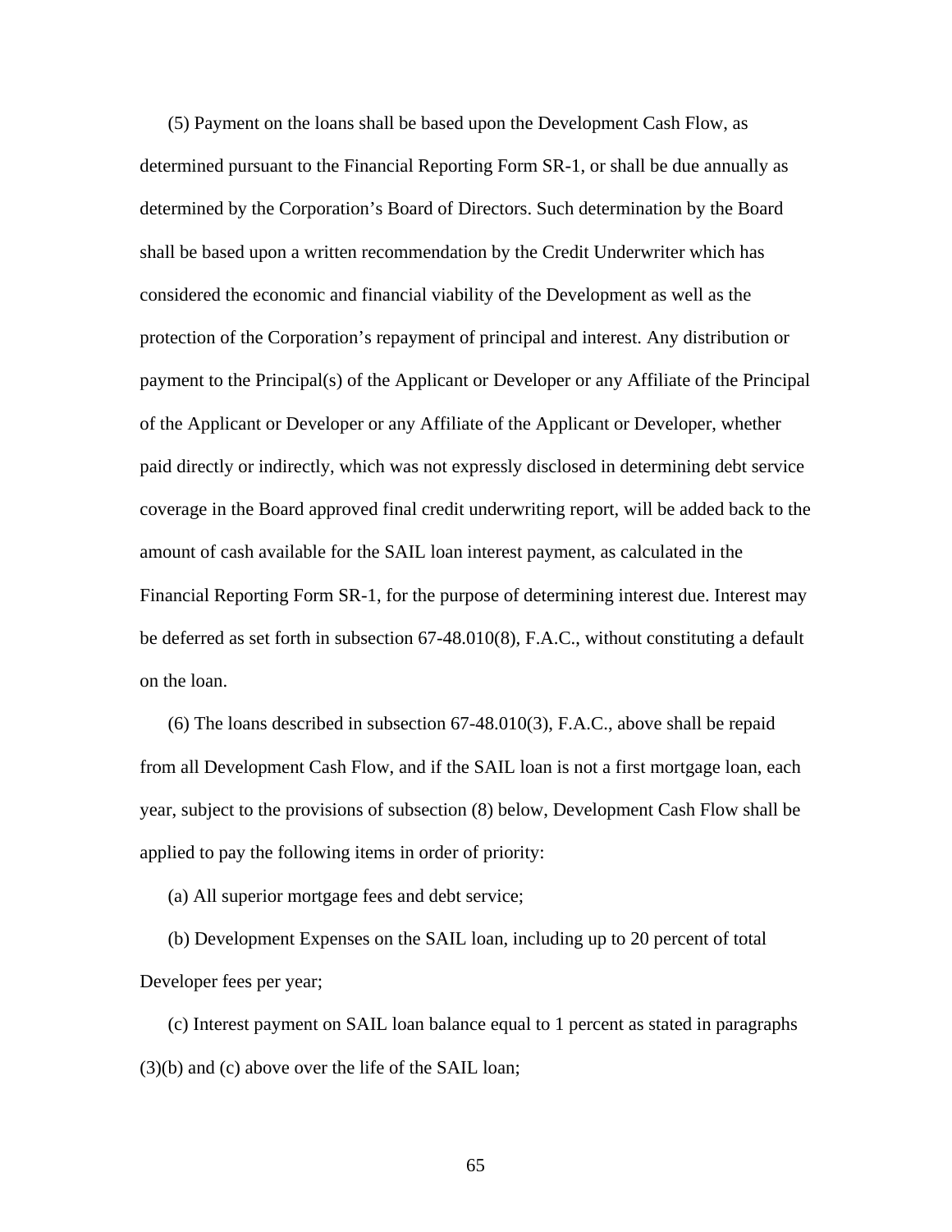(5) Payment on the loans shall be based upon the Development Cash Flow, as determined pursuant to the Financial Reporting Form SR-1, or shall be due annually as determined by the Corporation's Board of Directors. Such determination by the Board shall be based upon a written recommendation by the Credit Underwriter which has considered the economic and financial viability of the Development as well as the protection of the Corporation's repayment of principal and interest. Any distribution or payment to the Principal(s) of the Applicant or Developer or any Affiliate of the Principal of the Applicant or Developer or any Affiliate of the Applicant or Developer, whether paid directly or indirectly, which was not expressly disclosed in determining debt service coverage in the Board approved final credit underwriting report, will be added back to the amount of cash available for the SAIL loan interest payment, as calculated in the Financial Reporting Form SR-1, for the purpose of determining interest due. Interest may be deferred as set forth in subsection 67-48.010(8), F.A.C., without constituting a default on the loan.

(6) The loans described in subsection 67-48.010(3), F.A.C., above shall be repaid from all Development Cash Flow, and if the SAIL loan is not a first mortgage loan, each year, subject to the provisions of subsection (8) below, Development Cash Flow shall be applied to pay the following items in order of priority:

(a) All superior mortgage fees and debt service;

(b) Development Expenses on the SAIL loan, including up to 20 percent of total Developer fees per year;

(c) Interest payment on SAIL loan balance equal to 1 percent as stated in paragraphs (3)(b) and (c) above over the life of the SAIL loan;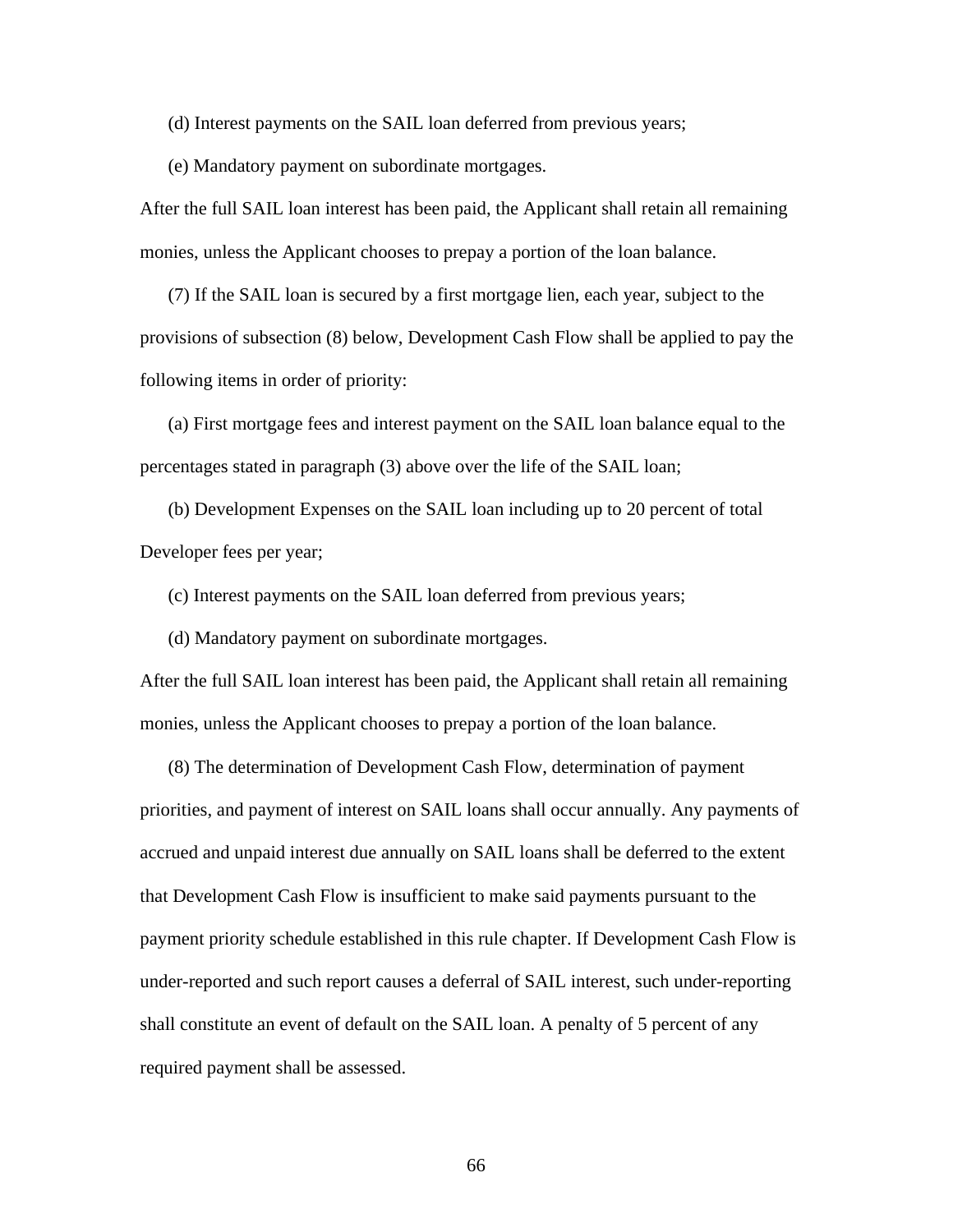(d) Interest payments on the SAIL loan deferred from previous years;

(e) Mandatory payment on subordinate mortgages.

After the full SAIL loan interest has been paid, the Applicant shall retain all remaining monies, unless the Applicant chooses to prepay a portion of the loan balance.

(7) If the SAIL loan is secured by a first mortgage lien, each year, subject to the provisions of subsection (8) below, Development Cash Flow shall be applied to pay the following items in order of priority:

(a) First mortgage fees and interest payment on the SAIL loan balance equal to the percentages stated in paragraph (3) above over the life of the SAIL loan;

(b) Development Expenses on the SAIL loan including up to 20 percent of total Developer fees per year;

(c) Interest payments on the SAIL loan deferred from previous years;

(d) Mandatory payment on subordinate mortgages.

After the full SAIL loan interest has been paid, the Applicant shall retain all remaining monies, unless the Applicant chooses to prepay a portion of the loan balance.

(8) The determination of Development Cash Flow, determination of payment priorities, and payment of interest on SAIL loans shall occur annually. Any payments of accrued and unpaid interest due annually on SAIL loans shall be deferred to the extent that Development Cash Flow is insufficient to make said payments pursuant to the payment priority schedule established in this rule chapter. If Development Cash Flow is under-reported and such report causes a deferral of SAIL interest, such under-reporting shall constitute an event of default on the SAIL loan. A penalty of 5 percent of any required payment shall be assessed.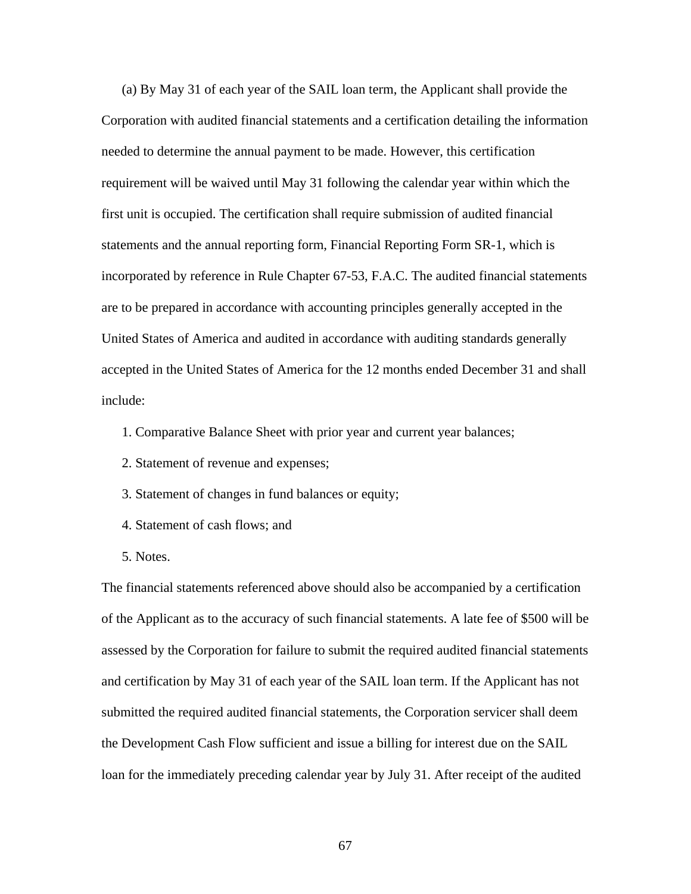(a) By May 31 of each year of the SAIL loan term, the Applicant shall provide the Corporation with audited financial statements and a certification detailing the information needed to determine the annual payment to be made. However, this certification requirement will be waived until May 31 following the calendar year within which the first unit is occupied. The certification shall require submission of audited financial statements and the annual reporting form, Financial Reporting Form SR-1, which is incorporated by reference in Rule Chapter 67-53, F.A.C. The audited financial statements are to be prepared in accordance with accounting principles generally accepted in the United States of America and audited in accordance with auditing standards generally accepted in the United States of America for the 12 months ended December 31 and shall include:

1. Comparative Balance Sheet with prior year and current year balances;
2. Statement of revenue and expenses;
3. Statement of changes in fund balances or equity;
4. Statement of cash flows; and
5. Notes.

The financial statements referenced above should also be accompanied by a certification of the Applicant as to the accuracy of such financial statements. A late fee of $500 will be assessed by the Corporation for failure to submit the required audited financial statements and certification by May 31 of each year of the SAIL loan term. If the Applicant has not submitted the required audited financial statements, the Corporation servicer shall deem the Development Cash Flow sufficient and issue a billing for interest due on the SAIL loan for the immediately preceding calendar year by July 31. After receipt of the audited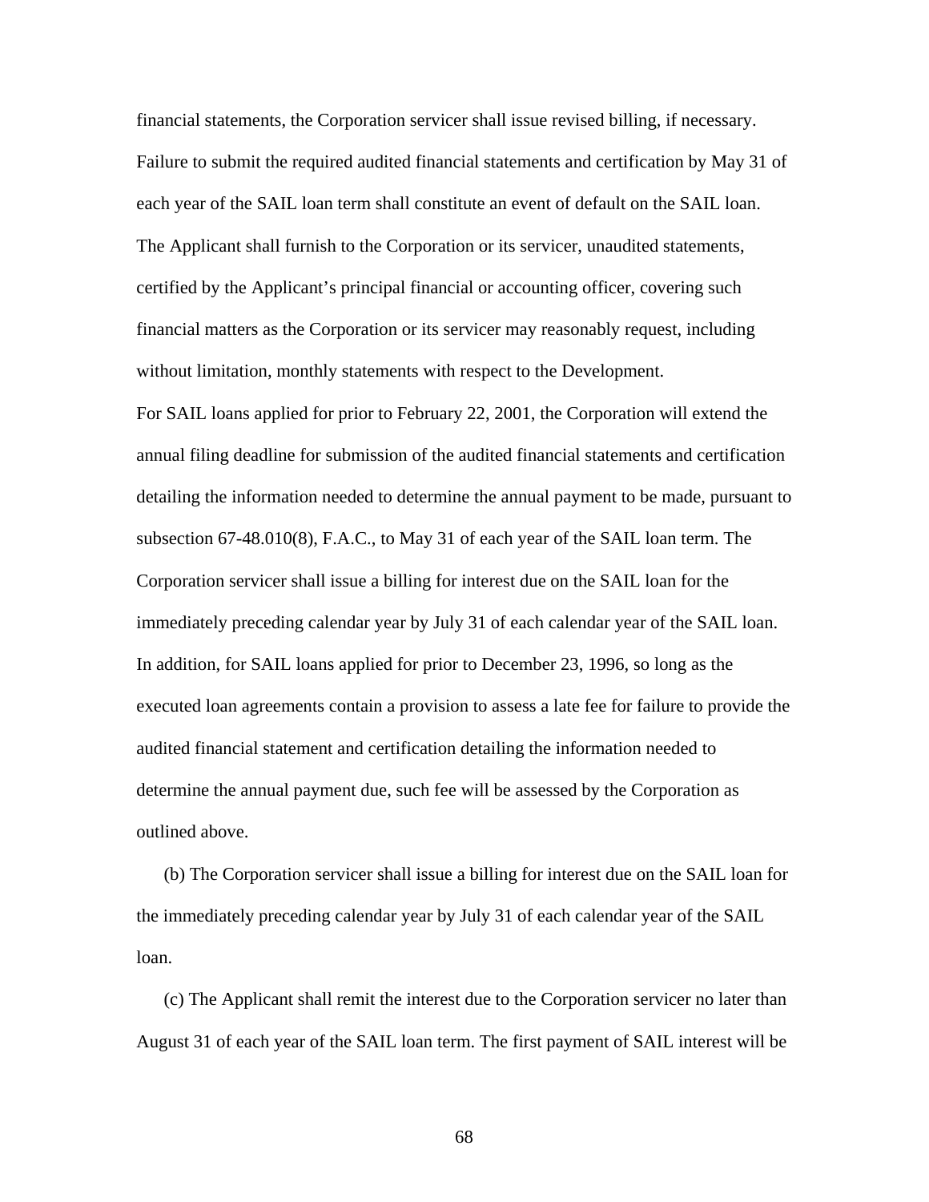financial statements, the Corporation servicer shall issue revised billing, if necessary. Failure to submit the required audited financial statements and certification by May 31 of each year of the SAIL loan term shall constitute an event of default on the SAIL loan. The Applicant shall furnish to the Corporation or its servicer, unaudited statements, certified by the Applicant's principal financial or accounting officer, covering such financial matters as the Corporation or its servicer may reasonably request, including without limitation, monthly statements with respect to the Development.

For SAIL loans applied for prior to February 22, 2001, the Corporation will extend the annual filing deadline for submission of the audited financial statements and certification detailing the information needed to determine the annual payment to be made, pursuant to subsection 67-48.010(8), F.A.C., to May 31 of each year of the SAIL loan term. The Corporation servicer shall issue a billing for interest due on the SAIL loan for the immediately preceding calendar year by July 31 of each calendar year of the SAIL loan. In addition, for SAIL loans applied for prior to December 23, 1996, so long as the executed loan agreements contain a provision to assess a late fee for failure to provide the audited financial statement and certification detailing the information needed to determine the annual payment due, such fee will be assessed by the Corporation as outlined above.

(b) The Corporation servicer shall issue a billing for interest due on the SAIL loan for the immediately preceding calendar year by July 31 of each calendar year of the SAIL loan.

(c) The Applicant shall remit the interest due to the Corporation servicer no later than August 31 of each year of the SAIL loan term. The first payment of SAIL interest will be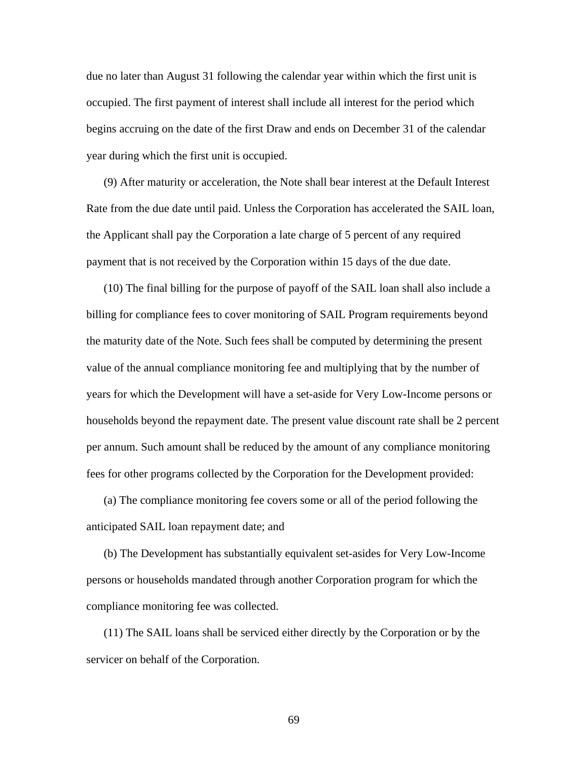due no later than August 31 following the calendar year within which the first unit is occupied. The first payment of interest shall include all interest for the period which begins accruing on the date of the first Draw and ends on December 31 of the calendar year during which the first unit is occupied.

(9) After maturity or acceleration, the Note shall bear interest at the Default Interest Rate from the due date until paid. Unless the Corporation has accelerated the SAIL loan, the Applicant shall pay the Corporation a late charge of 5 percent of any required payment that is not received by the Corporation within 15 days of the due date.

(10) The final billing for the purpose of payoff of the SAIL loan shall also include a billing for compliance fees to cover monitoring of SAIL Program requirements beyond the maturity date of the Note. Such fees shall be computed by determining the present value of the annual compliance monitoring fee and multiplying that by the number of years for which the Development will have a set-aside for Very Low-Income persons or households beyond the repayment date. The present value discount rate shall be 2 percent per annum. Such amount shall be reduced by the amount of any compliance monitoring fees for other programs collected by the Corporation for the Development provided:

(a) The compliance monitoring fee covers some or all of the period following the anticipated SAIL loan repayment date; and

(b) The Development has substantially equivalent set-asides for Very Low-Income persons or households mandated through another Corporation program for which the compliance monitoring fee was collected.

(11) The SAIL loans shall be serviced either directly by the Corporation or by the servicer on behalf of the Corporation.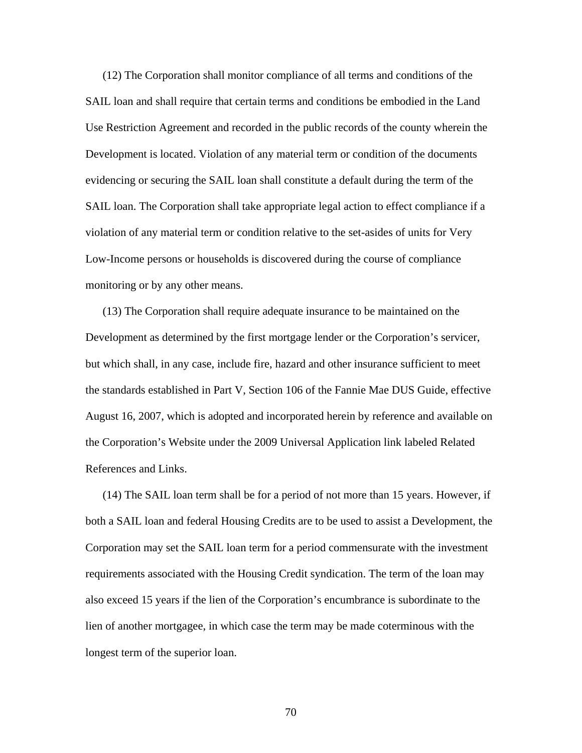(12) The Corporation shall monitor compliance of all terms and conditions of the SAIL loan and shall require that certain terms and conditions be embodied in the Land Use Restriction Agreement and recorded in the public records of the county wherein the Development is located. Violation of any material term or condition of the documents evidencing or securing the SAIL loan shall constitute a default during the term of the SAIL loan. The Corporation shall take appropriate legal action to effect compliance if a violation of any material term or condition relative to the set-asides of units for Very Low-Income persons or households is discovered during the course of compliance monitoring or by any other means.

(13) The Corporation shall require adequate insurance to be maintained on the Development as determined by the first mortgage lender or the Corporation's servicer, but which shall, in any case, include fire, hazard and other insurance sufficient to meet the standards established in Part V, Section 106 of the Fannie Mae DUS Guide, effective August 16, 2007, which is adopted and incorporated herein by reference and available on the Corporation's Website under the 2009 Universal Application link labeled Related References and Links.

(14) The SAIL loan term shall be for a period of not more than 15 years. However, if both a SAIL loan and federal Housing Credits are to be used to assist a Development, the Corporation may set the SAIL loan term for a period commensurate with the investment requirements associated with the Housing Credit syndication. The term of the loan may also exceed 15 years if the lien of the Corporation's encumbrance is subordinate to the lien of another mortgagee, in which case the term may be made coterminous with the longest term of the superior loan.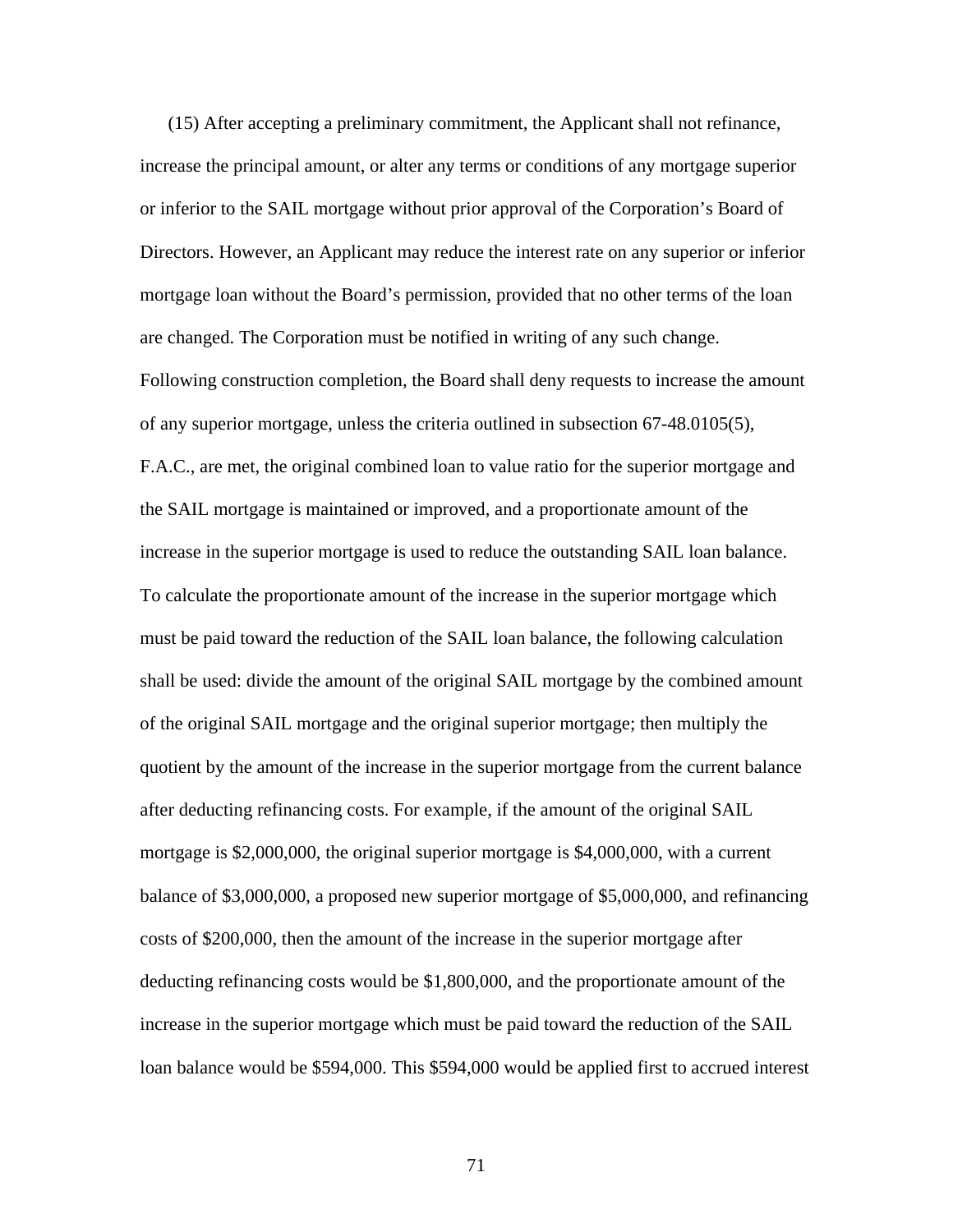(15) After accepting a preliminary commitment, the Applicant shall not refinance, increase the principal amount, or alter any terms or conditions of any mortgage superior or inferior to the SAIL mortgage without prior approval of the Corporation's Board of Directors. However, an Applicant may reduce the interest rate on any superior or inferior mortgage loan without the Board's permission, provided that no other terms of the loan are changed. The Corporation must be notified in writing of any such change. Following construction completion, the Board shall deny requests to increase the amount of any superior mortgage, unless the criteria outlined in subsection 67-48.0105(5), F.A.C., are met, the original combined loan to value ratio for the superior mortgage and the SAIL mortgage is maintained or improved, and a proportionate amount of the increase in the superior mortgage is used to reduce the outstanding SAIL loan balance. To calculate the proportionate amount of the increase in the superior mortgage which must be paid toward the reduction of the SAIL loan balance, the following calculation shall be used: divide the amount of the original SAIL mortgage by the combined amount of the original SAIL mortgage and the original superior mortgage; then multiply the quotient by the amount of the increase in the superior mortgage from the current balance after deducting refinancing costs. For example, if the amount of the original SAIL mortgage is $2,000,000, the original superior mortgage is $4,000,000, with a current balance of $3,000,000, a proposed new superior mortgage of $5,000,000, and refinancing costs of $200,000, then the amount of the increase in the superior mortgage after deducting refinancing costs would be $1,800,000, and the proportionate amount of the increase in the superior mortgage which must be paid toward the reduction of the SAIL loan balance would be $594,000. This $594,000 would be applied first to accrued interest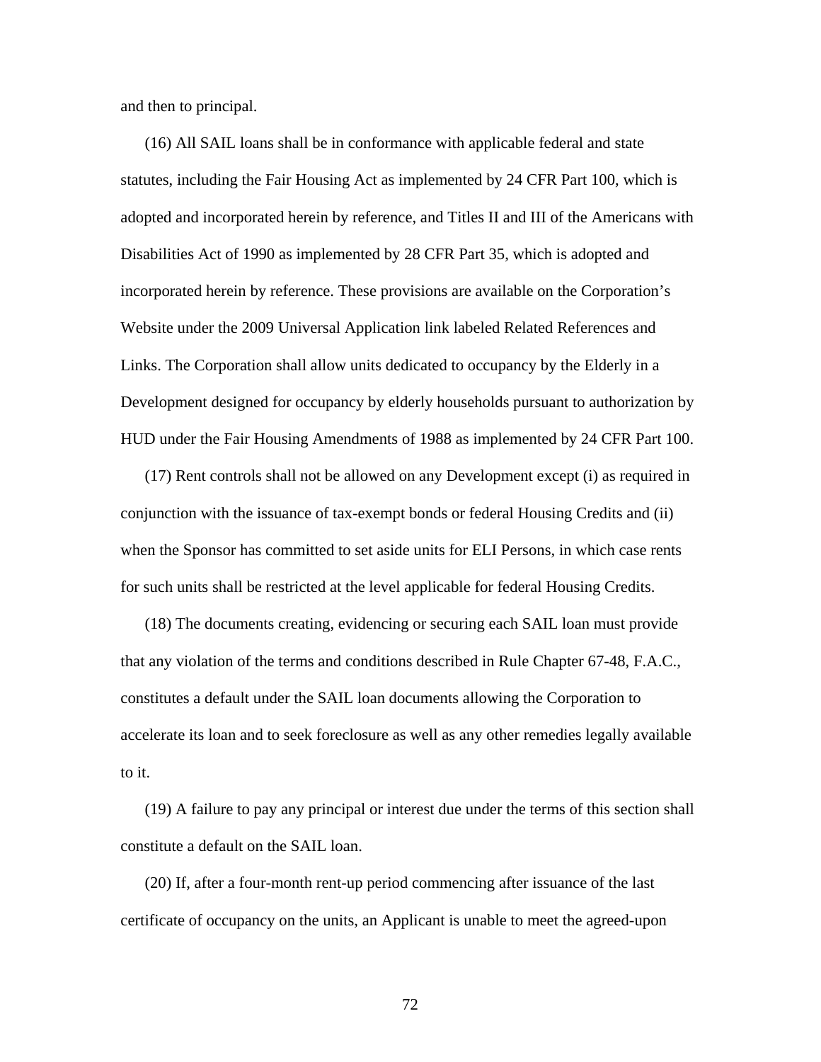and then to principal.

(16) All SAIL loans shall be in conformance with applicable federal and state statutes, including the Fair Housing Act as implemented by 24 CFR Part 100, which is adopted and incorporated herein by reference, and Titles II and III of the Americans with Disabilities Act of 1990 as implemented by 28 CFR Part 35, which is adopted and incorporated herein by reference. These provisions are available on the Corporation's Website under the 2009 Universal Application link labeled Related References and Links. The Corporation shall allow units dedicated to occupancy by the Elderly in a Development designed for occupancy by elderly households pursuant to authorization by HUD under the Fair Housing Amendments of 1988 as implemented by 24 CFR Part 100.

(17) Rent controls shall not be allowed on any Development except (i) as required in conjunction with the issuance of tax-exempt bonds or federal Housing Credits and (ii) when the Sponsor has committed to set aside units for ELI Persons, in which case rents for such units shall be restricted at the level applicable for federal Housing Credits.

(18) The documents creating, evidencing or securing each SAIL loan must provide that any violation of the terms and conditions described in Rule Chapter 67-48, F.A.C., constitutes a default under the SAIL loan documents allowing the Corporation to accelerate its loan and to seek foreclosure as well as any other remedies legally available to it.

(19) A failure to pay any principal or interest due under the terms of this section shall constitute a default on the SAIL loan.

(20) If, after a four-month rent-up period commencing after issuance of the last certificate of occupancy on the units, an Applicant is unable to meet the agreed-upon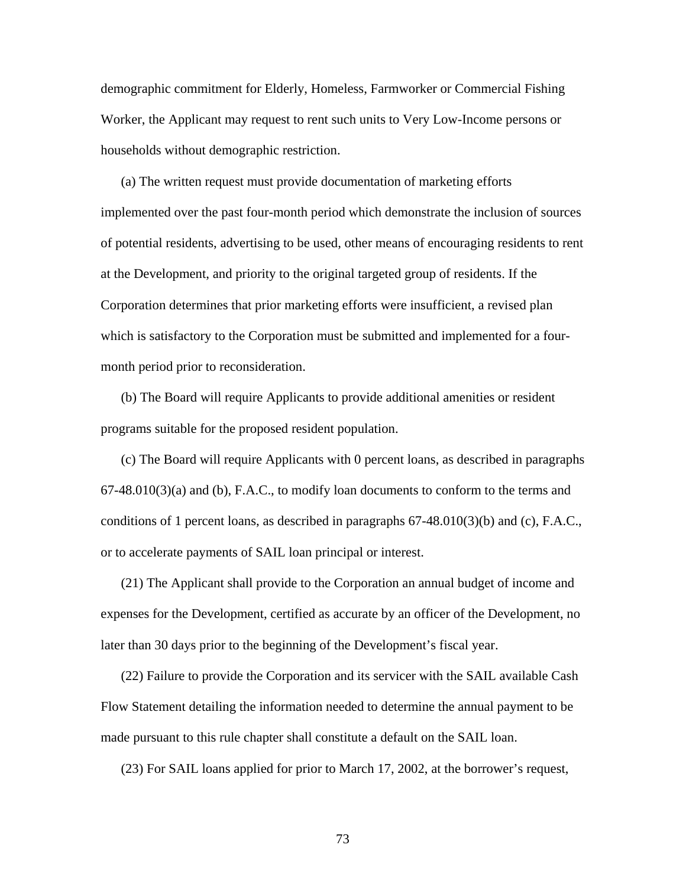demographic commitment for Elderly, Homeless, Farmworker or Commercial Fishing Worker, the Applicant may request to rent such units to Very Low-Income persons or households without demographic restriction.

(a) The written request must provide documentation of marketing efforts implemented over the past four-month period which demonstrate the inclusion of sources of potential residents, advertising to be used, other means of encouraging residents to rent at the Development, and priority to the original targeted group of residents. If the Corporation determines that prior marketing efforts were insufficient, a revised plan which is satisfactory to the Corporation must be submitted and implemented for a four-month period prior to reconsideration.

(b) The Board will require Applicants to provide additional amenities or resident programs suitable for the proposed resident population.

(c) The Board will require Applicants with 0 percent loans, as described in paragraphs 67-48.010(3)(a) and (b), F.A.C., to modify loan documents to conform to the terms and conditions of 1 percent loans, as described in paragraphs 67-48.010(3)(b) and (c), F.A.C., or to accelerate payments of SAIL loan principal or interest.

(21) The Applicant shall provide to the Corporation an annual budget of income and expenses for the Development, certified as accurate by an officer of the Development, no later than 30 days prior to the beginning of the Development's fiscal year.

(22) Failure to provide the Corporation and its servicer with the SAIL available Cash Flow Statement detailing the information needed to determine the annual payment to be made pursuant to this rule chapter shall constitute a default on the SAIL loan.

(23) For SAIL loans applied for prior to March 17, 2002, at the borrower's request,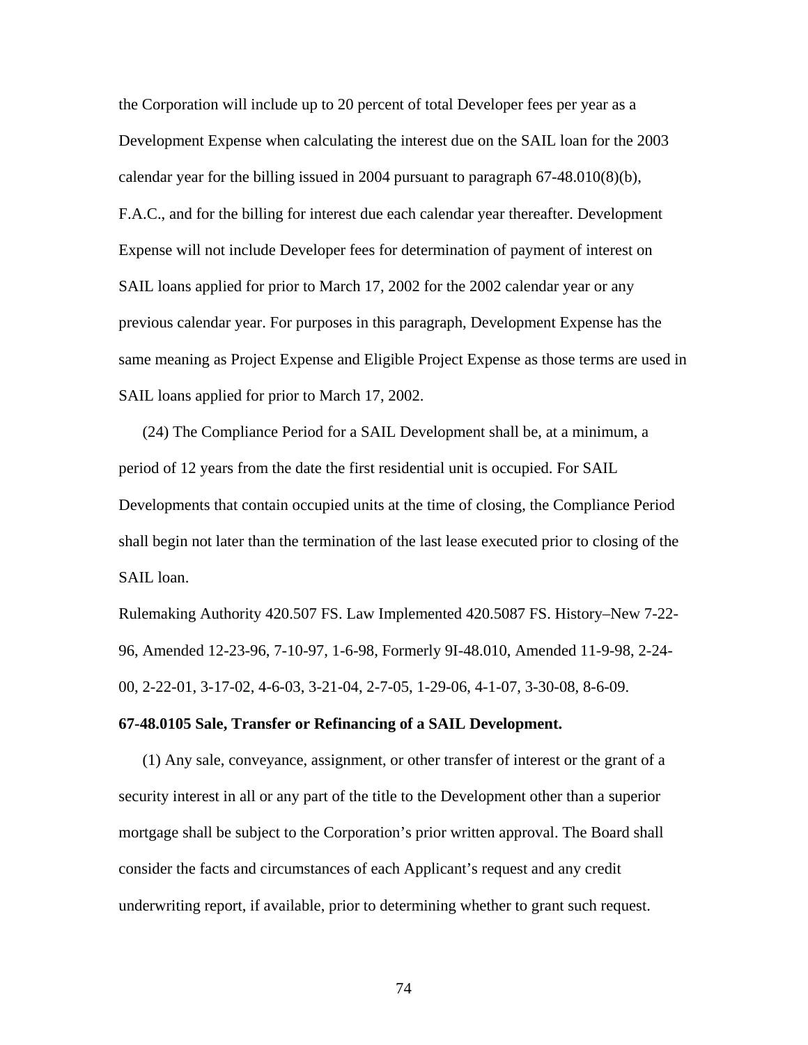the Corporation will include up to 20 percent of total Developer fees per year as a Development Expense when calculating the interest due on the SAIL loan for the 2003 calendar year for the billing issued in 2004 pursuant to paragraph 67-48.010(8)(b), F.A.C., and for the billing for interest due each calendar year thereafter. Development Expense will not include Developer fees for determination of payment of interest on SAIL loans applied for prior to March 17, 2002 for the 2002 calendar year or any previous calendar year. For purposes in this paragraph, Development Expense has the same meaning as Project Expense and Eligible Project Expense as those terms are used in SAIL loans applied for prior to March 17, 2002.

(24) The Compliance Period for a SAIL Development shall be, at a minimum, a period of 12 years from the date the first residential unit is occupied. For SAIL Developments that contain occupied units at the time of closing, the Compliance Period shall begin not later than the termination of the last lease executed prior to closing of the SAIL loan.

Rulemaking Authority 420.507 FS. Law Implemented 420.5087 FS. History–New 7-22-96, Amended 12-23-96, 7-10-97, 1-6-98, Formerly 9I-48.010, Amended 11-9-98, 2-24-00, 2-22-01, 3-17-02, 4-6-03, 3-21-04, 2-7-05, 1-29-06, 4-1-07, 3-30-08, 8-6-09.

**67-48.0105 Sale, Transfer or Refinancing of a SAIL Development.**

(1) Any sale, conveyance, assignment, or other transfer of interest or the grant of a security interest in all or any part of the title to the Development other than a superior mortgage shall be subject to the Corporation's prior written approval. The Board shall consider the facts and circumstances of each Applicant's request and any credit underwriting report, if available, prior to determining whether to grant such request.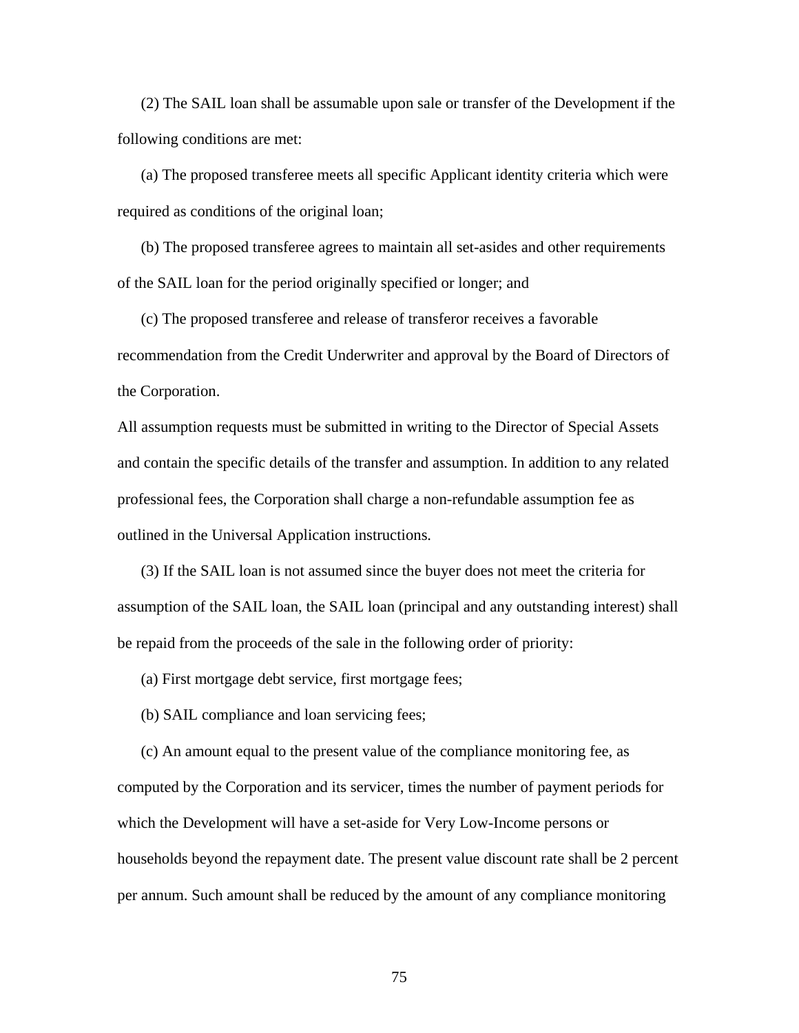(2) The SAIL loan shall be assumable upon sale or transfer of the Development if the following conditions are met:

(a) The proposed transferee meets all specific Applicant identity criteria which were required as conditions of the original loan;

(b) The proposed transferee agrees to maintain all set-asides and other requirements of the SAIL loan for the period originally specified or longer; and

(c) The proposed transferee and release of transferor receives a favorable recommendation from the Credit Underwriter and approval by the Board of Directors of the Corporation.

All assumption requests must be submitted in writing to the Director of Special Assets and contain the specific details of the transfer and assumption. In addition to any related professional fees, the Corporation shall charge a non-refundable assumption fee as outlined in the Universal Application instructions.

(3) If the SAIL loan is not assumed since the buyer does not meet the criteria for assumption of the SAIL loan, the SAIL loan (principal and any outstanding interest) shall be repaid from the proceeds of the sale in the following order of priority:

(a) First mortgage debt service, first mortgage fees;

(b) SAIL compliance and loan servicing fees;

(c) An amount equal to the present value of the compliance monitoring fee, as computed by the Corporation and its servicer, times the number of payment periods for which the Development will have a set-aside for Very Low-Income persons or households beyond the repayment date. The present value discount rate shall be 2 percent per annum. Such amount shall be reduced by the amount of any compliance monitoring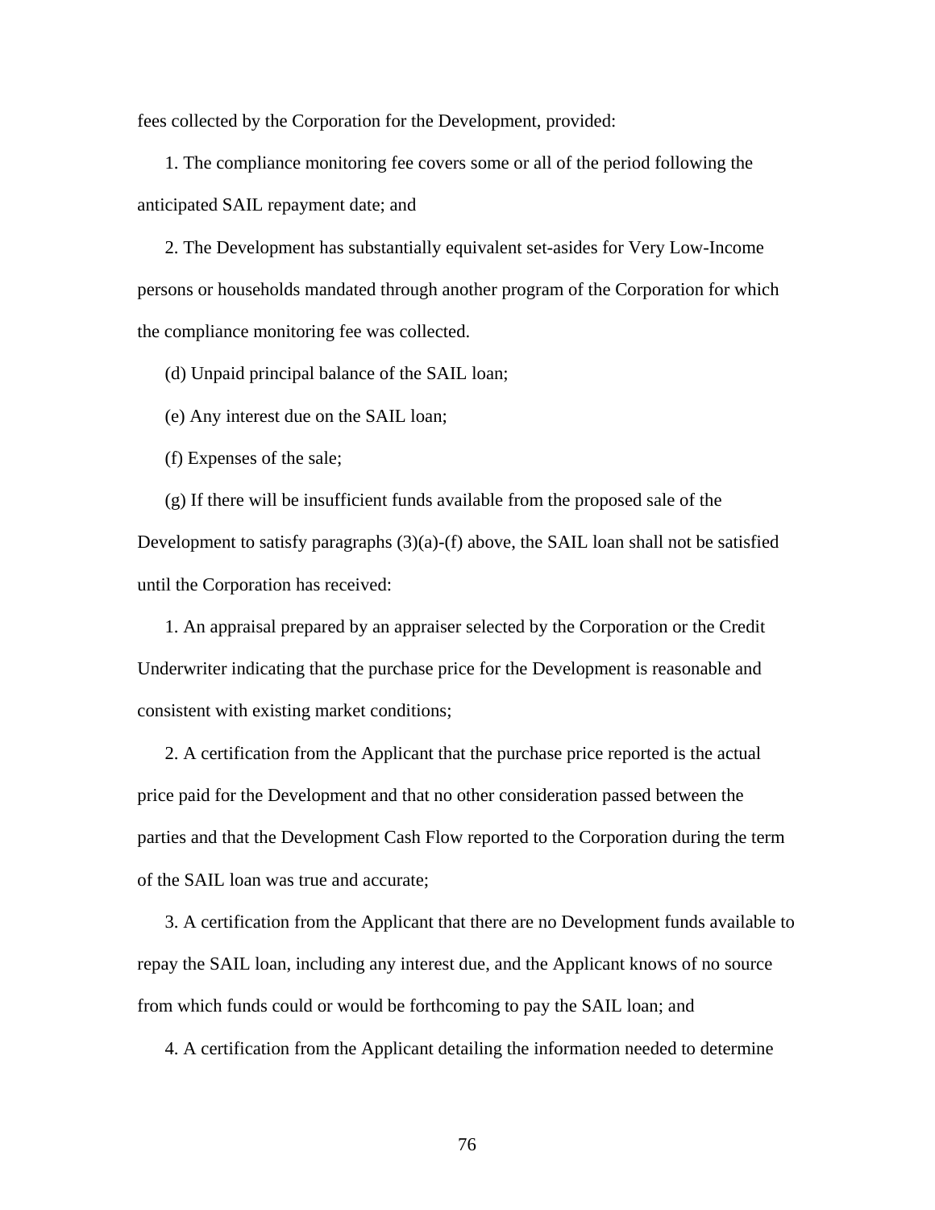fees collected by the Corporation for the Development, provided:

1. The compliance monitoring fee covers some or all of the period following the anticipated SAIL repayment date; and

2. The Development has substantially equivalent set-asides for Very Low-Income persons or households mandated through another program of the Corporation for which the compliance monitoring fee was collected.

(d) Unpaid principal balance of the SAIL loan;

(e) Any interest due on the SAIL loan;

(f) Expenses of the sale;

(g) If there will be insufficient funds available from the proposed sale of the Development to satisfy paragraphs (3)(a)-(f) above, the SAIL loan shall not be satisfied until the Corporation has received:

1. An appraisal prepared by an appraiser selected by the Corporation or the Credit Underwriter indicating that the purchase price for the Development is reasonable and consistent with existing market conditions;

2. A certification from the Applicant that the purchase price reported is the actual price paid for the Development and that no other consideration passed between the parties and that the Development Cash Flow reported to the Corporation during the term of the SAIL loan was true and accurate;

3. A certification from the Applicant that there are no Development funds available to repay the SAIL loan, including any interest due, and the Applicant knows of no source from which funds could or would be forthcoming to pay the SAIL loan; and

4. A certification from the Applicant detailing the information needed to determine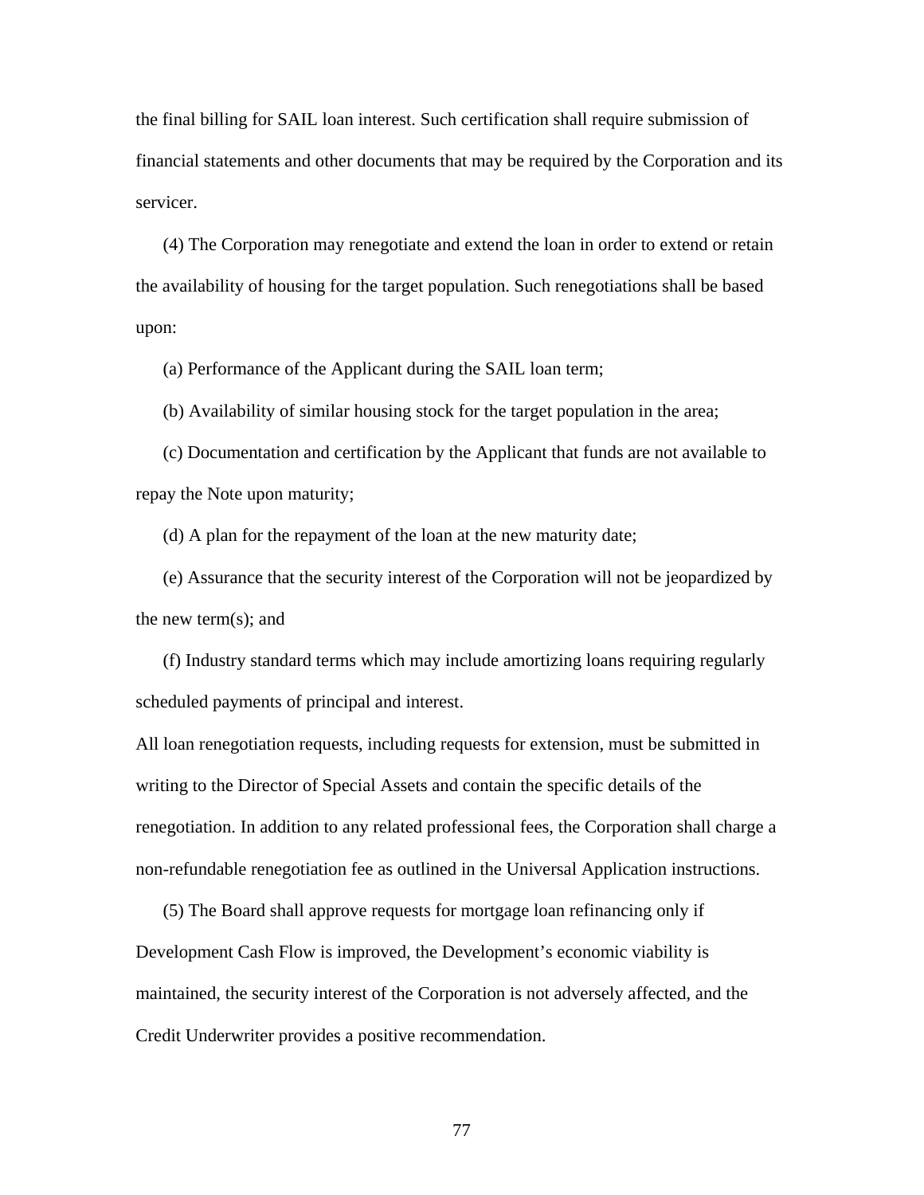the final billing for SAIL loan interest. Such certification shall require submission of financial statements and other documents that may be required by the Corporation and its servicer.

(4) The Corporation may renegotiate and extend the loan in order to extend or retain the availability of housing for the target population. Such renegotiations shall be based upon:

(a) Performance of the Applicant during the SAIL loan term;

(b) Availability of similar housing stock for the target population in the area;

(c) Documentation and certification by the Applicant that funds are not available to repay the Note upon maturity;

(d) A plan for the repayment of the loan at the new maturity date;

(e) Assurance that the security interest of the Corporation will not be jeopardized by the new term(s); and

(f) Industry standard terms which may include amortizing loans requiring regularly scheduled payments of principal and interest.

All loan renegotiation requests, including requests for extension, must be submitted in writing to the Director of Special Assets and contain the specific details of the renegotiation. In addition to any related professional fees, the Corporation shall charge a non-refundable renegotiation fee as outlined in the Universal Application instructions.

(5) The Board shall approve requests for mortgage loan refinancing only if Development Cash Flow is improved, the Development's economic viability is maintained, the security interest of the Corporation is not adversely affected, and the Credit Underwriter provides a positive recommendation.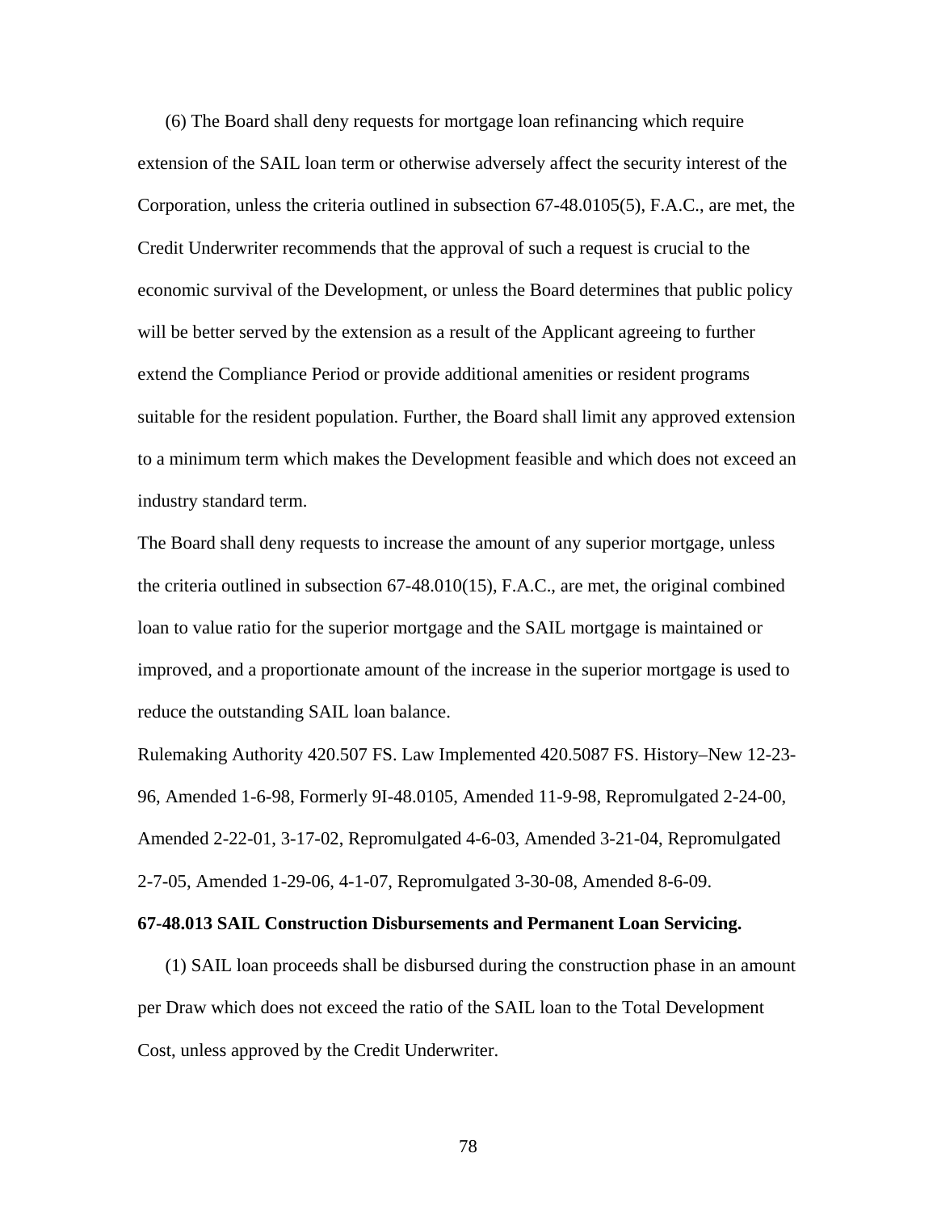(6) The Board shall deny requests for mortgage loan refinancing which require extension of the SAIL loan term or otherwise adversely affect the security interest of the Corporation, unless the criteria outlined in subsection 67-48.0105(5), F.A.C., are met, the Credit Underwriter recommends that the approval of such a request is crucial to the economic survival of the Development, or unless the Board determines that public policy will be better served by the extension as a result of the Applicant agreeing to further extend the Compliance Period or provide additional amenities or resident programs suitable for the resident population. Further, the Board shall limit any approved extension to a minimum term which makes the Development feasible and which does not exceed an industry standard term.

The Board shall deny requests to increase the amount of any superior mortgage, unless the criteria outlined in subsection 67-48.010(15), F.A.C., are met, the original combined loan to value ratio for the superior mortgage and the SAIL mortgage is maintained or improved, and a proportionate amount of the increase in the superior mortgage is used to reduce the outstanding SAIL loan balance.

Rulemaking Authority 420.507 FS. Law Implemented 420.5087 FS. History–New 12-23-96, Amended 1-6-98, Formerly 9I-48.0105, Amended 11-9-98, Repromulgated 2-24-00, Amended 2-22-01, 3-17-02, Repromulgated 4-6-03, Amended 3-21-04, Repromulgated 2-7-05, Amended 1-29-06, 4-1-07, Repromulgated 3-30-08, Amended 8-6-09.

**67-48.013 SAIL Construction Disbursements and Permanent Loan Servicing.**

(1) SAIL loan proceeds shall be disbursed during the construction phase in an amount per Draw which does not exceed the ratio of the SAIL loan to the Total Development Cost, unless approved by the Credit Underwriter.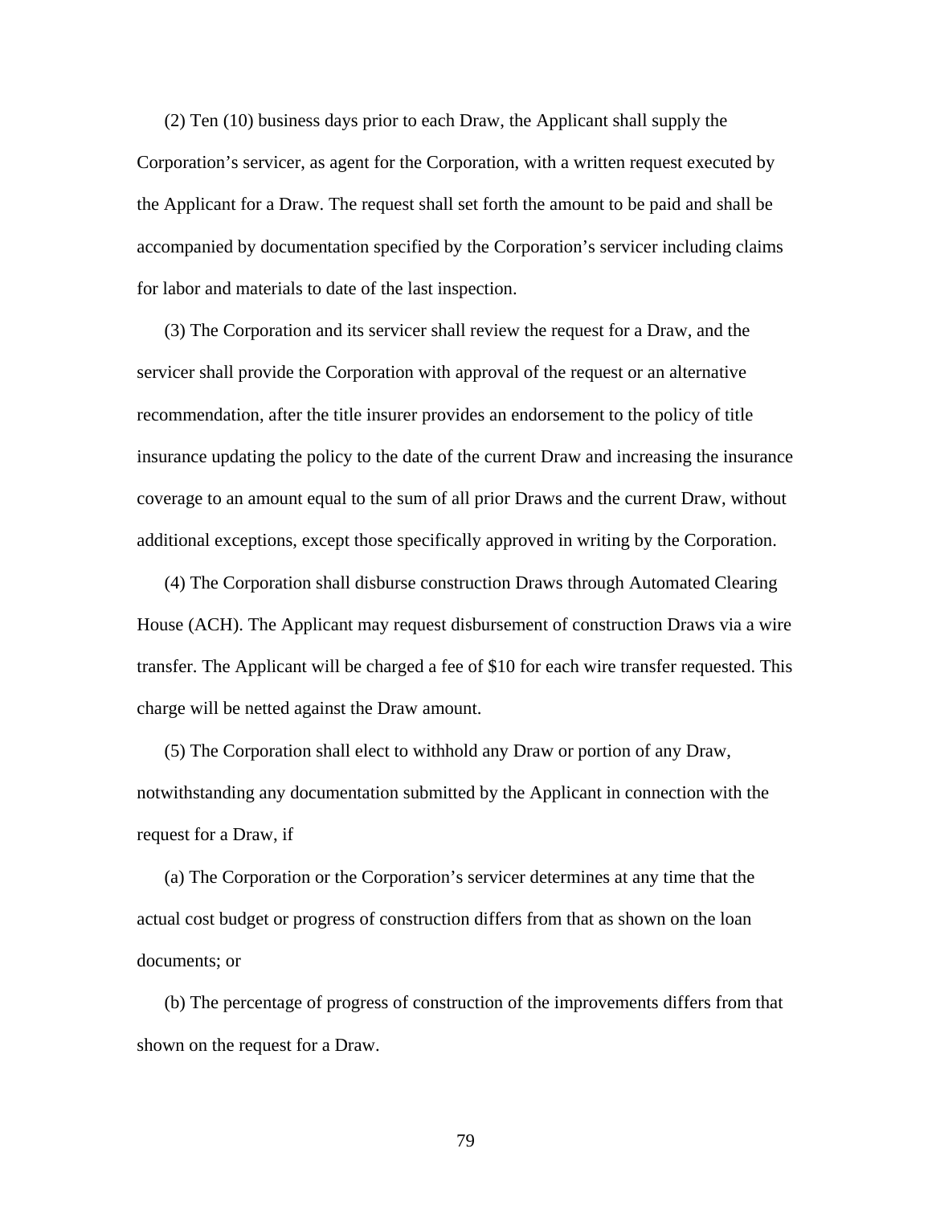(2) Ten (10) business days prior to each Draw, the Applicant shall supply the Corporation's servicer, as agent for the Corporation, with a written request executed by the Applicant for a Draw. The request shall set forth the amount to be paid and shall be accompanied by documentation specified by the Corporation's servicer including claims for labor and materials to date of the last inspection.

(3) The Corporation and its servicer shall review the request for a Draw, and the servicer shall provide the Corporation with approval of the request or an alternative recommendation, after the title insurer provides an endorsement to the policy of title insurance updating the policy to the date of the current Draw and increasing the insurance coverage to an amount equal to the sum of all prior Draws and the current Draw, without additional exceptions, except those specifically approved in writing by the Corporation.

(4) The Corporation shall disburse construction Draws through Automated Clearing House (ACH). The Applicant may request disbursement of construction Draws via a wire transfer. The Applicant will be charged a fee of $10 for each wire transfer requested. This charge will be netted against the Draw amount.

(5) The Corporation shall elect to withhold any Draw or portion of any Draw, notwithstanding any documentation submitted by the Applicant in connection with the request for a Draw, if

(a) The Corporation or the Corporation's servicer determines at any time that the actual cost budget or progress of construction differs from that as shown on the loan documents; or

(b) The percentage of progress of construction of the improvements differs from that shown on the request for a Draw.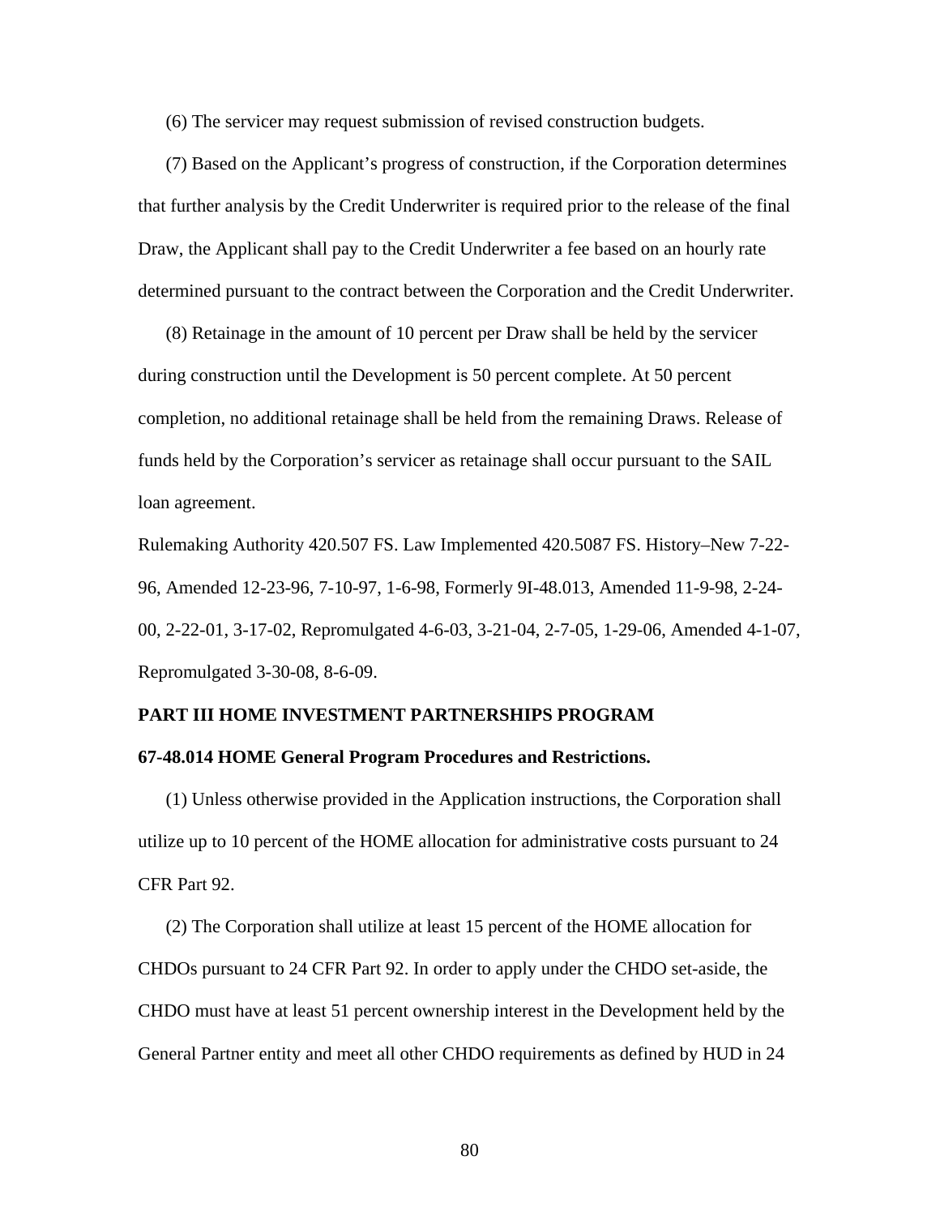(6) The servicer may request submission of revised construction budgets.

(7) Based on the Applicant's progress of construction, if the Corporation determines that further analysis by the Credit Underwriter is required prior to the release of the final Draw, the Applicant shall pay to the Credit Underwriter a fee based on an hourly rate determined pursuant to the contract between the Corporation and the Credit Underwriter.

(8) Retainage in the amount of 10 percent per Draw shall be held by the servicer during construction until the Development is 50 percent complete. At 50 percent completion, no additional retainage shall be held from the remaining Draws. Release of funds held by the Corporation's servicer as retainage shall occur pursuant to the SAIL loan agreement.

Rulemaking Authority 420.507 FS. Law Implemented 420.5087 FS. History–New 7-22-96, Amended 12-23-96, 7-10-97, 1-6-98, Formerly 9I-48.013, Amended 11-9-98, 2-24-00, 2-22-01, 3-17-02, Repromulgated 4-6-03, 3-21-04, 2-7-05, 1-29-06, Amended 4-1-07, Repromulgated 3-30-08, 8-6-09.

**PART III HOME INVESTMENT PARTNERSHIPS PROGRAM**

**67-48.014 HOME General Program Procedures and Restrictions.**

(1) Unless otherwise provided in the Application instructions, the Corporation shall utilize up to 10 percent of the HOME allocation for administrative costs pursuant to 24 CFR Part 92.

(2) The Corporation shall utilize at least 15 percent of the HOME allocation for CHDOs pursuant to 24 CFR Part 92. In order to apply under the CHDO set-aside, the CHDO must have at least 51 percent ownership interest in the Development held by the General Partner entity and meet all other CHDO requirements as defined by HUD in 24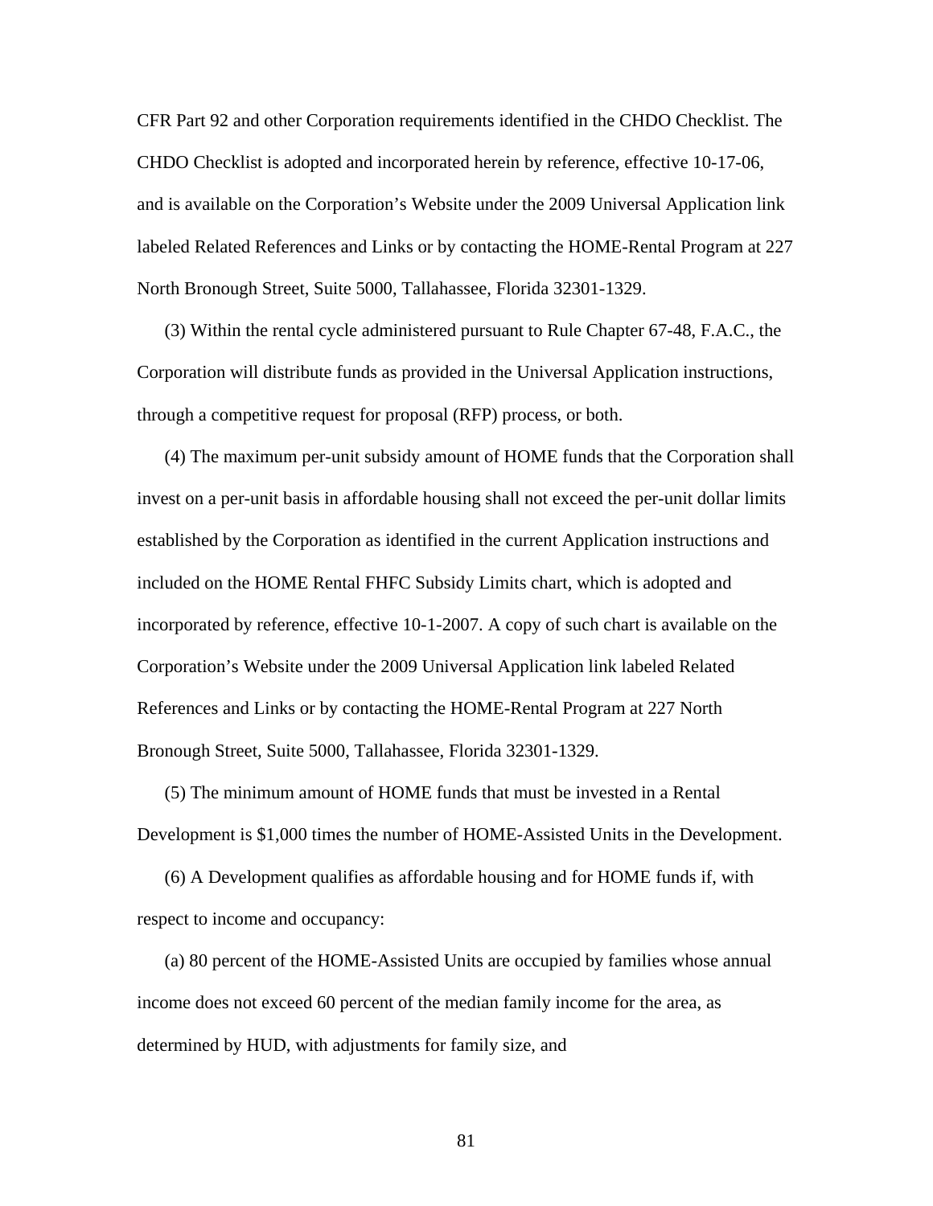CFR Part 92 and other Corporation requirements identified in the CHDO Checklist. The CHDO Checklist is adopted and incorporated herein by reference, effective 10-17-06, and is available on the Corporation's Website under the 2009 Universal Application link labeled Related References and Links or by contacting the HOME-Rental Program at 227 North Bronough Street, Suite 5000, Tallahassee, Florida 32301-1329.

(3) Within the rental cycle administered pursuant to Rule Chapter 67-48, F.A.C., the Corporation will distribute funds as provided in the Universal Application instructions, through a competitive request for proposal (RFP) process, or both.

(4) The maximum per-unit subsidy amount of HOME funds that the Corporation shall invest on a per-unit basis in affordable housing shall not exceed the per-unit dollar limits established by the Corporation as identified in the current Application instructions and included on the HOME Rental FHFC Subsidy Limits chart, which is adopted and incorporated by reference, effective 10-1-2007. A copy of such chart is available on the Corporation's Website under the 2009 Universal Application link labeled Related References and Links or by contacting the HOME-Rental Program at 227 North Bronough Street, Suite 5000, Tallahassee, Florida 32301-1329.

(5) The minimum amount of HOME funds that must be invested in a Rental Development is $1,000 times the number of HOME-Assisted Units in the Development.

(6) A Development qualifies as affordable housing and for HOME funds if, with respect to income and occupancy:

(a) 80 percent of the HOME-Assisted Units are occupied by families whose annual income does not exceed 60 percent of the median family income for the area, as determined by HUD, with adjustments for family size, and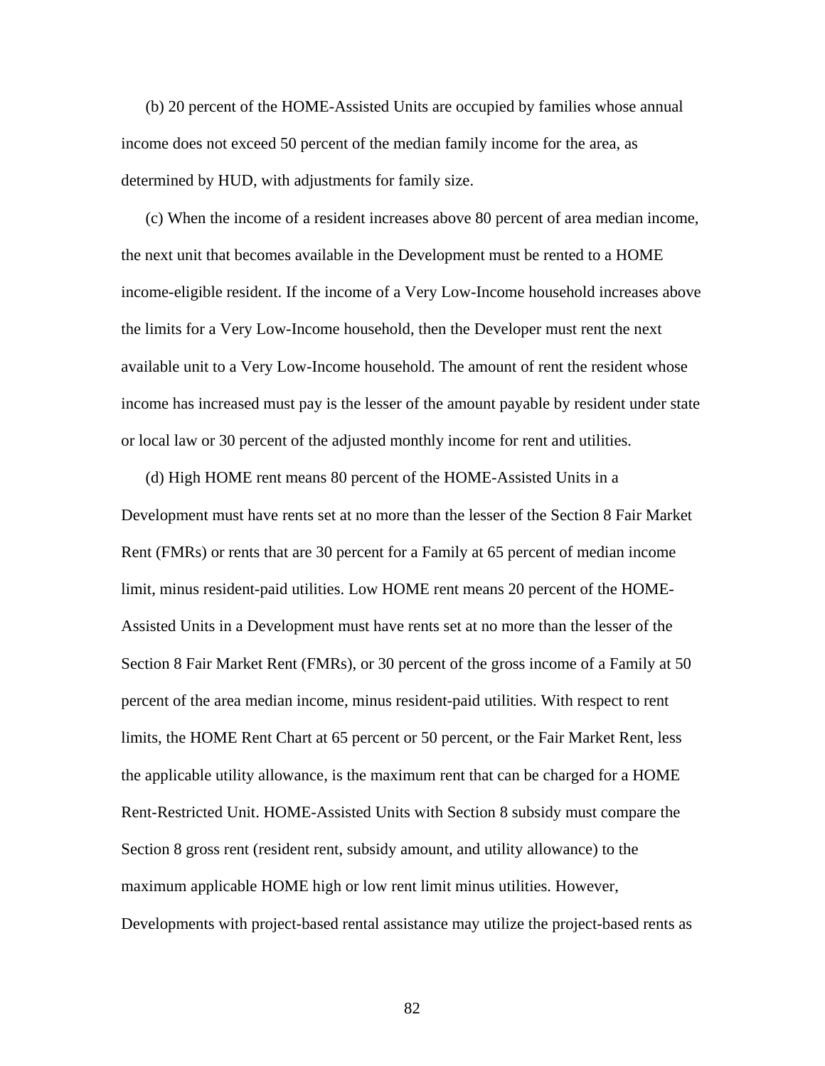(b) 20 percent of the HOME-Assisted Units are occupied by families whose annual income does not exceed 50 percent of the median family income for the area, as determined by HUD, with adjustments for family size.

(c) When the income of a resident increases above 80 percent of area median income, the next unit that becomes available in the Development must be rented to a HOME income-eligible resident. If the income of a Very Low-Income household increases above the limits for a Very Low-Income household, then the Developer must rent the next available unit to a Very Low-Income household. The amount of rent the resident whose income has increased must pay is the lesser of the amount payable by resident under state or local law or 30 percent of the adjusted monthly income for rent and utilities.

(d) High HOME rent means 80 percent of the HOME-Assisted Units in a Development must have rents set at no more than the lesser of the Section 8 Fair Market Rent (FMRs) or rents that are 30 percent for a Family at 65 percent of median income limit, minus resident-paid utilities. Low HOME rent means 20 percent of the HOME-Assisted Units in a Development must have rents set at no more than the lesser of the Section 8 Fair Market Rent (FMRs), or 30 percent of the gross income of a Family at 50 percent of the area median income, minus resident-paid utilities. With respect to rent limits, the HOME Rent Chart at 65 percent or 50 percent, or the Fair Market Rent, less the applicable utility allowance, is the maximum rent that can be charged for a HOME Rent-Restricted Unit. HOME-Assisted Units with Section 8 subsidy must compare the Section 8 gross rent (resident rent, subsidy amount, and utility allowance) to the maximum applicable HOME high or low rent limit minus utilities. However, Developments with project-based rental assistance may utilize the project-based rents as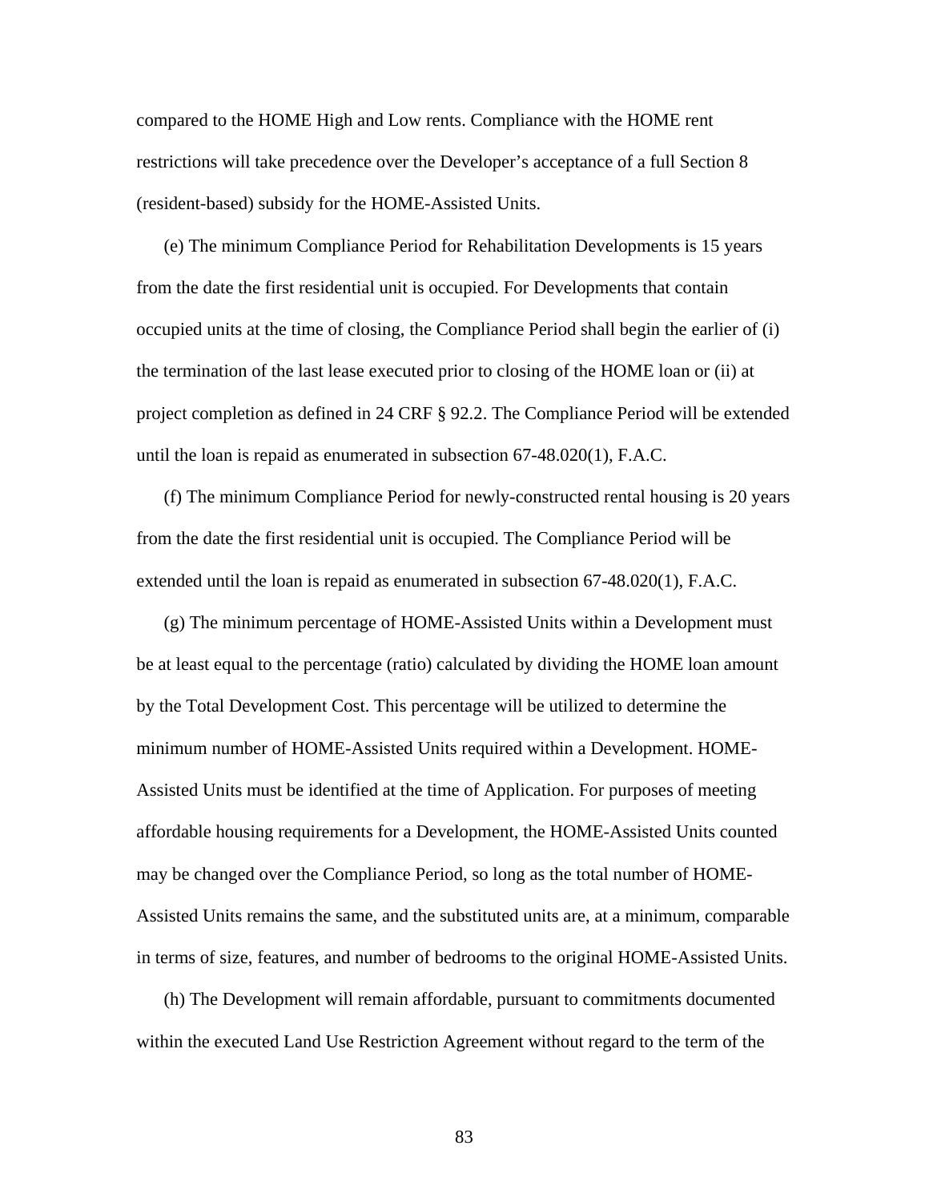compared to the HOME High and Low rents. Compliance with the HOME rent restrictions will take precedence over the Developer's acceptance of a full Section 8 (resident-based) subsidy for the HOME-Assisted Units.

(e) The minimum Compliance Period for Rehabilitation Developments is 15 years from the date the first residential unit is occupied. For Developments that contain occupied units at the time of closing, the Compliance Period shall begin the earlier of (i) the termination of the last lease executed prior to closing of the HOME loan or (ii) at project completion as defined in 24 CRF § 92.2. The Compliance Period will be extended until the loan is repaid as enumerated in subsection 67-48.020(1), F.A.C.

(f) The minimum Compliance Period for newly-constructed rental housing is 20 years from the date the first residential unit is occupied. The Compliance Period will be extended until the loan is repaid as enumerated in subsection 67-48.020(1), F.A.C.

(g) The minimum percentage of HOME-Assisted Units within a Development must be at least equal to the percentage (ratio) calculated by dividing the HOME loan amount by the Total Development Cost. This percentage will be utilized to determine the minimum number of HOME-Assisted Units required within a Development. HOME-Assisted Units must be identified at the time of Application. For purposes of meeting affordable housing requirements for a Development, the HOME-Assisted Units counted may be changed over the Compliance Period, so long as the total number of HOME-Assisted Units remains the same, and the substituted units are, at a minimum, comparable in terms of size, features, and number of bedrooms to the original HOME-Assisted Units.

(h) The Development will remain affordable, pursuant to commitments documented within the executed Land Use Restriction Agreement without regard to the term of the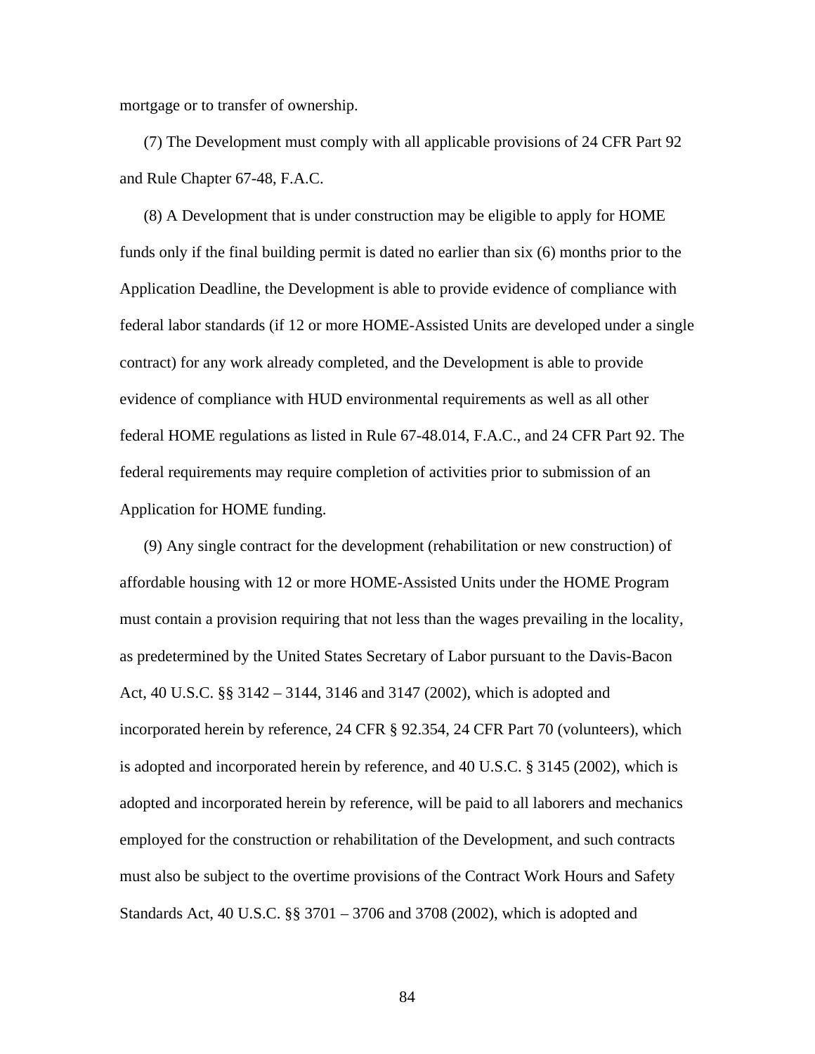mortgage or to transfer of ownership.

(7) The Development must comply with all applicable provisions of 24 CFR Part 92 and Rule Chapter 67-48, F.A.C.

(8) A Development that is under construction may be eligible to apply for HOME funds only if the final building permit is dated no earlier than six (6) months prior to the Application Deadline, the Development is able to provide evidence of compliance with federal labor standards (if 12 or more HOME-Assisted Units are developed under a single contract) for any work already completed, and the Development is able to provide evidence of compliance with HUD environmental requirements as well as all other federal HOME regulations as listed in Rule 67-48.014, F.A.C., and 24 CFR Part 92. The federal requirements may require completion of activities prior to submission of an Application for HOME funding.

(9) Any single contract for the development (rehabilitation or new construction) of affordable housing with 12 or more HOME-Assisted Units under the HOME Program must contain a provision requiring that not less than the wages prevailing in the locality, as predetermined by the United States Secretary of Labor pursuant to the Davis-Bacon Act, 40 U.S.C. §§ 3142 – 3144, 3146 and 3147 (2002), which is adopted and incorporated herein by reference, 24 CFR § 92.354, 24 CFR Part 70 (volunteers), which is adopted and incorporated herein by reference, and 40 U.S.C. § 3145 (2002), which is adopted and incorporated herein by reference, will be paid to all laborers and mechanics employed for the construction or rehabilitation of the Development, and such contracts must also be subject to the overtime provisions of the Contract Work Hours and Safety Standards Act, 40 U.S.C. §§ 3701 – 3706 and 3708 (2002), which is adopted and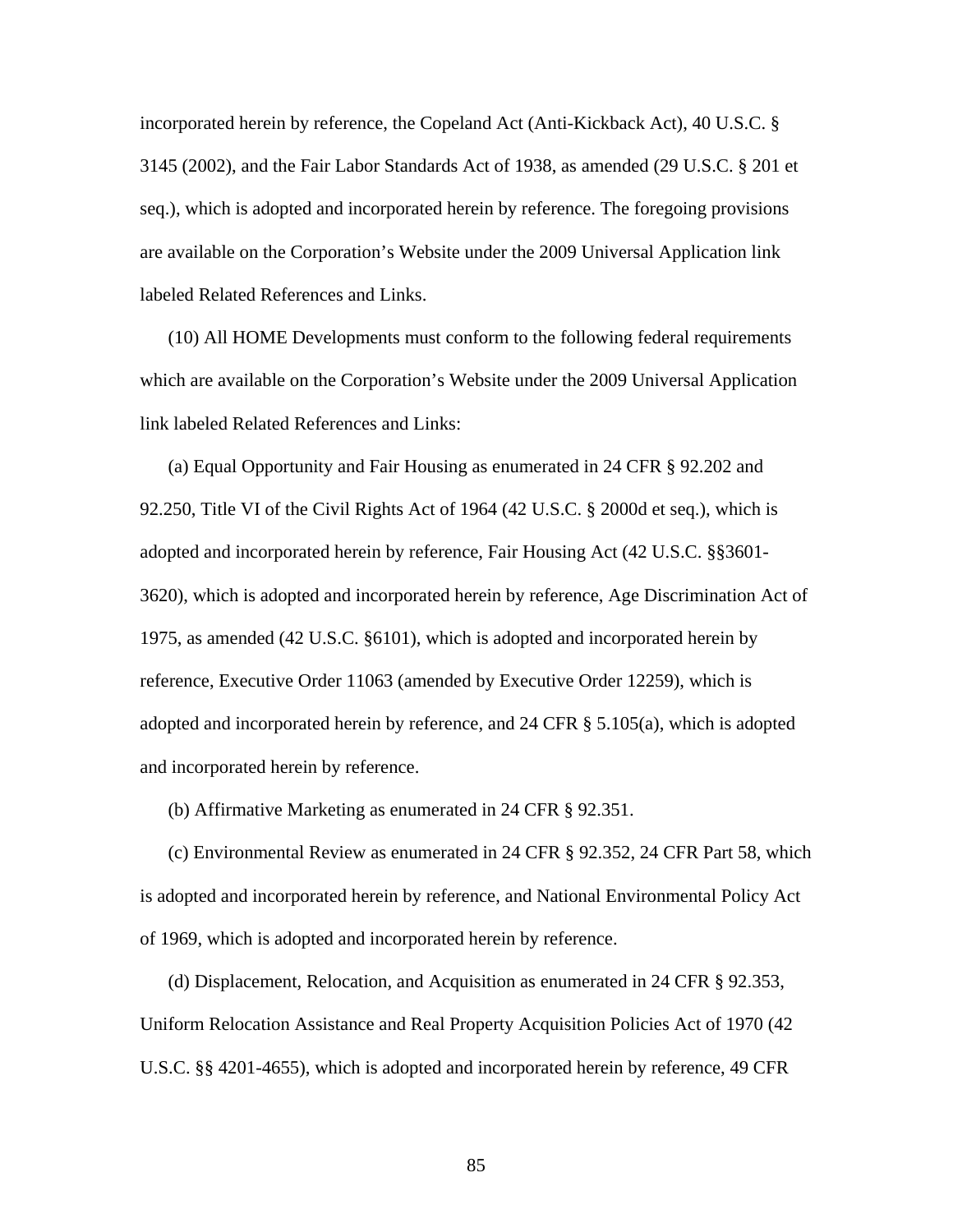incorporated herein by reference, the Copeland Act (Anti-Kickback Act), 40 U.S.C. § 3145 (2002), and the Fair Labor Standards Act of 1938, as amended (29 U.S.C. § 201 et seq.), which is adopted and incorporated herein by reference. The foregoing provisions are available on the Corporation's Website under the 2009 Universal Application link labeled Related References and Links.

(10) All HOME Developments must conform to the following federal requirements which are available on the Corporation's Website under the 2009 Universal Application link labeled Related References and Links:

(a) Equal Opportunity and Fair Housing as enumerated in 24 CFR § 92.202 and 92.250, Title VI of the Civil Rights Act of 1964 (42 U.S.C. § 2000d et seq.), which is adopted and incorporated herein by reference, Fair Housing Act (42 U.S.C. §§3601-3620), which is adopted and incorporated herein by reference, Age Discrimination Act of 1975, as amended (42 U.S.C. §6101), which is adopted and incorporated herein by reference, Executive Order 11063 (amended by Executive Order 12259), which is adopted and incorporated herein by reference, and 24 CFR § 5.105(a), which is adopted and incorporated herein by reference.

(b) Affirmative Marketing as enumerated in 24 CFR § 92.351.

(c) Environmental Review as enumerated in 24 CFR § 92.352, 24 CFR Part 58, which is adopted and incorporated herein by reference, and National Environmental Policy Act of 1969, which is adopted and incorporated herein by reference.

(d) Displacement, Relocation, and Acquisition as enumerated in 24 CFR § 92.353, Uniform Relocation Assistance and Real Property Acquisition Policies Act of 1970 (42 U.S.C. §§ 4201-4655), which is adopted and incorporated herein by reference, 49 CFR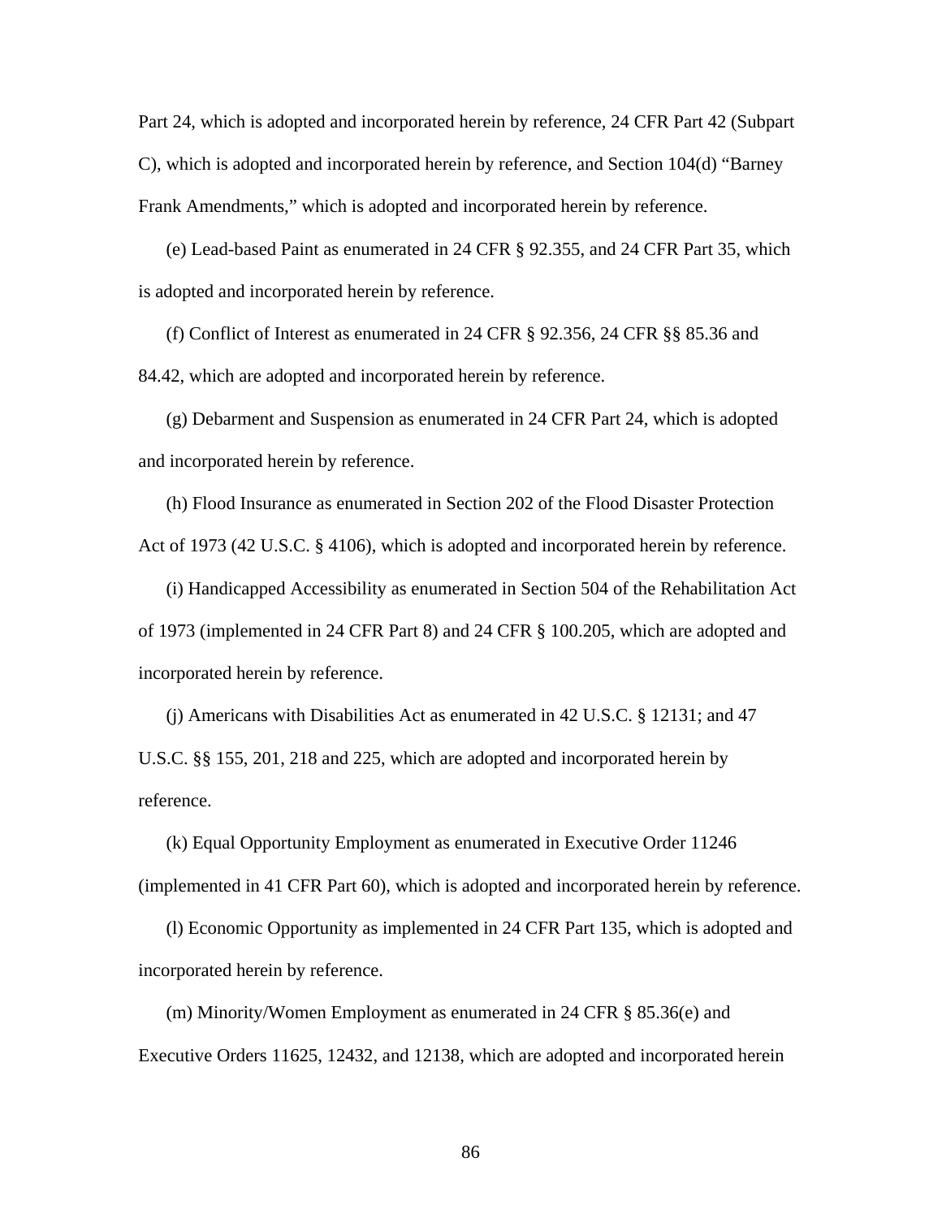Part 24, which is adopted and incorporated herein by reference, 24 CFR Part 42 (Subpart C), which is adopted and incorporated herein by reference, and Section 104(d) "Barney Frank Amendments," which is adopted and incorporated herein by reference.

(e) Lead-based Paint as enumerated in 24 CFR § 92.355, and 24 CFR Part 35, which is adopted and incorporated herein by reference.

(f) Conflict of Interest as enumerated in 24 CFR § 92.356, 24 CFR §§ 85.36 and 84.42, which are adopted and incorporated herein by reference.

(g) Debarment and Suspension as enumerated in 24 CFR Part 24, which is adopted and incorporated herein by reference.

(h) Flood Insurance as enumerated in Section 202 of the Flood Disaster Protection Act of 1973 (42 U.S.C. § 4106), which is adopted and incorporated herein by reference.

(i) Handicapped Accessibility as enumerated in Section 504 of the Rehabilitation Act of 1973 (implemented in 24 CFR Part 8) and 24 CFR § 100.205, which are adopted and incorporated herein by reference.

(j) Americans with Disabilities Act as enumerated in 42 U.S.C. § 12131; and 47 U.S.C. §§ 155, 201, 218 and 225, which are adopted and incorporated herein by reference.

(k) Equal Opportunity Employment as enumerated in Executive Order 11246 (implemented in 41 CFR Part 60), which is adopted and incorporated herein by reference.

(l) Economic Opportunity as implemented in 24 CFR Part 135, which is adopted and incorporated herein by reference.

(m) Minority/Women Employment as enumerated in 24 CFR § 85.36(e) and Executive Orders 11625, 12432, and 12138, which are adopted and incorporated herein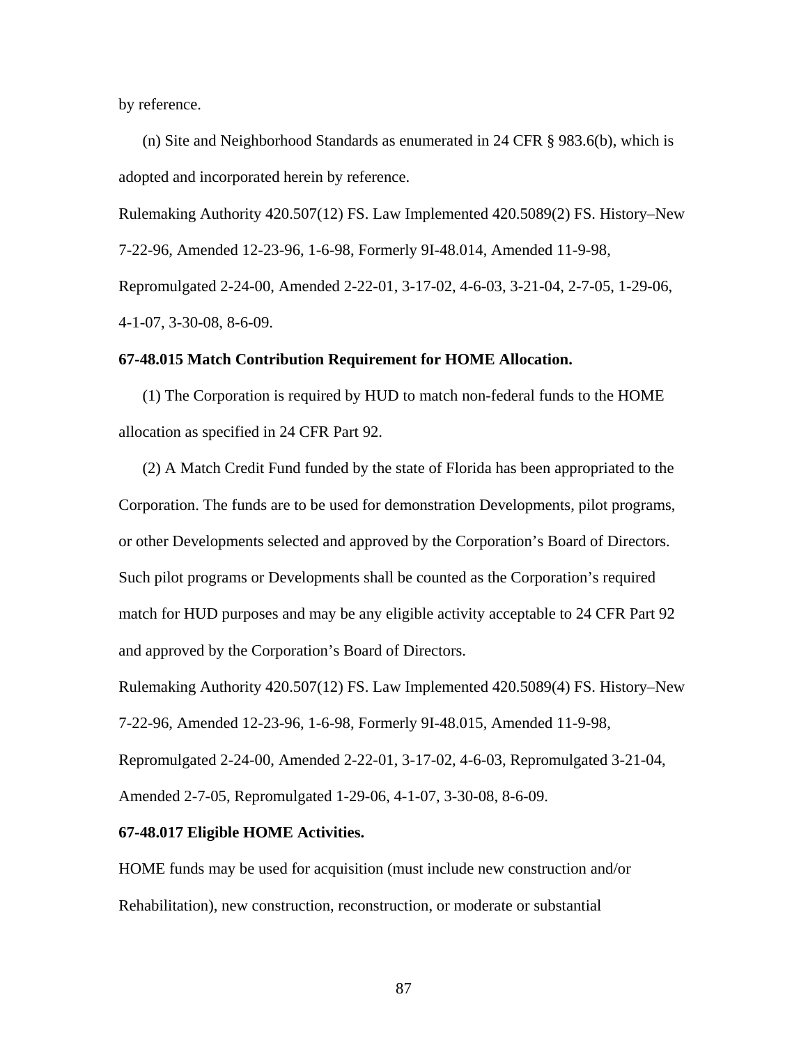by reference.

(n) Site and Neighborhood Standards as enumerated in 24 CFR § 983.6(b), which is adopted and incorporated herein by reference.

Rulemaking Authority 420.507(12) FS. Law Implemented 420.5089(2) FS. History–New 7-22-96, Amended 12-23-96, 1-6-98, Formerly 9I-48.014, Amended 11-9-98, Repromulgated 2-24-00, Amended 2-22-01, 3-17-02, 4-6-03, 3-21-04, 2-7-05, 1-29-06, 4-1-07, 3-30-08, 8-6-09.

**67-48.015 Match Contribution Requirement for HOME Allocation.**

(1) The Corporation is required by HUD to match non-federal funds to the HOME allocation as specified in 24 CFR Part 92.

(2) A Match Credit Fund funded by the state of Florida has been appropriated to the Corporation. The funds are to be used for demonstration Developments, pilot programs, or other Developments selected and approved by the Corporation's Board of Directors. Such pilot programs or Developments shall be counted as the Corporation's required match for HUD purposes and may be any eligible activity acceptable to 24 CFR Part 92 and approved by the Corporation's Board of Directors.

Rulemaking Authority 420.507(12) FS. Law Implemented 420.5089(4) FS. History–New 7-22-96, Amended 12-23-96, 1-6-98, Formerly 9I-48.015, Amended 11-9-98, Repromulgated 2-24-00, Amended 2-22-01, 3-17-02, 4-6-03, Repromulgated 3-21-04, Amended 2-7-05, Repromulgated 1-29-06, 4-1-07, 3-30-08, 8-6-09.

**67-48.017 Eligible HOME Activities.**

HOME funds may be used for acquisition (must include new construction and/or Rehabilitation), new construction, reconstruction, or moderate or substantial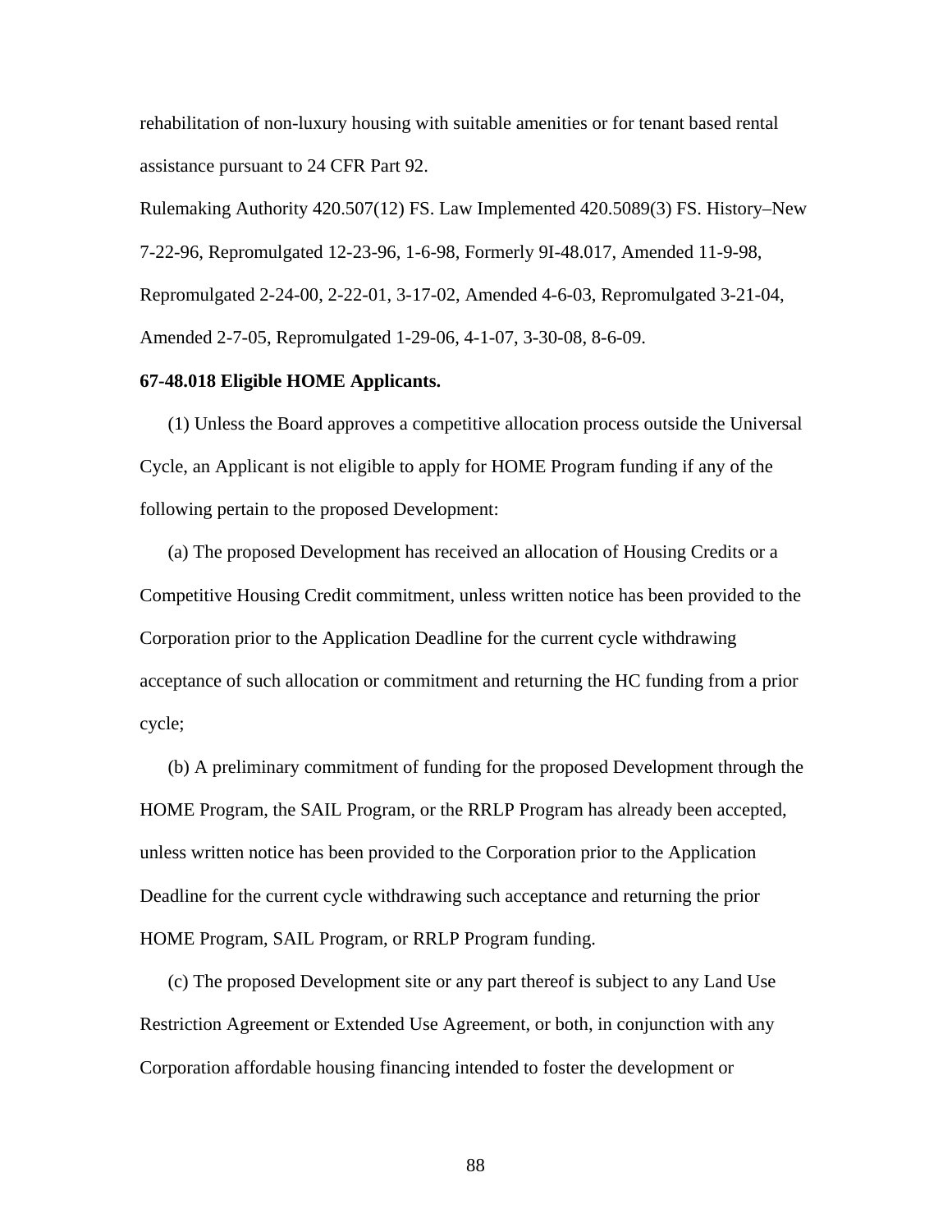rehabilitation of non-luxury housing with suitable amenities or for tenant based rental assistance pursuant to 24 CFR Part 92.

Rulemaking Authority 420.507(12) FS. Law Implemented 420.5089(3) FS. History–New 7-22-96, Repromulgated 12-23-96, 1-6-98, Formerly 9I-48.017, Amended 11-9-98, Repromulgated 2-24-00, 2-22-01, 3-17-02, Amended 4-6-03, Repromulgated 3-21-04, Amended 2-7-05, Repromulgated 1-29-06, 4-1-07, 3-30-08, 8-6-09.

**67-48.018 Eligible HOME Applicants.**

(1) Unless the Board approves a competitive allocation process outside the Universal Cycle, an Applicant is not eligible to apply for HOME Program funding if any of the following pertain to the proposed Development:

(a) The proposed Development has received an allocation of Housing Credits or a Competitive Housing Credit commitment, unless written notice has been provided to the Corporation prior to the Application Deadline for the current cycle withdrawing acceptance of such allocation or commitment and returning the HC funding from a prior cycle;

(b) A preliminary commitment of funding for the proposed Development through the HOME Program, the SAIL Program, or the RRLP Program has already been accepted, unless written notice has been provided to the Corporation prior to the Application Deadline for the current cycle withdrawing such acceptance and returning the prior HOME Program, SAIL Program, or RRLP Program funding.

(c) The proposed Development site or any part thereof is subject to any Land Use Restriction Agreement or Extended Use Agreement, or both, in conjunction with any Corporation affordable housing financing intended to foster the development or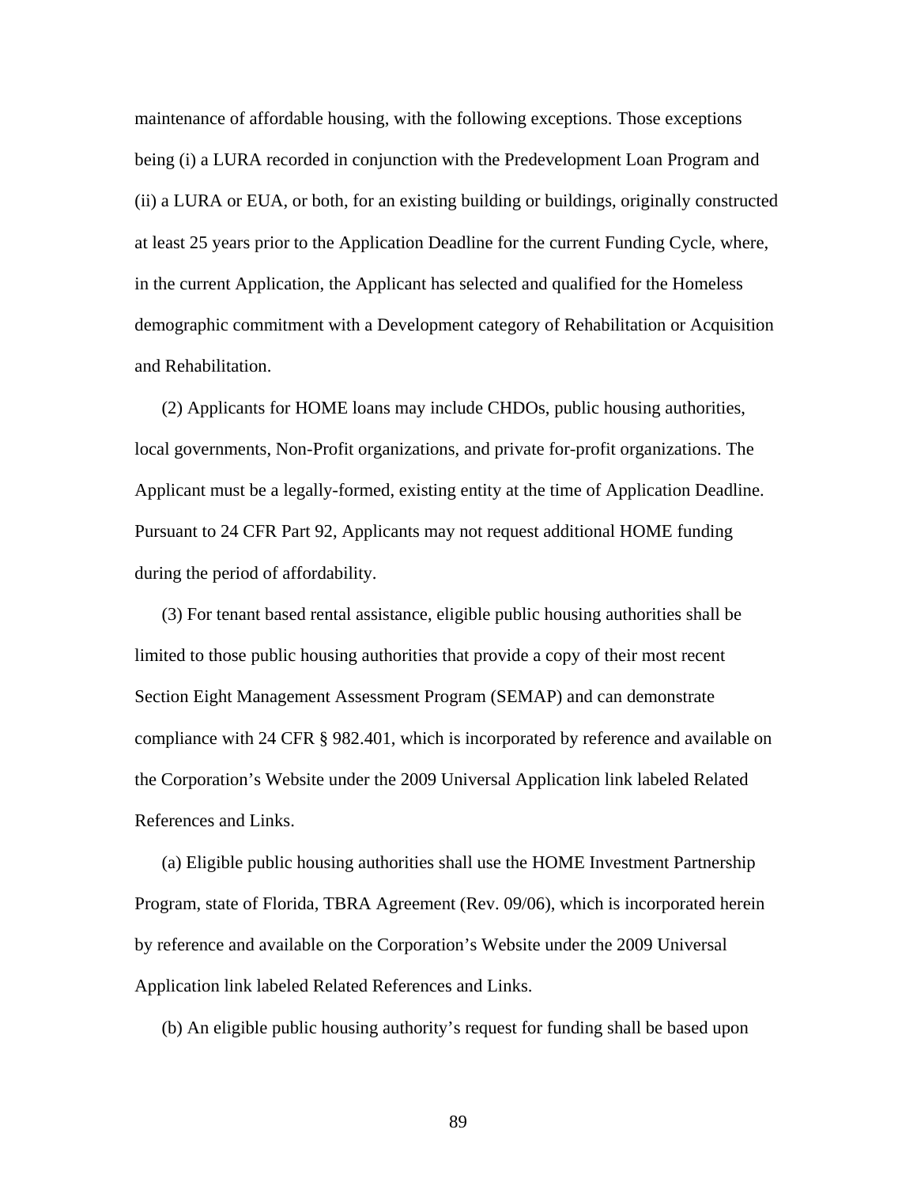maintenance of affordable housing, with the following exceptions. Those exceptions being (i) a LURA recorded in conjunction with the Predevelopment Loan Program and (ii) a LURA or EUA, or both, for an existing building or buildings, originally constructed at least 25 years prior to the Application Deadline for the current Funding Cycle, where, in the current Application, the Applicant has selected and qualified for the Homeless demographic commitment with a Development category of Rehabilitation or Acquisition and Rehabilitation.

(2) Applicants for HOME loans may include CHDOs, public housing authorities, local governments, Non-Profit organizations, and private for-profit organizations. The Applicant must be a legally-formed, existing entity at the time of Application Deadline. Pursuant to 24 CFR Part 92, Applicants may not request additional HOME funding during the period of affordability.

(3) For tenant based rental assistance, eligible public housing authorities shall be limited to those public housing authorities that provide a copy of their most recent Section Eight Management Assessment Program (SEMAP) and can demonstrate compliance with 24 CFR § 982.401, which is incorporated by reference and available on the Corporation's Website under the 2009 Universal Application link labeled Related References and Links.

(a) Eligible public housing authorities shall use the HOME Investment Partnership Program, state of Florida, TBRA Agreement (Rev. 09/06), which is incorporated herein by reference and available on the Corporation's Website under the 2009 Universal Application link labeled Related References and Links.

(b) An eligible public housing authority's request for funding shall be based upon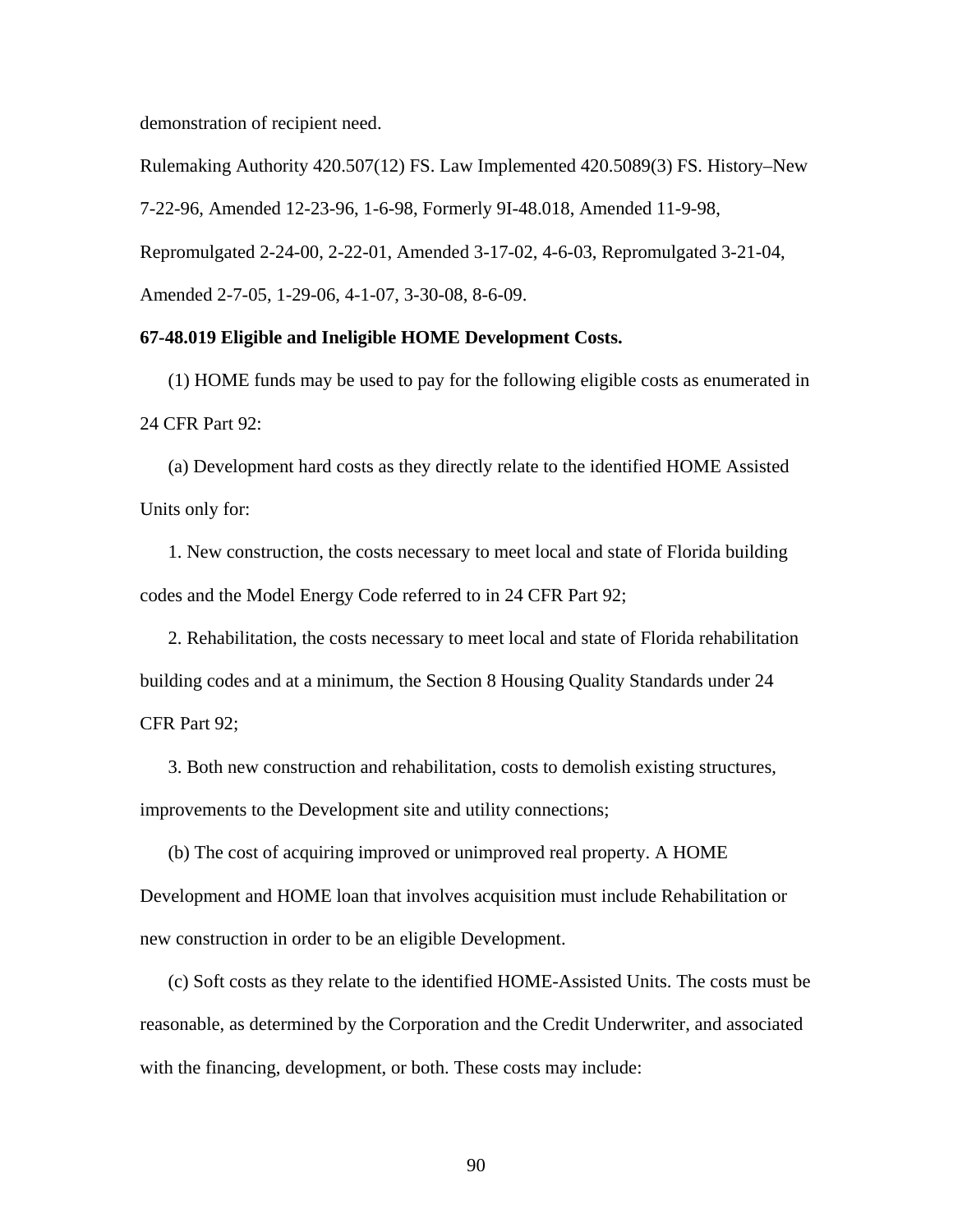demonstration of recipient need.

Rulemaking Authority 420.507(12) FS. Law Implemented 420.5089(3) FS. History–New 7-22-96, Amended 12-23-96, 1-6-98, Formerly 9I-48.018, Amended 11-9-98, Repromulgated 2-24-00, 2-22-01, Amended 3-17-02, 4-6-03, Repromulgated 3-21-04, Amended 2-7-05, 1-29-06, 4-1-07, 3-30-08, 8-6-09.

**67-48.019 Eligible and Ineligible HOME Development Costs.**

(1) HOME funds may be used to pay for the following eligible costs as enumerated in 24 CFR Part 92:

(a) Development hard costs as they directly relate to the identified HOME Assisted Units only for:

1. New construction, the costs necessary to meet local and state of Florida building codes and the Model Energy Code referred to in 24 CFR Part 92;

2. Rehabilitation, the costs necessary to meet local and state of Florida rehabilitation building codes and at a minimum, the Section 8 Housing Quality Standards under 24 CFR Part 92;

3. Both new construction and rehabilitation, costs to demolish existing structures, improvements to the Development site and utility connections;

(b) The cost of acquiring improved or unimproved real property. A HOME Development and HOME loan that involves acquisition must include Rehabilitation or new construction in order to be an eligible Development.

(c) Soft costs as they relate to the identified HOME-Assisted Units. The costs must be reasonable, as determined by the Corporation and the Credit Underwriter, and associated with the financing, development, or both. These costs may include: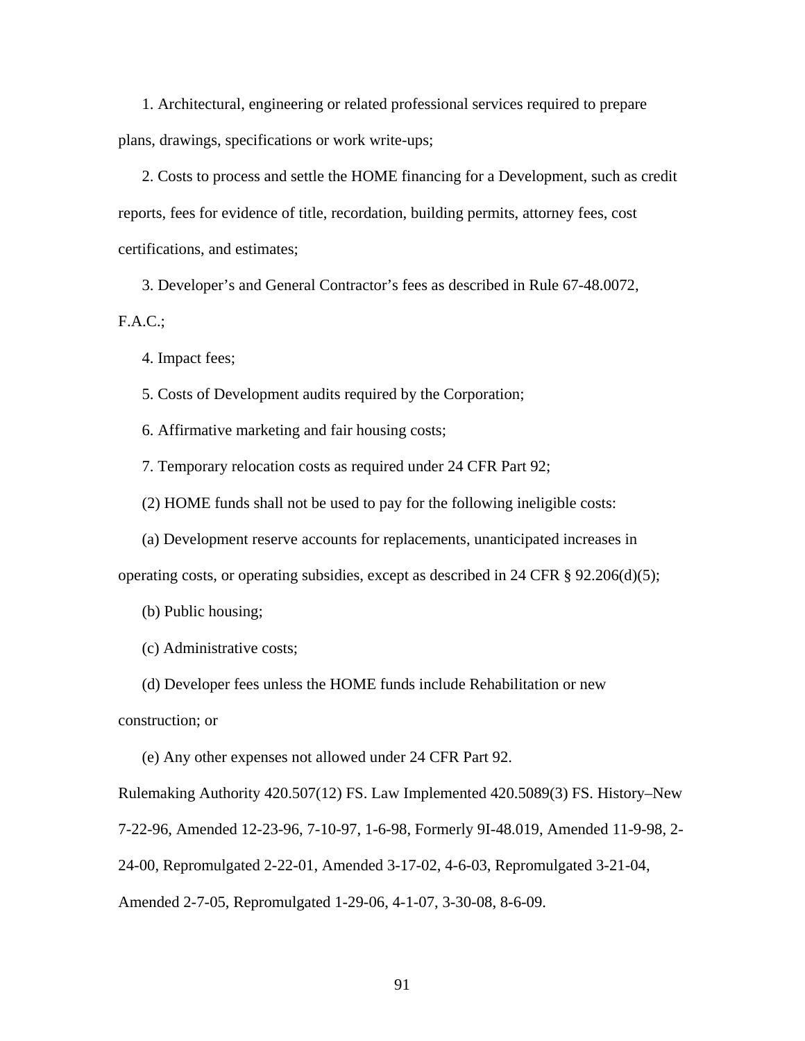1. Architectural, engineering or related professional services required to prepare plans, drawings, specifications or work write-ups;

2. Costs to process and settle the HOME financing for a Development, such as credit reports, fees for evidence of title, recordation, building permits, attorney fees, cost certifications, and estimates;

3. Developer's and General Contractor's fees as described in Rule 67-48.0072, F.A.C.;

4. Impact fees;

5. Costs of Development audits required by the Corporation;

6. Affirmative marketing and fair housing costs;

7. Temporary relocation costs as required under 24 CFR Part 92;

(2) HOME funds shall not be used to pay for the following ineligible costs:

(a) Development reserve accounts for replacements, unanticipated increases in operating costs, or operating subsidies, except as described in 24 CFR § 92.206(d)(5);

(b) Public housing;

(c) Administrative costs;

(d) Developer fees unless the HOME funds include Rehabilitation or new construction; or

(e) Any other expenses not allowed under 24 CFR Part 92.

Rulemaking Authority 420.507(12) FS. Law Implemented 420.5089(3) FS. History–New 7-22-96, Amended 12-23-96, 7-10-97, 1-6-98, Formerly 9I-48.019, Amended 11-9-98, 2-24-00, Repromulgated 2-22-01, Amended 3-17-02, 4-6-03, Repromulgated 3-21-04, Amended 2-7-05, Repromulgated 1-29-06, 4-1-07, 3-30-08, 8-6-09.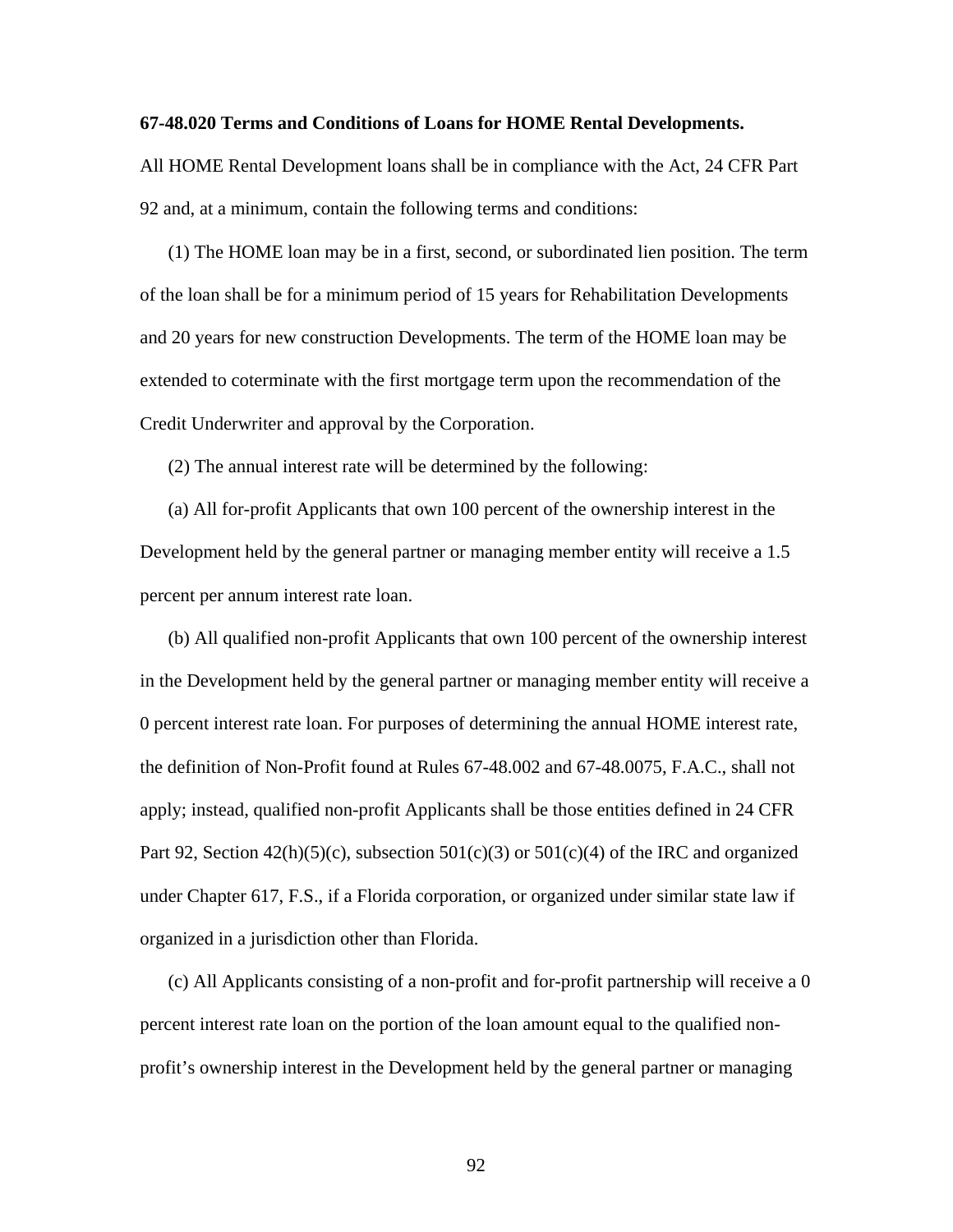**67-48.020 Terms and Conditions of Loans for HOME Rental Developments.**

All HOME Rental Development loans shall be in compliance with the Act, 24 CFR Part 92 and, at a minimum, contain the following terms and conditions:

(1) The HOME loan may be in a first, second, or subordinated lien position. The term of the loan shall be for a minimum period of 15 years for Rehabilitation Developments and 20 years for new construction Developments. The term of the HOME loan may be extended to coterminate with the first mortgage term upon the recommendation of the Credit Underwriter and approval by the Corporation.

(2) The annual interest rate will be determined by the following:

(a) All for-profit Applicants that own 100 percent of the ownership interest in the Development held by the general partner or managing member entity will receive a 1.5 percent per annum interest rate loan.

(b) All qualified non-profit Applicants that own 100 percent of the ownership interest in the Development held by the general partner or managing member entity will receive a 0 percent interest rate loan. For purposes of determining the annual HOME interest rate, the definition of Non-Profit found at Rules 67-48.002 and 67-48.0075, F.A.C., shall not apply; instead, qualified non-profit Applicants shall be those entities defined in 24 CFR Part 92, Section 42(h)(5)(c), subsection 501(c)(3) or 501(c)(4) of the IRC and organized under Chapter 617, F.S., if a Florida corporation, or organized under similar state law if organized in a jurisdiction other than Florida.

(c) All Applicants consisting of a non-profit and for-profit partnership will receive a 0 percent interest rate loan on the portion of the loan amount equal to the qualified non-profit's ownership interest in the Development held by the general partner or managing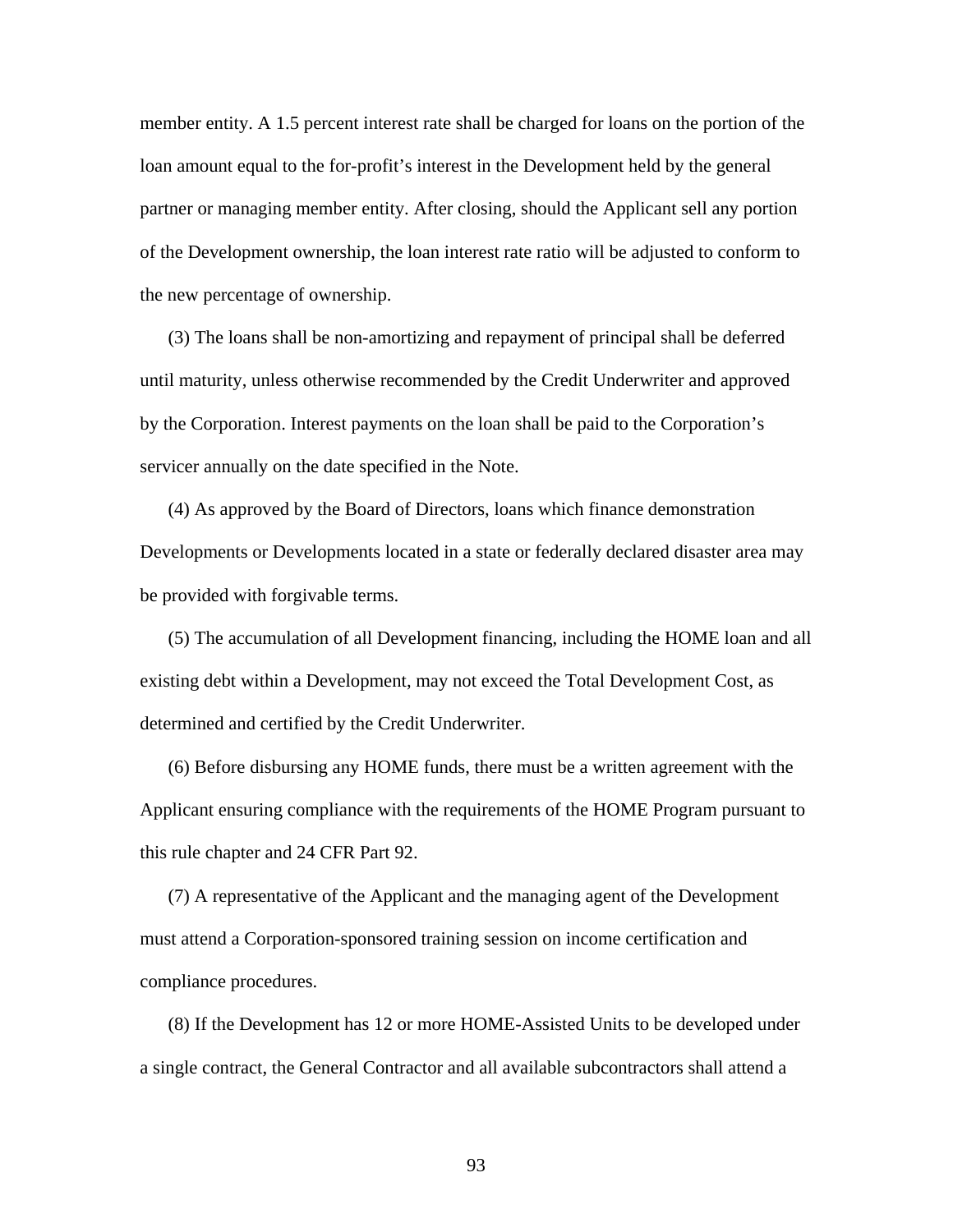member entity. A 1.5 percent interest rate shall be charged for loans on the portion of the loan amount equal to the for-profit's interest in the Development held by the general partner or managing member entity. After closing, should the Applicant sell any portion of the Development ownership, the loan interest rate ratio will be adjusted to conform to the new percentage of ownership.

(3) The loans shall be non-amortizing and repayment of principal shall be deferred until maturity, unless otherwise recommended by the Credit Underwriter and approved by the Corporation. Interest payments on the loan shall be paid to the Corporation's servicer annually on the date specified in the Note.

(4) As approved by the Board of Directors, loans which finance demonstration Developments or Developments located in a state or federally declared disaster area may be provided with forgivable terms.

(5) The accumulation of all Development financing, including the HOME loan and all existing debt within a Development, may not exceed the Total Development Cost, as determined and certified by the Credit Underwriter.

(6) Before disbursing any HOME funds, there must be a written agreement with the Applicant ensuring compliance with the requirements of the HOME Program pursuant to this rule chapter and 24 CFR Part 92.

(7) A representative of the Applicant and the managing agent of the Development must attend a Corporation-sponsored training session on income certification and compliance procedures.

(8) If the Development has 12 or more HOME-Assisted Units to be developed under a single contract, the General Contractor and all available subcontractors shall attend a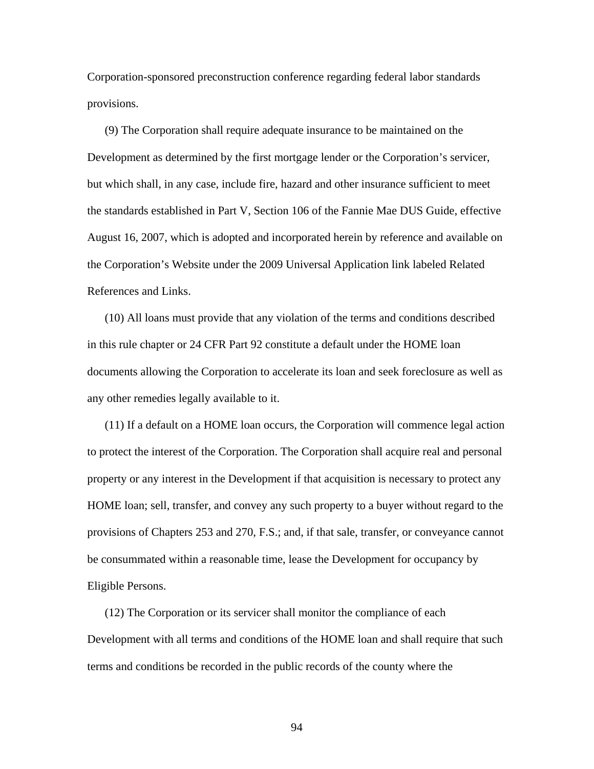Corporation-sponsored preconstruction conference regarding federal labor standards provisions.

(9) The Corporation shall require adequate insurance to be maintained on the Development as determined by the first mortgage lender or the Corporation's servicer, but which shall, in any case, include fire, hazard and other insurance sufficient to meet the standards established in Part V, Section 106 of the Fannie Mae DUS Guide, effective August 16, 2007, which is adopted and incorporated herein by reference and available on the Corporation's Website under the 2009 Universal Application link labeled Related References and Links.

(10) All loans must provide that any violation of the terms and conditions described in this rule chapter or 24 CFR Part 92 constitute a default under the HOME loan documents allowing the Corporation to accelerate its loan and seek foreclosure as well as any other remedies legally available to it.

(11) If a default on a HOME loan occurs, the Corporation will commence legal action to protect the interest of the Corporation. The Corporation shall acquire real and personal property or any interest in the Development if that acquisition is necessary to protect any HOME loan; sell, transfer, and convey any such property to a buyer without regard to the provisions of Chapters 253 and 270, F.S.; and, if that sale, transfer, or conveyance cannot be consummated within a reasonable time, lease the Development for occupancy by Eligible Persons.

(12) The Corporation or its servicer shall monitor the compliance of each Development with all terms and conditions of the HOME loan and shall require that such terms and conditions be recorded in the public records of the county where the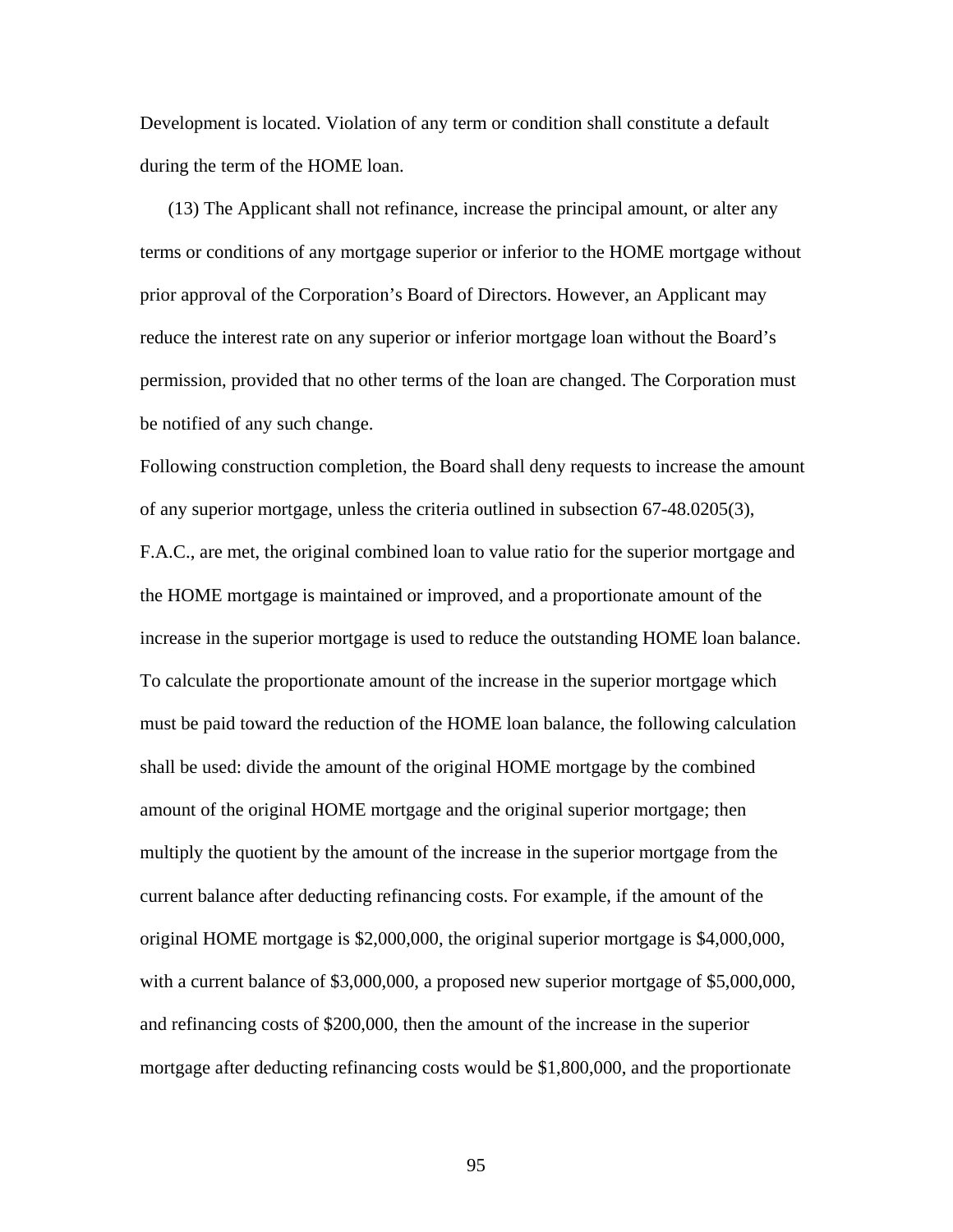Development is located. Violation of any term or condition shall constitute a default during the term of the HOME loan.

(13) The Applicant shall not refinance, increase the principal amount, or alter any terms or conditions of any mortgage superior or inferior to the HOME mortgage without prior approval of the Corporation's Board of Directors. However, an Applicant may reduce the interest rate on any superior or inferior mortgage loan without the Board's permission, provided that no other terms of the loan are changed. The Corporation must be notified of any such change.

Following construction completion, the Board shall deny requests to increase the amount of any superior mortgage, unless the criteria outlined in subsection 67-48.0205(3), F.A.C., are met, the original combined loan to value ratio for the superior mortgage and the HOME mortgage is maintained or improved, and a proportionate amount of the increase in the superior mortgage is used to reduce the outstanding HOME loan balance. To calculate the proportionate amount of the increase in the superior mortgage which must be paid toward the reduction of the HOME loan balance, the following calculation shall be used: divide the amount of the original HOME mortgage by the combined amount of the original HOME mortgage and the original superior mortgage; then multiply the quotient by the amount of the increase in the superior mortgage from the current balance after deducting refinancing costs. For example, if the amount of the original HOME mortgage is $2,000,000, the original superior mortgage is $4,000,000, with a current balance of $3,000,000, a proposed new superior mortgage of $5,000,000, and refinancing costs of $200,000, then the amount of the increase in the superior mortgage after deducting refinancing costs would be $1,800,000, and the proportionate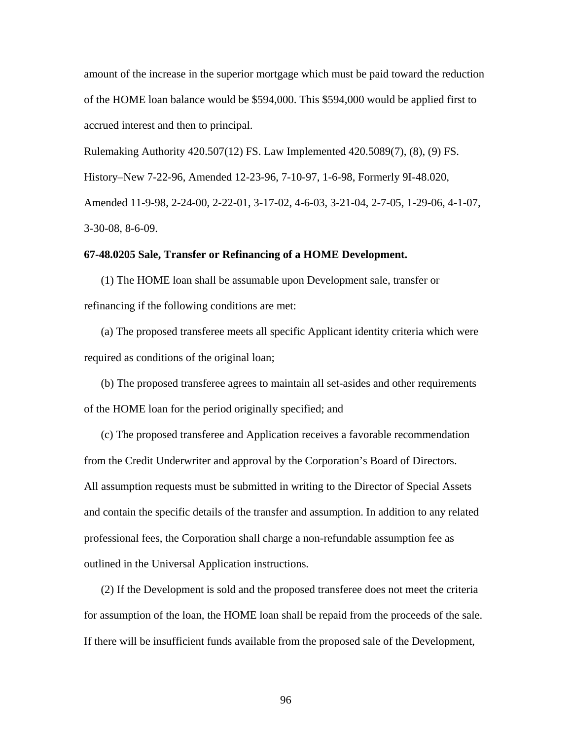amount of the increase in the superior mortgage which must be paid toward the reduction of the HOME loan balance would be $594,000. This $594,000 would be applied first to accrued interest and then to principal.

Rulemaking Authority 420.507(12) FS. Law Implemented 420.5089(7), (8), (9) FS. History–New 7-22-96, Amended 12-23-96, 7-10-97, 1-6-98, Formerly 9I-48.020, Amended 11-9-98, 2-24-00, 2-22-01, 3-17-02, 4-6-03, 3-21-04, 2-7-05, 1-29-06, 4-1-07, 3-30-08, 8-6-09.

**67-48.0205 Sale, Transfer or Refinancing of a HOME Development.**

(1) The HOME loan shall be assumable upon Development sale, transfer or refinancing if the following conditions are met:

(a) The proposed transferee meets all specific Applicant identity criteria which were required as conditions of the original loan;

(b) The proposed transferee agrees to maintain all set-asides and other requirements of the HOME loan for the period originally specified; and

(c) The proposed transferee and Application receives a favorable recommendation from the Credit Underwriter and approval by the Corporation's Board of Directors.

All assumption requests must be submitted in writing to the Director of Special Assets and contain the specific details of the transfer and assumption. In addition to any related professional fees, the Corporation shall charge a non-refundable assumption fee as outlined in the Universal Application instructions.

(2) If the Development is sold and the proposed transferee does not meet the criteria for assumption of the loan, the HOME loan shall be repaid from the proceeds of the sale. If there will be insufficient funds available from the proposed sale of the Development,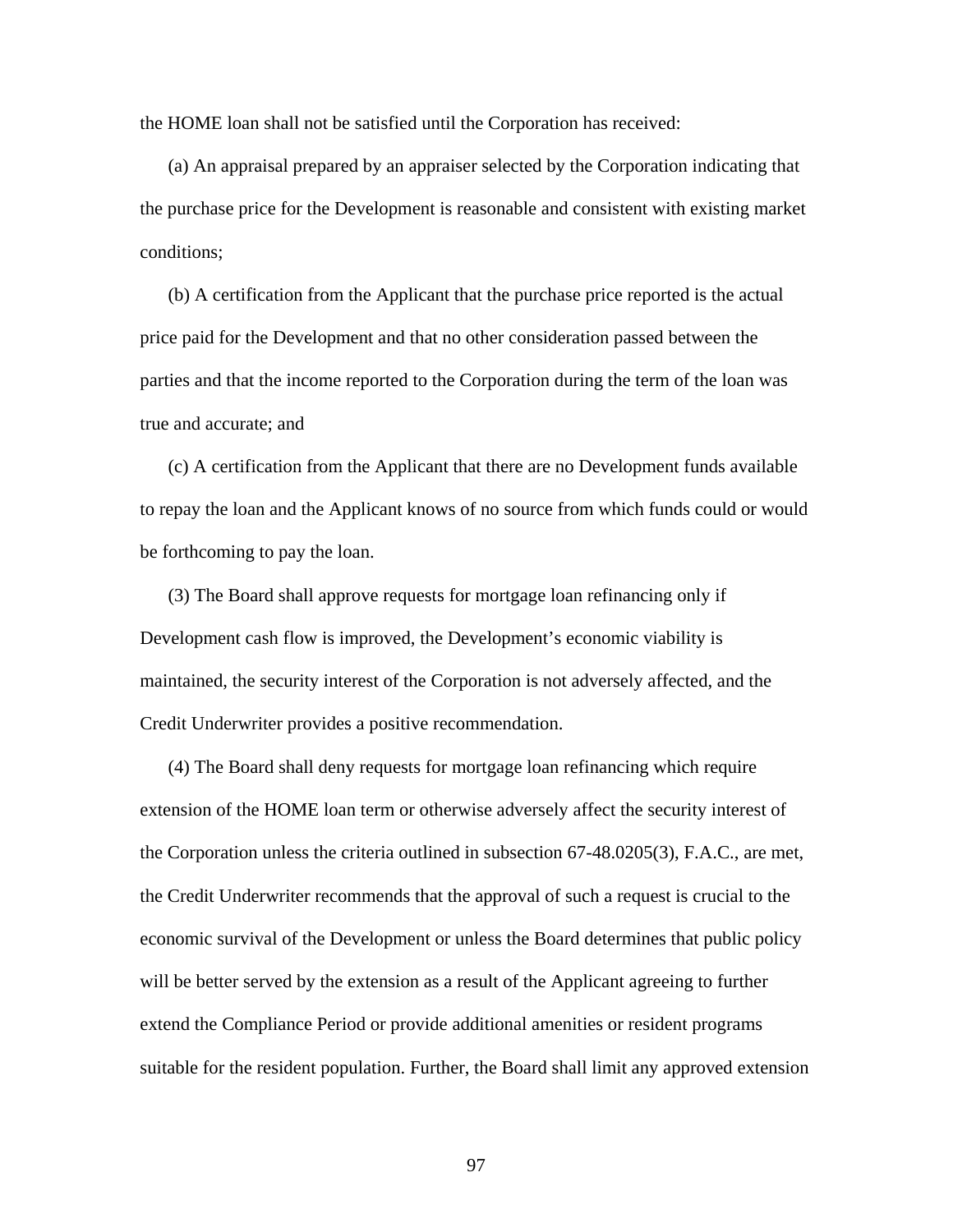the HOME loan shall not be satisfied until the Corporation has received:

(a) An appraisal prepared by an appraiser selected by the Corporation indicating that the purchase price for the Development is reasonable and consistent with existing market conditions;

(b) A certification from the Applicant that the purchase price reported is the actual price paid for the Development and that no other consideration passed between the parties and that the income reported to the Corporation during the term of the loan was true and accurate; and

(c) A certification from the Applicant that there are no Development funds available to repay the loan and the Applicant knows of no source from which funds could or would be forthcoming to pay the loan.

(3) The Board shall approve requests for mortgage loan refinancing only if Development cash flow is improved, the Development's economic viability is maintained, the security interest of the Corporation is not adversely affected, and the Credit Underwriter provides a positive recommendation.

(4) The Board shall deny requests for mortgage loan refinancing which require extension of the HOME loan term or otherwise adversely affect the security interest of the Corporation unless the criteria outlined in subsection 67-48.0205(3), F.A.C., are met, the Credit Underwriter recommends that the approval of such a request is crucial to the economic survival of the Development or unless the Board determines that public policy will be better served by the extension as a result of the Applicant agreeing to further extend the Compliance Period or provide additional amenities or resident programs suitable for the resident population. Further, the Board shall limit any approved extension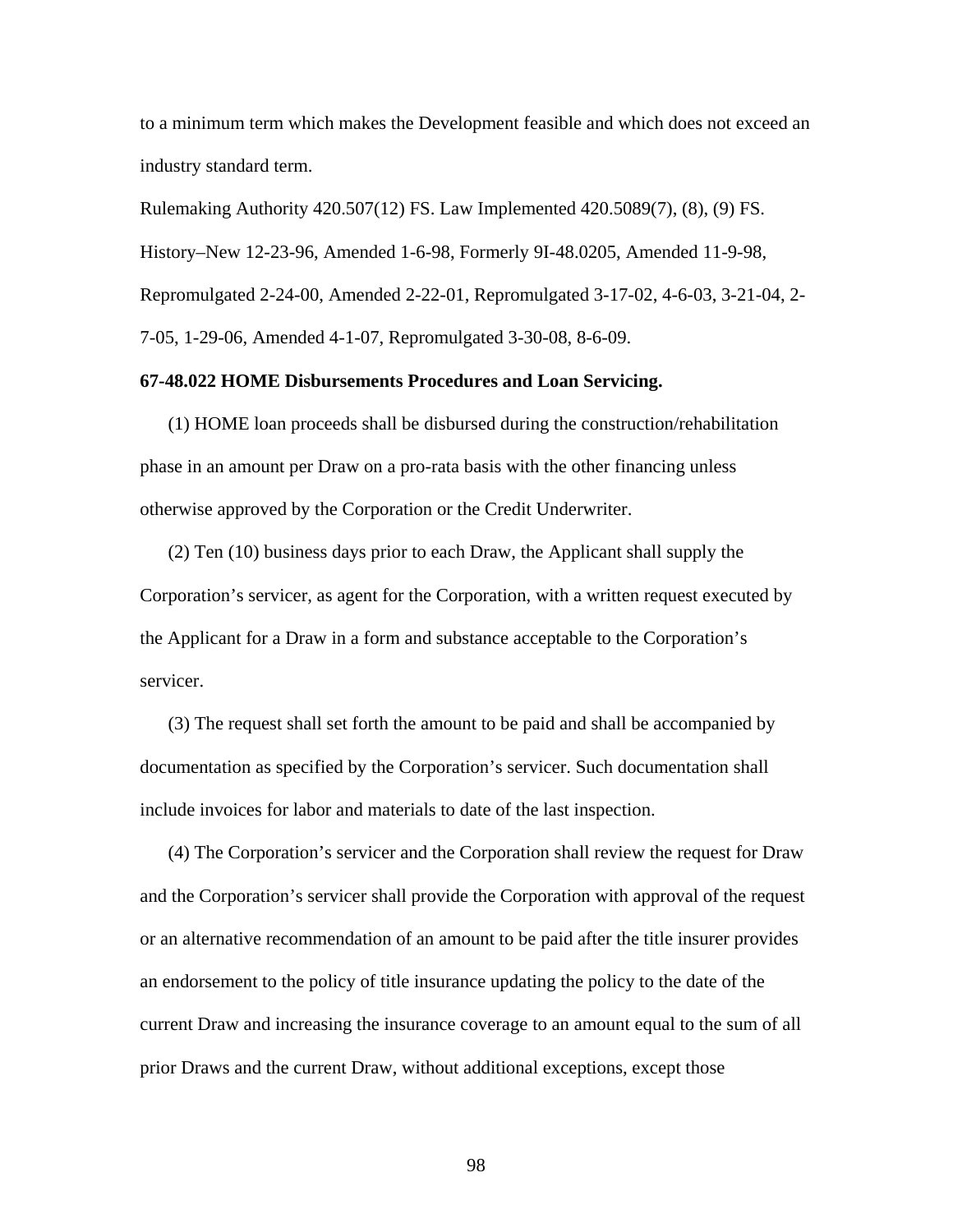to a minimum term which makes the Development feasible and which does not exceed an industry standard term.

Rulemaking Authority 420.507(12) FS. Law Implemented 420.5089(7), (8), (9) FS. History–New 12-23-96, Amended 1-6-98, Formerly 9I-48.0205, Amended 11-9-98, Repromulgated 2-24-00, Amended 2-22-01, Repromulgated 3-17-02, 4-6-03, 3-21-04, 2-7-05, 1-29-06, Amended 4-1-07, Repromulgated 3-30-08, 8-6-09.

**67-48.022 HOME Disbursements Procedures and Loan Servicing.**

(1) HOME loan proceeds shall be disbursed during the construction/rehabilitation phase in an amount per Draw on a pro-rata basis with the other financing unless otherwise approved by the Corporation or the Credit Underwriter.

(2) Ten (10) business days prior to each Draw, the Applicant shall supply the Corporation's servicer, as agent for the Corporation, with a written request executed by the Applicant for a Draw in a form and substance acceptable to the Corporation's servicer.

(3) The request shall set forth the amount to be paid and shall be accompanied by documentation as specified by the Corporation's servicer. Such documentation shall include invoices for labor and materials to date of the last inspection.

(4) The Corporation's servicer and the Corporation shall review the request for Draw and the Corporation's servicer shall provide the Corporation with approval of the request or an alternative recommendation of an amount to be paid after the title insurer provides an endorsement to the policy of title insurance updating the policy to the date of the current Draw and increasing the insurance coverage to an amount equal to the sum of all prior Draws and the current Draw, without additional exceptions, except those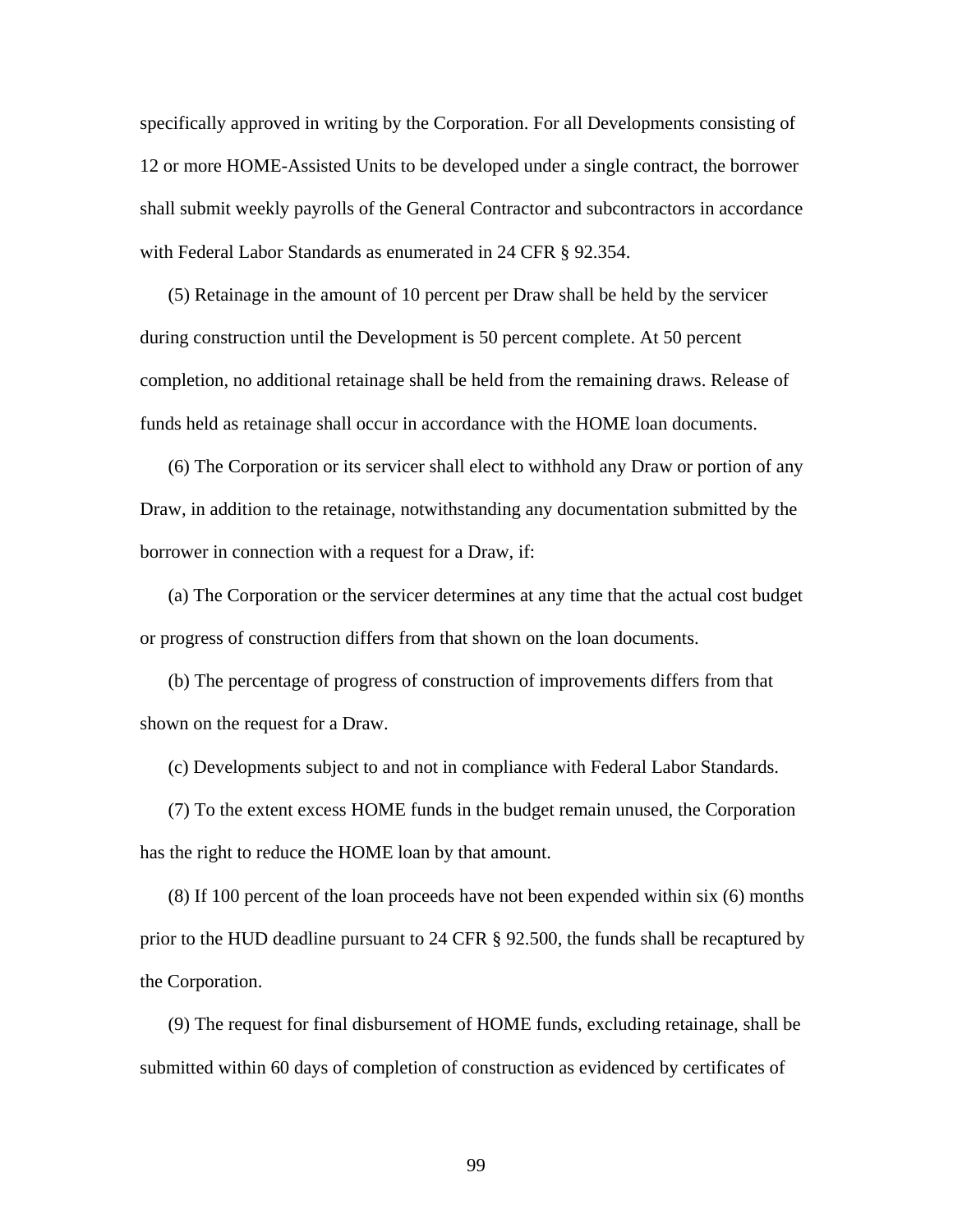specifically approved in writing by the Corporation. For all Developments consisting of 12 or more HOME-Assisted Units to be developed under a single contract, the borrower shall submit weekly payrolls of the General Contractor and subcontractors in accordance with Federal Labor Standards as enumerated in 24 CFR § 92.354.

(5) Retainage in the amount of 10 percent per Draw shall be held by the servicer during construction until the Development is 50 percent complete. At 50 percent completion, no additional retainage shall be held from the remaining draws. Release of funds held as retainage shall occur in accordance with the HOME loan documents.

(6) The Corporation or its servicer shall elect to withhold any Draw or portion of any Draw, in addition to the retainage, notwithstanding any documentation submitted by the borrower in connection with a request for a Draw, if:

(a) The Corporation or the servicer determines at any time that the actual cost budget or progress of construction differs from that shown on the loan documents.

(b) The percentage of progress of construction of improvements differs from that shown on the request for a Draw.

(c) Developments subject to and not in compliance with Federal Labor Standards.

(7) To the extent excess HOME funds in the budget remain unused, the Corporation has the right to reduce the HOME loan by that amount.

(8) If 100 percent of the loan proceeds have not been expended within six (6) months prior to the HUD deadline pursuant to 24 CFR § 92.500, the funds shall be recaptured by the Corporation.

(9) The request for final disbursement of HOME funds, excluding retainage, shall be submitted within 60 days of completion of construction as evidenced by certificates of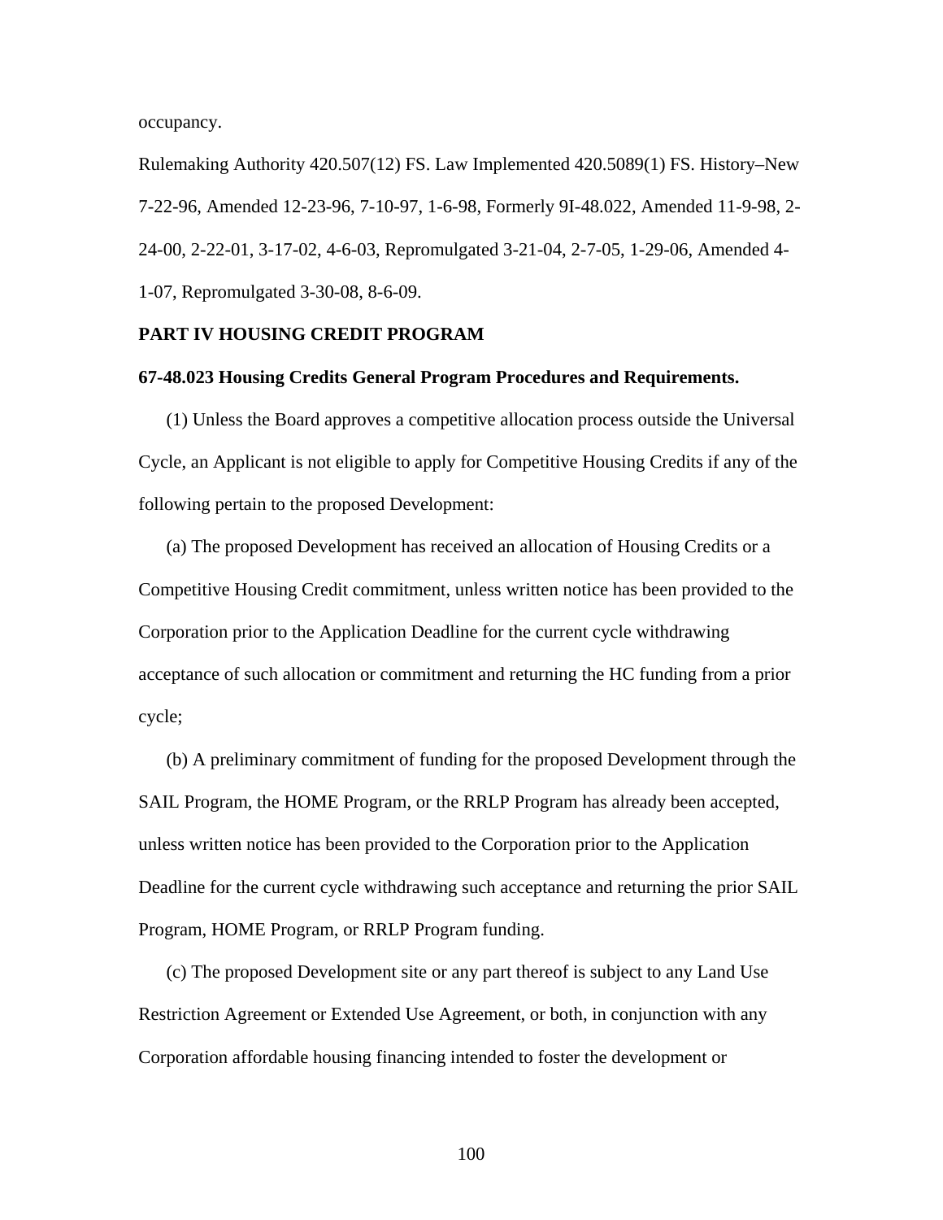occupancy.

Rulemaking Authority 420.507(12) FS. Law Implemented 420.5089(1) FS. History–New 7-22-96, Amended 12-23-96, 7-10-97, 1-6-98, Formerly 9I-48.022, Amended 11-9-98, 2-24-00, 2-22-01, 3-17-02, 4-6-03, Repromulgated 3-21-04, 2-7-05, 1-29-06, Amended 4-1-07, Repromulgated 3-30-08, 8-6-09.

## PART IV HOUSING CREDIT PROGRAM

### 67-48.023 Housing Credits General Program Procedures and Requirements.

(1) Unless the Board approves a competitive allocation process outside the Universal Cycle, an Applicant is not eligible to apply for Competitive Housing Credits if any of the following pertain to the proposed Development:

(a) The proposed Development has received an allocation of Housing Credits or a Competitive Housing Credit commitment, unless written notice has been provided to the Corporation prior to the Application Deadline for the current cycle withdrawing acceptance of such allocation or commitment and returning the HC funding from a prior cycle;

(b) A preliminary commitment of funding for the proposed Development through the SAIL Program, the HOME Program, or the RRLP Program has already been accepted, unless written notice has been provided to the Corporation prior to the Application Deadline for the current cycle withdrawing such acceptance and returning the prior SAIL Program, HOME Program, or RRLP Program funding.

(c) The proposed Development site or any part thereof is subject to any Land Use Restriction Agreement or Extended Use Agreement, or both, in conjunction with any Corporation affordable housing financing intended to foster the development or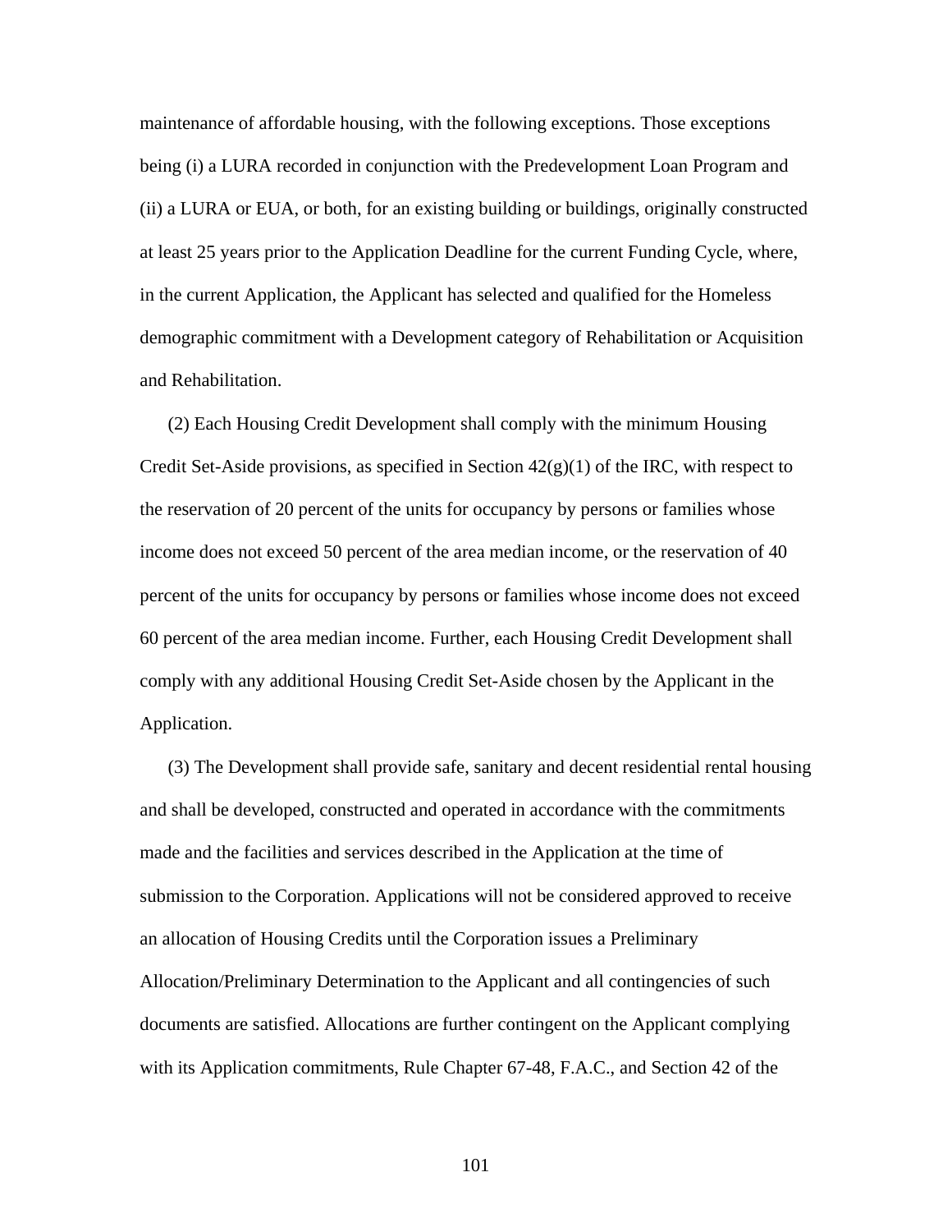maintenance of affordable housing, with the following exceptions. Those exceptions being (i) a LURA recorded in conjunction with the Predevelopment Loan Program and (ii) a LURA or EUA, or both, for an existing building or buildings, originally constructed at least 25 years prior to the Application Deadline for the current Funding Cycle, where, in the current Application, the Applicant has selected and qualified for the Homeless demographic commitment with a Development category of Rehabilitation or Acquisition and Rehabilitation.

(2) Each Housing Credit Development shall comply with the minimum Housing Credit Set-Aside provisions, as specified in Section 42(g)(1) of the IRC, with respect to the reservation of 20 percent of the units for occupancy by persons or families whose income does not exceed 50 percent of the area median income, or the reservation of 40 percent of the units for occupancy by persons or families whose income does not exceed 60 percent of the area median income. Further, each Housing Credit Development shall comply with any additional Housing Credit Set-Aside chosen by the Applicant in the Application.

(3) The Development shall provide safe, sanitary and decent residential rental housing and shall be developed, constructed and operated in accordance with the commitments made and the facilities and services described in the Application at the time of submission to the Corporation. Applications will not be considered approved to receive an allocation of Housing Credits until the Corporation issues a Preliminary Allocation/Preliminary Determination to the Applicant and all contingencies of such documents are satisfied. Allocations are further contingent on the Applicant complying with its Application commitments, Rule Chapter 67-48, F.A.C., and Section 42 of the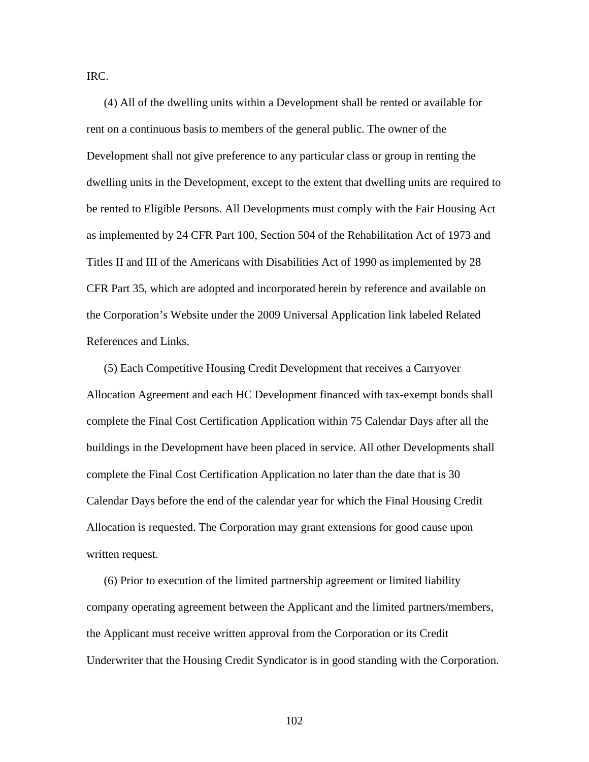IRC.

(4) All of the dwelling units within a Development shall be rented or available for rent on a continuous basis to members of the general public. The owner of the Development shall not give preference to any particular class or group in renting the dwelling units in the Development, except to the extent that dwelling units are required to be rented to Eligible Persons. All Developments must comply with the Fair Housing Act as implemented by 24 CFR Part 100, Section 504 of the Rehabilitation Act of 1973 and Titles II and III of the Americans with Disabilities Act of 1990 as implemented by 28 CFR Part 35, which are adopted and incorporated herein by reference and available on the Corporation's Website under the 2009 Universal Application link labeled Related References and Links.

(5) Each Competitive Housing Credit Development that receives a Carryover Allocation Agreement and each HC Development financed with tax-exempt bonds shall complete the Final Cost Certification Application within 75 Calendar Days after all the buildings in the Development have been placed in service. All other Developments shall complete the Final Cost Certification Application no later than the date that is 30 Calendar Days before the end of the calendar year for which the Final Housing Credit Allocation is requested. The Corporation may grant extensions for good cause upon written request.

(6) Prior to execution of the limited partnership agreement or limited liability company operating agreement between the Applicant and the limited partners/members, the Applicant must receive written approval from the Corporation or its Credit Underwriter that the Housing Credit Syndicator is in good standing with the Corporation.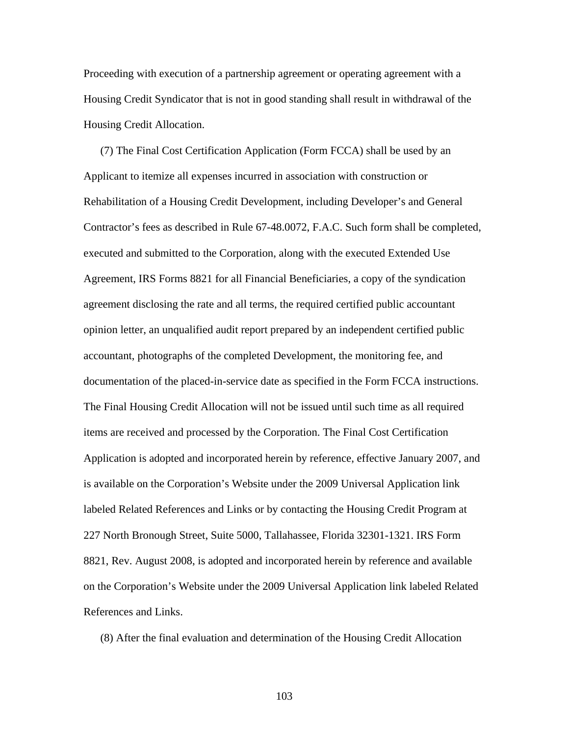Proceeding with execution of a partnership agreement or operating agreement with a Housing Credit Syndicator that is not in good standing shall result in withdrawal of the Housing Credit Allocation.

(7) The Final Cost Certification Application (Form FCCA) shall be used by an Applicant to itemize all expenses incurred in association with construction or Rehabilitation of a Housing Credit Development, including Developer’s and General Contractor’s fees as described in Rule 67-48.0072, F.A.C. Such form shall be completed, executed and submitted to the Corporation, along with the executed Extended Use Agreement, IRS Forms 8821 for all Financial Beneficiaries, a copy of the syndication agreement disclosing the rate and all terms, the required certified public accountant opinion letter, an unqualified audit report prepared by an independent certified public accountant, photographs of the completed Development, the monitoring fee, and documentation of the placed-in-service date as specified in the Form FCCA instructions. The Final Housing Credit Allocation will not be issued until such time as all required items are received and processed by the Corporation. The Final Cost Certification Application is adopted and incorporated herein by reference, effective January 2007, and is available on the Corporation’s Website under the 2009 Universal Application link labeled Related References and Links or by contacting the Housing Credit Program at 227 North Bronough Street, Suite 5000, Tallahassee, Florida 32301-1321. IRS Form 8821, Rev. August 2008, is adopted and incorporated herein by reference and available on the Corporation’s Website under the 2009 Universal Application link labeled Related References and Links.

(8) After the final evaluation and determination of the Housing Credit Allocation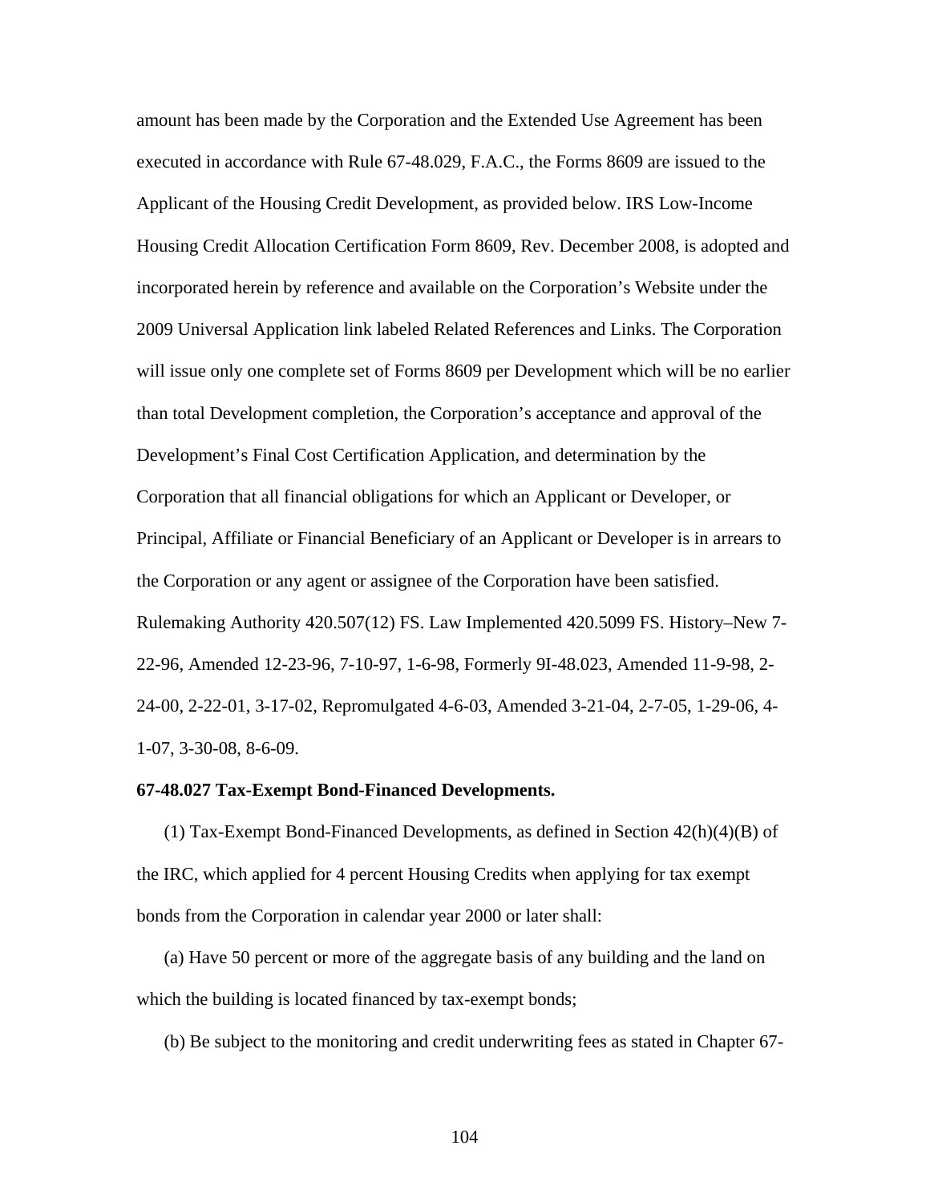amount has been made by the Corporation and the Extended Use Agreement has been executed in accordance with Rule 67-48.029, F.A.C., the Forms 8609 are issued to the Applicant of the Housing Credit Development, as provided below. IRS Low-Income Housing Credit Allocation Certification Form 8609, Rev. December 2008, is adopted and incorporated herein by reference and available on the Corporation's Website under the 2009 Universal Application link labeled Related References and Links. The Corporation will issue only one complete set of Forms 8609 per Development which will be no earlier than total Development completion, the Corporation's acceptance and approval of the Development's Final Cost Certification Application, and determination by the Corporation that all financial obligations for which an Applicant or Developer, or Principal, Affiliate or Financial Beneficiary of an Applicant or Developer is in arrears to the Corporation or any agent or assignee of the Corporation have been satisfied.

Rulemaking Authority 420.507(12) FS. Law Implemented 420.5099 FS. History–New 7-22-96, Amended 12-23-96, 7-10-97, 1-6-98, Formerly 9I-48.023, Amended 11-9-98, 2-24-00, 2-22-01, 3-17-02, Repromulgated 4-6-03, Amended 3-21-04, 2-7-05, 1-29-06, 4-1-07, 3-30-08, 8-6-09.

**67-48.027 Tax-Exempt Bond-Financed Developments.**

(1) Tax-Exempt Bond-Financed Developments, as defined in Section 42(h)(4)(B) of the IRC, which applied for 4 percent Housing Credits when applying for tax exempt bonds from the Corporation in calendar year 2000 or later shall:

(a) Have 50 percent or more of the aggregate basis of any building and the land on which the building is located financed by tax-exempt bonds;

(b) Be subject to the monitoring and credit underwriting fees as stated in Chapter 67-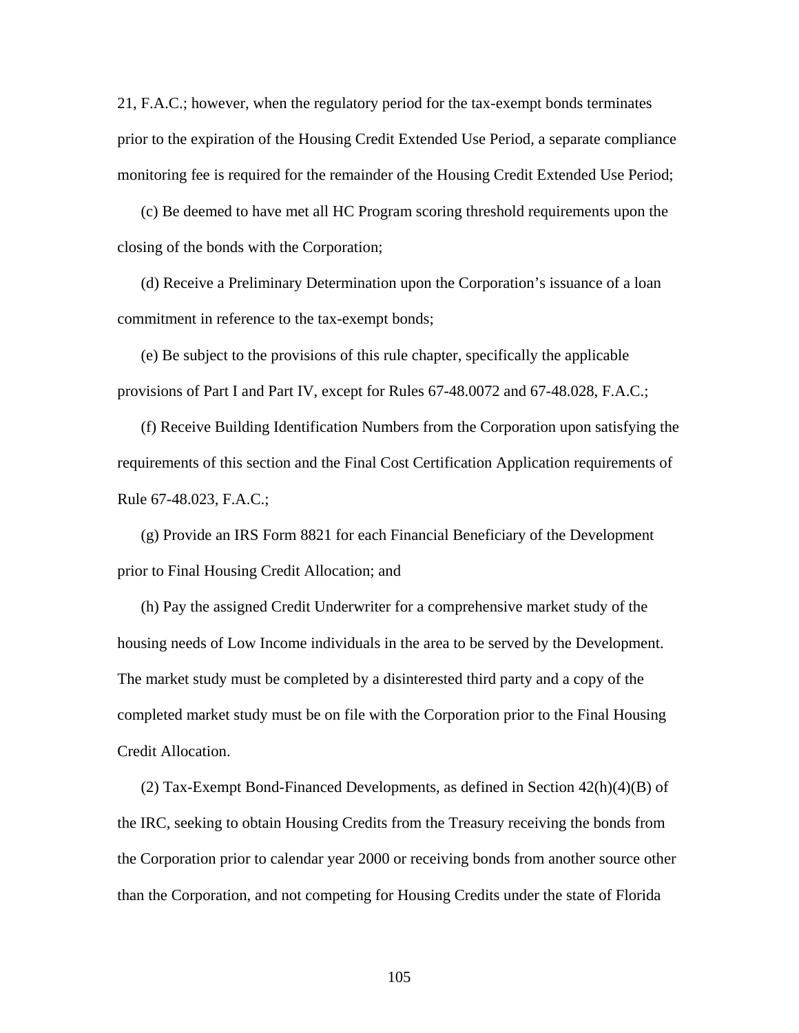21, F.A.C.; however, when the regulatory period for the tax-exempt bonds terminates prior to the expiration of the Housing Credit Extended Use Period, a separate compliance monitoring fee is required for the remainder of the Housing Credit Extended Use Period;

(c) Be deemed to have met all HC Program scoring threshold requirements upon the closing of the bonds with the Corporation;

(d) Receive a Preliminary Determination upon the Corporation's issuance of a loan commitment in reference to the tax-exempt bonds;

(e) Be subject to the provisions of this rule chapter, specifically the applicable provisions of Part I and Part IV, except for Rules 67-48.0072 and 67-48.028, F.A.C.;

(f) Receive Building Identification Numbers from the Corporation upon satisfying the requirements of this section and the Final Cost Certification Application requirements of Rule 67-48.023, F.A.C.;

(g) Provide an IRS Form 8821 for each Financial Beneficiary of the Development prior to Final Housing Credit Allocation; and

(h) Pay the assigned Credit Underwriter for a comprehensive market study of the housing needs of Low Income individuals in the area to be served by the Development. The market study must be completed by a disinterested third party and a copy of the completed market study must be on file with the Corporation prior to the Final Housing Credit Allocation.

(2) Tax-Exempt Bond-Financed Developments, as defined in Section 42(h)(4)(B) of the IRC, seeking to obtain Housing Credits from the Treasury receiving the bonds from the Corporation prior to calendar year 2000 or receiving bonds from another source other than the Corporation, and not competing for Housing Credits under the state of Florida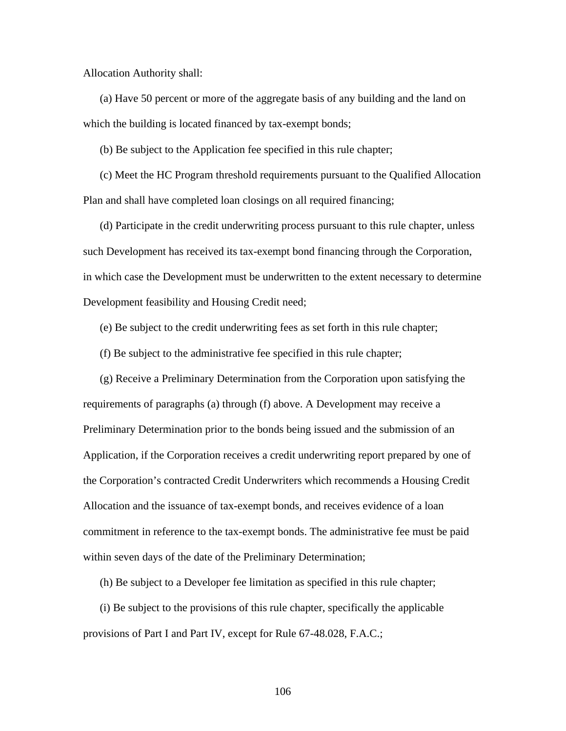Allocation Authority shall:

(a) Have 50 percent or more of the aggregate basis of any building and the land on which the building is located financed by tax-exempt bonds;

(b) Be subject to the Application fee specified in this rule chapter;

(c) Meet the HC Program threshold requirements pursuant to the Qualified Allocation Plan and shall have completed loan closings on all required financing;

(d) Participate in the credit underwriting process pursuant to this rule chapter, unless such Development has received its tax-exempt bond financing through the Corporation, in which case the Development must be underwritten to the extent necessary to determine Development feasibility and Housing Credit need;

(e) Be subject to the credit underwriting fees as set forth in this rule chapter;

(f) Be subject to the administrative fee specified in this rule chapter;

(g) Receive a Preliminary Determination from the Corporation upon satisfying the requirements of paragraphs (a) through (f) above. A Development may receive a Preliminary Determination prior to the bonds being issued and the submission of an Application, if the Corporation receives a credit underwriting report prepared by one of the Corporation's contracted Credit Underwriters which recommends a Housing Credit Allocation and the issuance of tax-exempt bonds, and receives evidence of a loan commitment in reference to the tax-exempt bonds. The administrative fee must be paid within seven days of the date of the Preliminary Determination;

(h) Be subject to a Developer fee limitation as specified in this rule chapter;

(i) Be subject to the provisions of this rule chapter, specifically the applicable provisions of Part I and Part IV, except for Rule 67-48.028, F.A.C.;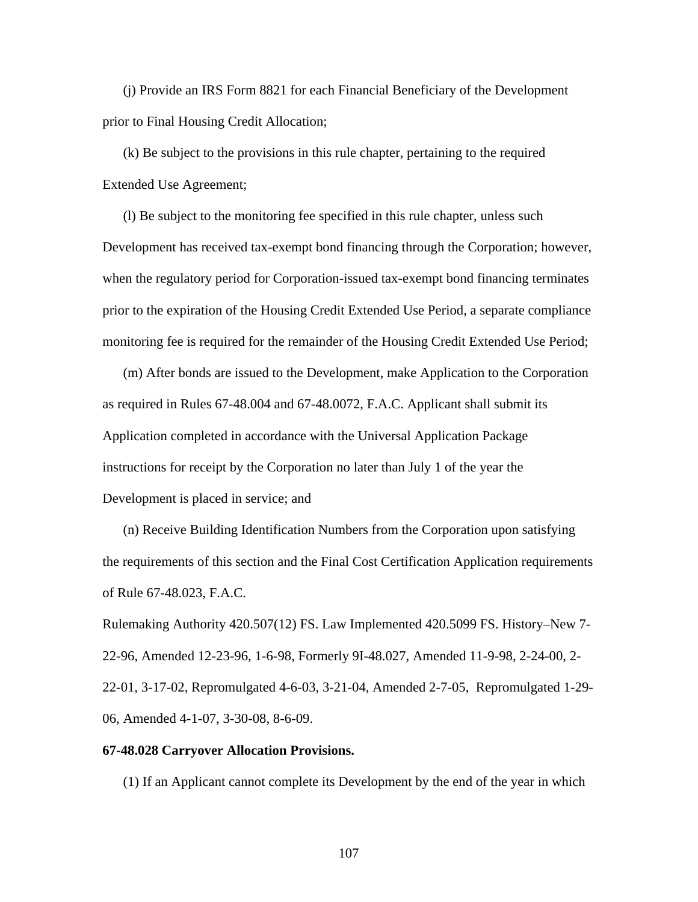(j) Provide an IRS Form 8821 for each Financial Beneficiary of the Development prior to Final Housing Credit Allocation;

(k) Be subject to the provisions in this rule chapter, pertaining to the required Extended Use Agreement;

(l) Be subject to the monitoring fee specified in this rule chapter, unless such Development has received tax-exempt bond financing through the Corporation; however, when the regulatory period for Corporation-issued tax-exempt bond financing terminates prior to the expiration of the Housing Credit Extended Use Period, a separate compliance monitoring fee is required for the remainder of the Housing Credit Extended Use Period;

(m) After bonds are issued to the Development, make Application to the Corporation as required in Rules 67-48.004 and 67-48.0072, F.A.C. Applicant shall submit its Application completed in accordance with the Universal Application Package instructions for receipt by the Corporation no later than July 1 of the year the Development is placed in service; and

(n) Receive Building Identification Numbers from the Corporation upon satisfying the requirements of this section and the Final Cost Certification Application requirements of Rule 67-48.023, F.A.C.

Rulemaking Authority 420.507(12) FS. Law Implemented 420.5099 FS. History–New 7-22-96, Amended 12-23-96, 1-6-98, Formerly 9I-48.027, Amended 11-9-98, 2-24-00, 2-22-01, 3-17-02, Repromulgated 4-6-03, 3-21-04, Amended 2-7-05, Repromulgated 1-29-06, Amended 4-1-07, 3-30-08, 8-6-09.

**67-48.028 Carryover Allocation Provisions.**

(1) If an Applicant cannot complete its Development by the end of the year in which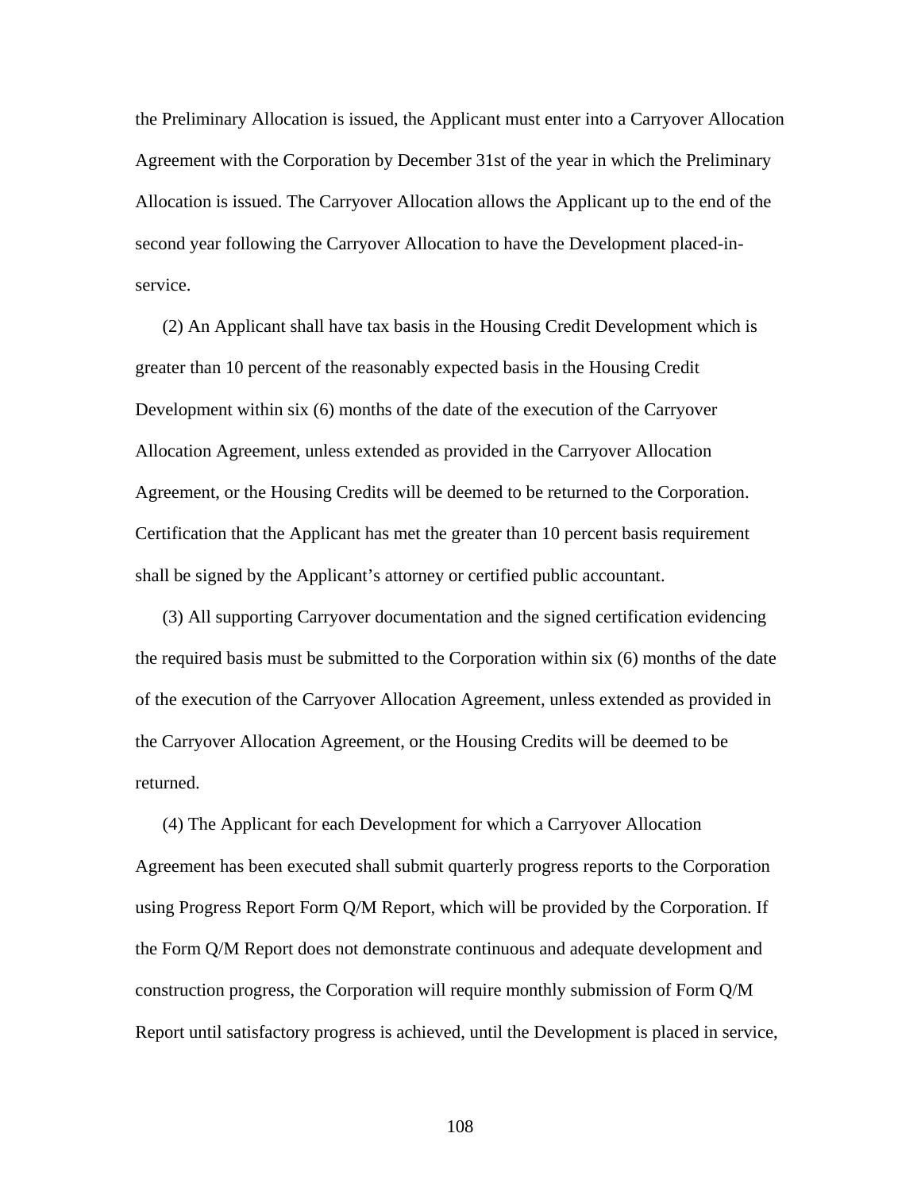the Preliminary Allocation is issued, the Applicant must enter into a Carryover Allocation Agreement with the Corporation by December 31st of the year in which the Preliminary Allocation is issued. The Carryover Allocation allows the Applicant up to the end of the second year following the Carryover Allocation to have the Development placed-in-service.

(2) An Applicant shall have tax basis in the Housing Credit Development which is greater than 10 percent of the reasonably expected basis in the Housing Credit Development within six (6) months of the date of the execution of the Carryover Allocation Agreement, unless extended as provided in the Carryover Allocation Agreement, or the Housing Credits will be deemed to be returned to the Corporation. Certification that the Applicant has met the greater than 10 percent basis requirement shall be signed by the Applicant's attorney or certified public accountant.

(3) All supporting Carryover documentation and the signed certification evidencing the required basis must be submitted to the Corporation within six (6) months of the date of the execution of the Carryover Allocation Agreement, unless extended as provided in the Carryover Allocation Agreement, or the Housing Credits will be deemed to be returned.

(4) The Applicant for each Development for which a Carryover Allocation Agreement has been executed shall submit quarterly progress reports to the Corporation using Progress Report Form Q/M Report, which will be provided by the Corporation. If the Form Q/M Report does not demonstrate continuous and adequate development and construction progress, the Corporation will require monthly submission of Form Q/M Report until satisfactory progress is achieved, until the Development is placed in service,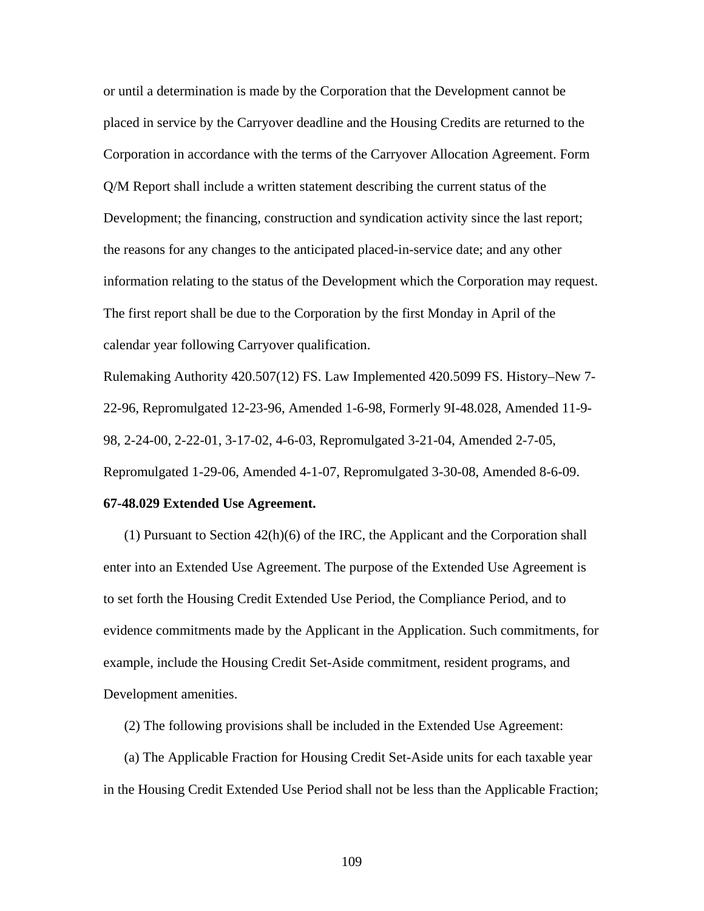or until a determination is made by the Corporation that the Development cannot be placed in service by the Carryover deadline and the Housing Credits are returned to the Corporation in accordance with the terms of the Carryover Allocation Agreement. Form Q/M Report shall include a written statement describing the current status of the Development; the financing, construction and syndication activity since the last report; the reasons for any changes to the anticipated placed-in-service date; and any other information relating to the status of the Development which the Corporation may request. The first report shall be due to the Corporation by the first Monday in April of the calendar year following Carryover qualification.

Rulemaking Authority 420.507(12) FS. Law Implemented 420.5099 FS. History–New 7-22-96, Repromulgated 12-23-96, Amended 1-6-98, Formerly 9I-48.028, Amended 11-9-98, 2-24-00, 2-22-01, 3-17-02, 4-6-03, Repromulgated 3-21-04, Amended 2-7-05, Repromulgated 1-29-06, Amended 4-1-07, Repromulgated 3-30-08, Amended 8-6-09.

**67-48.029 Extended Use Agreement.**

(1) Pursuant to Section 42(h)(6) of the IRC, the Applicant and the Corporation shall enter into an Extended Use Agreement. The purpose of the Extended Use Agreement is to set forth the Housing Credit Extended Use Period, the Compliance Period, and to evidence commitments made by the Applicant in the Application. Such commitments, for example, include the Housing Credit Set-Aside commitment, resident programs, and Development amenities.

(2) The following provisions shall be included in the Extended Use Agreement:

(a) The Applicable Fraction for Housing Credit Set-Aside units for each taxable year in the Housing Credit Extended Use Period shall not be less than the Applicable Fraction;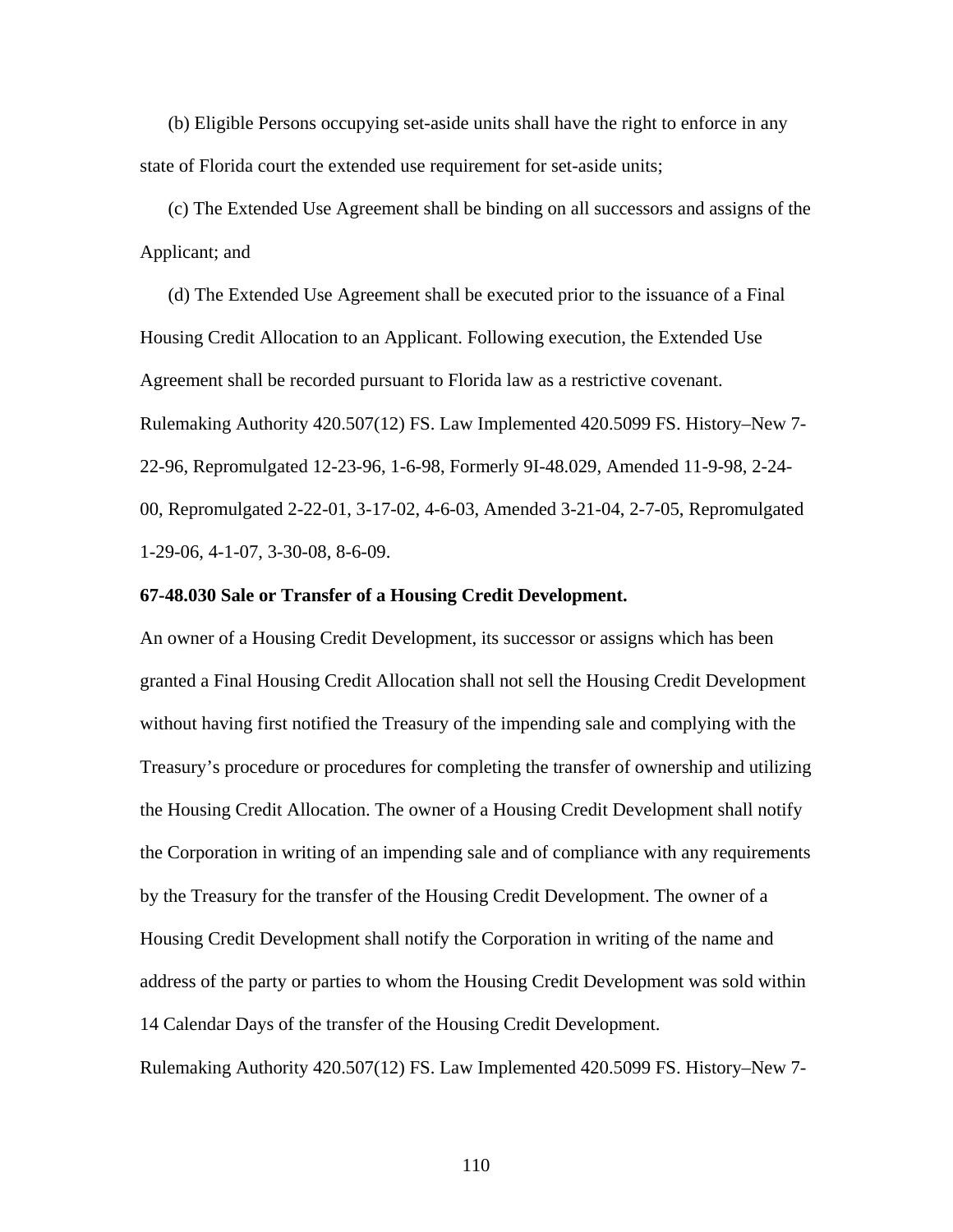(b) Eligible Persons occupying set-aside units shall have the right to enforce in any state of Florida court the extended use requirement for set-aside units;

(c) The Extended Use Agreement shall be binding on all successors and assigns of the Applicant; and

(d) The Extended Use Agreement shall be executed prior to the issuance of a Final Housing Credit Allocation to an Applicant. Following execution, the Extended Use Agreement shall be recorded pursuant to Florida law as a restrictive covenant.

Rulemaking Authority 420.507(12) FS. Law Implemented 420.5099 FS. History–New 7-22-96, Repromulgated 12-23-96, 1-6-98, Formerly 9I-48.029, Amended 11-9-98, 2-24-00, Repromulgated 2-22-01, 3-17-02, 4-6-03, Amended 3-21-04, 2-7-05, Repromulgated 1-29-06, 4-1-07, 3-30-08, 8-6-09.

**67-48.030 Sale or Transfer of a Housing Credit Development.**

An owner of a Housing Credit Development, its successor or assigns which has been granted a Final Housing Credit Allocation shall not sell the Housing Credit Development without having first notified the Treasury of the impending sale and complying with the Treasury's procedure or procedures for completing the transfer of ownership and utilizing the Housing Credit Allocation. The owner of a Housing Credit Development shall notify the Corporation in writing of an impending sale and of compliance with any requirements by the Treasury for the transfer of the Housing Credit Development. The owner of a Housing Credit Development shall notify the Corporation in writing of the name and address of the party or parties to whom the Housing Credit Development was sold within 14 Calendar Days of the transfer of the Housing Credit Development.

Rulemaking Authority 420.507(12) FS. Law Implemented 420.5099 FS. History–New 7-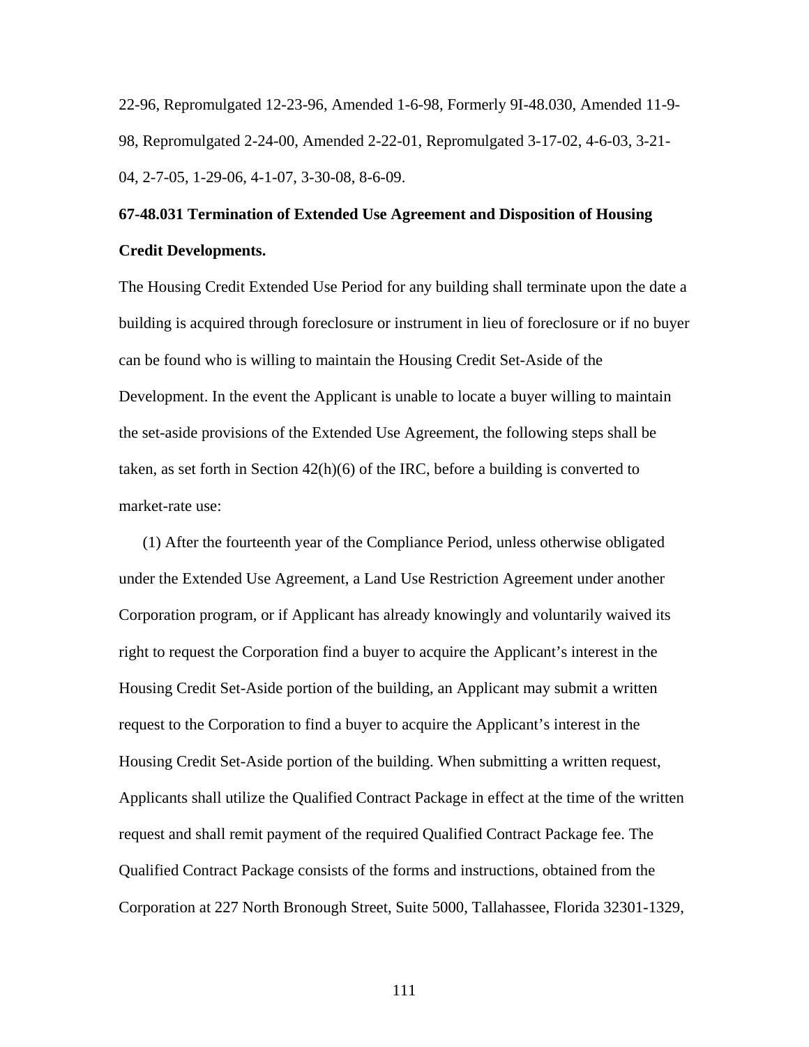22-96, Repromulgated 12-23-96, Amended 1-6-98, Formerly 9I-48.030, Amended 11-9-98, Repromulgated 2-24-00, Amended 2-22-01, Repromulgated 3-17-02, 4-6-03, 3-21-04, 2-7-05, 1-29-06, 4-1-07, 3-30-08, 8-6-09.

**67-48.031 Termination of Extended Use Agreement and Disposition of Housing Credit Developments.**

The Housing Credit Extended Use Period for any building shall terminate upon the date a building is acquired through foreclosure or instrument in lieu of foreclosure or if no buyer can be found who is willing to maintain the Housing Credit Set-Aside of the Development. In the event the Applicant is unable to locate a buyer willing to maintain the set-aside provisions of the Extended Use Agreement, the following steps shall be taken, as set forth in Section 42(h)(6) of the IRC, before a building is converted to market-rate use:

(1) After the fourteenth year of the Compliance Period, unless otherwise obligated under the Extended Use Agreement, a Land Use Restriction Agreement under another Corporation program, or if Applicant has already knowingly and voluntarily waived its right to request the Corporation find a buyer to acquire the Applicant's interest in the Housing Credit Set-Aside portion of the building, an Applicant may submit a written request to the Corporation to find a buyer to acquire the Applicant's interest in the Housing Credit Set-Aside portion of the building. When submitting a written request, Applicants shall utilize the Qualified Contract Package in effect at the time of the written request and shall remit payment of the required Qualified Contract Package fee. The Qualified Contract Package consists of the forms and instructions, obtained from the Corporation at 227 North Bronough Street, Suite 5000, Tallahassee, Florida 32301-1329,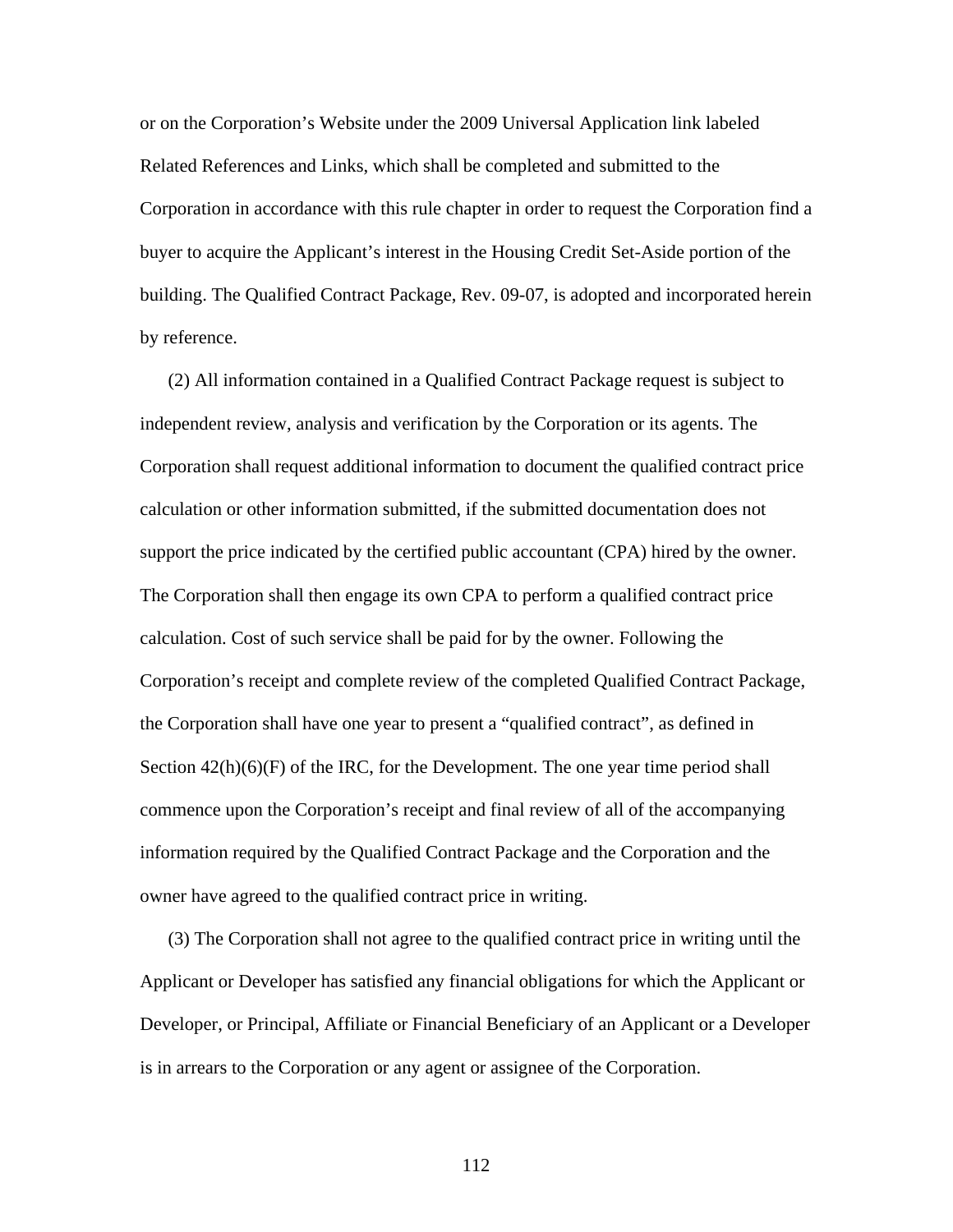or on the Corporation’s Website under the 2009 Universal Application link labeled Related References and Links, which shall be completed and submitted to the Corporation in accordance with this rule chapter in order to request the Corporation find a buyer to acquire the Applicant’s interest in the Housing Credit Set-Aside portion of the building. The Qualified Contract Package, Rev. 09-07, is adopted and incorporated herein by reference.

(2) All information contained in a Qualified Contract Package request is subject to independent review, analysis and verification by the Corporation or its agents. The Corporation shall request additional information to document the qualified contract price calculation or other information submitted, if the submitted documentation does not support the price indicated by the certified public accountant (CPA) hired by the owner. The Corporation shall then engage its own CPA to perform a qualified contract price calculation. Cost of such service shall be paid for by the owner. Following the Corporation’s receipt and complete review of the completed Qualified Contract Package, the Corporation shall have one year to present a “qualified contract”, as defined in Section 42(h)(6)(F) of the IRC, for the Development. The one year time period shall commence upon the Corporation’s receipt and final review of all of the accompanying information required by the Qualified Contract Package and the Corporation and the owner have agreed to the qualified contract price in writing.

(3) The Corporation shall not agree to the qualified contract price in writing until the Applicant or Developer has satisfied any financial obligations for which the Applicant or Developer, or Principal, Affiliate or Financial Beneficiary of an Applicant or a Developer is in arrears to the Corporation or any agent or assignee of the Corporation.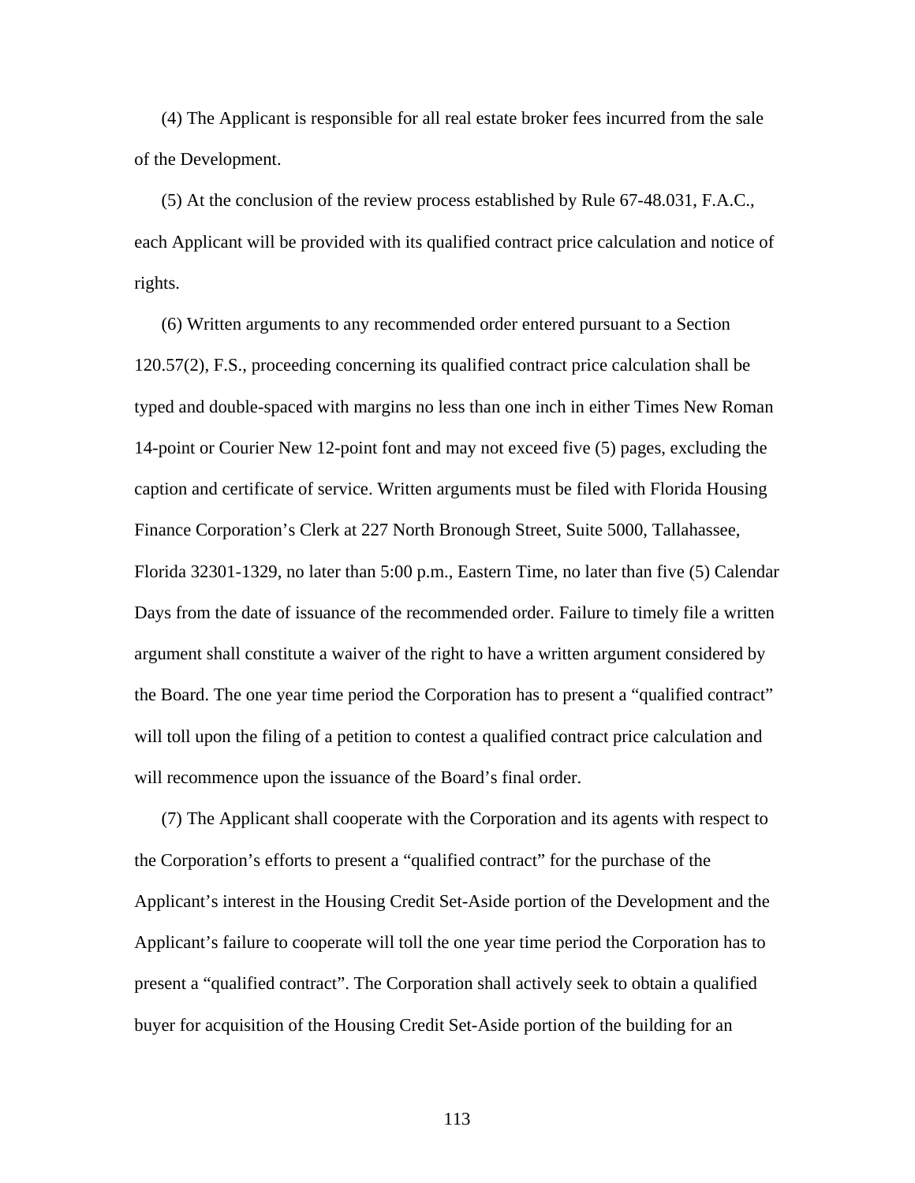(4) The Applicant is responsible for all real estate broker fees incurred from the sale of the Development.

(5) At the conclusion of the review process established by Rule 67-48.031, F.A.C., each Applicant will be provided with its qualified contract price calculation and notice of rights.

(6) Written arguments to any recommended order entered pursuant to a Section 120.57(2), F.S., proceeding concerning its qualified contract price calculation shall be typed and double-spaced with margins no less than one inch in either Times New Roman 14-point or Courier New 12-point font and may not exceed five (5) pages, excluding the caption and certificate of service. Written arguments must be filed with Florida Housing Finance Corporation's Clerk at 227 North Bronough Street, Suite 5000, Tallahassee, Florida 32301-1329, no later than 5:00 p.m., Eastern Time, no later than five (5) Calendar Days from the date of issuance of the recommended order. Failure to timely file a written argument shall constitute a waiver of the right to have a written argument considered by the Board. The one year time period the Corporation has to present a "qualified contract" will toll upon the filing of a petition to contest a qualified contract price calculation and will recommence upon the issuance of the Board's final order.

(7) The Applicant shall cooperate with the Corporation and its agents with respect to the Corporation's efforts to present a "qualified contract" for the purchase of the Applicant's interest in the Housing Credit Set-Aside portion of the Development and the Applicant's failure to cooperate will toll the one year time period the Corporation has to present a "qualified contract". The Corporation shall actively seek to obtain a qualified buyer for acquisition of the Housing Credit Set-Aside portion of the building for an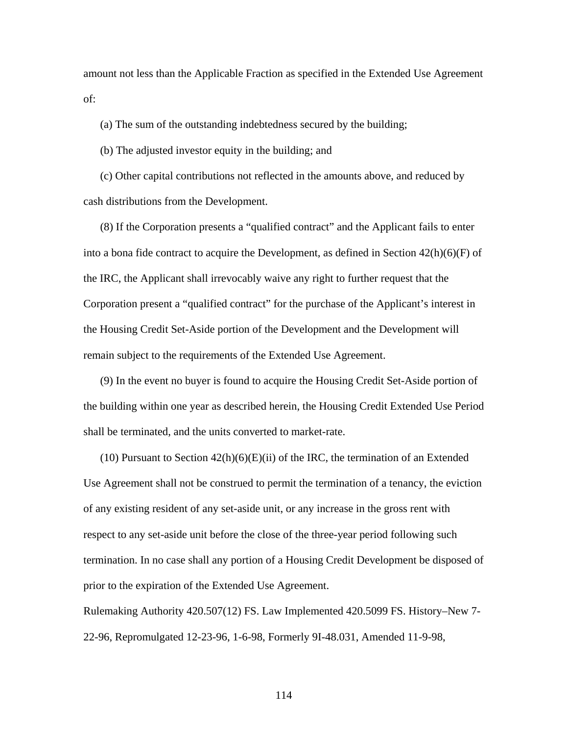amount not less than the Applicable Fraction as specified in the Extended Use Agreement of:

(a) The sum of the outstanding indebtedness secured by the building;

(b) The adjusted investor equity in the building; and

(c) Other capital contributions not reflected in the amounts above, and reduced by cash distributions from the Development.

(8) If the Corporation presents a "qualified contract" and the Applicant fails to enter into a bona fide contract to acquire the Development, as defined in Section 42(h)(6)(F) of the IRC, the Applicant shall irrevocably waive any right to further request that the Corporation present a "qualified contract" for the purchase of the Applicant's interest in the Housing Credit Set-Aside portion of the Development and the Development will remain subject to the requirements of the Extended Use Agreement.

(9) In the event no buyer is found to acquire the Housing Credit Set-Aside portion of the building within one year as described herein, the Housing Credit Extended Use Period shall be terminated, and the units converted to market-rate.

(10) Pursuant to Section 42(h)(6)(E)(ii) of the IRC, the termination of an Extended Use Agreement shall not be construed to permit the termination of a tenancy, the eviction of any existing resident of any set-aside unit, or any increase in the gross rent with respect to any set-aside unit before the close of the three-year period following such termination. In no case shall any portion of a Housing Credit Development be disposed of prior to the expiration of the Extended Use Agreement.

Rulemaking Authority 420.507(12) FS. Law Implemented 420.5099 FS. History–New 7-22-96, Repromulgated 12-23-96, 1-6-98, Formerly 9I-48.031, Amended 11-9-98,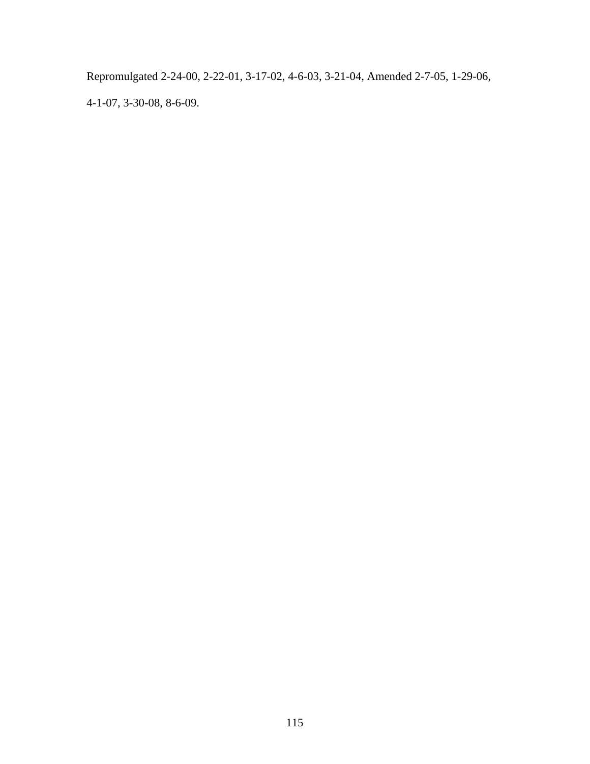Repromulgated 2-24-00, 2-22-01, 3-17-02, 4-6-03, 3-21-04, Amended 2-7-05, 1-29-06, 4-1-07, 3-30-08, 8-6-09.